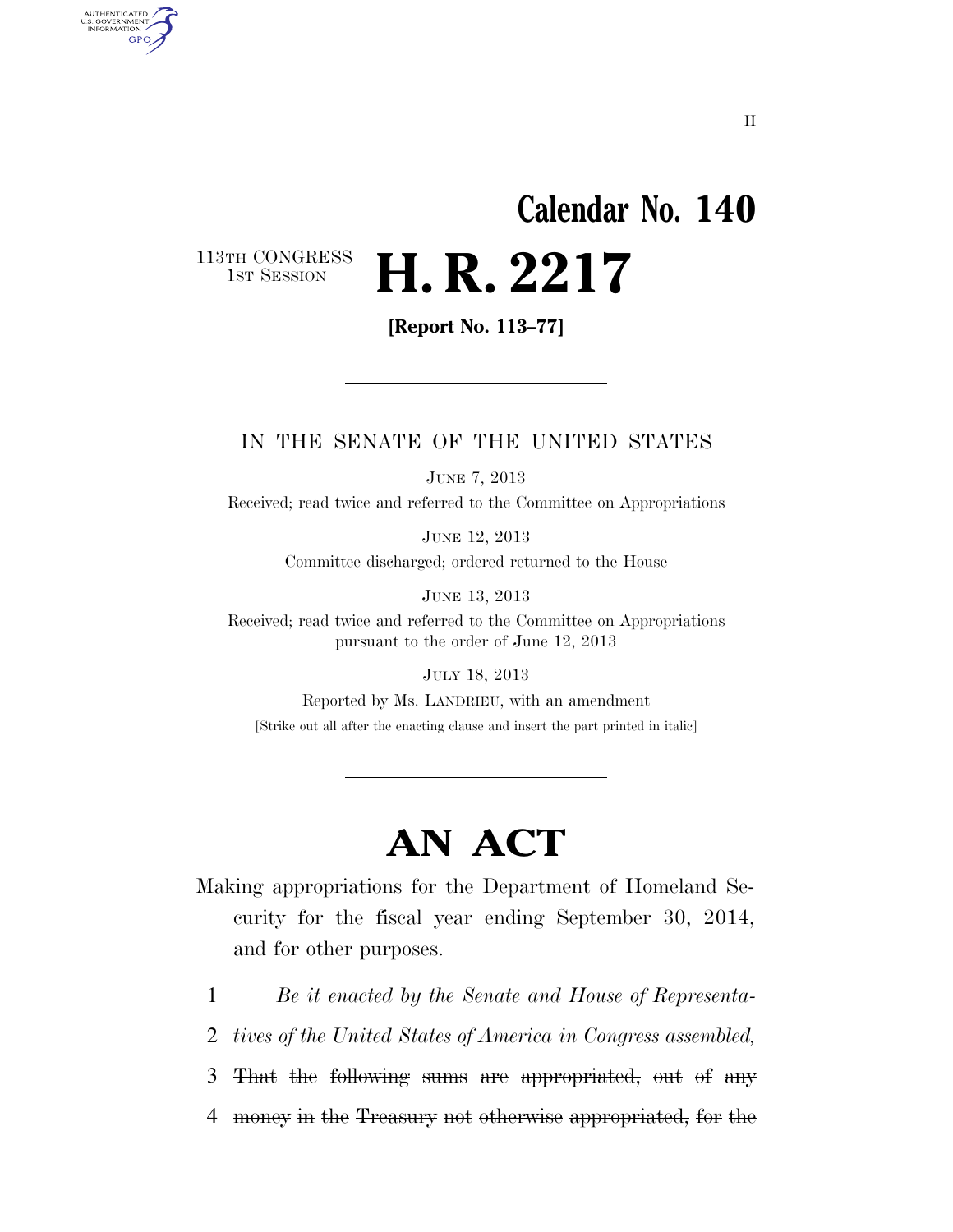II

# Calendar No. 140

113TH CONGRESS
1ST SESSION

# H. R. 2217

**[Report No. 113–77]**

---

IN THE SENATE OF THE UNITED STATES

JUNE 7, 2013

Received; read twice and referred to the Committee on Appropriations

JUNE 12, 2013

Committee discharged; ordered returned to the House

JUNE 13, 2013

Received; read twice and referred to the Committee on Appropriations pursuant to the order of June 12, 2013

JULY 18, 2013

Reported by Ms. LANDRIEU, with an amendment

[Strike out all after the enacting clause and insert the part printed in italic]

---

# AN ACT

Making appropriations for the Department of Homeland Security for the fiscal year ending September 30, 2014, and for other purposes.

1 *Be it enacted by the Senate and House of Representa-*
2 *tives of the United States of America in Congress assembled,*
3 ~~That the following sums are appropriated, out of any~~
4 ~~money in the Treasury not otherwise appropriated, for the~~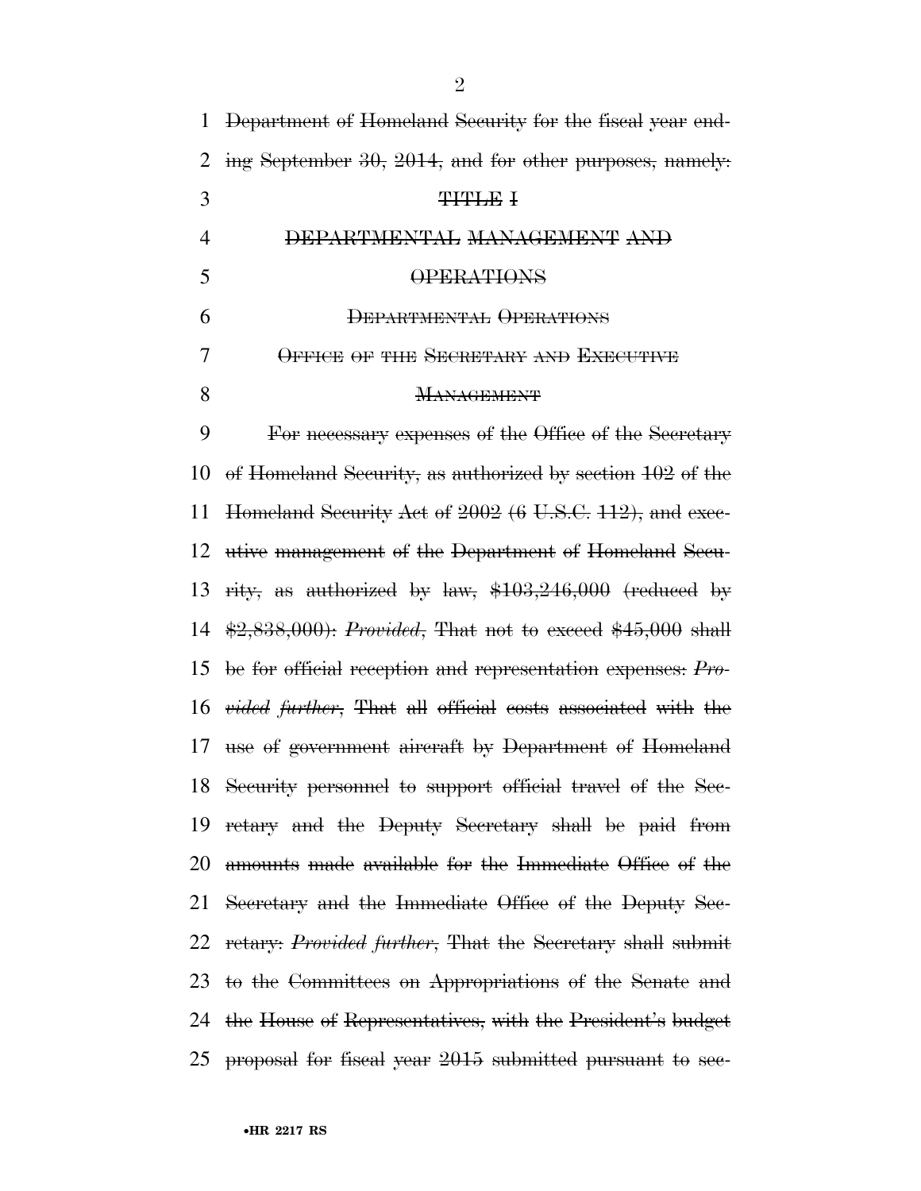Department of Homeland Security for the fiscal year ending September 30, 2014, and for other purposes, namely:

# TITLE I

# DEPARTMENTAL MANAGEMENT AND OPERATIONS

## Departmental Operations

### Office of the Secretary and Executive Management

For necessary expenses of the Office of the Secretary of Homeland Security, as authorized by section 102 of the Homeland Security Act of 2002 (6 U.S.C. 112), and executive management of the Department of Homeland Security, as authorized by law, $103,246,000 (reduced by $2,838,000): *Provided*, That not to exceed $45,000 shall be for official reception and representation expenses: *Provided further*, That all official costs associated with the use of government aircraft by Department of Homeland Security personnel to support official travel of the Secretary and the Deputy Secretary shall be paid from amounts made available for the Immediate Office of the Secretary and the Immediate Office of the Deputy Secretary: *Provided further*, That the Secretary shall submit to the Committees on Appropriations of the Senate and the House of Representatives, with the President's budget proposal for fiscal year 2015 submitted pursuant to sec-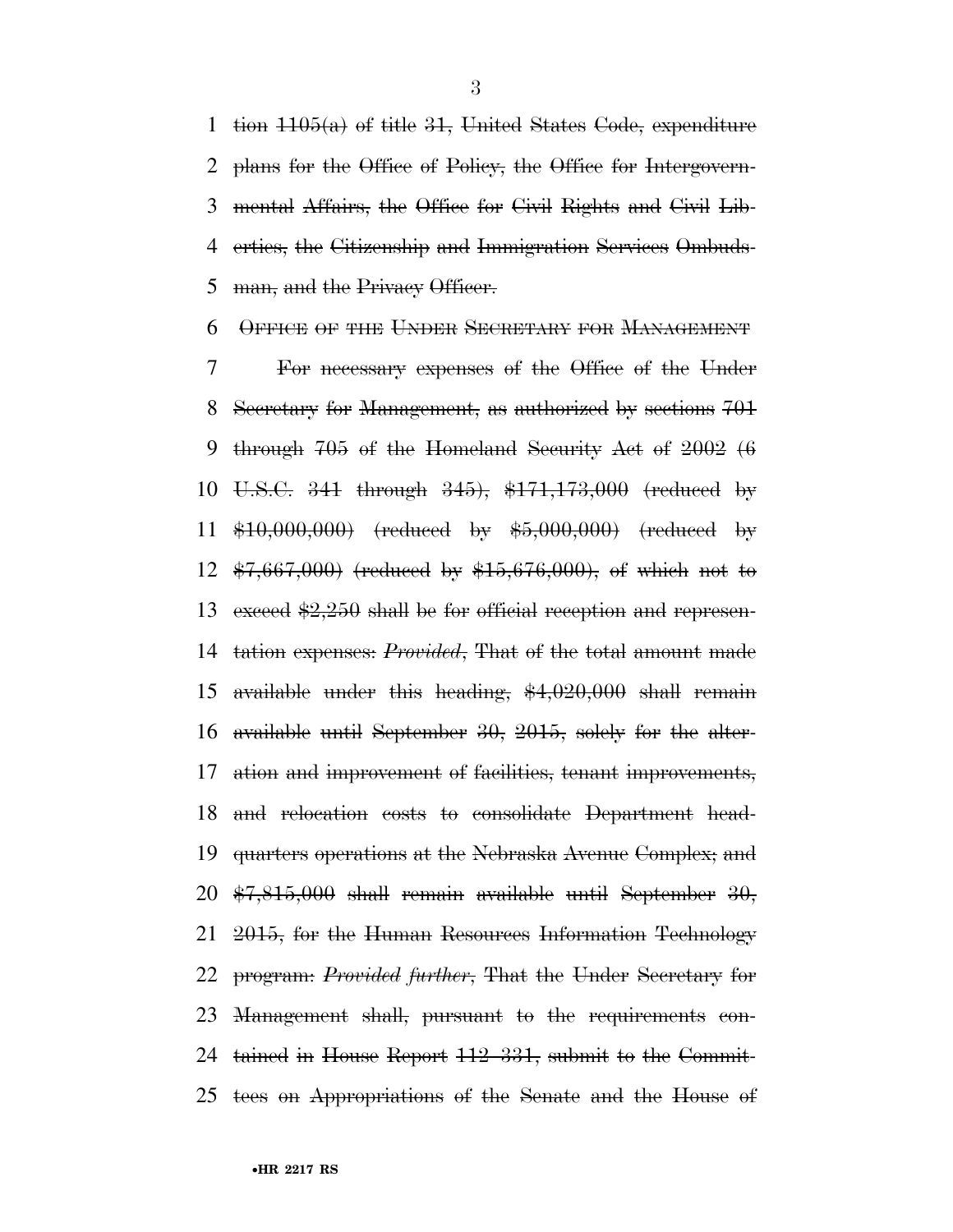tion 1105(a) of title 31, United States Code, expenditure plans for the Office of Policy, the Office for Intergovernmental Affairs, the Office for Civil Rights and Civil Liberties, the Citizenship and Immigration Services Ombudsman, and the Privacy Officer.

OFFICE OF THE UNDER SECRETARY FOR MANAGEMENT

For necessary expenses of the Office of the Under Secretary for Management, as authorized by sections 701 through 705 of the Homeland Security Act of 2002 (6 U.S.C. 341 through 345), $171,173,000 (reduced by $10,000,000) (reduced by $5,000,000) (reduced by $7,667,000) (reduced by $15,676,000), of which not to exceed $2,250 shall be for official reception and representation expenses: *Provided*, That of the total amount made available under this heading, $4,020,000 shall remain available until September 30, 2015, solely for the alteration and improvement of facilities, tenant improvements, and relocation costs to consolidate Department headquarters operations at the Nebraska Avenue Complex; and $7,815,000 shall remain available until September 30, 2015, for the Human Resources Information Technology program: *Provided further*, That the Under Secretary for Management shall, pursuant to the requirements contained in House Report 112–331, submit to the Committees on Appropriations of the Senate and the House of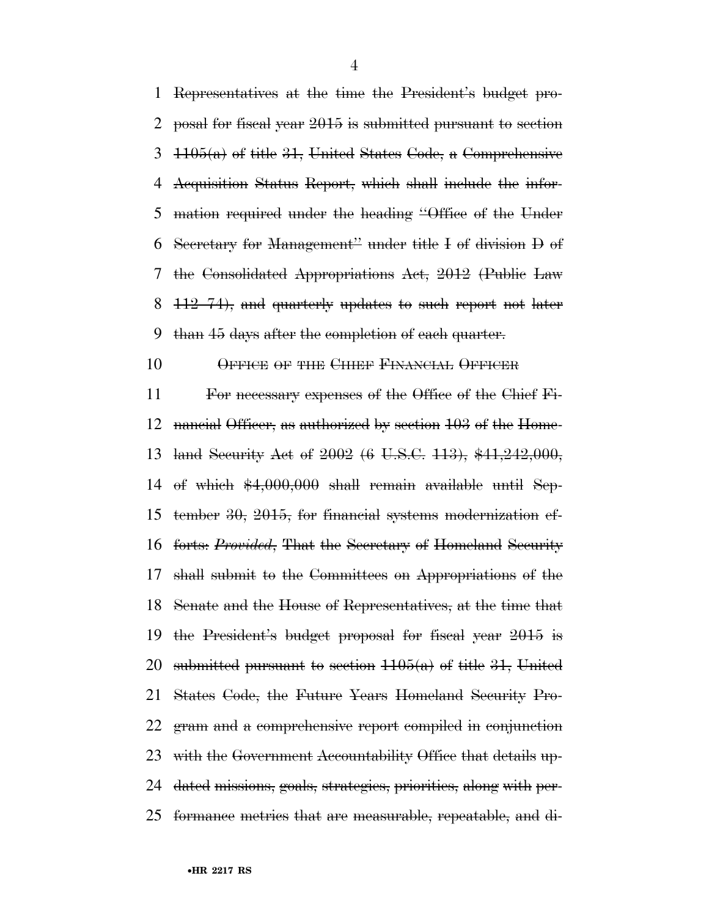~~Representatives at the time the President's budget proposal for fiscal year 2015 is submitted pursuant to section 1105(a) of title 31, United States Code, a Comprehensive Acquisition Status Report, which shall include the information required under the heading "Office of the Under Secretary for Management" under title I of division D of the Consolidated Appropriations Act, 2012 (Public Law 112–74), and quarterly updates to such report not later than 45 days after the completion of each quarter.~~

~~OFFICE OF THE CHIEF FINANCIAL OFFICER~~

~~For necessary expenses of the Office of the Chief Financial Officer, as authorized by section 103 of the Homeland Security Act of 2002 (6 U.S.C. 113), $41,242,000, of which $4,000,000 shall remain available until September 30, 2015, for financial systems modernization efforts: *Provided*, That the Secretary of Homeland Security shall submit to the Committees on Appropriations of the Senate and the House of Representatives, at the time that the President's budget proposal for fiscal year 2015 is submitted pursuant to section 1105(a) of title 31, United States Code, the Future Years Homeland Security Program and a comprehensive report compiled in conjunction with the Government Accountability Office that details updated missions, goals, strategies, priorities, along with performance metrics that are measurable, repeatable, and di-~~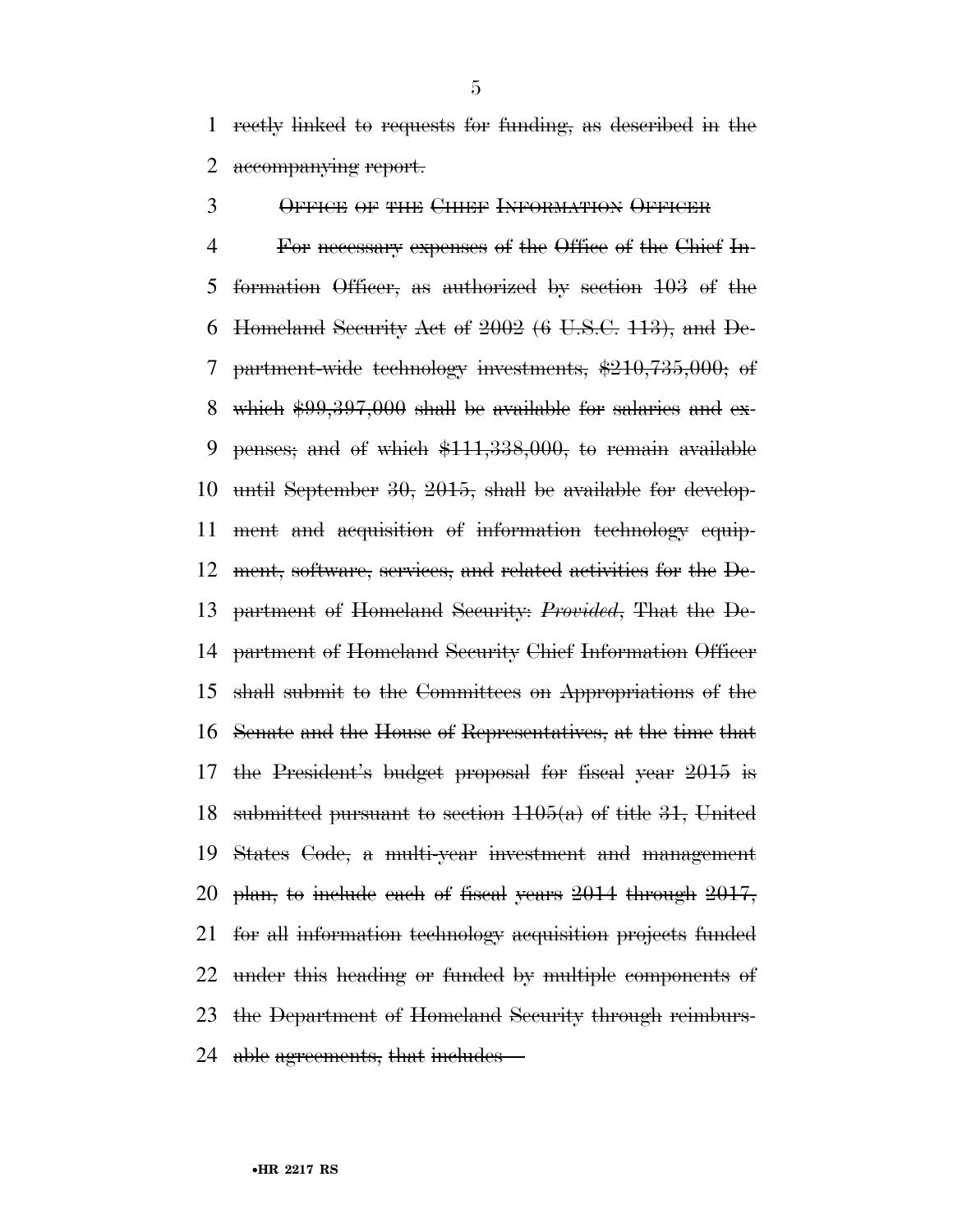rectly linked to requests for funding, as described in the accompanying report.

OFFICE OF THE CHIEF INFORMATION OFFICER

For necessary expenses of the Office of the Chief Information Officer, as authorized by section 103 of the Homeland Security Act of 2002 (6 U.S.C. 113), and Department-wide technology investments, $210,735,000; of which $99,397,000 shall be available for salaries and expenses; and of which $111,338,000, to remain available until September 30, 2015, shall be available for development and acquisition of information technology equipment, software, services, and related activities for the Department of Homeland Security: *Provided*, That the Department of Homeland Security Chief Information Officer shall submit to the Committees on Appropriations of the Senate and the House of Representatives, at the time that the President's budget proposal for fiscal year 2015 is submitted pursuant to section 1105(a) of title 31, United States Code, a multi-year investment and management plan, to include each of fiscal years 2014 through 2017, for all information technology acquisition projects funded under this heading or funded by multiple components of the Department of Homeland Security through reimbursable agreements, that includes—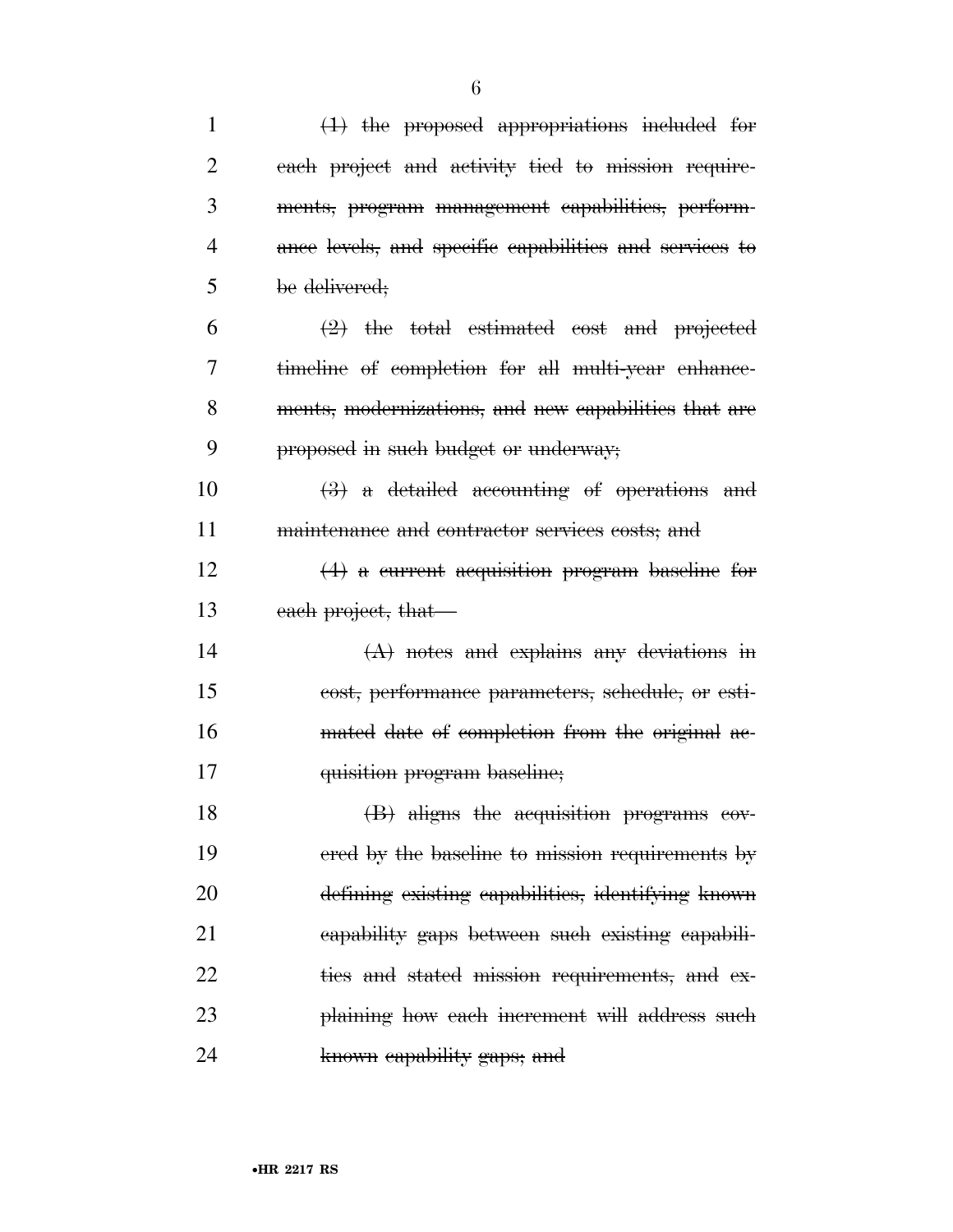~~(1) the proposed appropriations included for each project and activity tied to mission requirements, program management capabilities, performance levels, and specific capabilities and services to be delivered;~~

~~(2) the total estimated cost and projected timeline of completion for all multi-year enhancements, modernizations, and new capabilities that are proposed in such budget or underway;~~

~~(3) a detailed accounting of operations and maintenance and contractor services costs; and~~

~~(4) a current acquisition program baseline for each project, that—~~

~~(A) notes and explains any deviations in cost, performance parameters, schedule, or estimated date of completion from the original acquisition program baseline;~~

~~(B) aligns the acquisition programs covered by the baseline to mission requirements by defining existing capabilities, identifying known capability gaps between such existing capabilities and stated mission requirements, and explaining how each increment will address such known capability gaps; and~~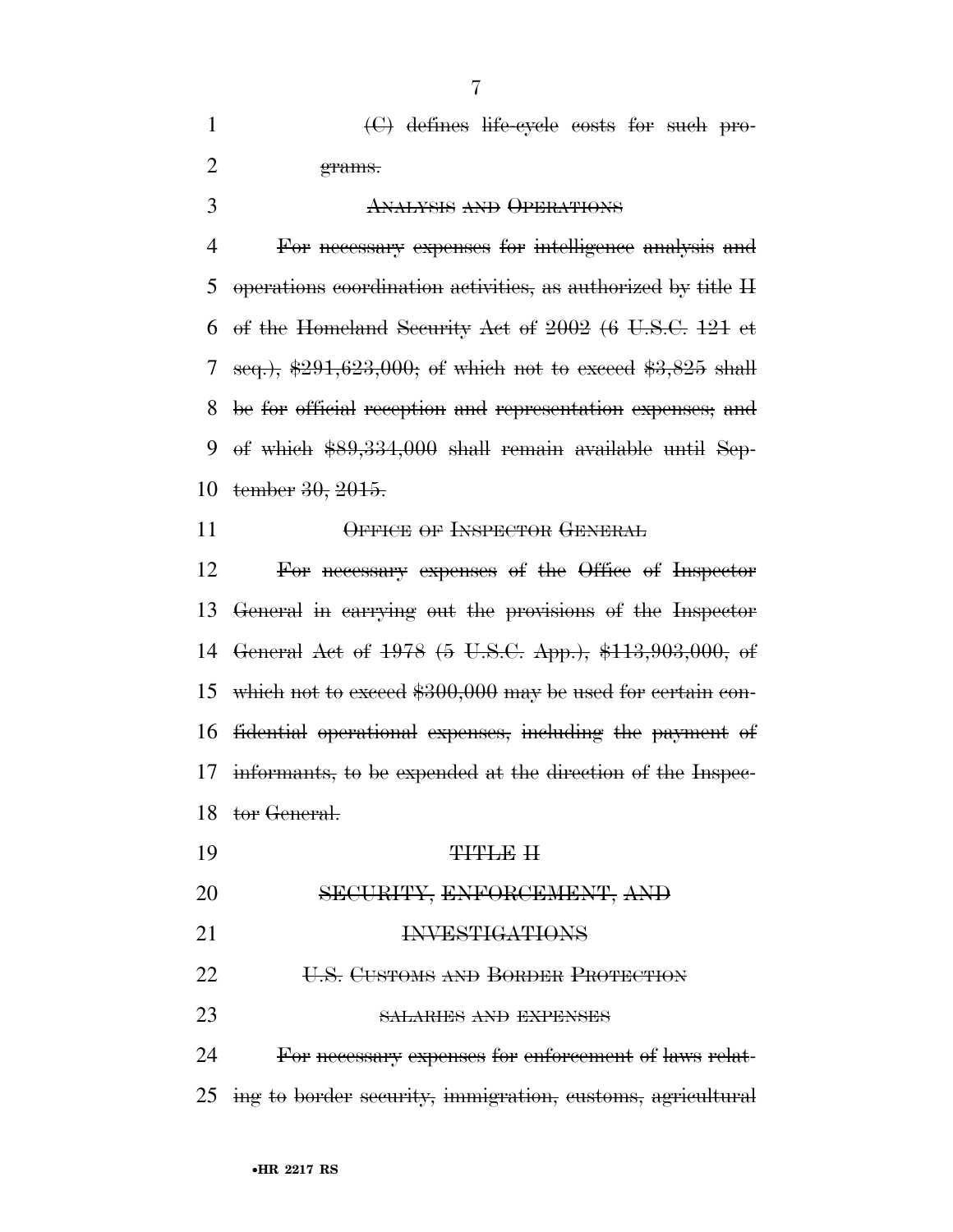~~(C) defines life-cycle costs for such programs.~~

~~ANALYSIS AND OPERATIONS~~

~~For necessary expenses for intelligence analysis and operations coordination activities, as authorized by title II of the Homeland Security Act of 2002 (6 U.S.C. 121 et seq.), $291,623,000; of which not to exceed $3,825 shall be for official reception and representation expenses; and of which $89,334,000 shall remain available until September 30, 2015.~~

~~OFFICE OF INSPECTOR GENERAL~~

~~For necessary expenses of the Office of Inspector General in carrying out the provisions of the Inspector General Act of 1978 (5 U.S.C. App.), $113,903,000, of which not to exceed $300,000 may be used for certain confidential operational expenses, including the payment of informants, to be expended at the direction of the Inspector General.~~

~~TITLE II~~

~~SECURITY, ENFORCEMENT, AND INVESTIGATIONS~~

~~U.S. CUSTOMS AND BORDER PROTECTION~~

~~SALARIES AND EXPENSES~~

~~For necessary expenses for enforcement of laws relating to border security, immigration, customs, agricultural~~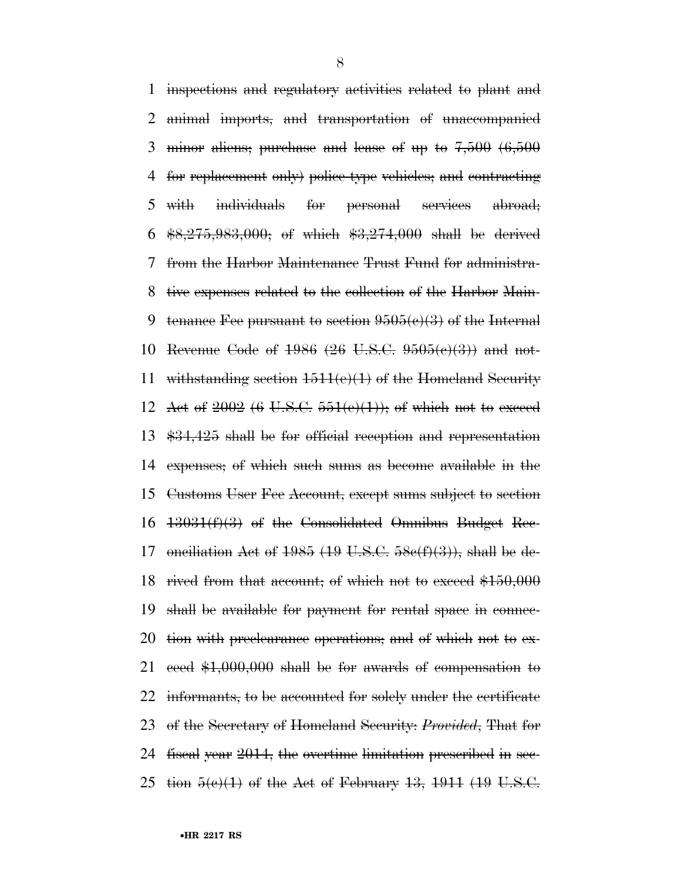~~inspections and regulatory activities related to plant and animal imports, and transportation of unaccompanied minor aliens; purchase and lease of up to 7,500 (6,500 for replacement only) police-type vehicles; and contracting with individuals for personal services abroad; $8,275,983,000; of which $3,274,000 shall be derived from the Harbor Maintenance Trust Fund for administrative expenses related to the collection of the Harbor Maintenance Fee pursuant to section 9505(c)(3) of the Internal Revenue Code of 1986 (26 U.S.C. 9505(c)(3)) and notwithstanding section 1511(e)(1) of the Homeland Security Act of 2002 (6 U.S.C. 551(e)(1)); of which not to exceed $34,425 shall be for official reception and representation expenses; of which such sums as become available in the Customs User Fee Account, except sums subject to section 13031(f)(3) of the Consolidated Omnibus Budget Reconciliation Act of 1985 (19 U.S.C. 58c(f)(3)), shall be derived from that account; of which not to exceed $150,000 shall be available for payment for rental space in connection with preclearance operations; and of which not to exceed $1,000,000 shall be for awards of compensation to informants, to be accounted for solely under the certificate of the Secretary of Homeland Security:~~ ~~*Provided*,~~ ~~That for fiscal year 2014, the overtime limitation prescribed in section 5(c)(1) of the Act of February 13, 1911 (19 U.S.C.~~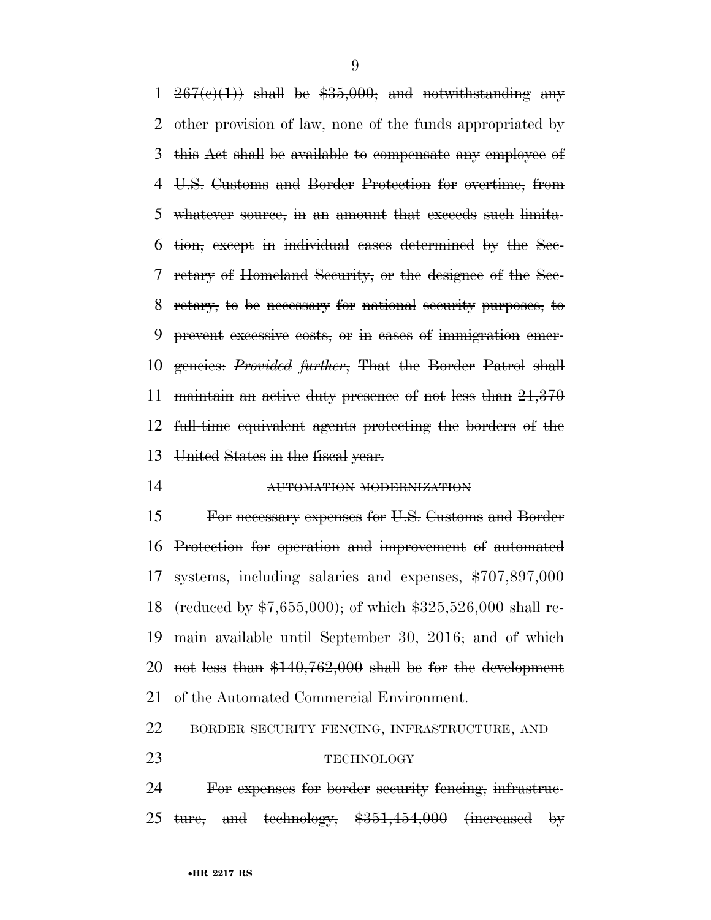267(c)(1)) shall be $35,000; and notwithstanding any other provision of law, none of the funds appropriated by this Act shall be available to compensate any employee of U.S. Customs and Border Protection for overtime, from whatever source, in an amount that exceeds such limitation, except in individual cases determined by the Secretary of Homeland Security, or the designee of the Secretary, to be necessary for national security purposes, to prevent excessive costs, or in cases of immigration emergencies: *Provided further*, That the Border Patrol shall maintain an active duty presence of not less than 21,370 full-time equivalent agents protecting the borders of the United States in the fiscal year.

AUTOMATION MODERNIZATION

For necessary expenses for U.S. Customs and Border Protection for operation and improvement of automated systems, including salaries and expenses, $707,897,000 (reduced by $7,655,000); of which $325,526,000 shall remain available until September 30, 2016; and of which not less than $140,762,000 shall be for the development of the Automated Commercial Environment.

BORDER SECURITY FENCING, INFRASTRUCTURE, AND TECHNOLOGY

For expenses for border security fencing, infrastructure, and technology, $351,454,000 (increased by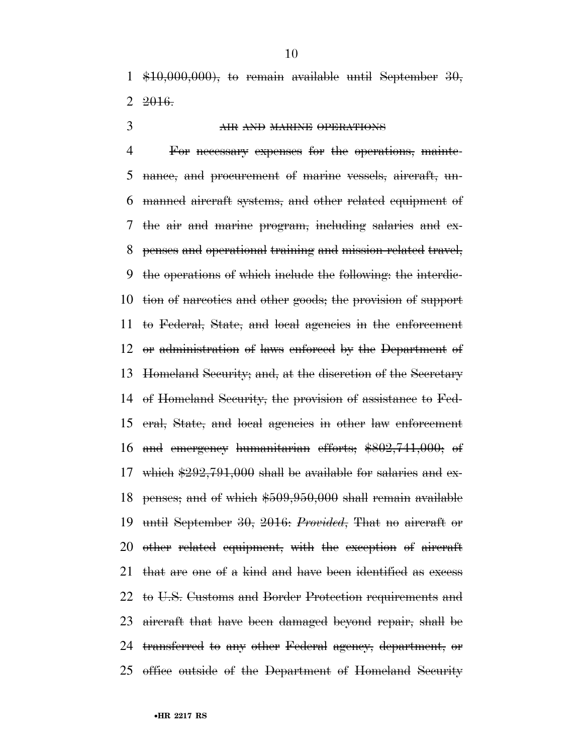~~$10,000,000), to remain available until September 30, 2016.~~

~~AIR AND MARINE OPERATIONS~~

~~For necessary expenses for the operations, maintenance, and procurement of marine vessels, aircraft, unmanned aircraft systems, and other related equipment of the air and marine program, including salaries and expenses and operational training and mission-related travel, the operations of which include the following: the interdiction of narcotics and other goods; the provision of support to Federal, State, and local agencies in the enforcement or administration of laws enforced by the Department of Homeland Security; and, at the discretion of the Secretary of Homeland Security, the provision of assistance to Federal, State, and local agencies in other law enforcement and emergency humanitarian efforts; $802,741,000; of which $292,791,000 shall be available for salaries and expenses; and of which $509,950,000 shall remain available until September 30, 2016:~~ *~~Provided~~*~~, That no aircraft or other related equipment, with the exception of aircraft that are one of a kind and have been identified as excess to U.S. Customs and Border Protection requirements and aircraft that have been damaged beyond repair, shall be transferred to any other Federal agency, department, or office outside of the Department of Homeland Security~~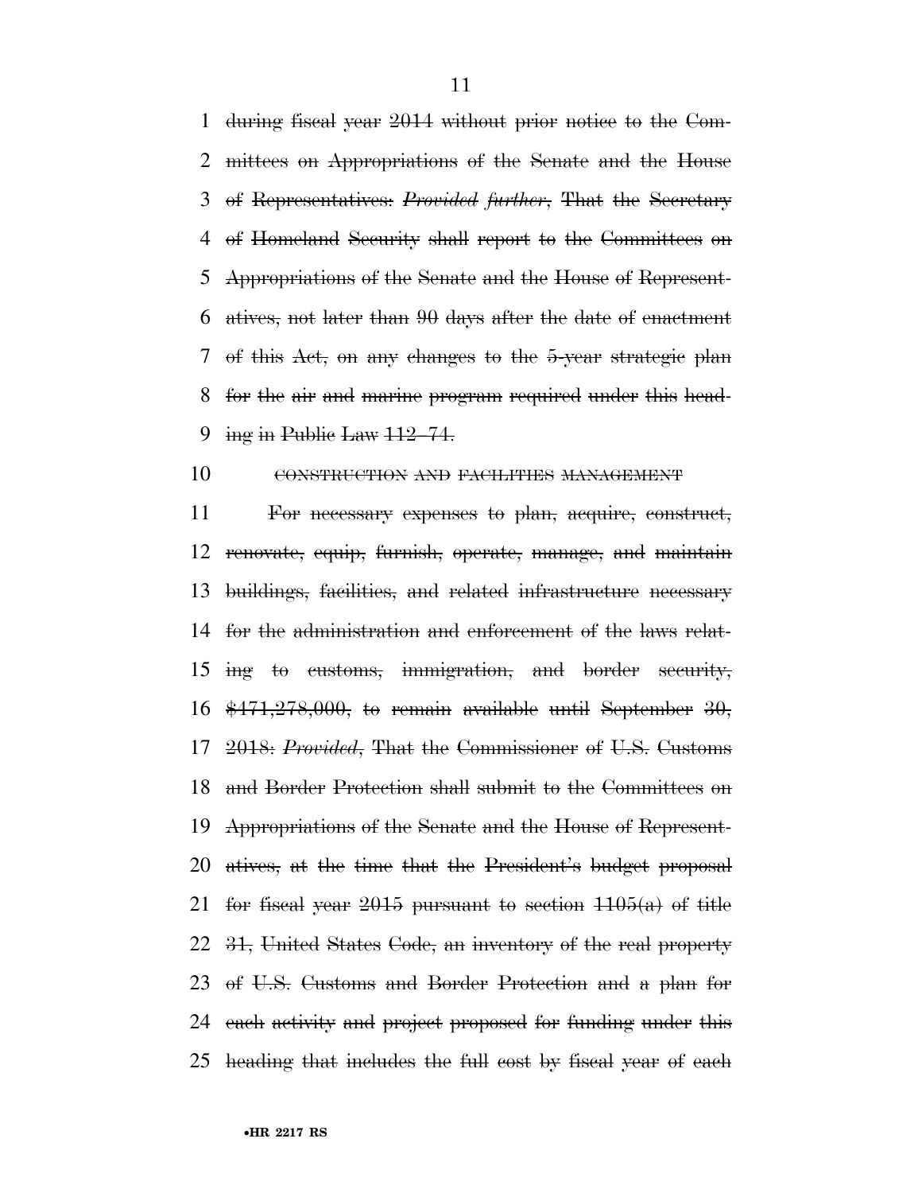during fiscal year 2014 without prior notice to the Committees on Appropriations of the Senate and the House of Representatives: *Provided further*, That the Secretary of Homeland Security shall report to the Committees on Appropriations of the Senate and the House of Representatives, not later than 90 days after the date of enactment of this Act, on any changes to the 5-year strategic plan for the air and marine program required under this heading in Public Law 112–74.

CONSTRUCTION AND FACILITIES MANAGEMENT

For necessary expenses to plan, acquire, construct, renovate, equip, furnish, operate, manage, and maintain buildings, facilities, and related infrastructure necessary for the administration and enforcement of the laws relating to customs, immigration, and border security, $471,278,000, to remain available until September 30, 2018: *Provided*, That the Commissioner of U.S. Customs and Border Protection shall submit to the Committees on Appropriations of the Senate and the House of Representatives, at the time that the President's budget proposal for fiscal year 2015 pursuant to section 1105(a) of title 31, United States Code, an inventory of the real property of U.S. Customs and Border Protection and a plan for each activity and project proposed for funding under this heading that includes the full cost by fiscal year of each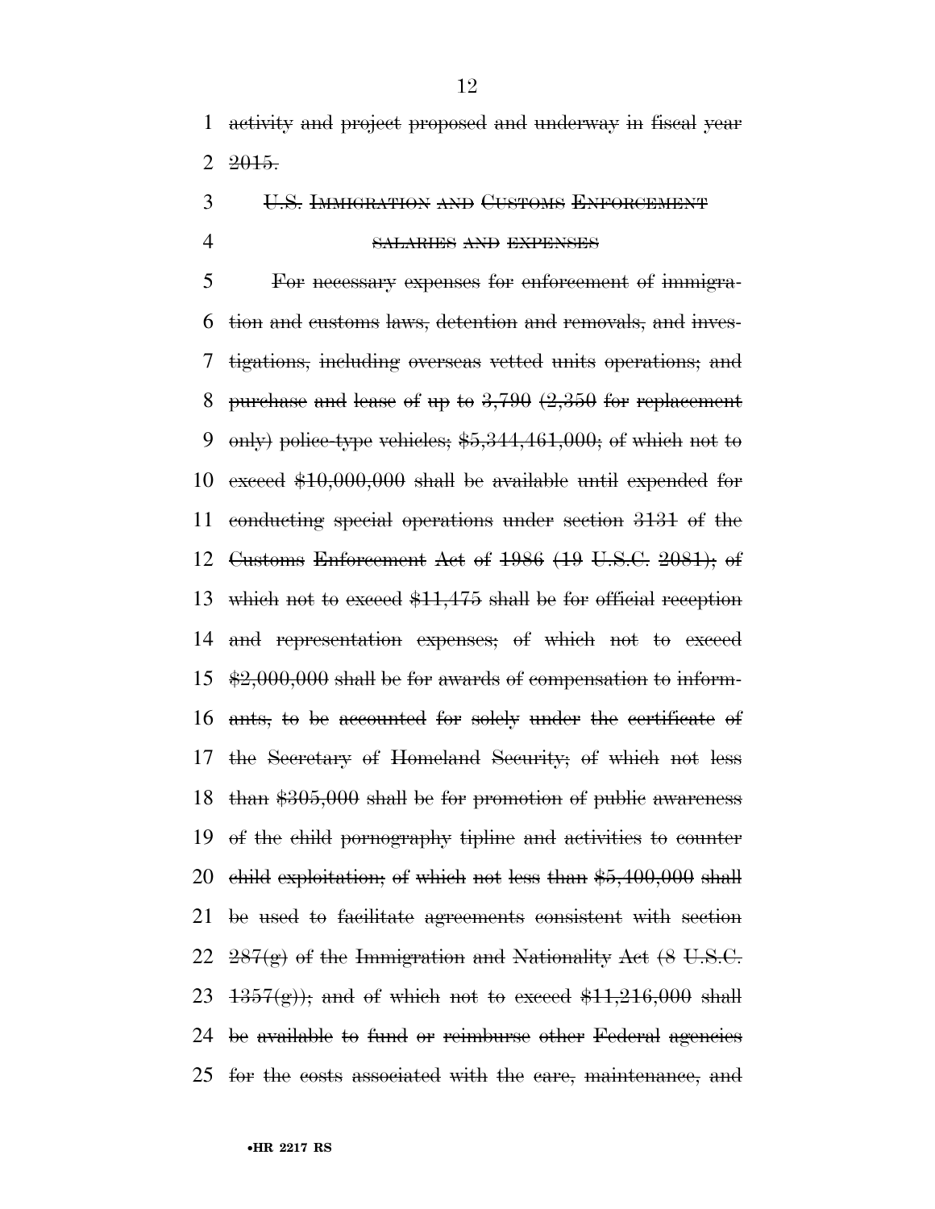~~activity and project proposed and underway in fiscal year 2015.~~

~~U.S. IMMIGRATION AND CUSTOMS ENFORCEMENT~~

~~SALARIES AND EXPENSES~~

~~For necessary expenses for enforcement of immigration and customs laws, detention and removals, and investigations, including overseas vetted units operations; and purchase and lease of up to 3,790 (2,350 for replacement only) police-type vehicles; $5,344,461,000; of which not to exceed $10,000,000 shall be available until expended for conducting special operations under section 3131 of the Customs Enforcement Act of 1986 (19 U.S.C. 2081); of which not to exceed $11,475 shall be for official reception and representation expenses; of which not to exceed $2,000,000 shall be for awards of compensation to informants, to be accounted for solely under the certificate of the Secretary of Homeland Security; of which not less than $305,000 shall be for promotion of public awareness of the child pornography tipline and activities to counter child exploitation; of which not less than $5,400,000 shall be used to facilitate agreements consistent with section 287(g) of the Immigration and Nationality Act (8 U.S.C. 1357(g)); and of which not to exceed $11,216,000 shall be available to fund or reimburse other Federal agencies for the costs associated with the care, maintenance, and~~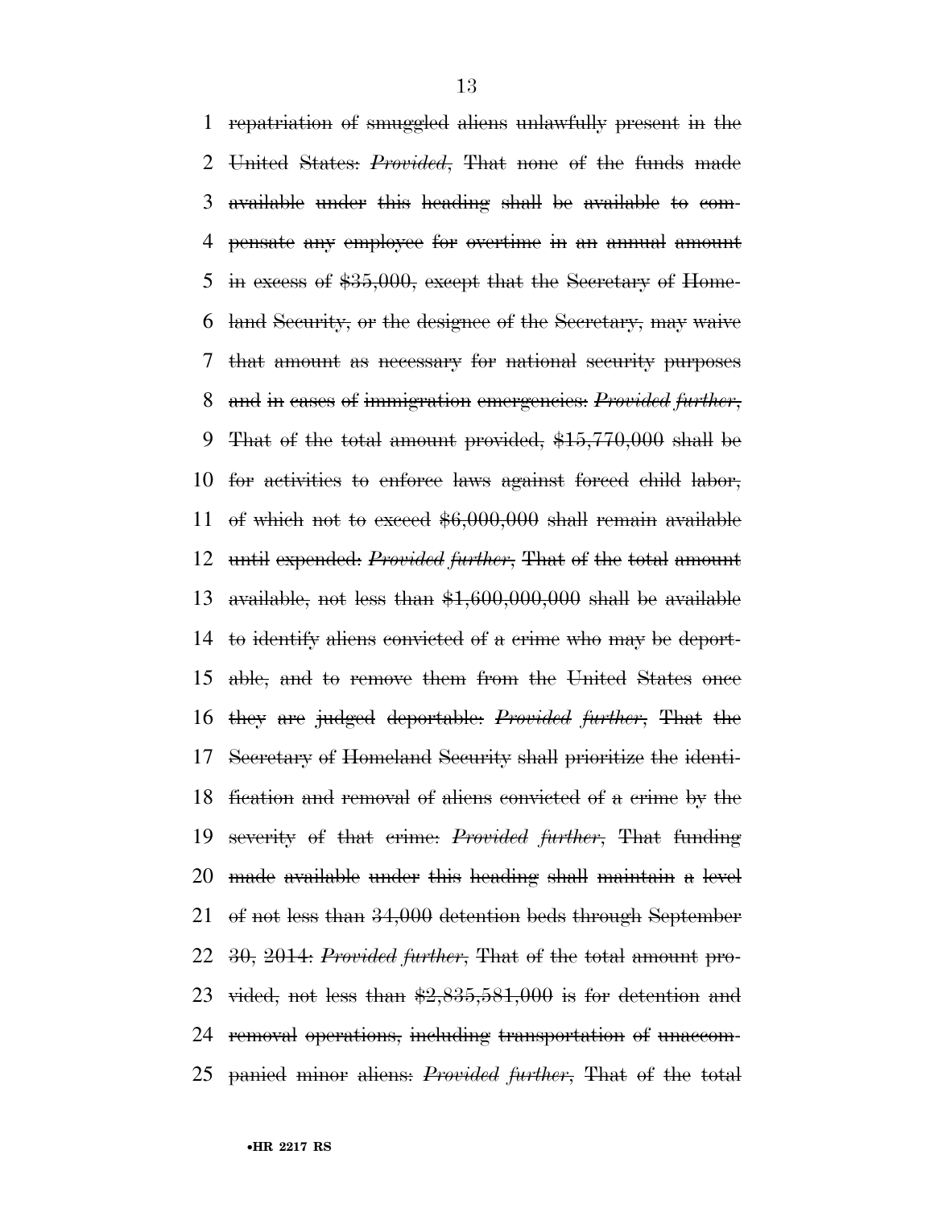~~repatriation of smuggled aliens unlawfully present in the United States: *Provided*, That none of the funds made available under this heading shall be available to compensate any employee for overtime in an annual amount in excess of $35,000, except that the Secretary of Homeland Security, or the designee of the Secretary, may waive that amount as necessary for national security purposes and in cases of immigration emergencies: *Provided further*, That of the total amount provided, $15,770,000 shall be for activities to enforce laws against forced child labor, of which not to exceed $6,000,000 shall remain available until expended: *Provided further*, That of the total amount available, not less than $1,600,000,000 shall be available to identify aliens convicted of a crime who may be deportable, and to remove them from the United States once they are judged deportable: *Provided further*, That the Secretary of Homeland Security shall prioritize the identification and removal of aliens convicted of a crime by the severity of that crime: *Provided further*, That funding made available under this heading shall maintain a level of not less than 34,000 detention beds through September 30, 2014: *Provided further*, That of the total amount provided, not less than $2,835,581,000 is for detention and removal operations, including transportation of unaccompanied minor aliens: *Provided further*, That of the total~~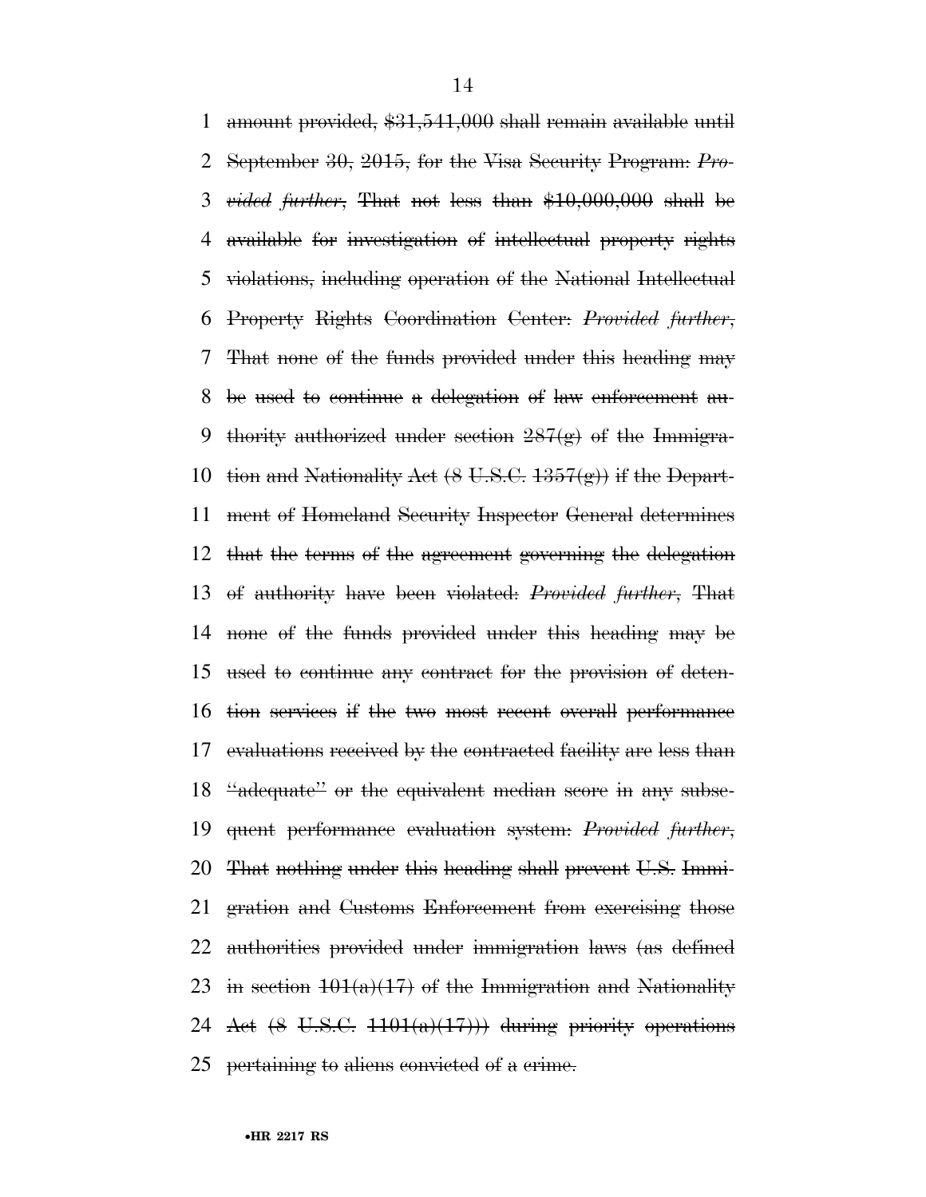~~amount provided, $31,541,000 shall remain available until September 30, 2015, for the Visa Security Program: *Provided further*, That not less than $10,000,000 shall be available for investigation of intellectual property rights violations, including operation of the National Intellectual Property Rights Coordination Center: *Provided further*, That none of the funds provided under this heading may be used to continue a delegation of law enforcement authority authorized under section 287(g) of the Immigration and Nationality Act (8 U.S.C. 1357(g)) if the Department of Homeland Security Inspector General determines that the terms of the agreement governing the delegation of authority have been violated: *Provided further*, That none of the funds provided under this heading may be used to continue any contract for the provision of detention services if the two most recent overall performance evaluations received by the contracted facility are less than "adequate" or the equivalent median score in any subsequent performance evaluation system: *Provided further*, That nothing under this heading shall prevent U.S. Immigration and Customs Enforcement from exercising those authorities provided under immigration laws (as defined in section 101(a)(17) of the Immigration and Nationality Act (8 U.S.C. 1101(a)(17))) during priority operations pertaining to aliens convicted of a crime.~~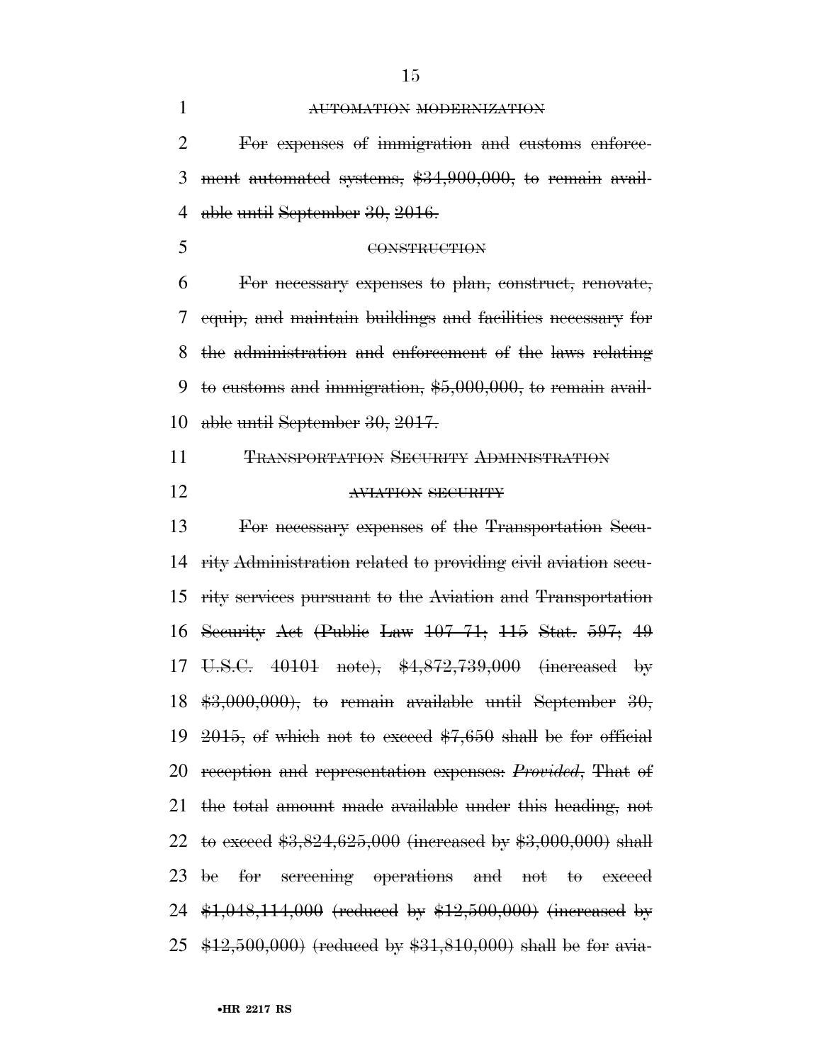AUTOMATION MODERNIZATION

For expenses of immigration and customs enforcement automated systems, $34,900,000, to remain available until September 30, 2016.

CONSTRUCTION

For necessary expenses to plan, construct, renovate, equip, and maintain buildings and facilities necessary for the administration and enforcement of the laws relating to customs and immigration, $5,000,000, to remain available until September 30, 2017.

TRANSPORTATION SECURITY ADMINISTRATION

AVIATION SECURITY

For necessary expenses of the Transportation Security Administration related to providing civil aviation security services pursuant to the Aviation and Transportation Security Act (Public Law 107–71; 115 Stat. 597; 49 U.S.C. 40101 note), $4,872,739,000 (increased by $3,000,000), to remain available until September 30, 2015, of which not to exceed $7,650 shall be for official reception and representation expenses: *Provided*, That of the total amount made available under this heading, not to exceed $3,824,625,000 (increased by $3,000,000) shall be for screening operations and not to exceed $1,048,114,000 (reduced by $12,500,000) (increased by $12,500,000) (reduced by $31,810,000) shall be for avia-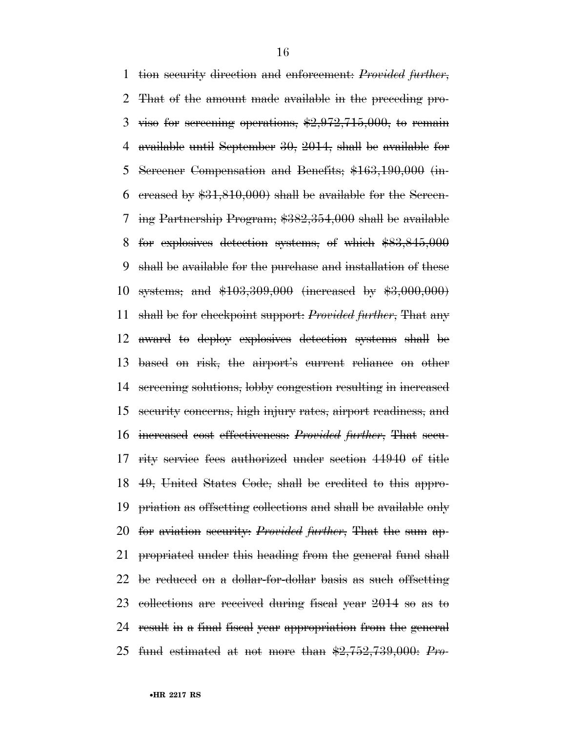tion security direction and enforcement: *Provided further*, That of the amount made available in the preceding proviso for screening operations, $2,972,715,000, to remain available until September 30, 2014, shall be available for Screener Compensation and Benefits; $163,190,000 (increased by $31,810,000) shall be available for the Screening Partnership Program; $382,354,000 shall be available for explosives detection systems, of which $83,845,000 shall be available for the purchase and installation of these systems; and $103,309,000 (increased by $3,000,000) shall be for checkpoint support: *Provided further*, That any award to deploy explosives detection systems shall be based on risk, the airport's current reliance on other screening solutions, lobby congestion resulting in increased security concerns, high injury rates, airport readiness, and increased cost effectiveness: *Provided further*, That security service fees authorized under section 44940 of title 49, United States Code, shall be credited to this appropriation as offsetting collections and shall be available only for aviation security: *Provided further*, That the sum appropriated under this heading from the general fund shall be reduced on a dollar-for-dollar basis as such offsetting collections are received during fiscal year 2014 so as to result in a final fiscal year appropriation from the general fund estimated at not more than $2,752,739,000: *Pro-*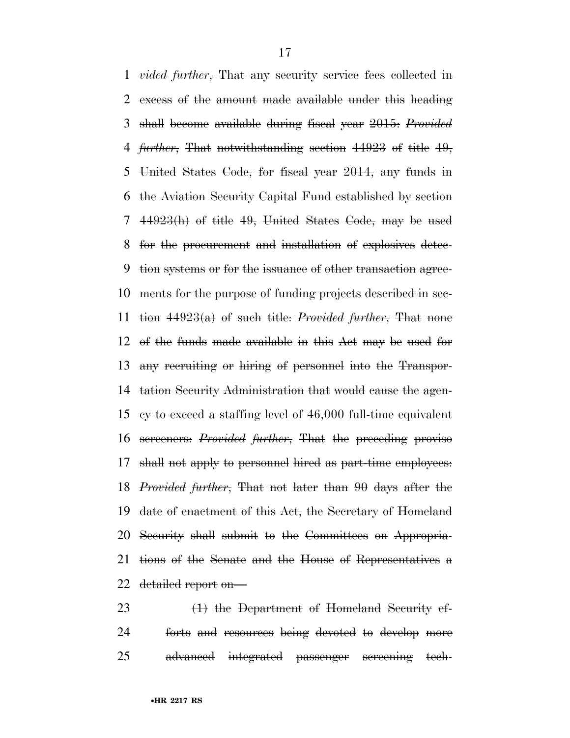*vided further*, That any security service fees collected in excess of the amount made available under this heading shall become available during fiscal year 2015: *Provided further*, That notwithstanding section 44923 of title 49, United States Code, for fiscal year 2014, any funds in the Aviation Security Capital Fund established by section 44923(h) of title 49, United States Code, may be used for the procurement and installation of explosives detection systems or for the issuance of other transaction agreements for the purpose of funding projects described in section 44923(a) of such title: *Provided further*, That none of the funds made available in this Act may be used for any recruiting or hiring of personnel into the Transportation Security Administration that would cause the agency to exceed a staffing level of 46,000 full-time equivalent screeners: *Provided further*, That the preceding proviso shall not apply to personnel hired as part-time employees: *Provided further*, That not later than 90 days after the date of enactment of this Act, the Secretary of Homeland Security shall submit to the Committees on Appropriations of the Senate and the House of Representatives a detailed report on—

(1) the Department of Homeland Security efforts and resources being devoted to develop more advanced integrated passenger screening tech-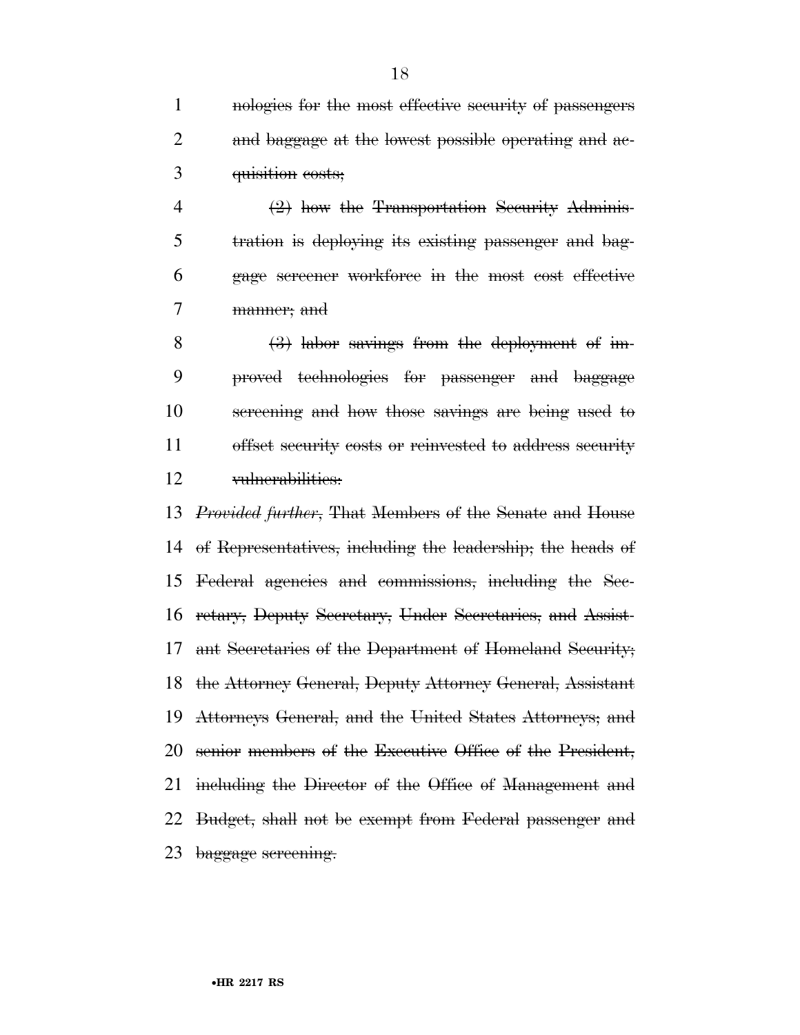~~nologies for the most effective security of passengers and baggage at the lowest possible operating and acquisition costs;~~

~~(2) how the Transportation Security Administration is deploying its existing passenger and baggage screener workforce in the most cost effective manner; and~~

~~(3) labor savings from the deployment of improved technologies for passenger and baggage screening and how those savings are being used to offset security costs or reinvested to address security vulnerabilities:~~

~~*Provided further*, That Members of the Senate and House of Representatives, including the leadership; the heads of Federal agencies and commissions, including the Secretary, Deputy Secretary, Under Secretaries, and Assistant Secretaries of the Department of Homeland Security; the Attorney General, Deputy Attorney General, Assistant Attorneys General, and the United States Attorneys; and senior members of the Executive Office of the President, including the Director of the Office of Management and Budget, shall not be exempt from Federal passenger and baggage screening.~~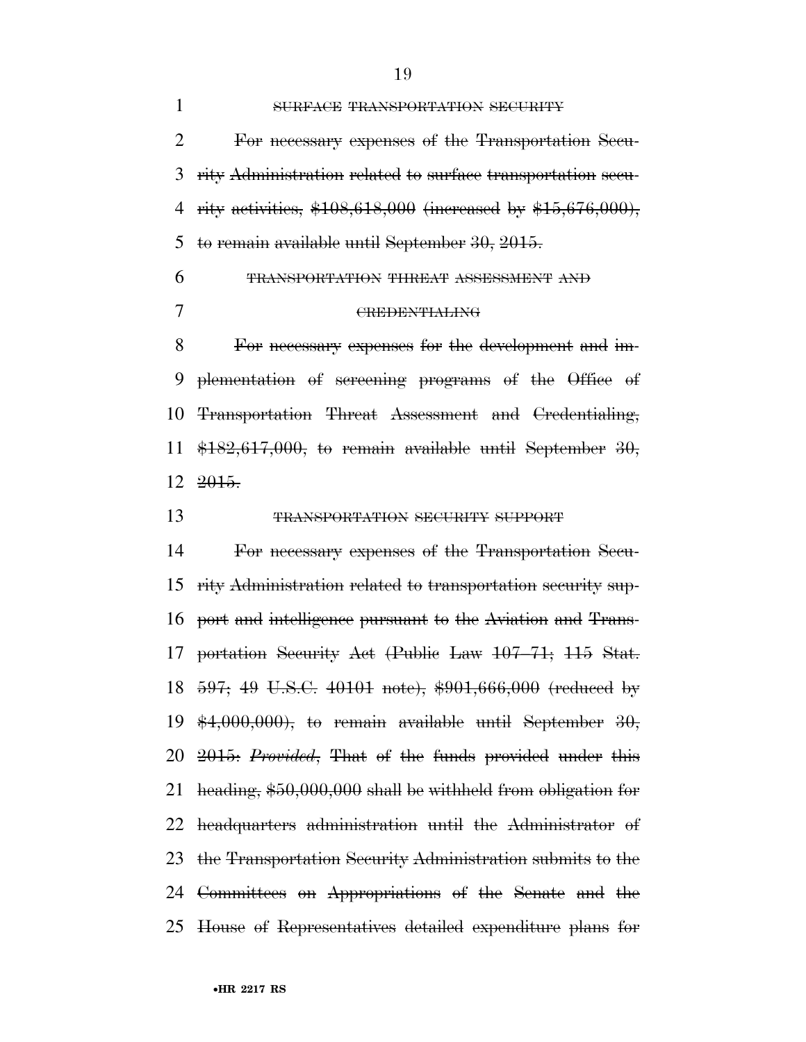SURFACE TRANSPORTATION SECURITY

For necessary expenses of the Transportation Security Administration related to surface transportation security activities, $108,618,000 (increased by $15,676,000), to remain available until September 30, 2015.

TRANSPORTATION THREAT ASSESSMENT AND CREDENTIALING

For necessary expenses for the development and implementation of screening programs of the Office of Transportation Threat Assessment and Credentialing, $182,617,000, to remain available until September 30, 2015.

TRANSPORTATION SECURITY SUPPORT

For necessary expenses of the Transportation Security Administration related to transportation security support and intelligence pursuant to the Aviation and Transportation Security Act (Public Law 107–71; 115 Stat. 597; 49 U.S.C. 40101 note), $901,666,000 (reduced by $4,000,000), to remain available until September 30, 2015: *Provided*, That of the funds provided under this heading, $50,000,000 shall be withheld from obligation for headquarters administration until the Administrator of the Transportation Security Administration submits to the Committees on Appropriations of the Senate and the House of Representatives detailed expenditure plans for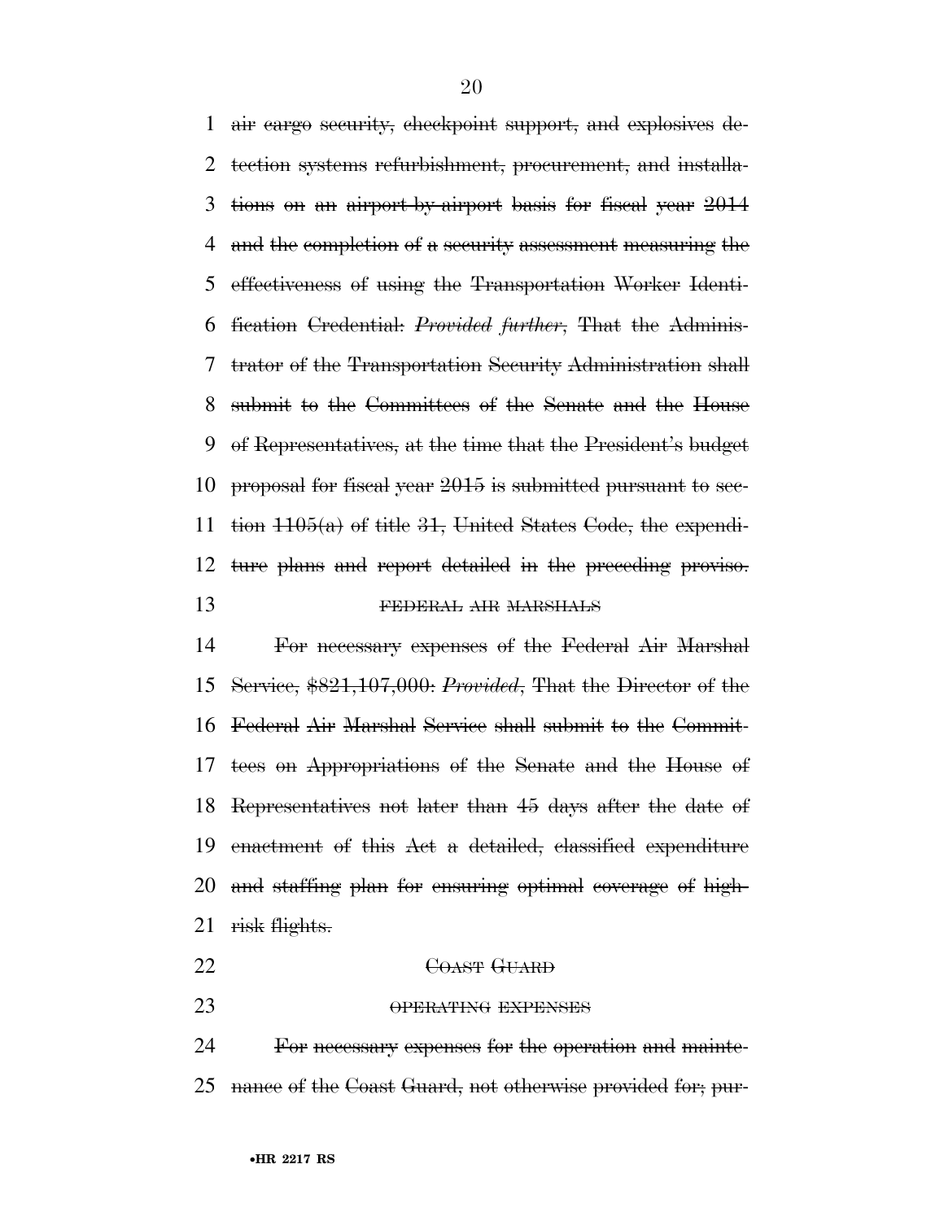air cargo security, checkpoint support, and explosives detection systems refurbishment, procurement, and installations on an airport-by-airport basis for fiscal year 2014 and the completion of a security assessment measuring the effectiveness of using the Transportation Worker Identification Credential: *Provided further*, That the Administrator of the Transportation Security Administration shall submit to the Committees of the Senate and the House of Representatives, at the time that the President's budget proposal for fiscal year 2015 is submitted pursuant to section 1105(a) of title 31, United States Code, the expenditure plans and report detailed in the preceding proviso.

FEDERAL AIR MARSHALS

For necessary expenses of the Federal Air Marshal Service, $821,107,000: *Provided*, That the Director of the Federal Air Marshal Service shall submit to the Committees on Appropriations of the Senate and the House of Representatives not later than 45 days after the date of enactment of this Act a detailed, classified expenditure and staffing plan for ensuring optimal coverage of high-risk flights.

COAST GUARD

OPERATING EXPENSES

For necessary expenses for the operation and maintenance of the Coast Guard, not otherwise provided for; pur-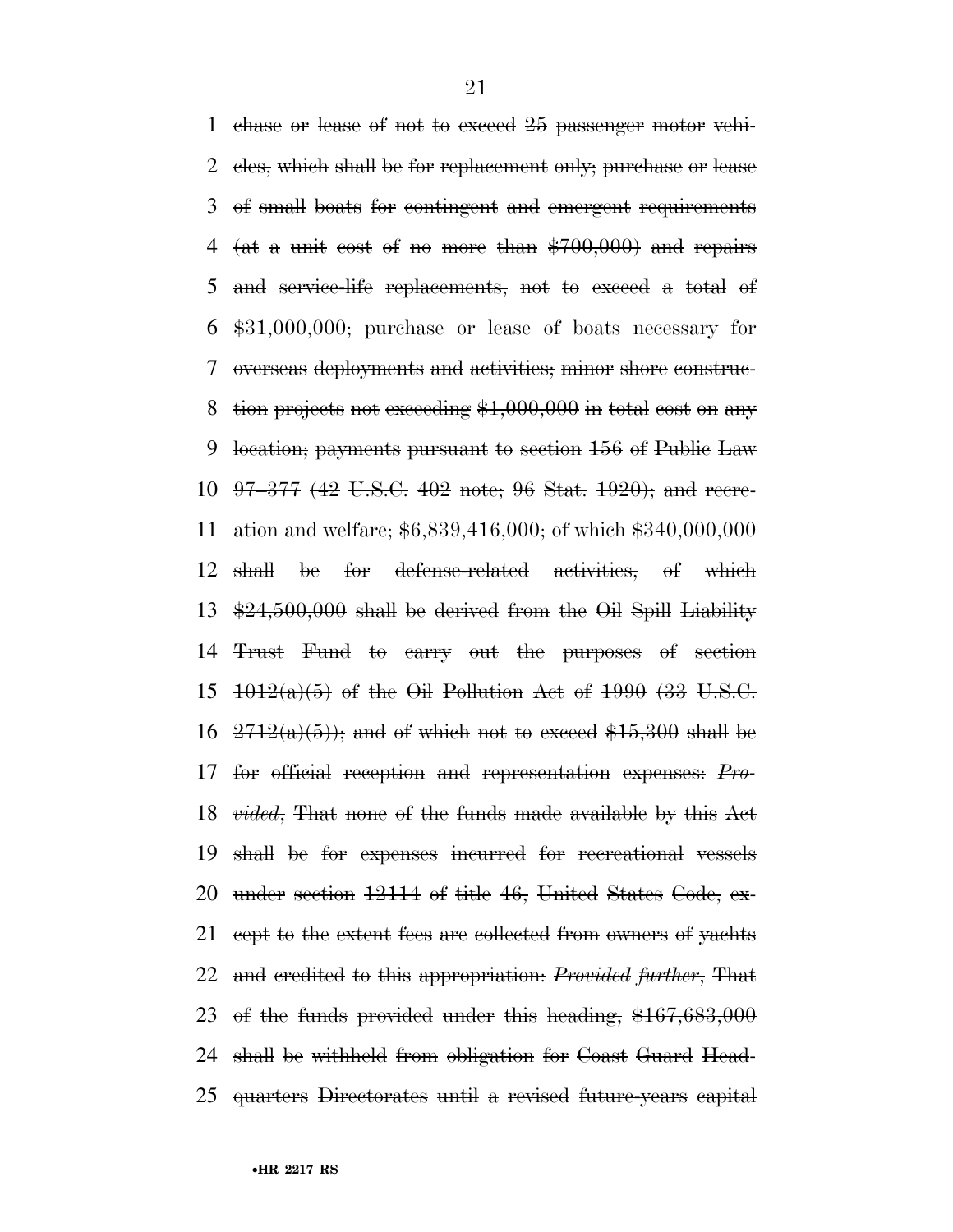~~chase or lease of not to exceed 25 passenger motor vehicles, which shall be for replacement only; purchase or lease of small boats for contingent and emergent requirements (at a unit cost of no more than $700,000) and repairs and service-life replacements, not to exceed a total of $31,000,000; purchase or lease of boats necessary for overseas deployments and activities; minor shore construction projects not exceeding $1,000,000 in total cost on any location; payments pursuant to section 156 of Public Law 97–377 (42 U.S.C. 402 note; 96 Stat. 1920); and recreation and welfare; $6,839,416,000; of which $340,000,000 shall be for defense-related activities, of which $24,500,000 shall be derived from the Oil Spill Liability Trust Fund to carry out the purposes of section 1012(a)(5) of the Oil Pollution Act of 1990 (33 U.S.C. 2712(a)(5)); and of which not to exceed $15,300 shall be for official reception and representation expenses:~~ ~~*Provided*, That none of the funds made available by this Act shall be for expenses incurred for recreational vessels under section 12114 of title 46, United States Code, except to the extent fees are collected from owners of yachts and credited to this appropriation:~~ ~~*Provided further*, That of the funds provided under this heading, $167,683,000 shall be withheld from obligation for Coast Guard Headquarters Directorates until a revised future-years capital~~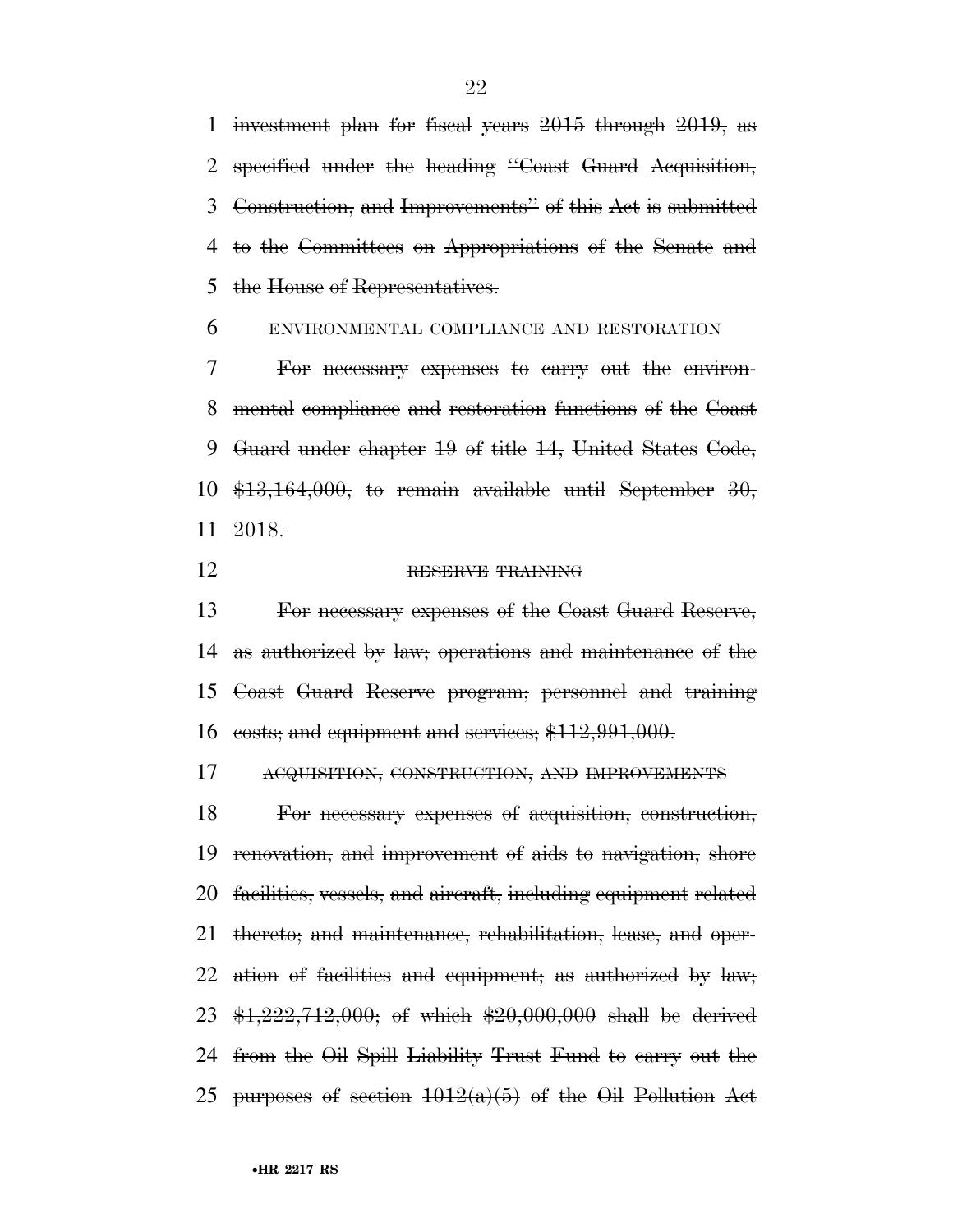investment plan for fiscal years 2015 through 2019, as specified under the heading "Coast Guard Acquisition, Construction, and Improvements" of this Act is submitted to the Committees on Appropriations of the Senate and the House of Representatives.

ENVIRONMENTAL COMPLIANCE AND RESTORATION

For necessary expenses to carry out the environmental compliance and restoration functions of the Coast Guard under chapter 19 of title 14, United States Code, $13,164,000, to remain available until September 30, 2018.

RESERVE TRAINING

For necessary expenses of the Coast Guard Reserve, as authorized by law; operations and maintenance of the Coast Guard Reserve program; personnel and training costs; and equipment and services; $112,991,000.

ACQUISITION, CONSTRUCTION, AND IMPROVEMENTS

For necessary expenses of acquisition, construction, renovation, and improvement of aids to navigation, shore facilities, vessels, and aircraft, including equipment related thereto; and maintenance, rehabilitation, lease, and operation of facilities and equipment; as authorized by law; $1,222,712,000; of which $20,000,000 shall be derived from the Oil Spill Liability Trust Fund to carry out the purposes of section 1012(a)(5) of the Oil Pollution Act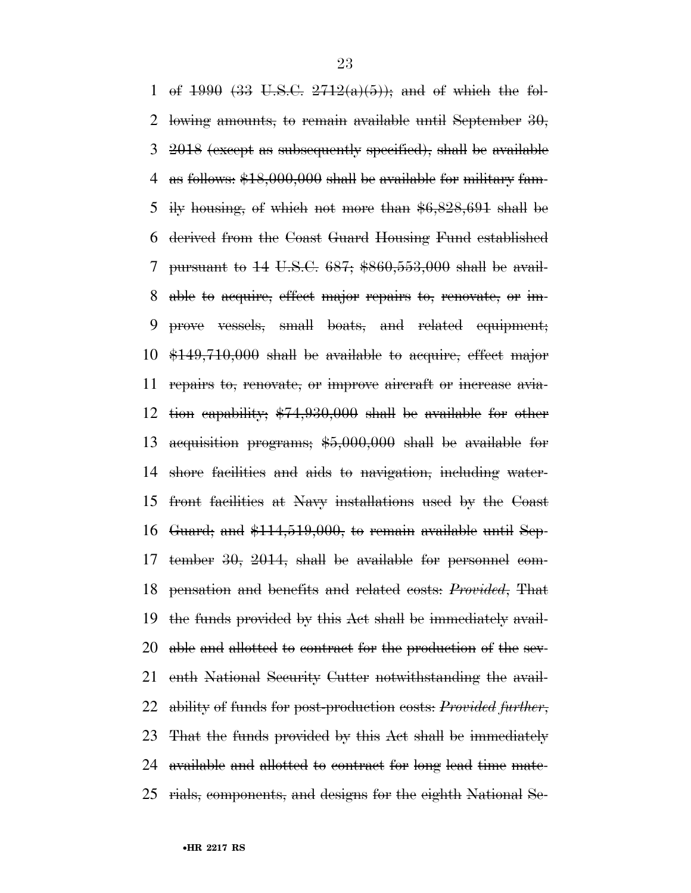of ~~1990 (33 U.S.C. 2712(a)(5)); and of which the following amounts, to remain available until September 30, 2018 (except as subsequently specified), shall be available as follows: $18,000,000 shall be available for military family housing, of which not more than $6,828,691 shall be derived from the Coast Guard Housing Fund established pursuant to 14 U.S.C. 687; $860,553,000 shall be available to acquire, effect major repairs to, renovate, or improve vessels, small boats, and related equipment; $149,710,000 shall be available to acquire, effect major repairs to, renovate, or improve aircraft or increase aviation capability; $74,930,000 shall be available for other acquisition programs; $5,000,000 shall be available for shore facilities and aids to navigation, including waterfront facilities at Navy installations used by the Coast Guard; and $114,519,000, to remain available until September 30, 2014, shall be available for personnel compensation and benefits and related costs:~~ ~~*Provided*, That the funds provided by this Act shall be immediately available and allotted to contract for the production of the seventh National Security Cutter notwithstanding the availability of funds for post-production costs:~~ ~~*Provided further*, That the funds provided by this Act shall be immediately available and allotted to contract for long lead time materials, components, and designs for the eighth National Se-~~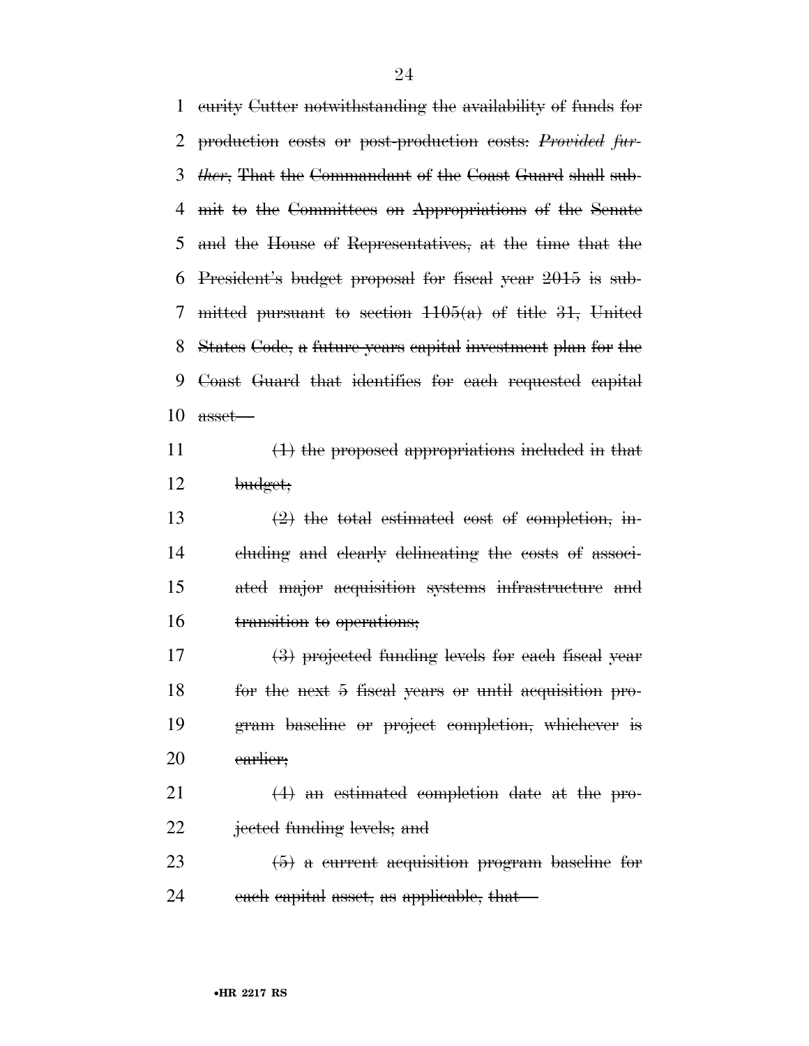curity Cutter notwithstanding the availability of funds for production costs or post-production costs: *Provided further*, That the Commandant of the Coast Guard shall submit to the Committees on Appropriations of the Senate and the House of Representatives, at the time that the President's budget proposal for fiscal year 2015 is submitted pursuant to section 1105(a) of title 31, United States Code, a future-years capital investment plan for the Coast Guard that identifies for each requested capital asset—

(1) the proposed appropriations included in that budget;

(2) the total estimated cost of completion, including and clearly delineating the costs of associated major acquisition systems infrastructure and transition to operations;

(3) projected funding levels for each fiscal year for the next 5 fiscal years or until acquisition program baseline or project completion, whichever is earlier;

(4) an estimated completion date at the projected funding levels; and

(5) a current acquisition program baseline for each capital asset, as applicable, that—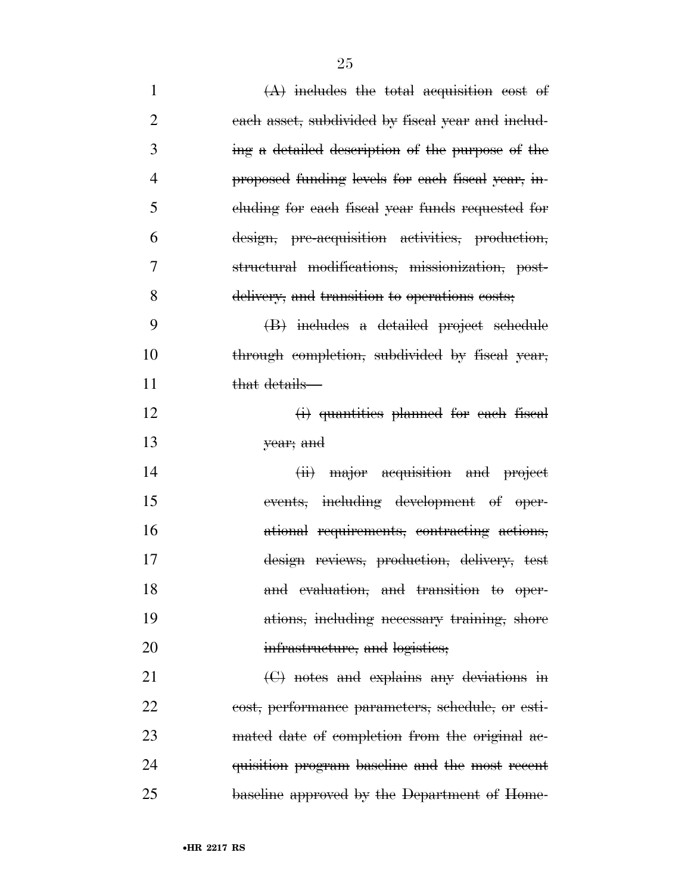~~(A) includes the total acquisition cost of each asset, subdivided by fiscal year and including a detailed description of the purpose of the proposed funding levels for each fiscal year, including for each fiscal year funds requested for design, pre-acquisition activities, production, structural modifications, missionization, post-delivery, and transition to operations costs;~~

~~(B) includes a detailed project schedule through completion, subdivided by fiscal year, that details—~~

~~(i) quantities planned for each fiscal year; and~~

~~(ii) major acquisition and project events, including development of operational requirements, contracting actions, design reviews, production, delivery, test and evaluation, and transition to operations, including necessary training, shore infrastructure, and logistics;~~

~~(C) notes and explains any deviations in cost, performance parameters, schedule, or estimated date of completion from the original acquisition program baseline and the most recent baseline approved by the Department of Home-~~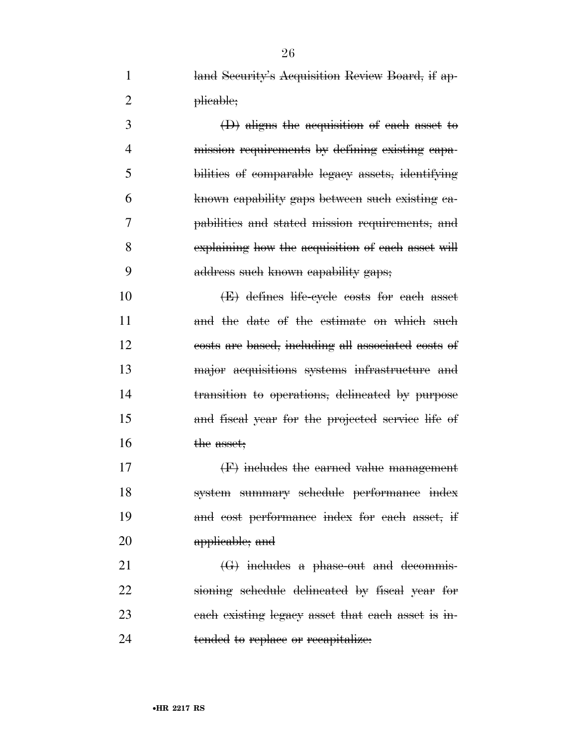land Security's Acquisition Review Board, if applicable;

(D) aligns the acquisition of each asset to mission requirements by defining existing capabilities of comparable legacy assets, identifying known capability gaps between such existing capabilities and stated mission requirements, and explaining how the acquisition of each asset will address such known capability gaps;

(E) defines life-cycle costs for each asset and the date of the estimate on which such costs are based, including all associated costs of major acquisitions systems infrastructure and transition to operations, delineated by purpose and fiscal year for the projected service life of the asset;

(F) includes the earned value management system summary schedule performance index and cost performance index for each asset, if applicable; and

(G) includes a phase-out and decommissioning schedule delineated by fiscal year for each existing legacy asset that each asset is intended to replace or recapitalize.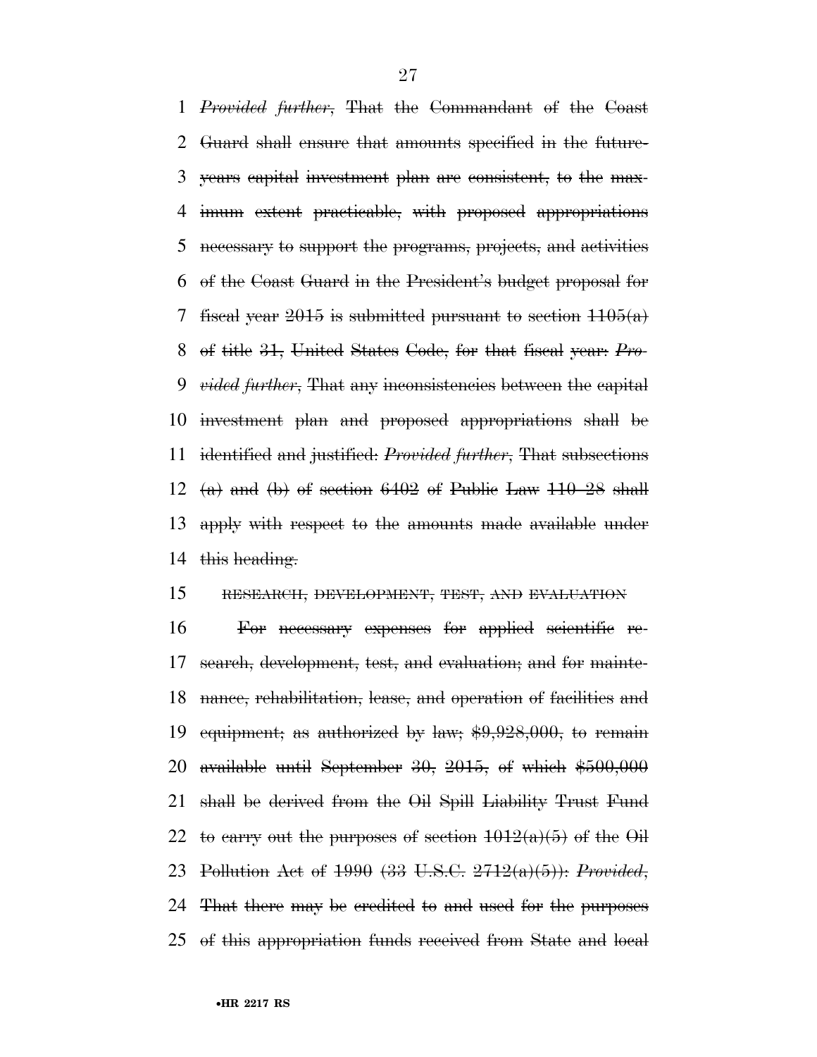*Provided further*, That the Commandant of the Coast Guard shall ensure that amounts specified in the future-years capital investment plan are consistent, to the maximum extent practicable, with proposed appropriations necessary to support the programs, projects, and activities of the Coast Guard in the President's budget proposal for fiscal year 2015 is submitted pursuant to section 1105(a) of title 31, United States Code, for that fiscal year: *Provided further*, That any inconsistencies between the capital investment plan and proposed appropriations shall be identified and justified: *Provided further*, That subsections (a) and (b) of section 6402 of Public Law 110–28 shall apply with respect to the amounts made available under this heading.

RESEARCH, DEVELOPMENT, TEST, AND EVALUATION

For necessary expenses for applied scientific research, development, test, and evaluation; and for maintenance, rehabilitation, lease, and operation of facilities and equipment; as authorized by law; $9,928,000, to remain available until September 30, 2015, of which $500,000 shall be derived from the Oil Spill Liability Trust Fund to carry out the purposes of section 1012(a)(5) of the Oil Pollution Act of 1990 (33 U.S.C. 2712(a)(5)): *Provided*, That there may be credited to and used for the purposes of this appropriation funds received from State and local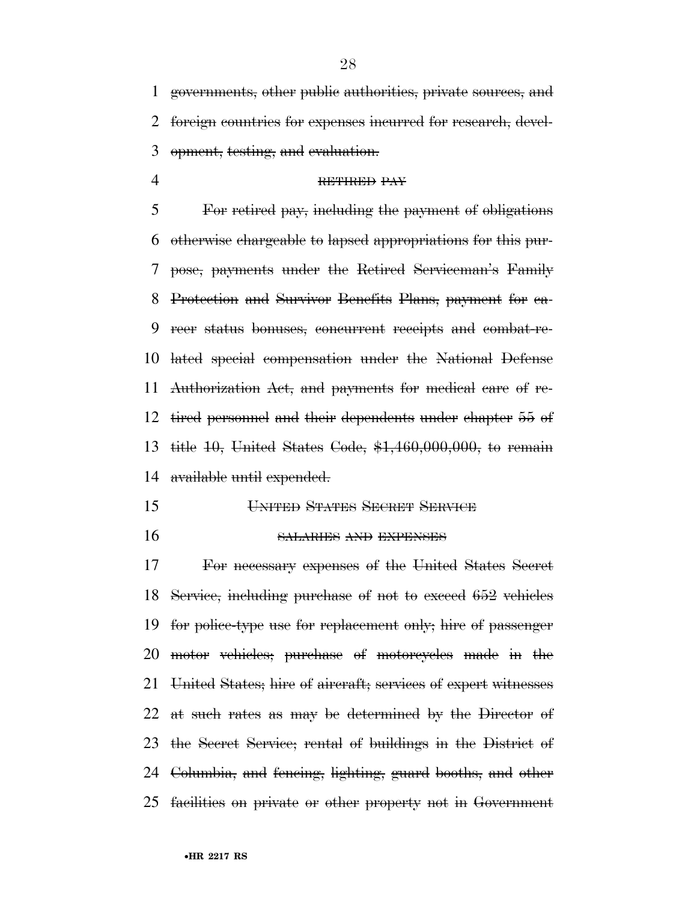governments, other public authorities, private sources, and foreign countries for expenses incurred for research, development, testing, and evaluation.

RETIRED PAY

For retired pay, including the payment of obligations otherwise chargeable to lapsed appropriations for this purpose, payments under the Retired Serviceman's Family Protection and Survivor Benefits Plans, payment for career status bonuses, concurrent receipts and combat-related special compensation under the National Defense Authorization Act, and payments for medical care of retired personnel and their dependents under chapter 55 of title 10, United States Code, $1,460,000,000, to remain available until expended.

UNITED STATES SECRET SERVICE

SALARIES AND EXPENSES

For necessary expenses of the United States Secret Service, including purchase of not to exceed 652 vehicles for police-type use for replacement only; hire of passenger motor vehicles; purchase of motorcycles made in the United States; hire of aircraft; services of expert witnesses at such rates as may be determined by the Director of the Secret Service; rental of buildings in the District of Columbia, and fencing, lighting, guard booths, and other facilities on private or other property not in Government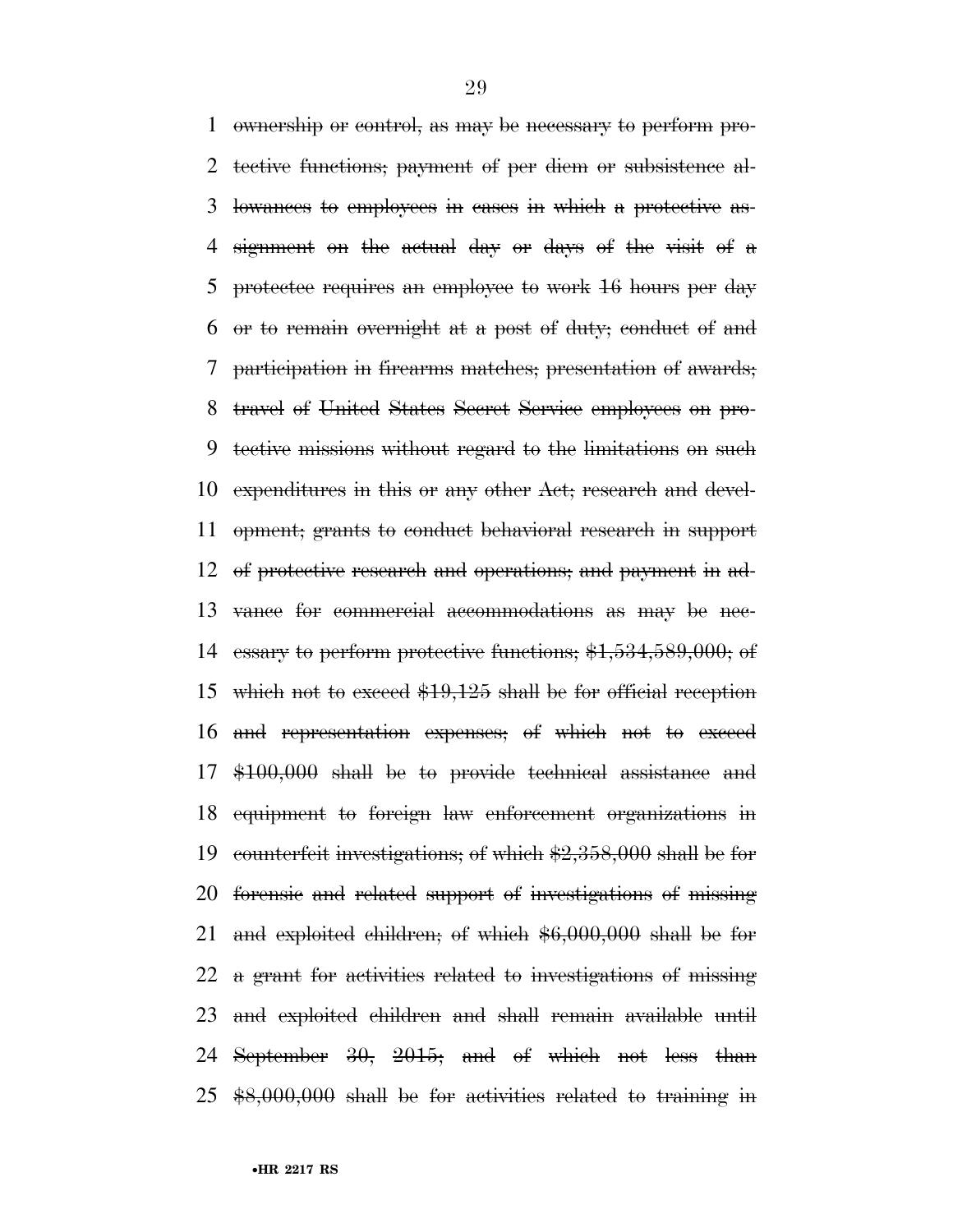~~ownership or control, as may be necessary to perform protective functions; payment of per diem or subsistence allowances to employees in cases in which a protective assignment on the actual day or days of the visit of a protectee requires an employee to work 16 hours per day or to remain overnight at a post of duty; conduct of and participation in firearms matches; presentation of awards; travel of United States Secret Service employees on protective missions without regard to the limitations on such expenditures in this or any other Act; research and development; grants to conduct behavioral research in support of protective research and operations; and payment in advance for commercial accommodations as may be necessary to perform protective functions; $1,534,589,000; of which not to exceed $19,125 shall be for official reception and representation expenses; of which not to exceed $100,000 shall be to provide technical assistance and equipment to foreign law enforcement organizations in counterfeit investigations; of which $2,358,000 shall be for forensic and related support of investigations of missing and exploited children; of which $6,000,000 shall be for a grant for activities related to investigations of missing and exploited children and shall remain available until September 30, 2015; and of which not less than $8,000,000 shall be for activities related to training in~~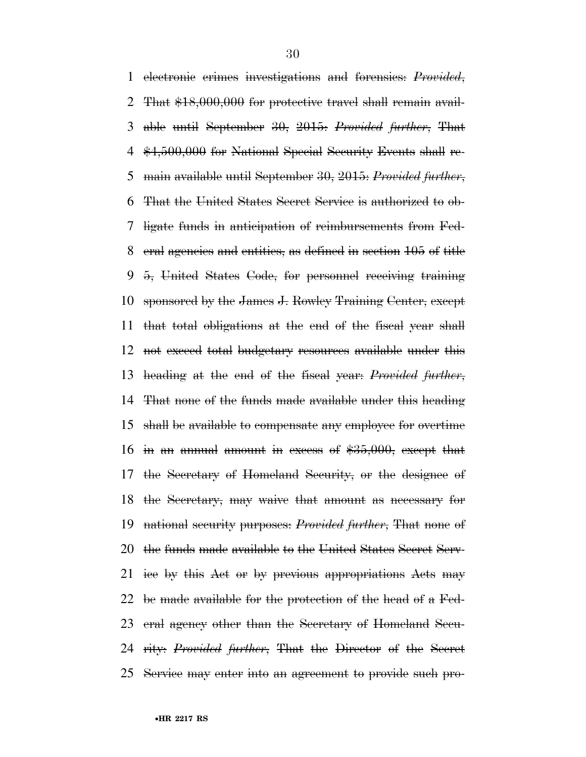electronic crimes investigations and forensics: *Provided*, That $18,000,000 for protective travel shall remain available until September 30, 2015: *Provided further*, That $4,500,000 for National Special Security Events shall remain available until September 30, 2015: *Provided further*, That the United States Secret Service is authorized to obligate funds in anticipation of reimbursements from Federal agencies and entities, as defined in section 105 of title 5, United States Code, for personnel receiving training sponsored by the James J. Rowley Training Center, except that total obligations at the end of the fiscal year shall not exceed total budgetary resources available under this heading at the end of the fiscal year: *Provided further*, That none of the funds made available under this heading shall be available to compensate any employee for overtime in an annual amount in excess of $35,000, except that the Secretary of Homeland Security, or the designee of the Secretary, may waive that amount as necessary for national security purposes: *Provided further*, That none of the funds made available to the United States Secret Service by this Act or by previous appropriations Acts may be made available for the protection of the head of a Federal agency other than the Secretary of Homeland Security: *Provided further*, That the Director of the Secret Service may enter into an agreement to provide such pro-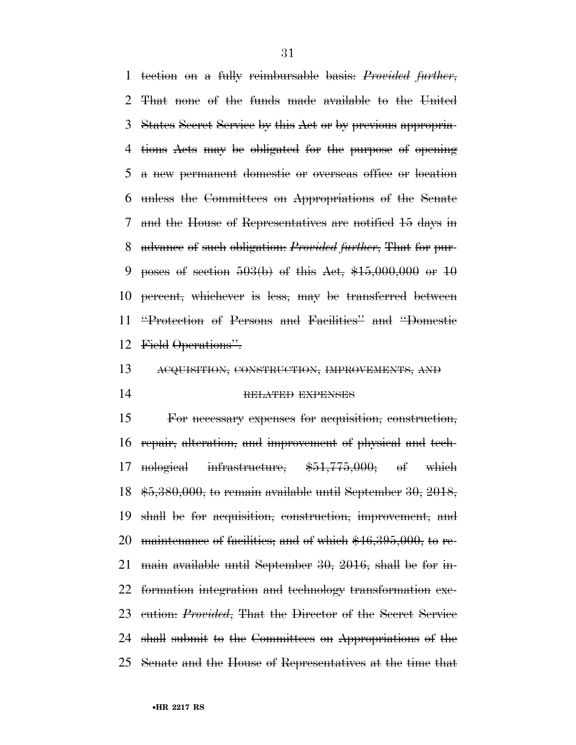tection on a fully reimbursable basis: *Provided further*, That none of the funds made available to the United States Secret Service by this Act or by previous appropriations Acts may be obligated for the purpose of opening a new permanent domestic or overseas office or location unless the Committees on Appropriations of the Senate and the House of Representatives are notified 15 days in advance of such obligation: *Provided further*, That for purposes of section 503(b) of this Act, $15,000,000 or 10 percent, whichever is less, may be transferred between "Protection of Persons and Facilities" and "Domestic Field Operations".

ACQUISITION, CONSTRUCTION, IMPROVEMENTS, AND RELATED EXPENSES

For necessary expenses for acquisition, construction, repair, alteration, and improvement of physical and technological infrastructure, $51,775,000; of which $5,380,000, to remain available until September 30, 2018, shall be for acquisition, construction, improvement, and maintenance of facilities; and of which $46,395,000, to remain available until September 30, 2016, shall be for information integration and technology transformation execution: *Provided*, That the Director of the Secret Service shall submit to the Committees on Appropriations of the Senate and the House of Representatives at the time that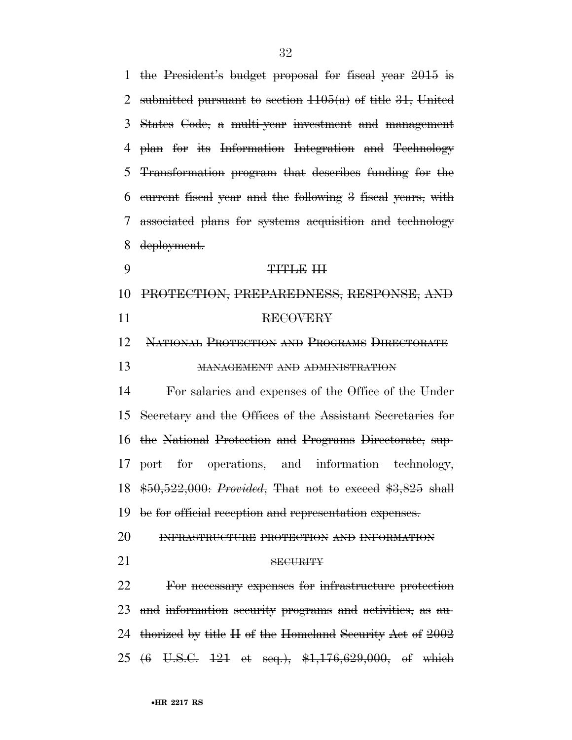~~the President's budget proposal for fiscal year 2015 is submitted pursuant to section 1105(a) of title 31, United States Code, a multi-year investment and management plan for its Information Integration and Technology Transformation program that describes funding for the current fiscal year and the following 3 fiscal years, with associated plans for systems acquisition and technology deployment.~~

~~TITLE III~~

~~PROTECTION, PREPAREDNESS, RESPONSE, AND RECOVERY~~

~~NATIONAL PROTECTION AND PROGRAMS DIRECTORATE~~

~~MANAGEMENT AND ADMINISTRATION~~

~~For salaries and expenses of the Office of the Under Secretary and the Offices of the Assistant Secretaries for the National Protection and Programs Directorate, support for operations, and information technology, $50,522,000: *Provided*, That not to exceed $3,825 shall be for official reception and representation expenses.~~

~~INFRASTRUCTURE PROTECTION AND INFORMATION SECURITY~~

~~For necessary expenses for infrastructure protection and information security programs and activities, as authorized by title II of the Homeland Security Act of 2002 (6 U.S.C. 121 et seq.), $1,176,629,000, of which~~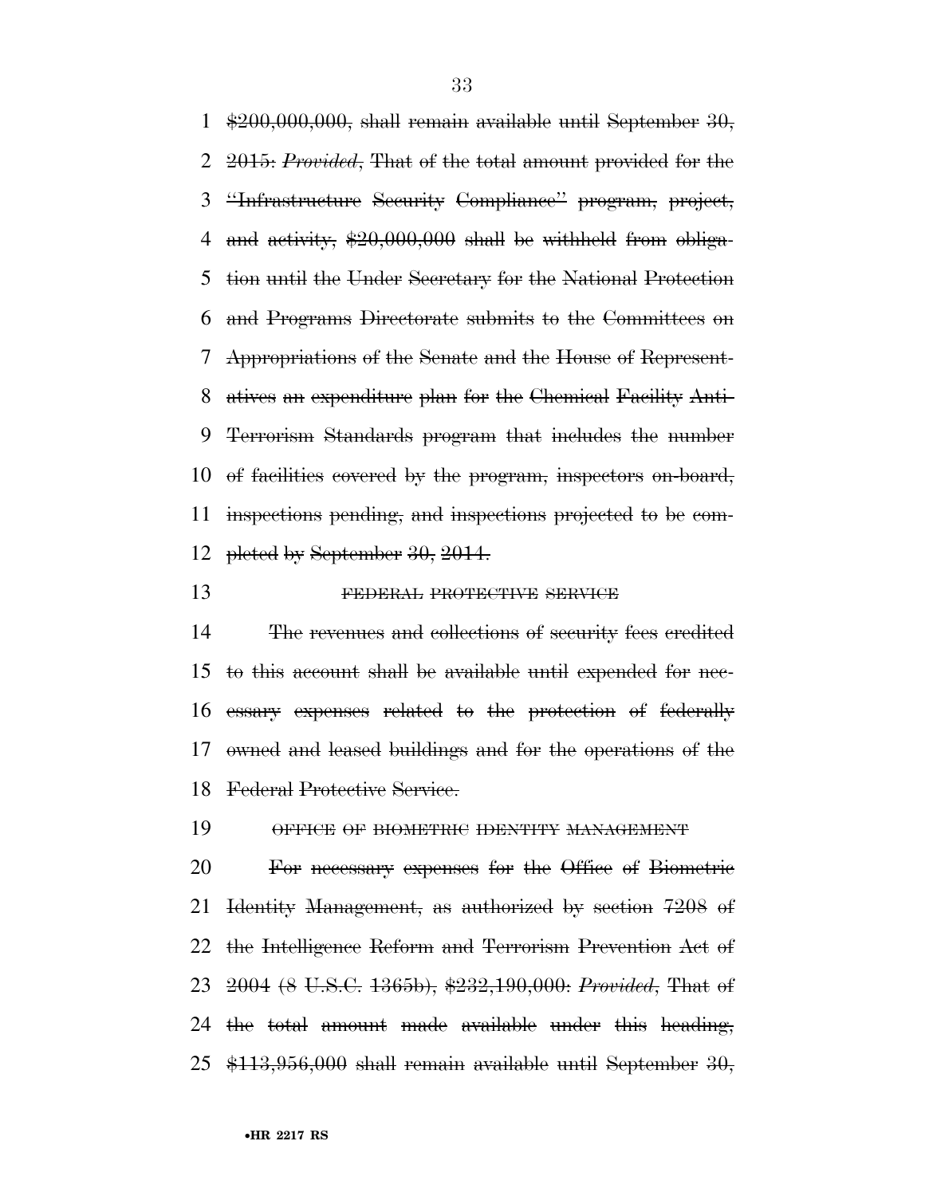~~$200,000,000, shall remain available until September 30, 2015: *Provided*, That of the total amount provided for the "Infrastructure Security Compliance" program, project, and activity, $20,000,000 shall be withheld from obligation until the Under Secretary for the National Protection and Programs Directorate submits to the Committees on Appropriations of the Senate and the House of Representatives an expenditure plan for the Chemical Facility Anti-Terrorism Standards program that includes the number of facilities covered by the program, inspectors on-board, inspections pending, and inspections projected to be completed by September 30, 2014.~~

~~FEDERAL PROTECTIVE SERVICE~~

~~The revenues and collections of security fees credited to this account shall be available until expended for necessary expenses related to the protection of federally owned and leased buildings and for the operations of the Federal Protective Service.~~

~~OFFICE OF BIOMETRIC IDENTITY MANAGEMENT~~

~~For necessary expenses for the Office of Biometric Identity Management, as authorized by section 7208 of the Intelligence Reform and Terrorism Prevention Act of 2004 (8 U.S.C. 1365b), $232,190,000: *Provided*, That of the total amount made available under this heading, $113,956,000 shall remain available until September 30,~~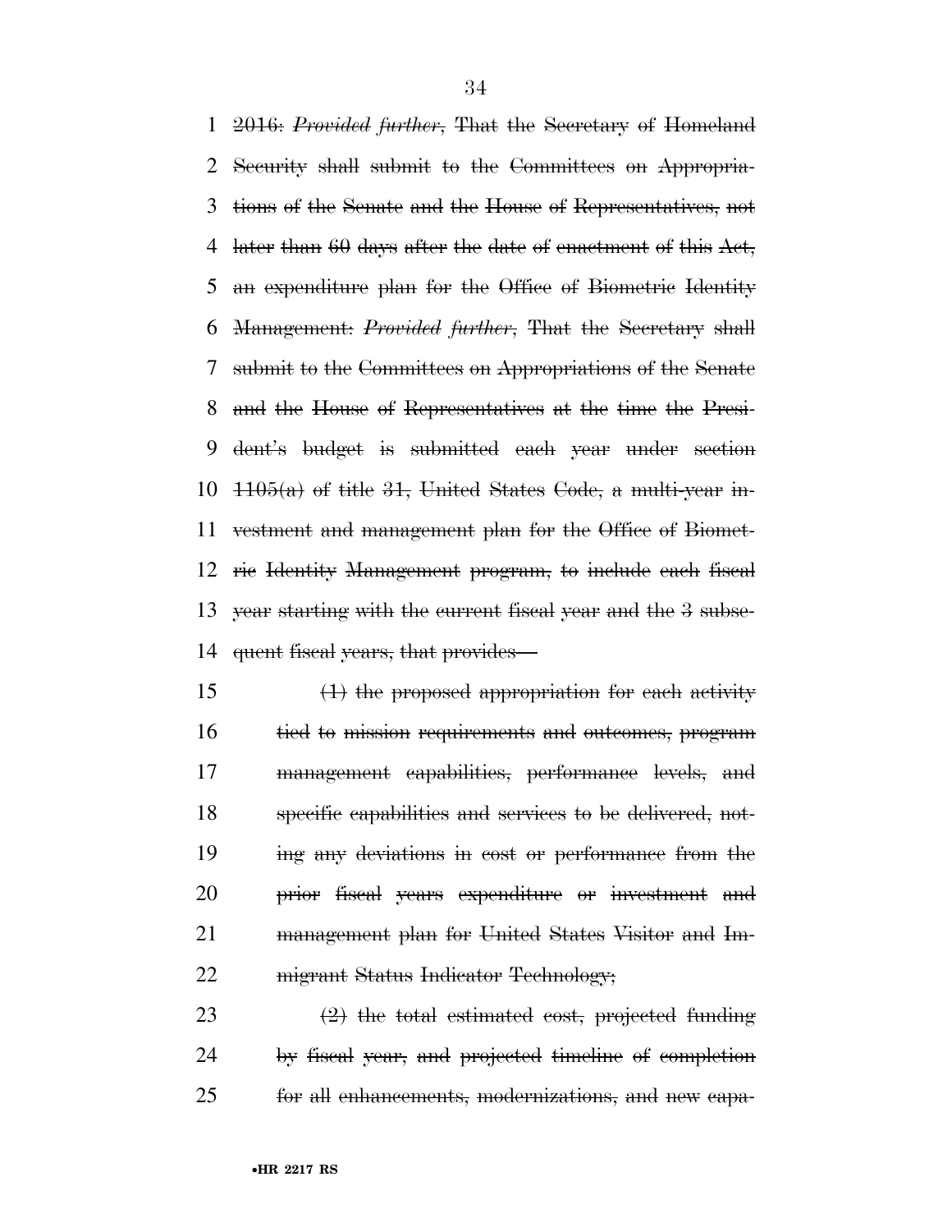~~2016:~~ *Provided further*, ~~That the Secretary of Homeland Security shall submit to the Committees on Appropriations of the Senate and the House of Representatives, not later than 60 days after the date of enactment of this Act, an expenditure plan for the Office of Biometric Identity Management:~~ *Provided further*, ~~That the Secretary shall submit to the Committees on Appropriations of the Senate and the House of Representatives at the time the President's budget is submitted each year under section 1105(a) of title 31, United States Code, a multi-year investment and management plan for the Office of Biometric Identity Management program, to include each fiscal year starting with the current fiscal year and the 3 subsequent fiscal years, that provides—~~

> ~~(1) the proposed appropriation for each activity tied to mission requirements and outcomes, program management capabilities, performance levels, and specific capabilities and services to be delivered, noting any deviations in cost or performance from the prior fiscal years expenditure or investment and management plan for United States Visitor and Immigrant Status Indicator Technology;~~

> ~~(2) the total estimated cost, projected funding by fiscal year, and projected timeline of completion for all enhancements, modernizations, and new capa-~~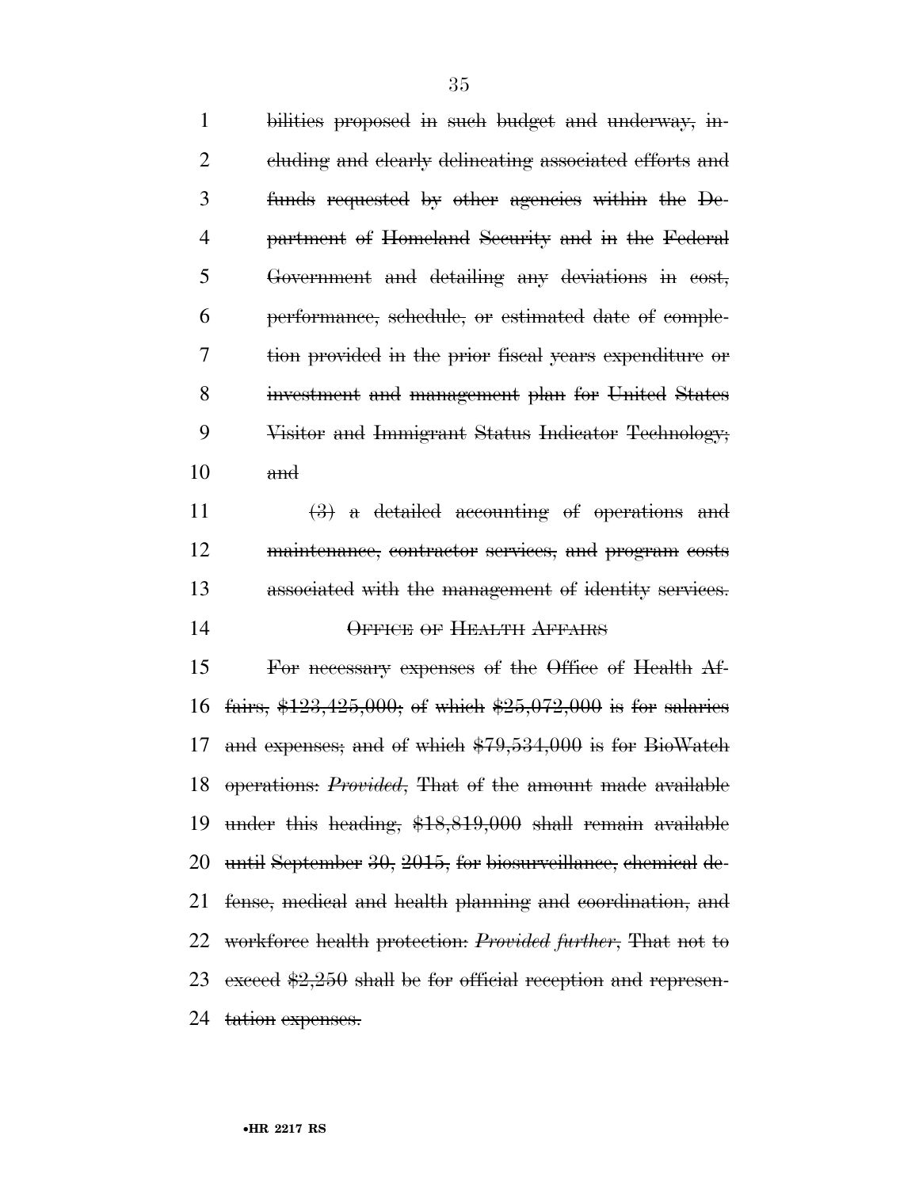bilities proposed in such budget and underway, including and clearly delineating associated efforts and funds requested by other agencies within the Department of Homeland Security and in the Federal Government and detailing any deviations in cost, performance, schedule, or estimated date of completion provided in the prior fiscal years expenditure or investment and management plan for United States Visitor and Immigrant Status Indicator Technology; and

(3) a detailed accounting of operations and maintenance, contractor services, and program costs associated with the management of identity services.

OFFICE OF HEALTH AFFAIRS

For necessary expenses of the Office of Health Affairs, $123,425,000; of which $25,072,000 is for salaries and expenses; and of which $79,534,000 is for BioWatch operations: *Provided*, That of the amount made available under this heading, $18,819,000 shall remain available until September 30, 2015, for biosurveillance, chemical defense, medical and health planning and coordination, and workforce health protection: *Provided further*, That not to exceed $2,250 shall be for official reception and representation expenses.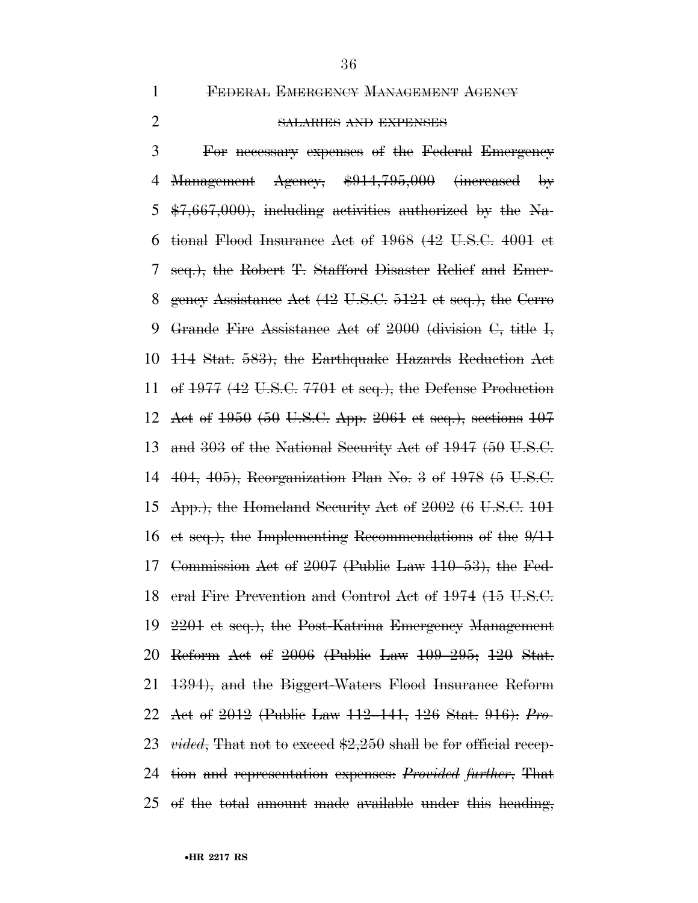~~FEDERAL EMERGENCY MANAGEMENT AGENCY~~

~~SALARIES AND EXPENSES~~

~~For necessary expenses of the Federal Emergency Management Agency, $914,795,000 (increased by $7,667,000), including activities authorized by the National Flood Insurance Act of 1968 (42 U.S.C. 4001 et seq.), the Robert T. Stafford Disaster Relief and Emergency Assistance Act (42 U.S.C. 5121 et seq.), the Cerro Grande Fire Assistance Act of 2000 (division C, title I, 114 Stat. 583), the Earthquake Hazards Reduction Act of 1977 (42 U.S.C. 7701 et seq.), the Defense Production Act of 1950 (50 U.S.C. App. 2061 et seq.), sections 107 and 303 of the National Security Act of 1947 (50 U.S.C. 404, 405), Reorganization Plan No. 3 of 1978 (5 U.S.C. App.), the Homeland Security Act of 2002 (6 U.S.C. 101 et seq.), the Implementing Recommendations of the 9/11 Commission Act of 2007 (Public Law 110–53), the Federal Fire Prevention and Control Act of 1974 (15 U.S.C. 2201 et seq.), the Post-Katrina Emergency Management Reform Act of 2006 (Public Law 109–295; 120 Stat. 1394), and the Biggert-Waters Flood Insurance Reform Act of 2012 (Public Law 112–141, 126 Stat. 916): *Provided*, That not to exceed $2,250 shall be for official reception and representation expenses: *Provided further*, That of the total amount made available under this heading,~~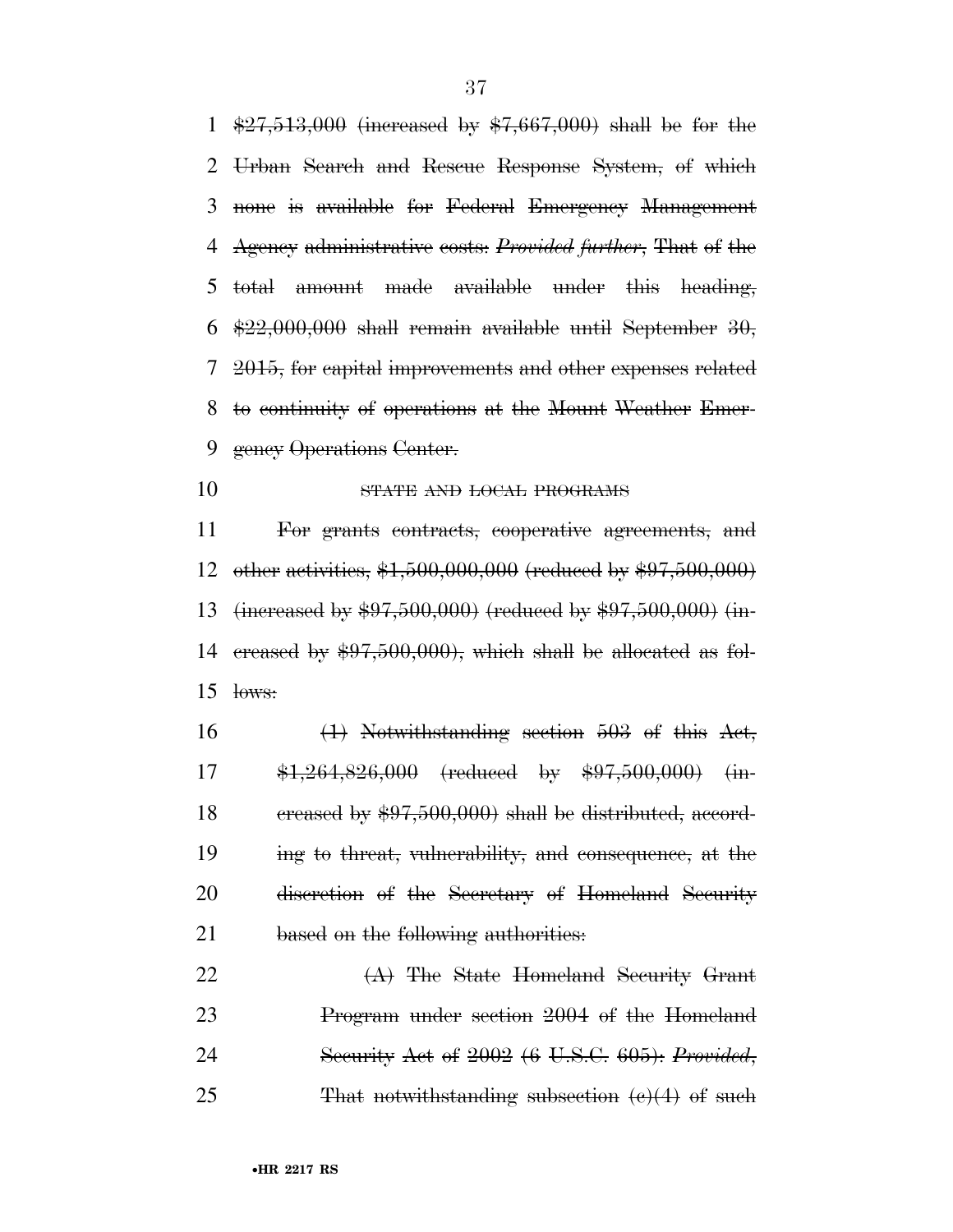~~$27,513,000 (increased by $7,667,000) shall be for the Urban Search and Rescue Response System, of which none is available for Federal Emergency Management Agency administrative costs: *Provided further*, That of the total amount made available under this heading, $22,000,000 shall remain available until September 30, 2015, for capital improvements and other expenses related to continuity of operations at the Mount Weather Emergency Operations Center.~~

~~STATE AND LOCAL PROGRAMS~~

~~For grants contracts, cooperative agreements, and other activities, $1,500,000,000 (reduced by $97,500,000) (increased by $97,500,000) (reduced by $97,500,000) (increased by $97,500,000), which shall be allocated as follows:~~

~~(1) Notwithstanding section 503 of this Act, $1,264,826,000 (reduced by $97,500,000) (increased by $97,500,000) shall be distributed, according to threat, vulnerability, and consequence, at the discretion of the Secretary of Homeland Security based on the following authorities:~~

~~(A) The State Homeland Security Grant Program under section 2004 of the Homeland Security Act of 2002 (6 U.S.C. 605): *Provided*, That notwithstanding subsection (c)(4) of such~~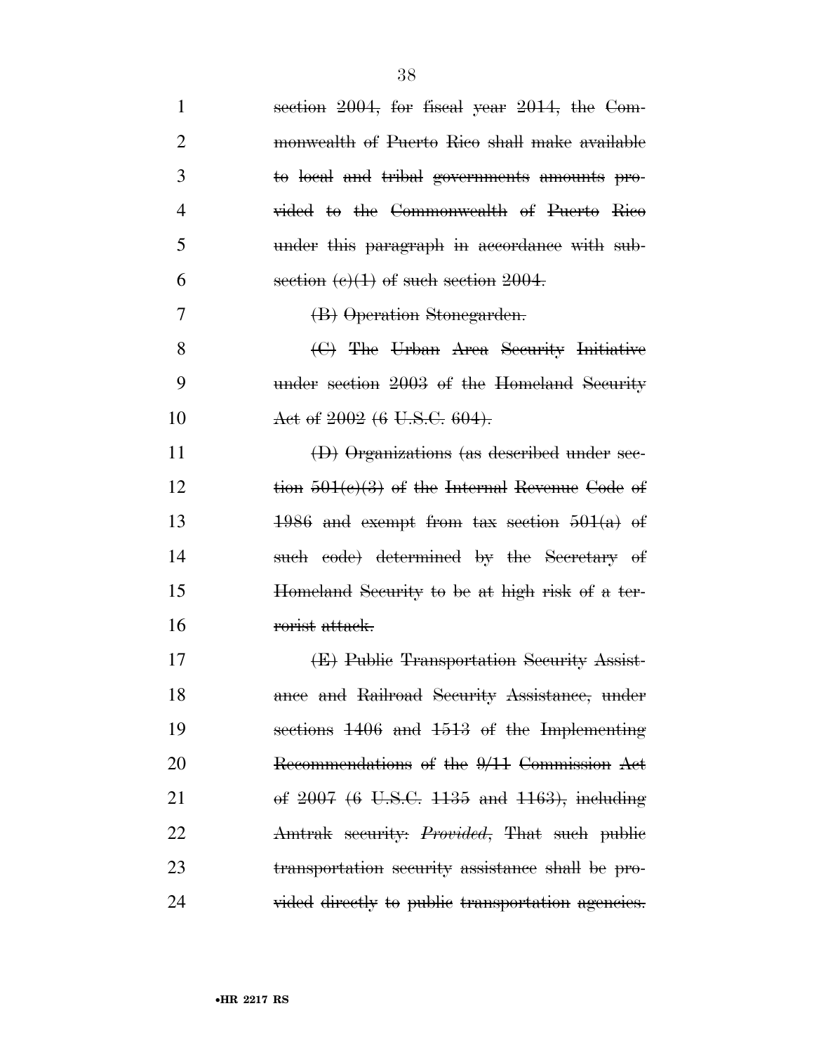~~section 2004, for fiscal year 2014, the Commonwealth of Puerto Rico shall make available to local and tribal governments amounts provided to the Commonwealth of Puerto Rico under this paragraph in accordance with subsection (c)(1) of such section 2004.~~

~~(B) Operation Stonegarden.~~

~~(C) The Urban Area Security Initiative under section 2003 of the Homeland Security Act of 2002 (6 U.S.C. 604).~~

~~(D) Organizations (as described under section 501(c)(3) of the Internal Revenue Code of 1986 and exempt from tax section 501(a) of such code) determined by the Secretary of Homeland Security to be at high risk of a terrorist attack.~~

~~(E) Public Transportation Security Assistance and Railroad Security Assistance, under sections 1406 and 1513 of the Implementing Recommendations of the 9/11 Commission Act of 2007 (6 U.S.C. 1135 and 1163), including Amtrak security: *Provided*, That such public transportation security assistance shall be provided directly to public transportation agencies.~~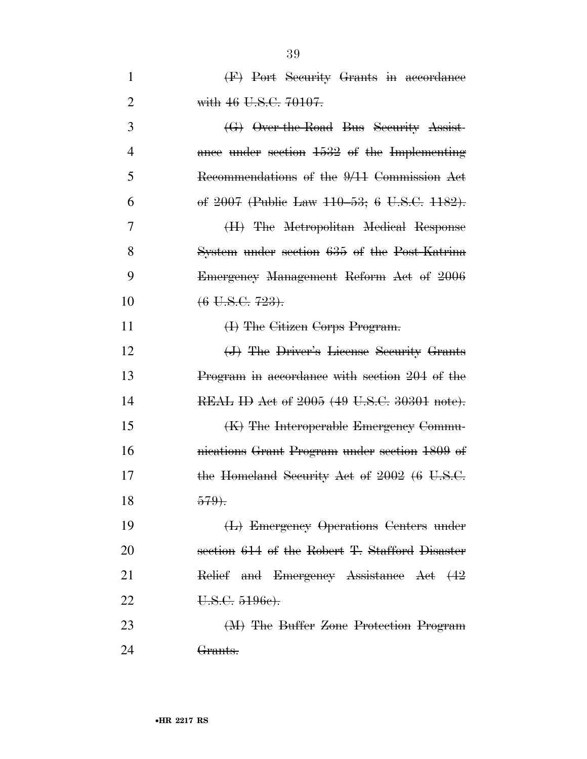~~(F) Port Security Grants in accordance with 46 U.S.C. 70107.~~

~~(G) Over-the-Road Bus Security Assistance under section 1532 of the Implementing Recommendations of the 9/11 Commission Act of 2007 (Public Law 110–53; 6 U.S.C. 1182).~~

~~(H) The Metropolitan Medical Response System under section 635 of the Post-Katrina Emergency Management Reform Act of 2006 (6 U.S.C. 723).~~

~~(I) The Citizen Corps Program.~~

~~(J) The Driver's License Security Grants Program in accordance with section 204 of the REAL ID Act of 2005 (49 U.S.C. 30301 note).~~

~~(K) The Interoperable Emergency Communications Grant Program under section 1809 of the Homeland Security Act of 2002 (6 U.S.C. 579).~~

~~(L) Emergency Operations Centers under section 614 of the Robert T. Stafford Disaster Relief and Emergency Assistance Act (42 U.S.C. 5196c).~~

~~(M) The Buffer Zone Protection Program Grants.~~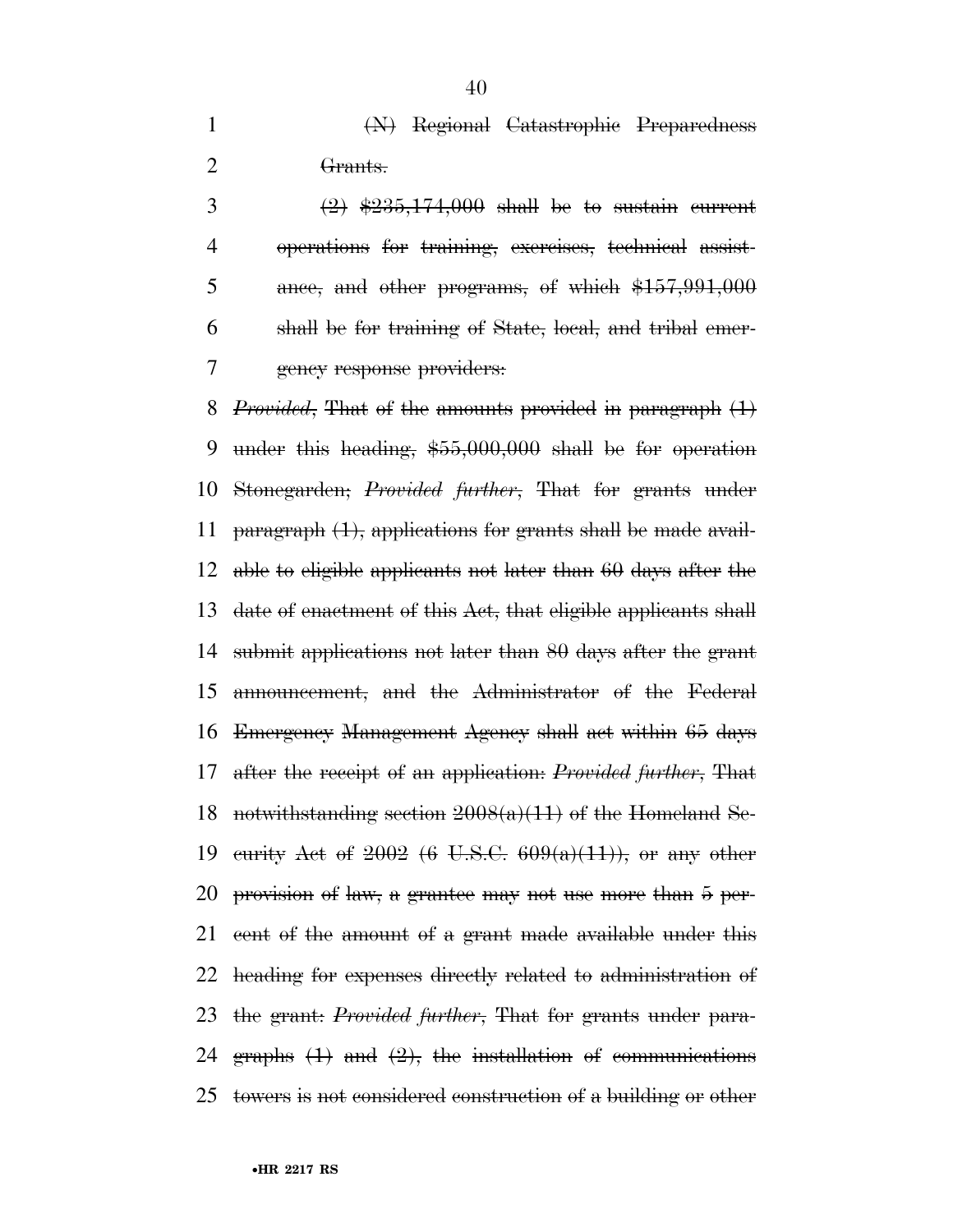(N) Regional Catastrophic Preparedness Grants.

(2) $235,174,000 shall be to sustain current operations for training, exercises, technical assistance, and other programs, of which $157,991,000 shall be for training of State, local, and tribal emergency response providers:

*Provided*, That of the amounts provided in paragraph (1) under this heading, $55,000,000 shall be for operation Stonegarden; *Provided further*, That for grants under paragraph (1), applications for grants shall be made available to eligible applicants not later than 60 days after the date of enactment of this Act, that eligible applicants shall submit applications not later than 80 days after the grant announcement, and the Administrator of the Federal Emergency Management Agency shall act within 65 days after the receipt of an application: *Provided further*, That notwithstanding section 2008(a)(11) of the Homeland Security Act of 2002 (6 U.S.C. 609(a)(11)), or any other provision of law, a grantee may not use more than 5 percent of the amount of a grant made available under this heading for expenses directly related to administration of the grant: *Provided further*, That for grants under paragraphs (1) and (2), the installation of communications towers is not considered construction of a building or other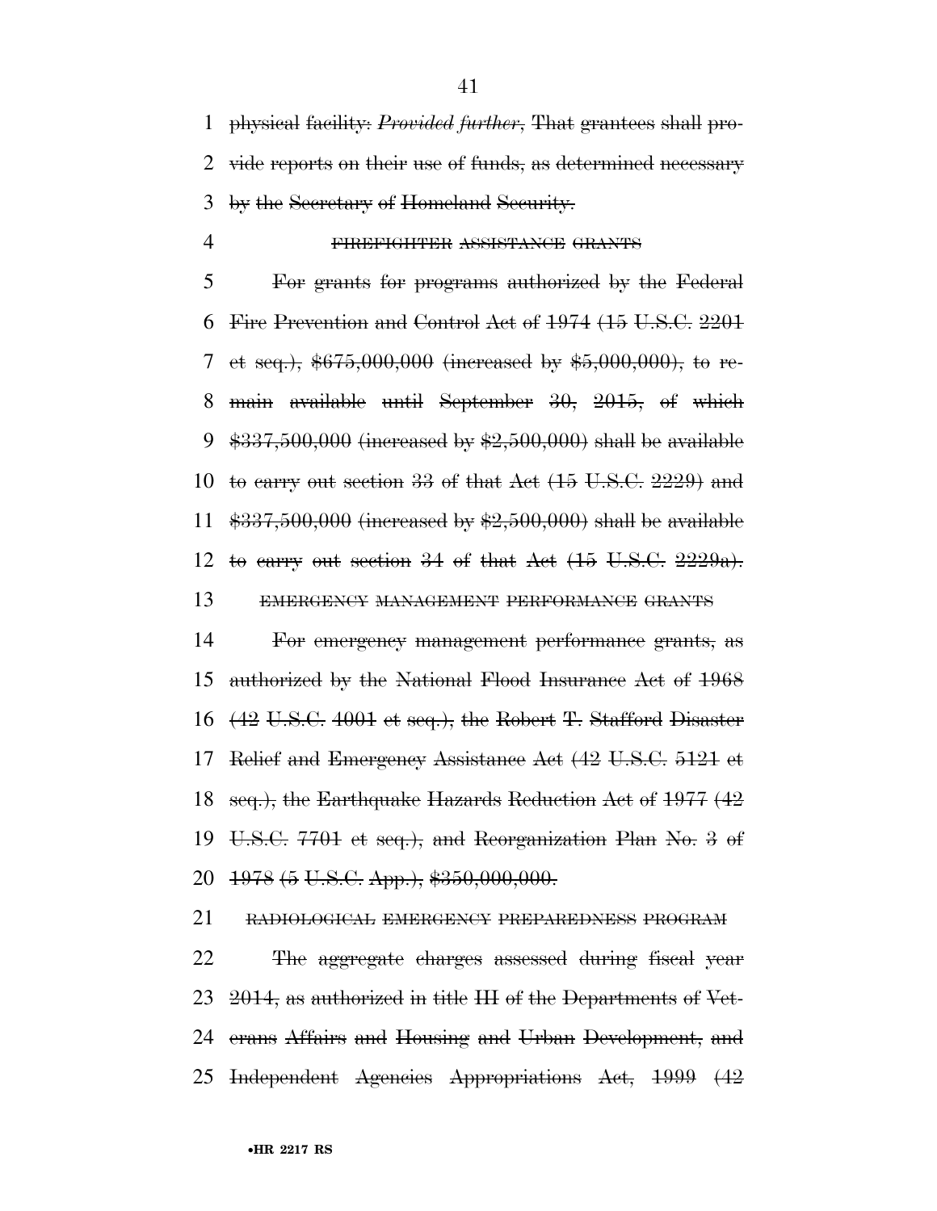~~physical facility: *Provided further*, That grantees shall provide reports on their use of funds, as determined necessary by the Secretary of Homeland Security.~~

~~FIREFIGHTER ASSISTANCE GRANTS~~

~~For grants for programs authorized by the Federal Fire Prevention and Control Act of 1974 (15 U.S.C. 2201 et seq.), $675,000,000 (increased by $5,000,000), to remain available until September 30, 2015, of which $337,500,000 (increased by $2,500,000) shall be available to carry out section 33 of that Act (15 U.S.C. 2229) and $337,500,000 (increased by $2,500,000) shall be available to carry out section 34 of that Act (15 U.S.C. 2229a).~~

~~EMERGENCY MANAGEMENT PERFORMANCE GRANTS~~

~~For emergency management performance grants, as authorized by the National Flood Insurance Act of 1968 (42 U.S.C. 4001 et seq.), the Robert T. Stafford Disaster Relief and Emergency Assistance Act (42 U.S.C. 5121 et seq.), the Earthquake Hazards Reduction Act of 1977 (42 U.S.C. 7701 et seq.), and Reorganization Plan No. 3 of 1978 (5 U.S.C. App.), $350,000,000.~~

~~RADIOLOGICAL EMERGENCY PREPAREDNESS PROGRAM~~

~~The aggregate charges assessed during fiscal year 2014, as authorized in title III of the Departments of Veterans Affairs and Housing and Urban Development, and Independent Agencies Appropriations Act, 1999 (42~~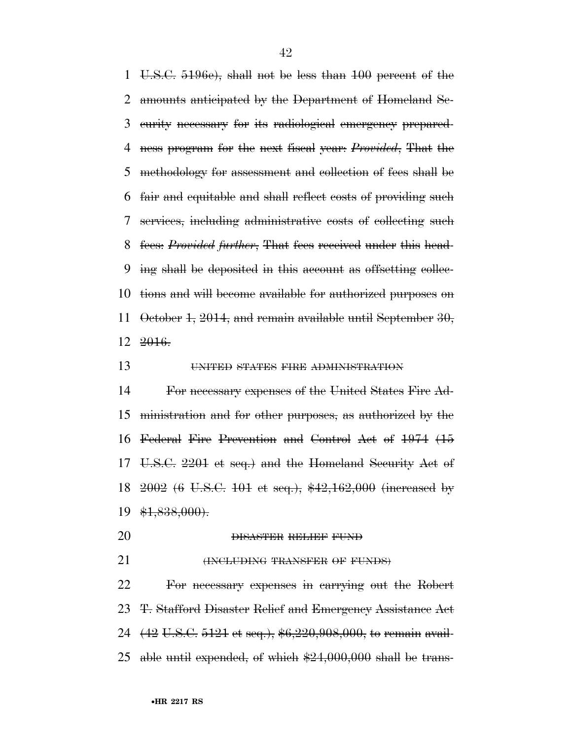U.S.C. 5196e), shall not be less than 100 percent of the amounts anticipated by the Department of Homeland Security necessary for its radiological emergency preparedness program for the next fiscal year: *Provided*, That the methodology for assessment and collection of fees shall be fair and equitable and shall reflect costs of providing such services, including administrative costs of collecting such fees: *Provided further*, That fees received under this heading shall be deposited in this account as offsetting collections and will become available for authorized purposes on October 1, 2014, and remain available until September 30, 2016.

UNITED STATES FIRE ADMINISTRATION

For necessary expenses of the United States Fire Administration and for other purposes, as authorized by the Federal Fire Prevention and Control Act of 1974 (15 U.S.C. 2201 et seq.) and the Homeland Security Act of 2002 (6 U.S.C. 101 et seq.), $42,162,000 (increased by $1,838,000).

DISASTER RELIEF FUND

(INCLUDING TRANSFER OF FUNDS)

For necessary expenses in carrying out the Robert T. Stafford Disaster Relief and Emergency Assistance Act (42 U.S.C. 5121 et seq.), $6,220,908,000, to remain available until expended, of which $24,000,000 shall be trans-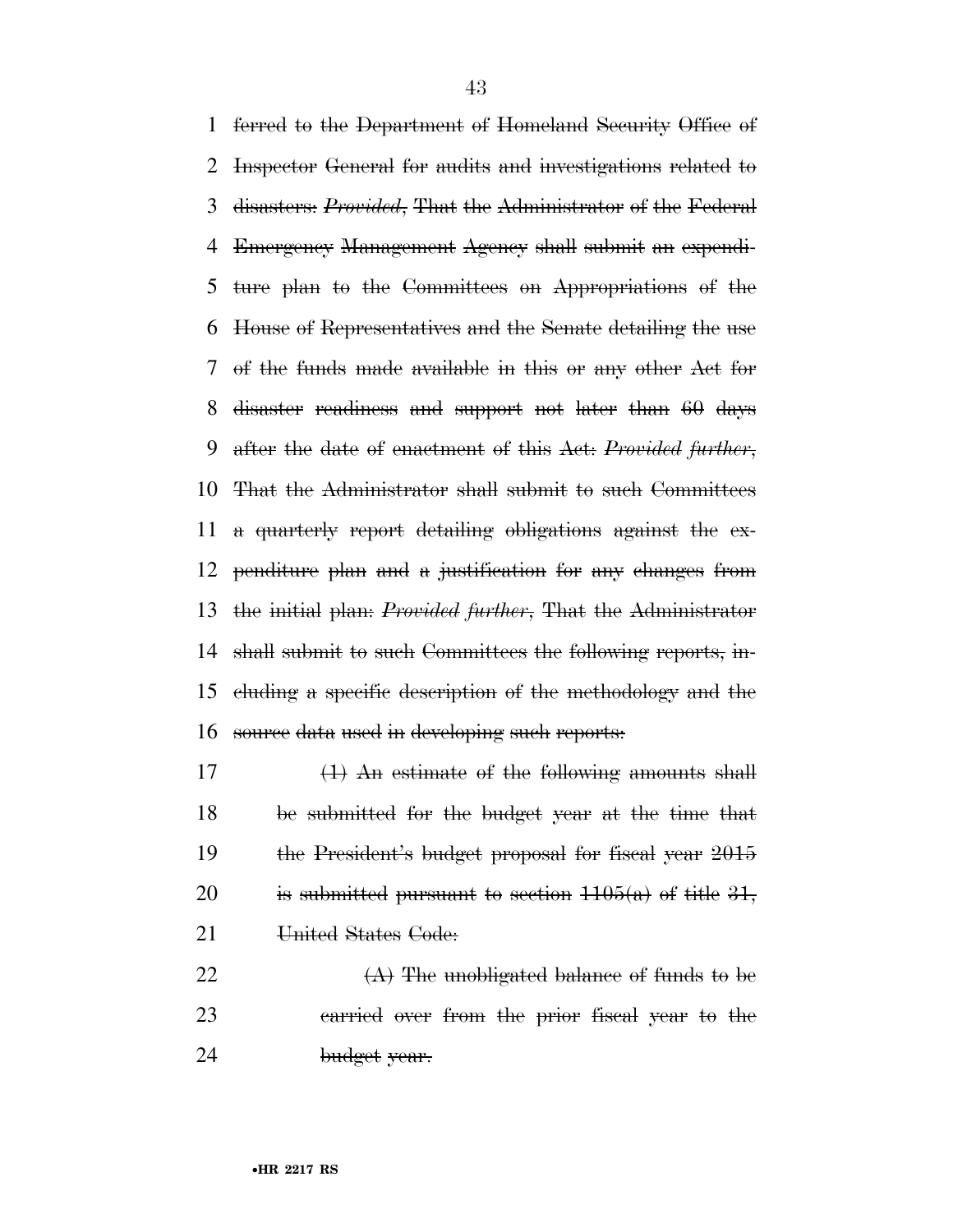ferred to the Department of Homeland Security Office of Inspector General for audits and investigations related to disasters: *Provided*, That the Administrator of the Federal Emergency Management Agency shall submit an expenditure plan to the Committees on Appropriations of the House of Representatives and the Senate detailing the use of the funds made available in this or any other Act for disaster readiness and support not later than 60 days after the date of enactment of this Act: *Provided further*, That the Administrator shall submit to such Committees a quarterly report detailing obligations against the expenditure plan and a justification for any changes from the initial plan: *Provided further*, That the Administrator shall submit to such Committees the following reports, including a specific description of the methodology and the source data used in developing such reports:

(1) An estimate of the following amounts shall be submitted for the budget year at the time that the President's budget proposal for fiscal year 2015 is submitted pursuant to section 1105(a) of title 31, United States Code:

(A) The unobligated balance of funds to be carried over from the prior fiscal year to the budget year.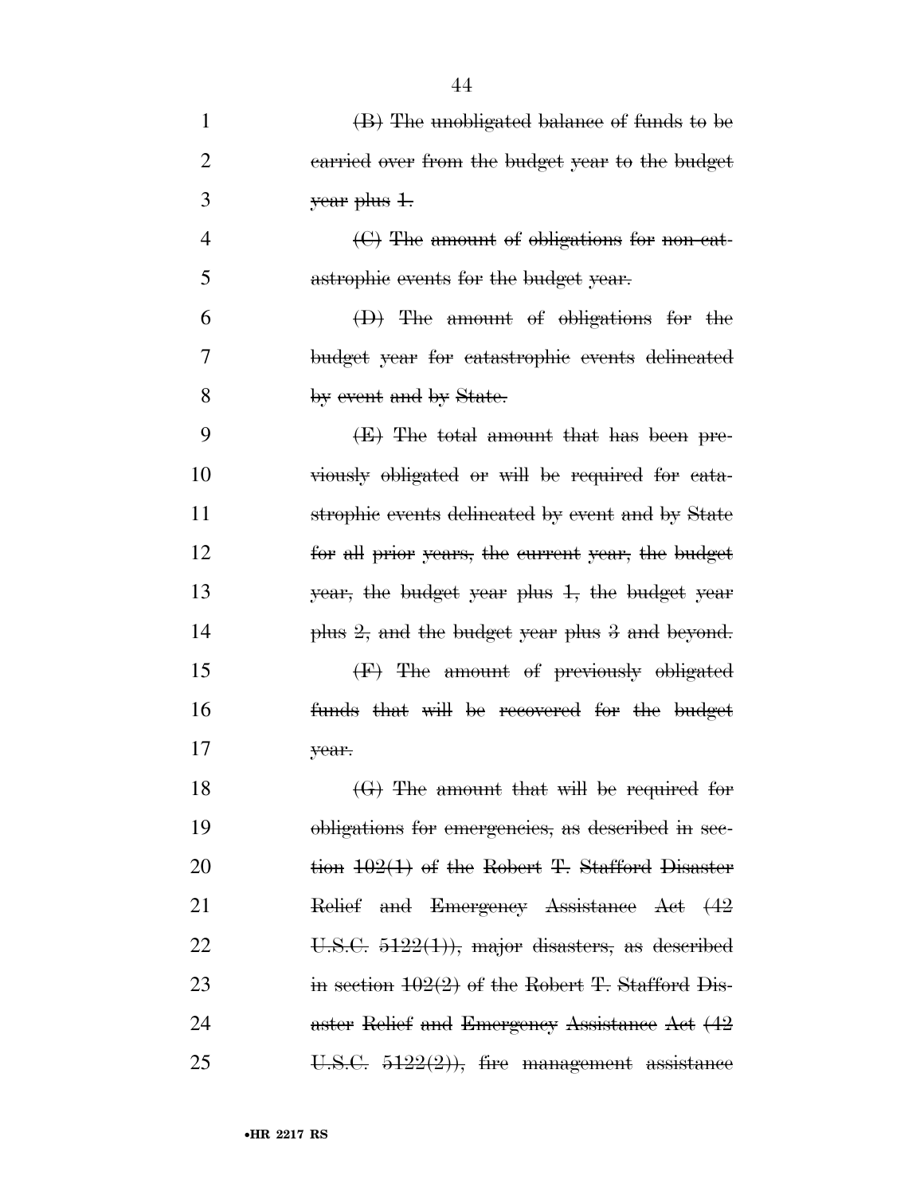~~(B) The unobligated balance of funds to be carried over from the budget year to the budget year plus 1.~~

~~(C) The amount of obligations for non-catastrophic events for the budget year.~~

~~(D) The amount of obligations for the budget year for catastrophic events delineated by event and by State.~~

~~(E) The total amount that has been previously obligated or will be required for catastrophic events delineated by event and by State for all prior years, the current year, the budget year, the budget year plus 1, the budget year plus 2, and the budget year plus 3 and beyond.~~

~~(F) The amount of previously obligated funds that will be recovered for the budget year.~~

~~(G) The amount that will be required for obligations for emergencies, as described in section 102(1) of the Robert T. Stafford Disaster Relief and Emergency Assistance Act (42 U.S.C. 5122(1)), major disasters, as described in section 102(2) of the Robert T. Stafford Disaster Relief and Emergency Assistance Act (42 U.S.C. 5122(2)), fire management assistance~~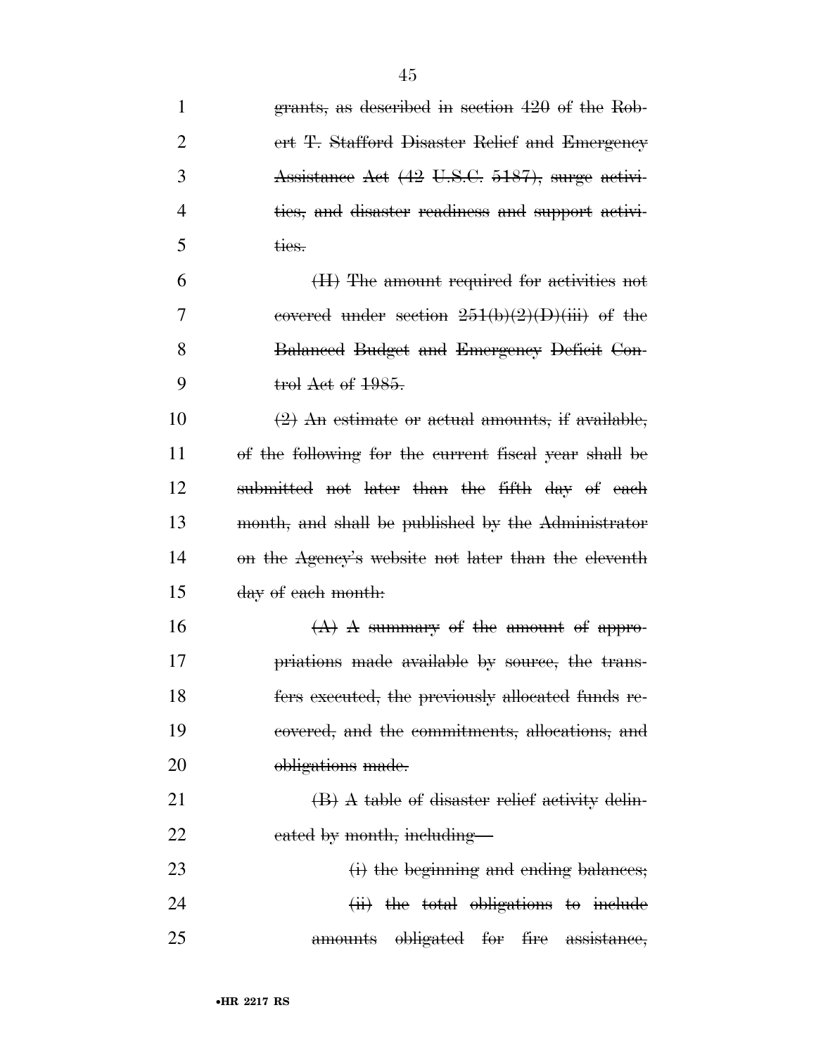grants, as described in section 420 of the Robert T. Stafford Disaster Relief and Emergency Assistance Act (42 U.S.C. 5187), surge activities, and disaster readiness and support activities.

(II) The amount required for activities not covered under section 251(b)(2)(D)(iii) of the Balanced Budget and Emergency Deficit Control Act of 1985.

(2) An estimate or actual amounts, if available, of the following for the current fiscal year shall be submitted not later than the fifth day of each month, and shall be published by the Administrator on the Agency's website not later than the eleventh day of each month:

(A) A summary of the amount of appropriations made available by source, the transfers executed, the previously allocated funds recovered, and the commitments, allocations, and obligations made.

(B) A table of disaster relief activity delineated by month, including—

(i) the beginning and ending balances;

(ii) the total obligations to include amounts obligated for fire assistance,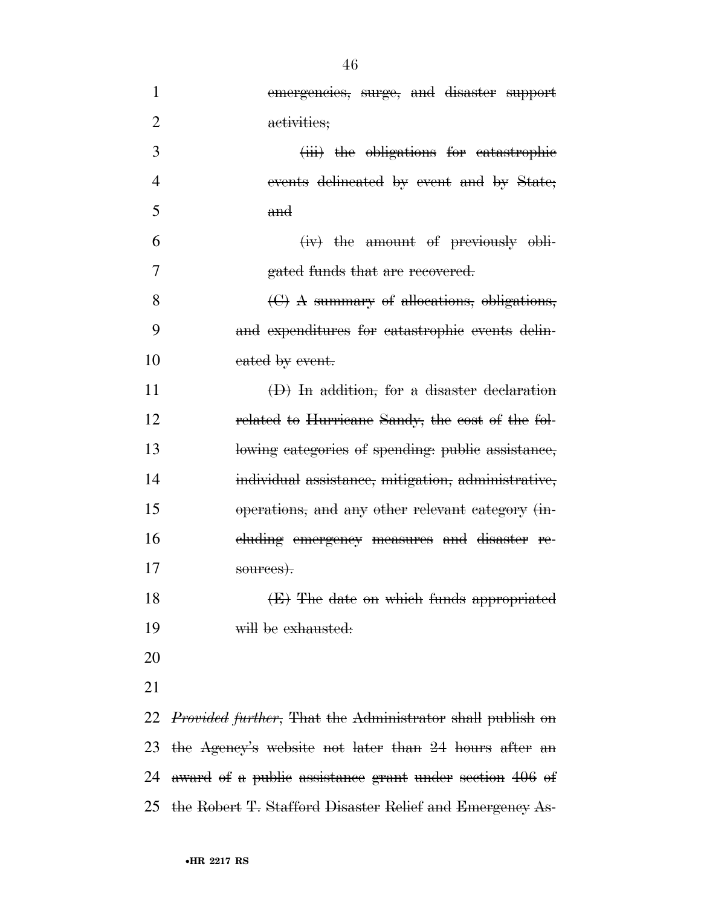emergencies, surge, and disaster support activities;

~~(iii) the obligations for catastrophic events delineated by event and by State; and~~

~~(iv) the amount of previously obligated funds that are recovered.~~

~~(C) A summary of allocations, obligations, and expenditures for catastrophic events delineated by event.~~

~~(D) In addition, for a disaster declaration related to Hurricane Sandy, the cost of the following categories of spending: public assistance, individual assistance, mitigation, administrative, operations, and any other relevant category (including emergency measures and disaster resources).~~

~~(E) The date on which funds appropriated will be exhausted:~~

~~*Provided further*, That the Administrator shall publish on the Agency's website not later than 24 hours after an award of a public assistance grant under section 406 of the Robert T. Stafford Disaster Relief and Emergency As-~~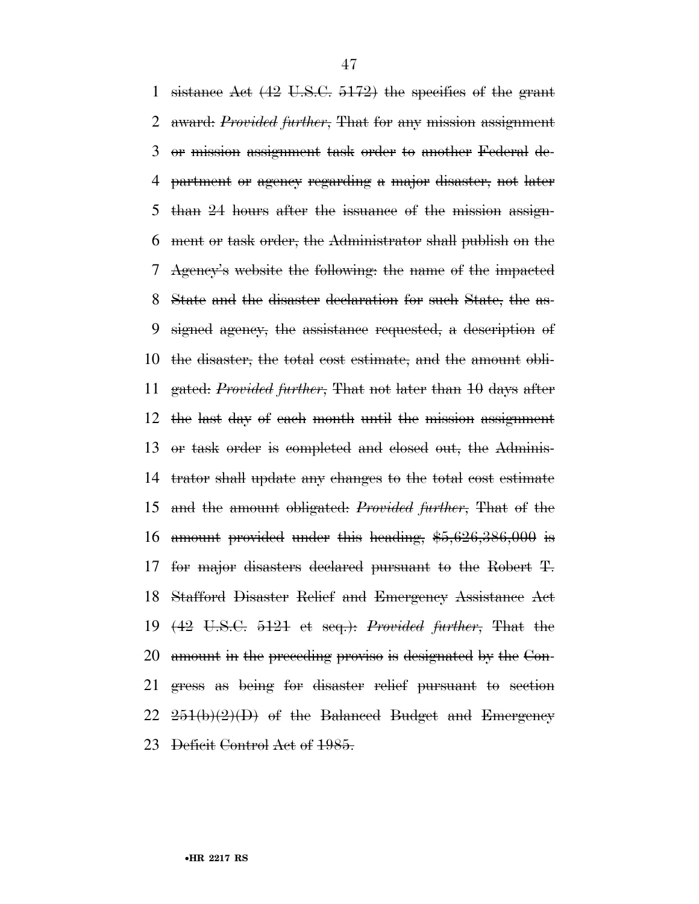sistance Act (42 U.S.C. 5172) the specifics of the grant award: *Provided further*, That for any mission assignment or mission assignment task order to another Federal department or agency regarding a major disaster, not later than 24 hours after the issuance of the mission assignment or task order, the Administrator shall publish on the Agency's website the following: the name of the impacted State and the disaster declaration for such State, the assigned agency, the assistance requested, a description of the disaster, the total cost estimate, and the amount obligated: *Provided further*, That not later than 10 days after the last day of each month until the mission assignment or task order is completed and closed out, the Administrator shall update any changes to the total cost estimate and the amount obligated: *Provided further*, That of the amount provided under this heading, $5,626,386,000 is for major disasters declared pursuant to the Robert T. Stafford Disaster Relief and Emergency Assistance Act (42 U.S.C. 5121 et seq.): *Provided further*, That the amount in the preceding proviso is designated by the Congress as being for disaster relief pursuant to section 251(b)(2)(D) of the Balanced Budget and Emergency Deficit Control Act of 1985.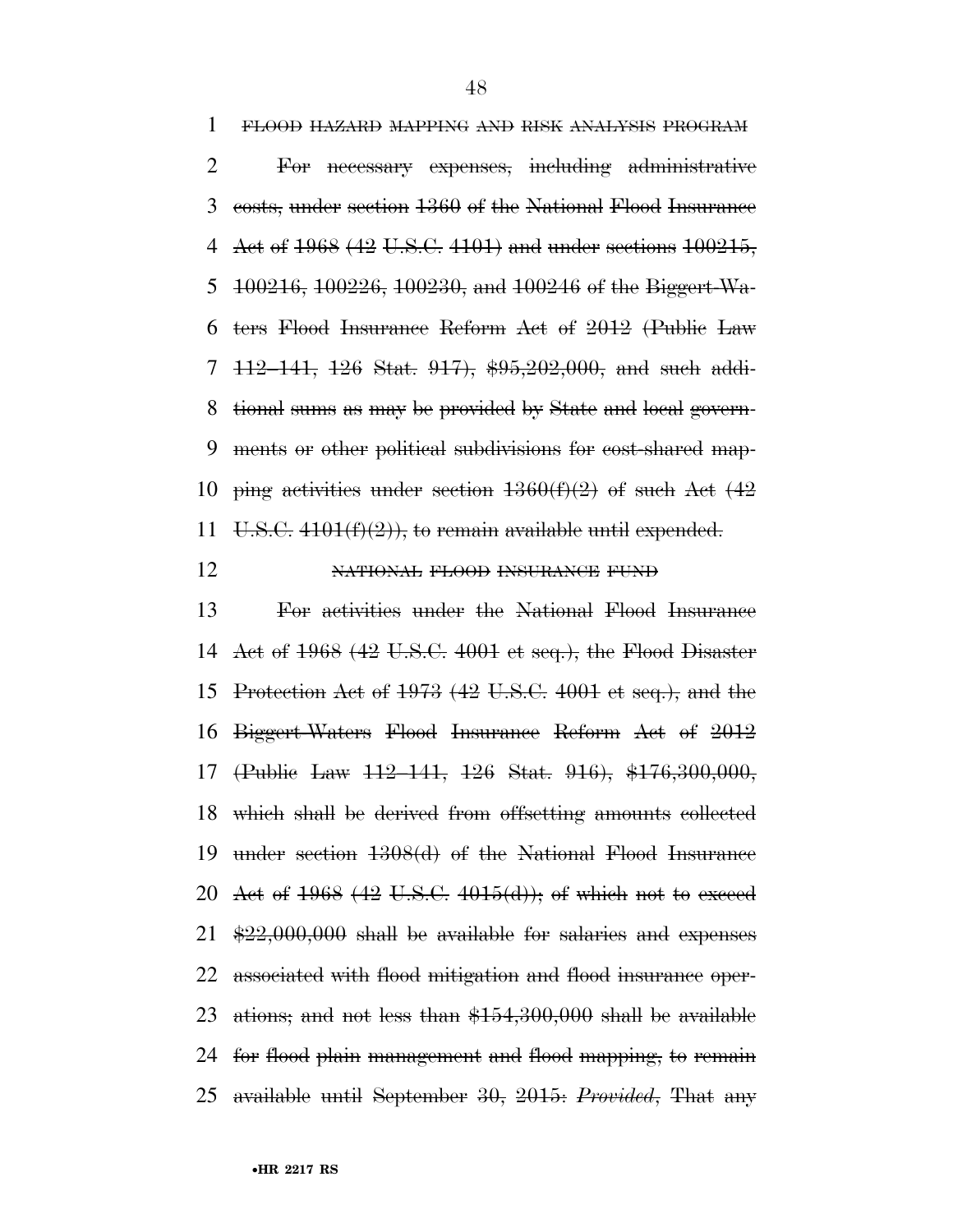~~FLOOD HAZARD MAPPING AND RISK ANALYSIS PROGRAM~~

~~For necessary expenses, including administrative costs, under section 1360 of the National Flood Insurance Act of 1968 (42 U.S.C. 4101) and under sections 100215, 100216, 100226, 100230, and 100246 of the Biggert-Waters Flood Insurance Reform Act of 2012 (Public Law 112–141, 126 Stat. 917), $95,202,000, and such additional sums as may be provided by State and local governments or other political subdivisions for cost-shared mapping activities under section 1360(f)(2) of such Act (42 U.S.C. 4101(f)(2)), to remain available until expended.~~

~~NATIONAL FLOOD INSURANCE FUND~~

~~For activities under the National Flood Insurance Act of 1968 (42 U.S.C. 4001 et seq.), the Flood Disaster Protection Act of 1973 (42 U.S.C. 4001 et seq.), and the Biggert-Waters Flood Insurance Reform Act of 2012 (Public Law 112–141, 126 Stat. 916), $176,300,000, which shall be derived from offsetting amounts collected under section 1308(d) of the National Flood Insurance Act of 1968 (42 U.S.C. 4015(d)); of which not to exceed $22,000,000 shall be available for salaries and expenses associated with flood mitigation and flood insurance operations; and not less than $154,300,000 shall be available for flood plain management and flood mapping, to remain available until September 30, 2015: *Provided*, That any~~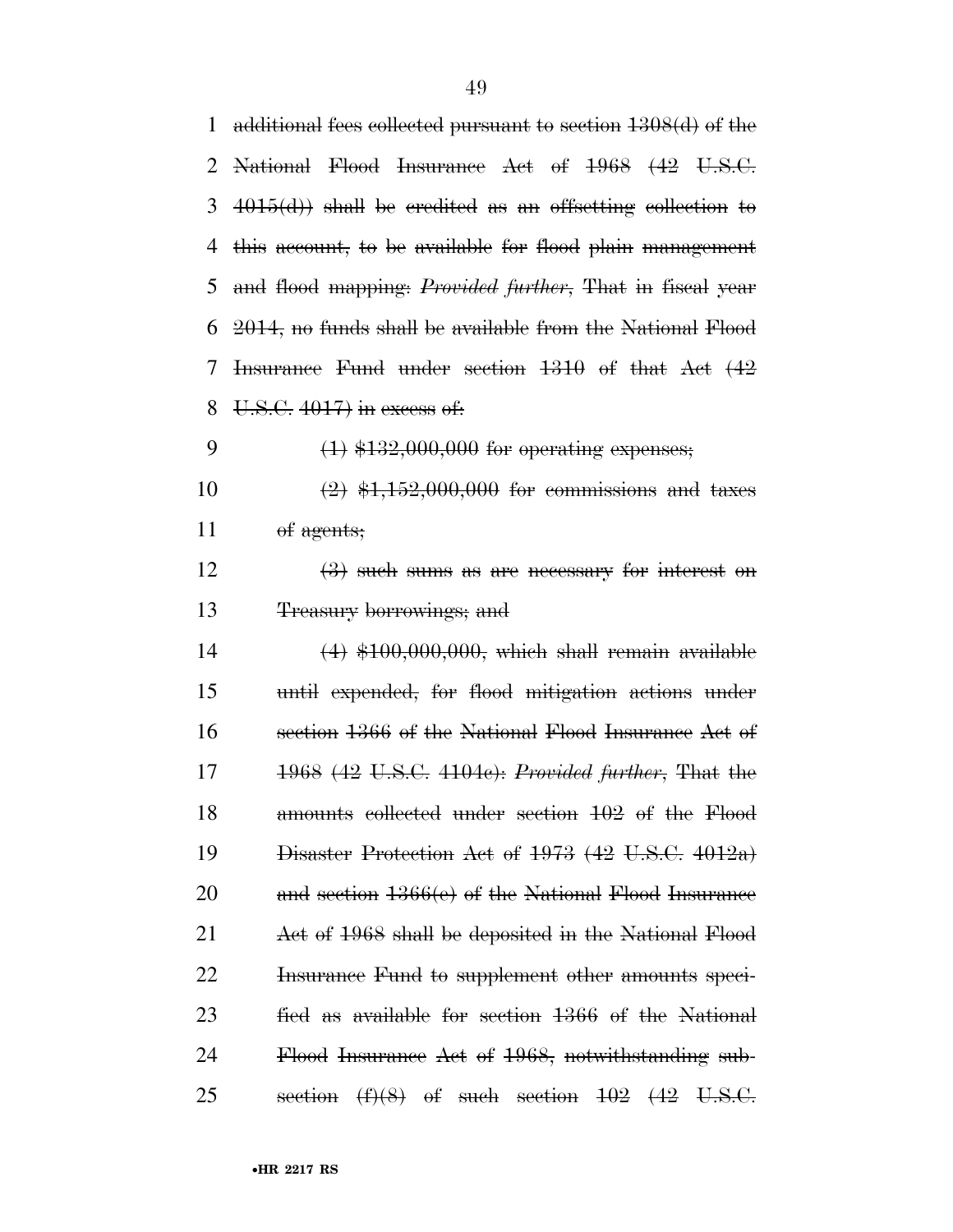~~additional fees collected pursuant to section 1308(d) of the National Flood Insurance Act of 1968 (42 U.S.C. 4015(d)) shall be credited as an offsetting collection to this account, to be available for flood plain management and flood mapping: *Provided further*, That in fiscal year 2014, no funds shall be available from the National Flood Insurance Fund under section 1310 of that Act (42 U.S.C. 4017) in excess of:~~

~~(1) $132,000,000 for operating expenses;~~

~~(2) $1,152,000,000 for commissions and taxes of agents;~~

~~(3) such sums as are necessary for interest on Treasury borrowings; and~~

~~(4) $100,000,000, which shall remain available until expended, for flood mitigation actions under section 1366 of the National Flood Insurance Act of 1968 (42 U.S.C. 4104c): *Provided further*, That the amounts collected under section 102 of the Flood Disaster Protection Act of 1973 (42 U.S.C. 4012a) and section 1366(e) of the National Flood Insurance Act of 1968 shall be deposited in the National Flood Insurance Fund to supplement other amounts specified as available for section 1366 of the National Flood Insurance Act of 1968, notwithstanding subsection (f)(8) of such section 102 (42 U.S.C.~~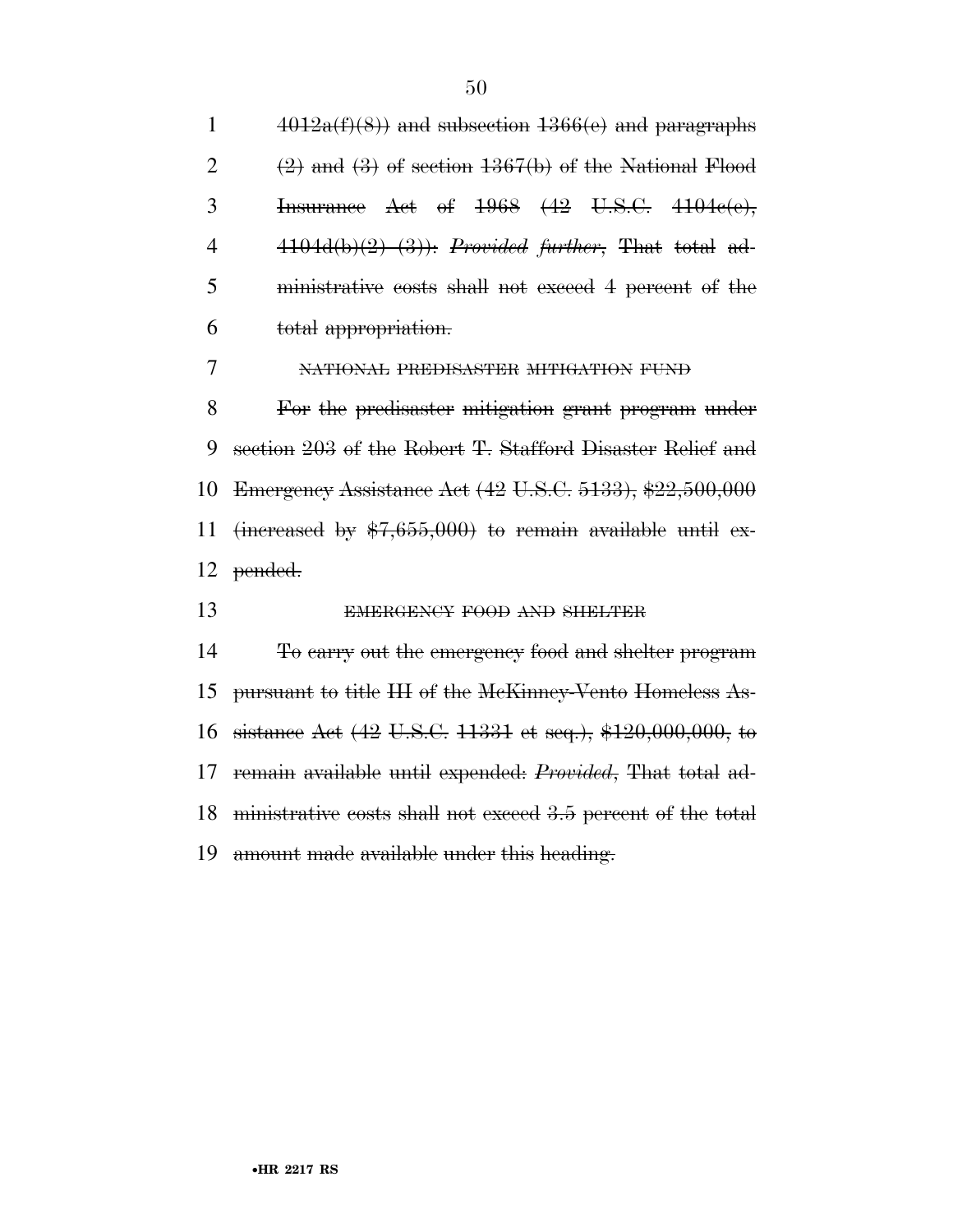~~4012a(f)(8)) and subsection 1366(e) and paragraphs (2) and (3) of section 1367(b) of the National Flood Insurance Act of 1968 (42 U.S.C. 4104c(e), 4104d(b)(2)–(3)): *Provided further*, That total administrative costs shall not exceed 4 percent of the total appropriation.~~

~~NATIONAL PREDISASTER MITIGATION FUND~~

~~For the predisaster mitigation grant program under section 203 of the Robert T. Stafford Disaster Relief and Emergency Assistance Act (42 U.S.C. 5133), $22,500,000 (increased by $7,655,000) to remain available until expended.~~

~~EMERGENCY FOOD AND SHELTER~~

~~To carry out the emergency food and shelter program pursuant to title III of the McKinney-Vento Homeless Assistance Act (42 U.S.C. 11331 et seq.), $120,000,000, to remain available until expended: *Provided*, That total administrative costs shall not exceed 3.5 percent of the total amount made available under this heading.~~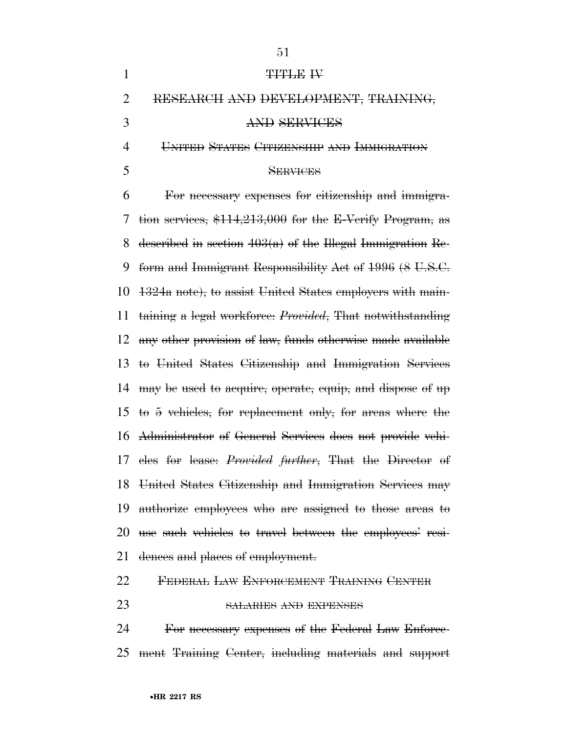TITLE IV

RESEARCH AND DEVELOPMENT, TRAINING, AND SERVICES

UNITED STATES CITIZENSHIP AND IMMIGRATION SERVICES

For necessary expenses for citizenship and immigration services, $114,213,000 for the E-Verify Program, as described in section 403(a) of the Illegal Immigration Reform and Immigrant Responsibility Act of 1996 (8 U.S.C. 1324a note), to assist United States employers with maintaining a legal workforce: *Provided*, That notwithstanding any other provision of law, funds otherwise made available to United States Citizenship and Immigration Services may be used to acquire, operate, equip, and dispose of up to 5 vehicles, for replacement only, for areas where the Administrator of General Services does not provide vehicles for lease: *Provided further*, That the Director of United States Citizenship and Immigration Services may authorize employees who are assigned to those areas to use such vehicles to travel between the employees' residences and places of employment.

FEDERAL LAW ENFORCEMENT TRAINING CENTER

SALARIES AND EXPENSES

For necessary expenses of the Federal Law Enforcement Training Center, including materials and support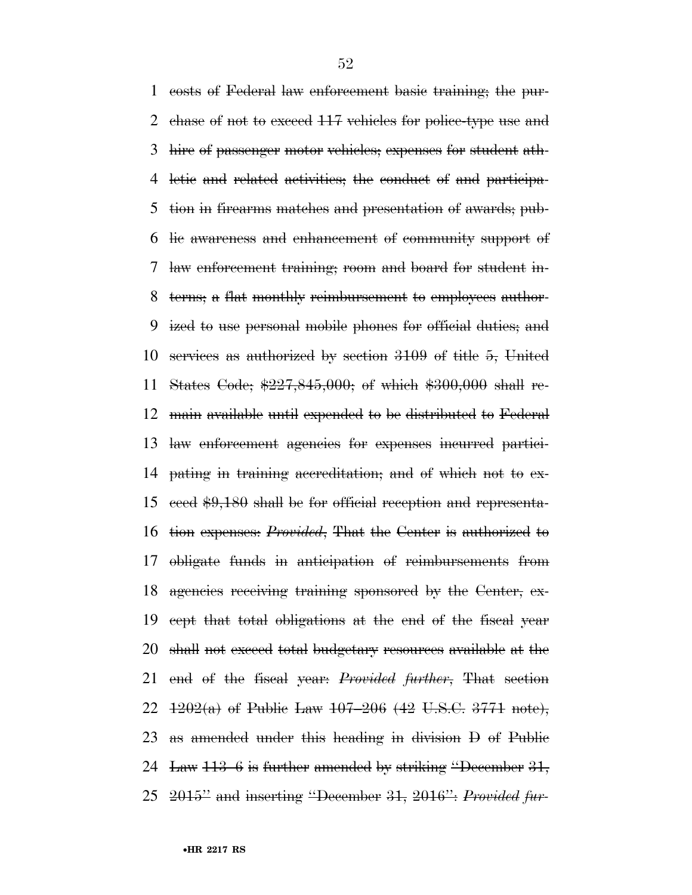~~costs of Federal law enforcement basic training; the purchase of not to exceed 117 vehicles for police-type use and hire of passenger motor vehicles; expenses for student athletic and related activities; the conduct of and participation in firearms matches and presentation of awards; public awareness and enhancement of community support of law enforcement training; room and board for student interns; a flat monthly reimbursement to employees authorized to use personal mobile phones for official duties; and services as authorized by section 3109 of title 5, United States Code; $227,845,000; of which $300,000 shall remain available until expended to be distributed to Federal law enforcement agencies for expenses incurred participating in training accreditation; and of which not to exceed $9,180 shall be for official reception and representation expenses: *Provided*, That the Center is authorized to obligate funds in anticipation of reimbursements from agencies receiving training sponsored by the Center, except that total obligations at the end of the fiscal year shall not exceed total budgetary resources available at the end of the fiscal year: *Provided further*, That section 1202(a) of Public Law 107–206 (42 U.S.C. 3771 note), as amended under this heading in division D of Public Law 113–6 is further amended by striking "December 31, 2015" and inserting "December 31, 2016": *Provided fur-*~~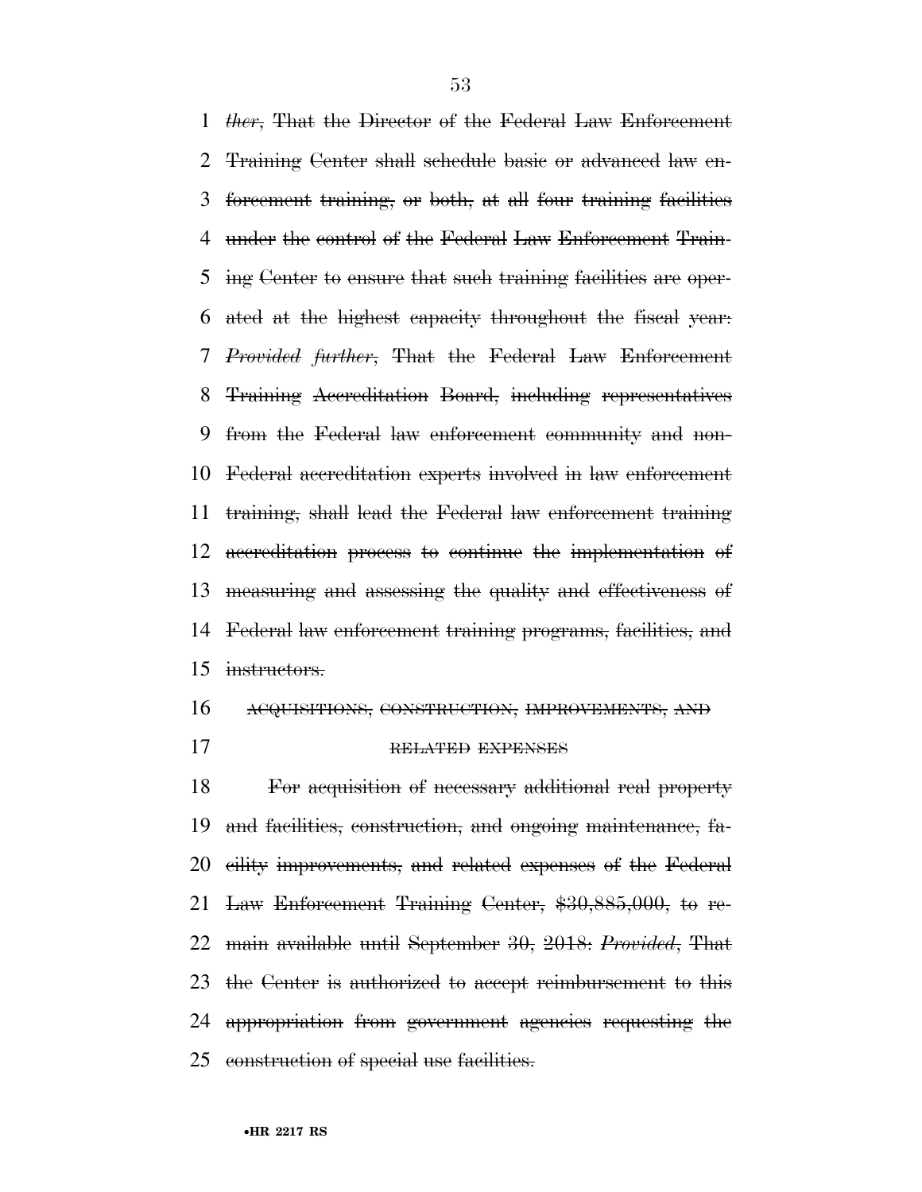*ther*, ~~That the Director of the Federal Law Enforcement Training Center shall schedule basic or advanced law enforcement training, or both, at all four training facilities under the control of the Federal Law Enforcement Training Center to ensure that such training facilities are operated at the highest capacity throughout the fiscal year:~~ *Provided further*, ~~That the Federal Law Enforcement Training Accreditation Board, including representatives from the Federal law enforcement community and non-Federal accreditation experts involved in law enforcement training, shall lead the Federal law enforcement training accreditation process to continue the implementation of measuring and assessing the quality and effectiveness of Federal law enforcement training programs, facilities, and instructors.~~

~~ACQUISITIONS, CONSTRUCTION, IMPROVEMENTS, AND RELATED EXPENSES~~

~~For acquisition of necessary additional real property and facilities, construction, and ongoing maintenance, facility improvements, and related expenses of the Federal Law Enforcement Training Center, $30,885,000, to remain available until September 30, 2018:~~ *Provided*, ~~That the Center is authorized to accept reimbursement to this appropriation from government agencies requesting the construction of special use facilities.~~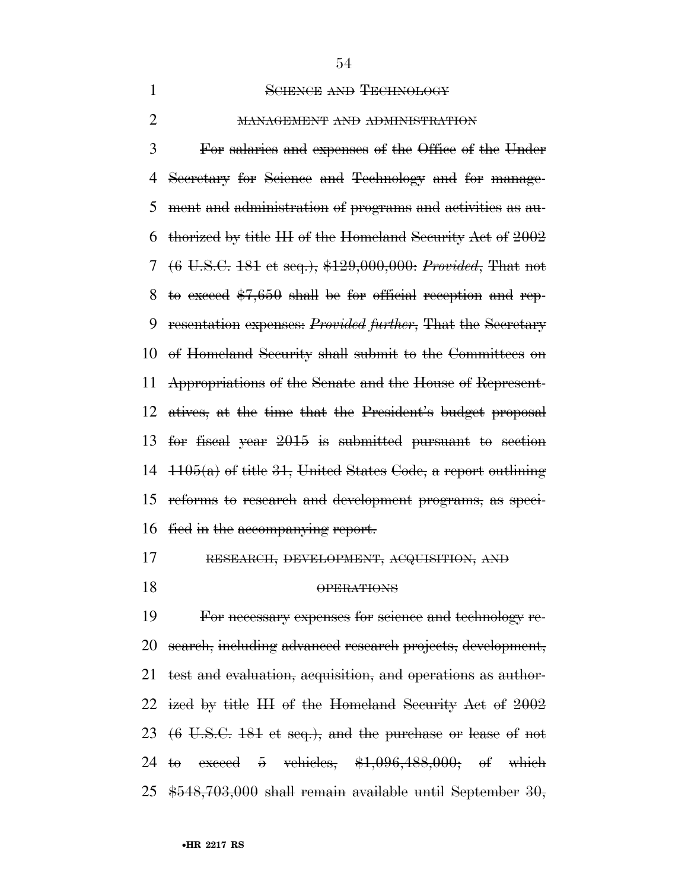SCIENCE AND TECHNOLOGY

MANAGEMENT AND ADMINISTRATION

For salaries and expenses of the Office of the Under Secretary for Science and Technology and for management and administration of programs and activities as authorized by title III of the Homeland Security Act of 2002 (6 U.S.C. 181 et seq.), $129,000,000: *Provided*, That not to exceed $7,650 shall be for official reception and representation expenses: *Provided further*, That the Secretary of Homeland Security shall submit to the Committees on Appropriations of the Senate and the House of Representatives, at the time that the President's budget proposal for fiscal year 2015 is submitted pursuant to section 1105(a) of title 31, United States Code, a report outlining reforms to research and development programs, as specified in the accompanying report.

RESEARCH, DEVELOPMENT, ACQUISITION, AND OPERATIONS

For necessary expenses for science and technology research, including advanced research projects, development, test and evaluation, acquisition, and operations as authorized by title III of the Homeland Security Act of 2002 (6 U.S.C. 181 et seq.), and the purchase or lease of not to exceed 5 vehicles, $1,096,488,000; of which $548,703,000 shall remain available until September 30,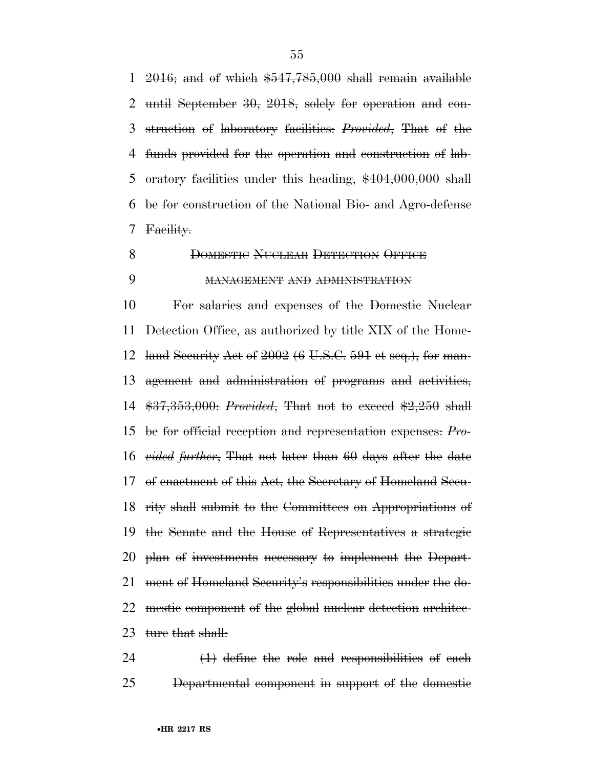2016; and of which $547,785,000 shall remain available until September 30, 2018, solely for operation and construction of laboratory facilities: *Provided*, That of the funds provided for the operation and construction of laboratory facilities under this heading, $404,000,000 shall be for construction of the National Bio- and Agro-defense Facility.

DOMESTIC NUCLEAR DETECTION OFFICE

MANAGEMENT AND ADMINISTRATION

For salaries and expenses of the Domestic Nuclear Detection Office, as authorized by title XIX of the Homeland Security Act of 2002 (6 U.S.C. 591 et seq.), for management and administration of programs and activities, $37,353,000: *Provided*, That not to exceed $2,250 shall be for official reception and representation expenses: *Provided further*, That not later than 60 days after the date of enactment of this Act, the Secretary of Homeland Security shall submit to the Committees on Appropriations of the Senate and the House of Representatives a strategic plan of investments necessary to implement the Department of Homeland Security's responsibilities under the domestic component of the global nuclear detection architecture that shall:

(1) define the role and responsibilities of each Departmental component in support of the domestic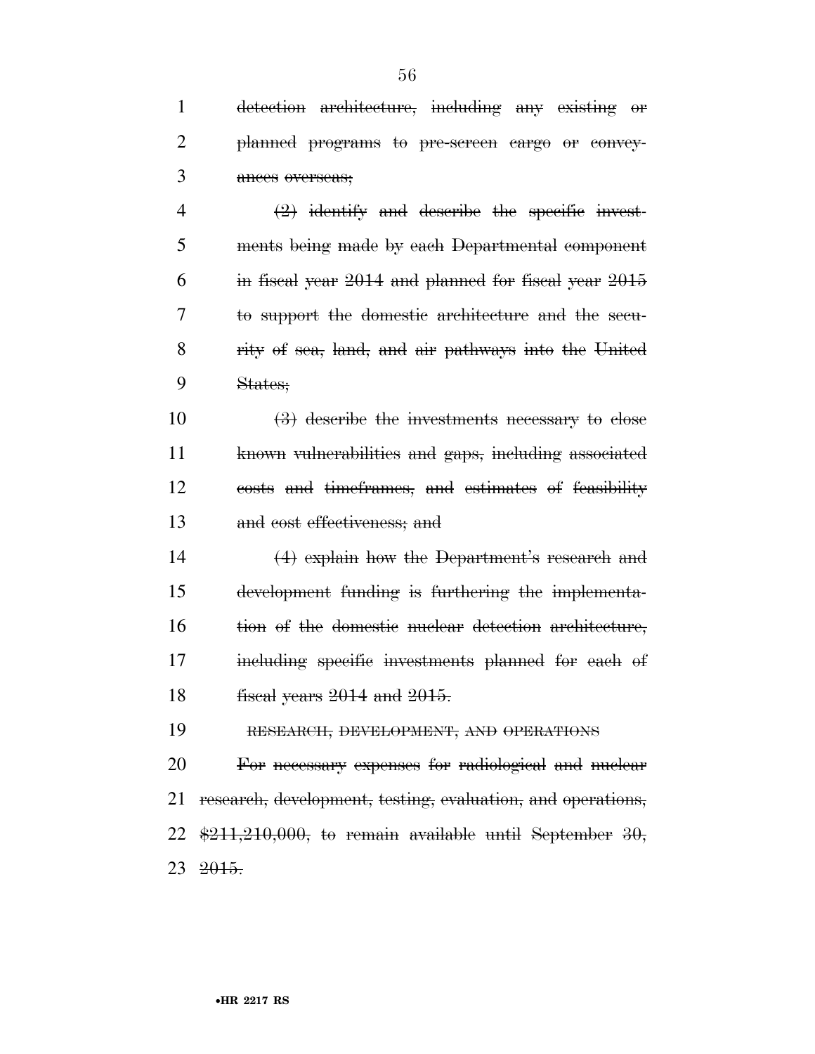~~detection architecture, including any existing or planned programs to pre-screen cargo or conveyances overseas;~~

~~(2) identify and describe the specific investments being made by each Departmental component in fiscal year 2014 and planned for fiscal year 2015 to support the domestic architecture and the security of sea, land, and air pathways into the United States;~~

~~(3) describe the investments necessary to close known vulnerabilities and gaps, including associated costs and timeframes, and estimates of feasibility and cost effectiveness; and~~

~~(4) explain how the Department's research and development funding is furthering the implementation of the domestic nuclear detection architecture, including specific investments planned for each of fiscal years 2014 and 2015.~~

~~RESEARCH, DEVELOPMENT, AND OPERATIONS~~

~~For necessary expenses for radiological and nuclear research, development, testing, evaluation, and operations, $211,210,000, to remain available until September 30, 2015.~~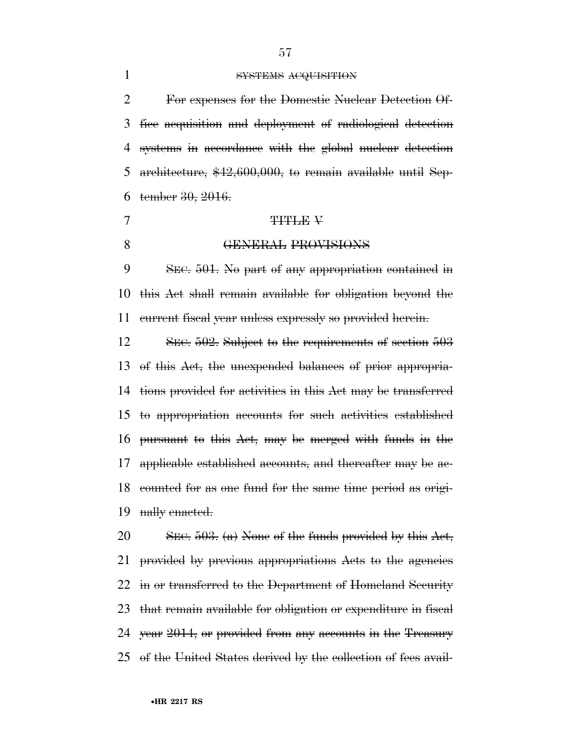SYSTEMS ACQUISITION

~~For expenses for the Domestic Nuclear Detection Office acquisition and deployment of radiological detection systems in accordance with the global nuclear detection architecture, $42,600,000, to remain available until September 30, 2016.~~

~~TITLE V~~

~~GENERAL PROVISIONS~~

~~SEC. 501. No part of any appropriation contained in this Act shall remain available for obligation beyond the current fiscal year unless expressly so provided herein.~~

~~SEC. 502. Subject to the requirements of section 503 of this Act, the unexpended balances of prior appropriations provided for activities in this Act may be transferred to appropriation accounts for such activities established pursuant to this Act, may be merged with funds in the applicable established accounts, and thereafter may be accounted for as one fund for the same time period as originally enacted.~~

~~SEC. 503. (a) None of the funds provided by this Act, provided by previous appropriations Acts to the agencies in or transferred to the Department of Homeland Security that remain available for obligation or expenditure in fiscal year 2014, or provided from any accounts in the Treasury of the United States derived by the collection of fees avail-~~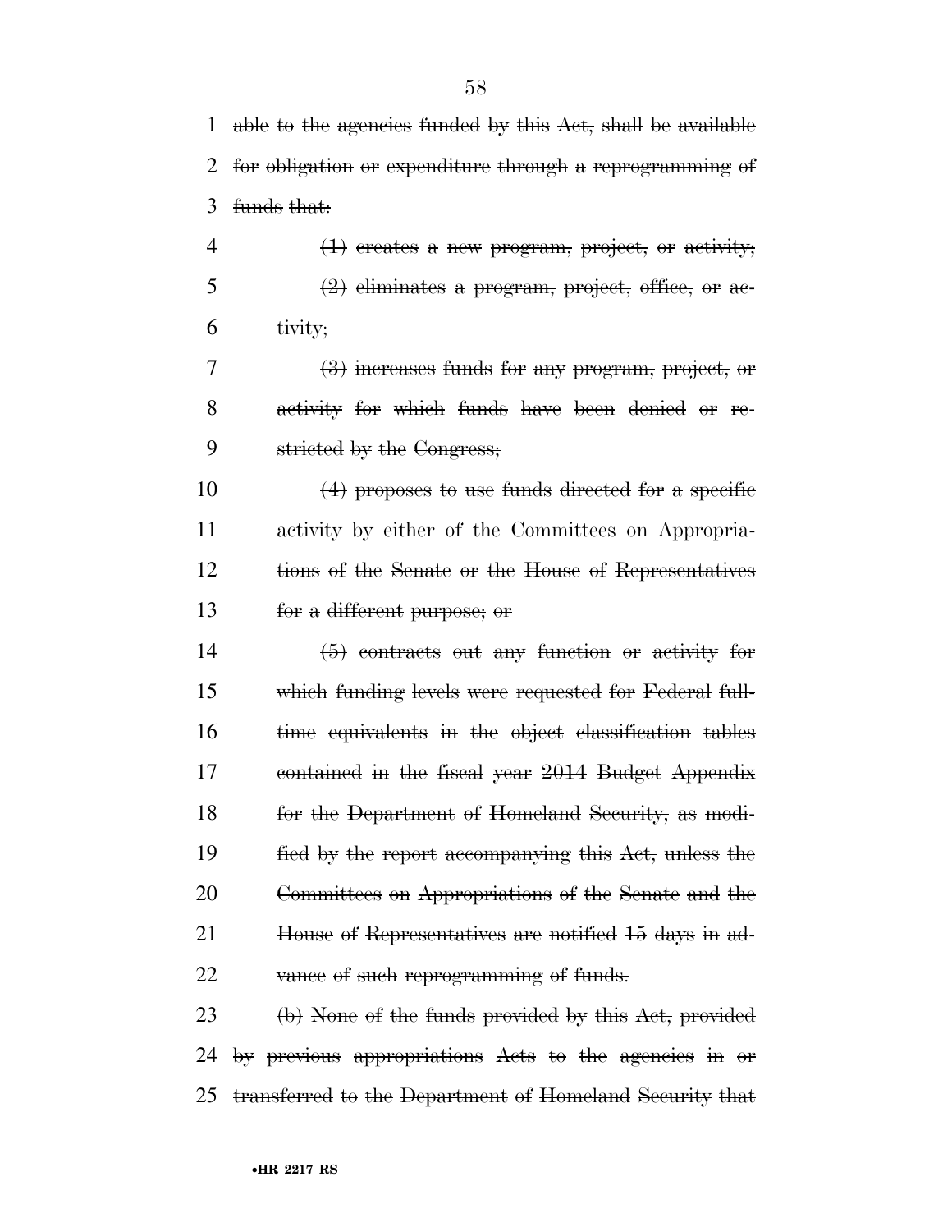able to the agencies funded by this Act, shall be available for obligation or expenditure through a reprogramming of funds that:

(1) creates a new program, project, or activity;

(2) eliminates a program, project, office, or activity;

(3) increases funds for any program, project, or activity for which funds have been denied or restricted by the Congress;

(4) proposes to use funds directed for a specific activity by either of the Committees on Appropriations of the Senate or the House of Representatives for a different purpose; or

(5) contracts out any function or activity for which funding levels were requested for Federal full-time equivalents in the object classification tables contained in the fiscal year 2014 Budget Appendix for the Department of Homeland Security, as modified by the report accompanying this Act, unless the Committees on Appropriations of the Senate and the House of Representatives are notified 15 days in advance of such reprogramming of funds.

(b) None of the funds provided by this Act, provided by previous appropriations Acts to the agencies in or transferred to the Department of Homeland Security that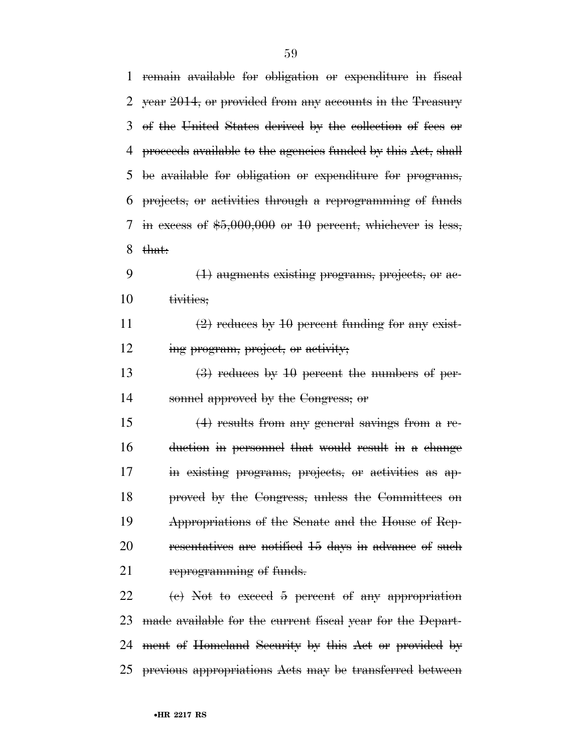~~remain available for obligation or expenditure in fiscal year 2014, or provided from any accounts in the Treasury of the United States derived by the collection of fees or proceeds available to the agencies funded by this Act, shall be available for obligation or expenditure for programs, projects, or activities through a reprogramming of funds in excess of $5,000,000 or 10 percent, whichever is less, that:~~

~~(1) augments existing programs, projects, or activities;~~

~~(2) reduces by 10 percent funding for any existing program, project, or activity;~~

~~(3) reduces by 10 percent the numbers of personnel approved by the Congress; or~~

~~(4) results from any general savings from a reduction in personnel that would result in a change in existing programs, projects, or activities as approved by the Congress, unless the Committees on Appropriations of the Senate and the House of Representatives are notified 15 days in advance of such reprogramming of funds.~~

~~(c) Not to exceed 5 percent of any appropriation made available for the current fiscal year for the Department of Homeland Security by this Act or provided by previous appropriations Acts may be transferred between~~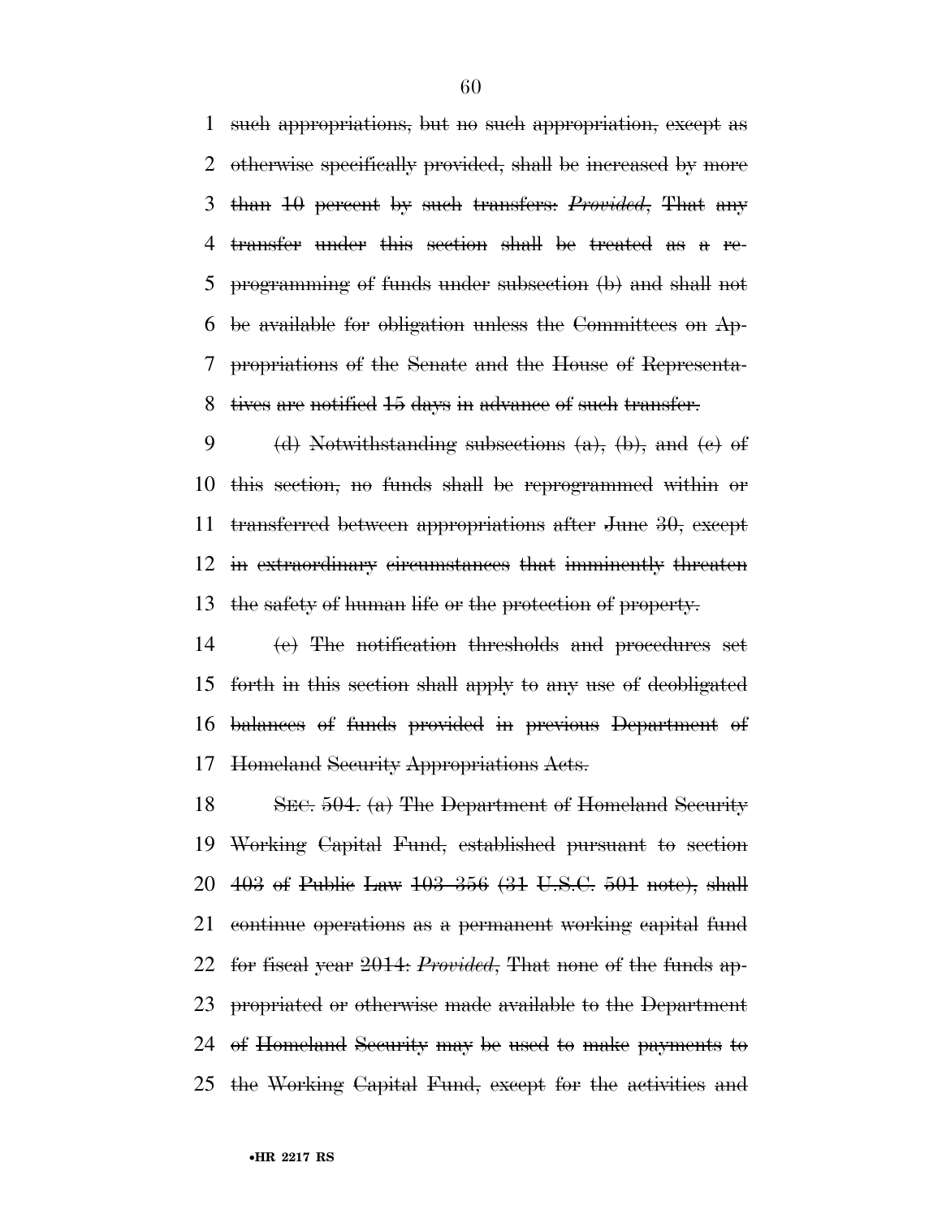such appropriations, but no such appropriation, except as otherwise specifically provided, shall be increased by more than 10 percent by such transfers: *Provided*, That any transfer under this section shall be treated as a reprogramming of funds under subsection (b) and shall not be available for obligation unless the Committees on Appropriations of the Senate and the House of Representatives are notified 15 days in advance of such transfer.

(d) Notwithstanding subsections (a), (b), and (c) of this section, no funds shall be reprogrammed within or transferred between appropriations after June 30, except in extraordinary circumstances that imminently threaten the safety of human life or the protection of property.

(e) The notification thresholds and procedures set forth in this section shall apply to any use of deobligated balances of funds provided in previous Department of Homeland Security Appropriations Acts.

SEC. 504. (a) The Department of Homeland Security Working Capital Fund, established pursuant to section 403 of Public Law 103–356 (31 U.S.C. 501 note), shall continue operations as a permanent working capital fund for fiscal year 2014: *Provided*, That none of the funds appropriated or otherwise made available to the Department of Homeland Security may be used to make payments to the Working Capital Fund, except for the activities and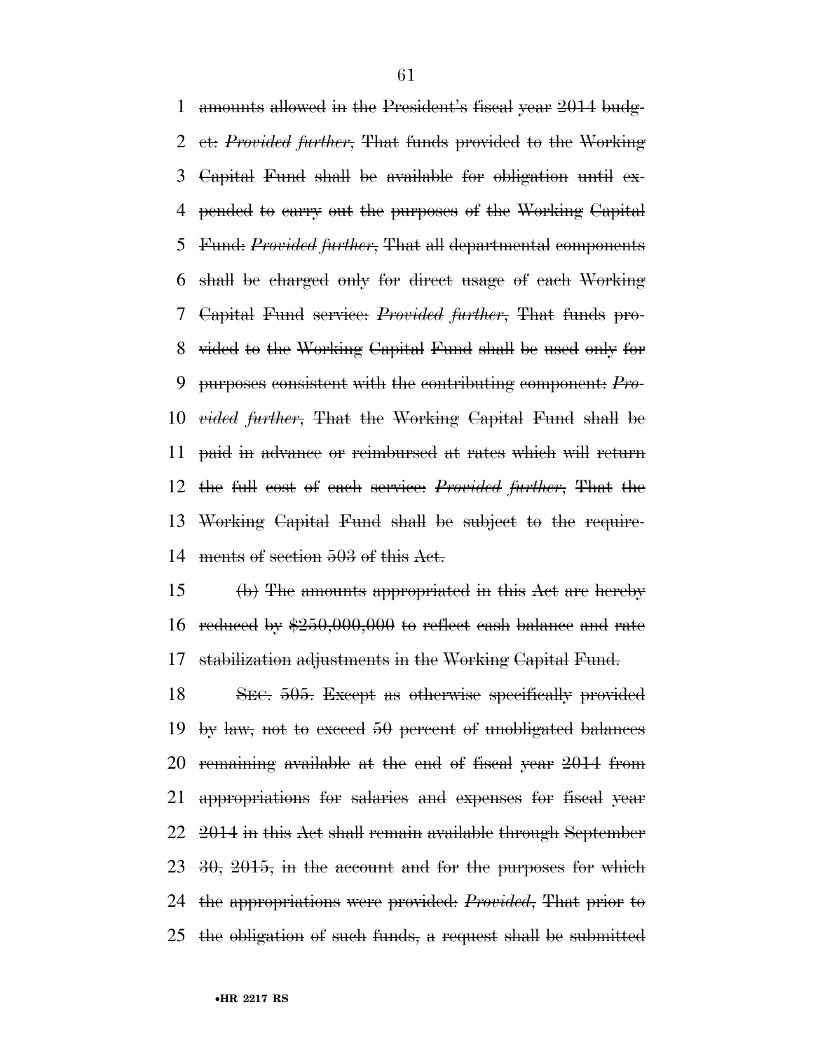amounts allowed in the President's fiscal year 2014 budget: *Provided further*, That funds provided to the Working Capital Fund shall be available for obligation until expended to carry out the purposes of the Working Capital Fund: *Provided further*, That all departmental components shall be charged only for direct usage of each Working Capital Fund service: *Provided further*, That funds provided to the Working Capital Fund shall be used only for purposes consistent with the contributing component: *Provided further*, That the Working Capital Fund shall be paid in advance or reimbursed at rates which will return the full cost of each service: *Provided further*, That the Working Capital Fund shall be subject to the requirements of section 503 of this Act.

(b) The amounts appropriated in this Act are hereby reduced by $250,000,000 to reflect cash balance and rate stabilization adjustments in the Working Capital Fund.

SEC. 505. Except as otherwise specifically provided by law, not to exceed 50 percent of unobligated balances remaining available at the end of fiscal year 2014 from appropriations for salaries and expenses for fiscal year 2014 in this Act shall remain available through September 30, 2015, in the account and for the purposes for which the appropriations were provided: *Provided*, That prior to the obligation of such funds, a request shall be submitted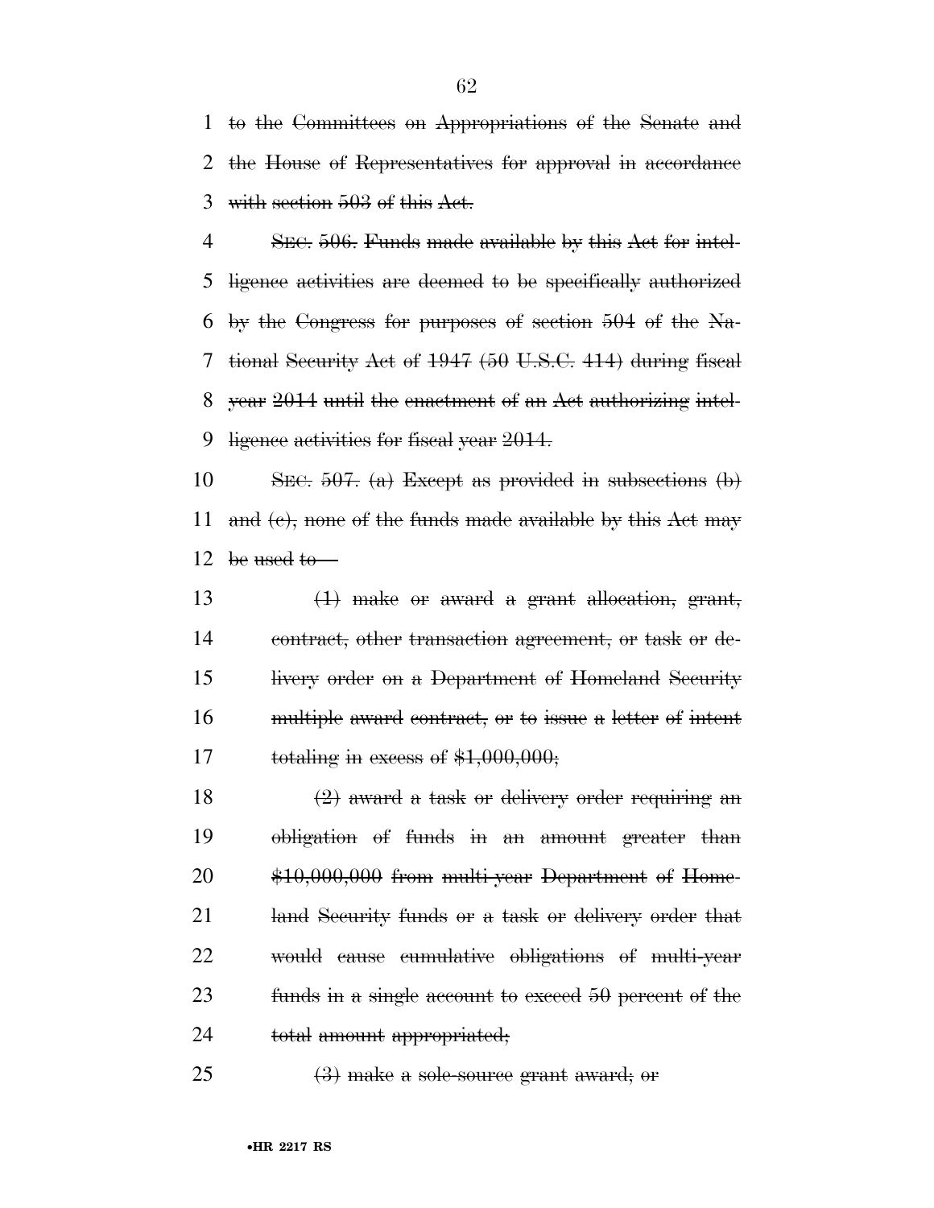~~to the Committees on Appropriations of the Senate and the House of Representatives for approval in accordance with section 503 of this Act.~~

~~SEC. 506. Funds made available by this Act for intelligence activities are deemed to be specifically authorized by the Congress for purposes of section 504 of the National Security Act of 1947 (50 U.S.C. 414) during fiscal year 2014 until the enactment of an Act authorizing intelligence activities for fiscal year 2014.~~

~~SEC. 507. (a) Except as provided in subsections (b) and (c), none of the funds made available by this Act may be used to—~~

~~(1) make or award a grant allocation, grant, contract, other transaction agreement, or task or delivery order on a Department of Homeland Security multiple award contract, or to issue a letter of intent totaling in excess of $1,000,000;~~

~~(2) award a task or delivery order requiring an obligation of funds in an amount greater than $10,000,000 from multi-year Department of Homeland Security funds or a task or delivery order that would cause cumulative obligations of multi-year funds in a single account to exceed 50 percent of the total amount appropriated;~~

~~(3) make a sole-source grant award; or~~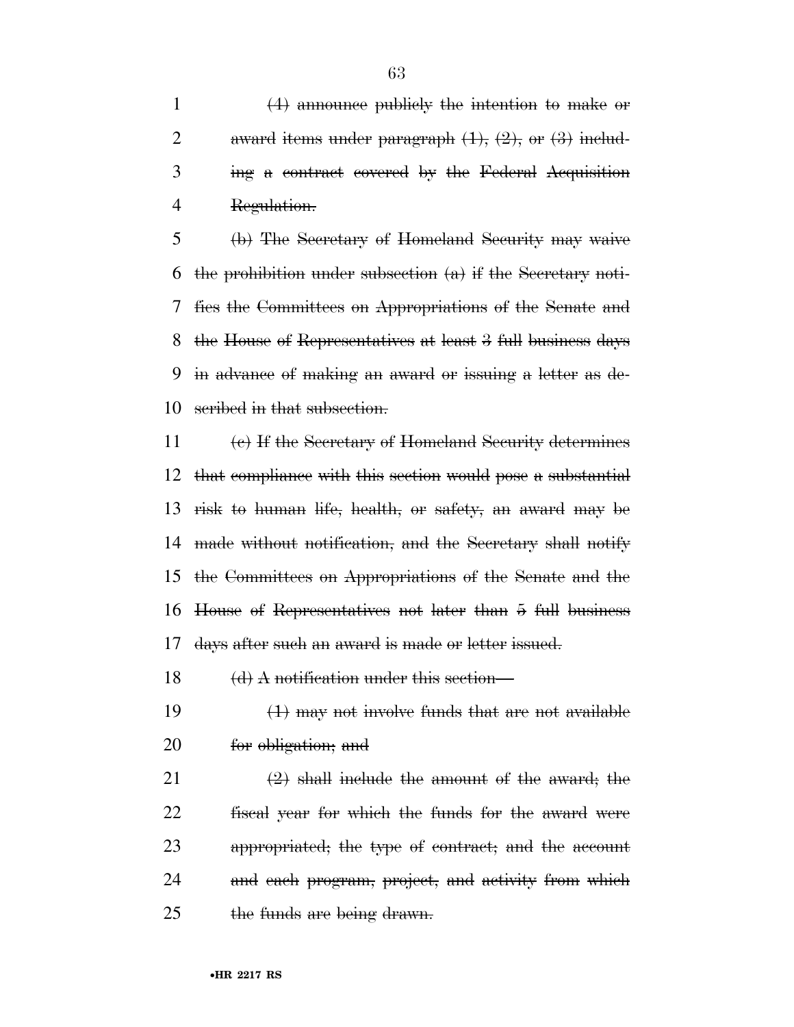~~(4) announce publicly the intention to make or award items under paragraph (1), (2), or (3) including a contract covered by the Federal Acquisition Regulation.~~

~~(b) The Secretary of Homeland Security may waive the prohibition under subsection (a) if the Secretary notifies the Committees on Appropriations of the Senate and the House of Representatives at least 3 full business days in advance of making an award or issuing a letter as described in that subsection.~~

~~(c) If the Secretary of Homeland Security determines that compliance with this section would pose a substantial risk to human life, health, or safety, an award may be made without notification, and the Secretary shall notify the Committees on Appropriations of the Senate and the House of Representatives not later than 5 full business days after such an award is made or letter issued.~~

~~(d) A notification under this section—~~

~~(1) may not involve funds that are not available for obligation; and~~

~~(2) shall include the amount of the award; the fiscal year for which the funds for the award were appropriated; the type of contract; and the account and each program, project, and activity from which the funds are being drawn.~~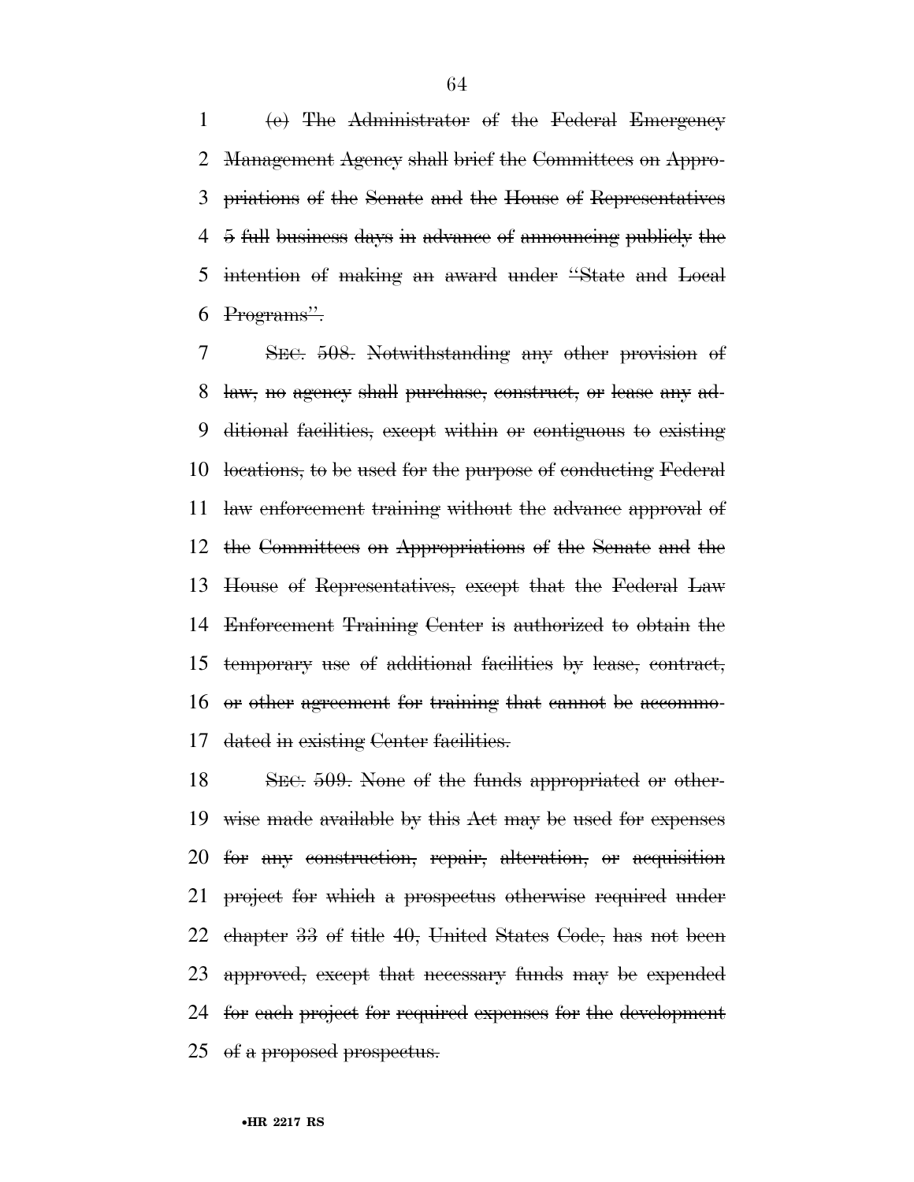~~(e) The Administrator of the Federal Emergency Management Agency shall brief the Committees on Appropriations of the Senate and the House of Representatives 5 full business days in advance of announcing publicly the intention of making an award under "State and Local Programs".~~

~~SEC. 508. Notwithstanding any other provision of law, no agency shall purchase, construct, or lease any additional facilities, except within or contiguous to existing locations, to be used for the purpose of conducting Federal law enforcement training without the advance approval of the Committees on Appropriations of the Senate and the House of Representatives, except that the Federal Law Enforcement Training Center is authorized to obtain the temporary use of additional facilities by lease, contract, or other agreement for training that cannot be accommodated in existing Center facilities.~~

~~SEC. 509. None of the funds appropriated or otherwise made available by this Act may be used for expenses for any construction, repair, alteration, or acquisition project for which a prospectus otherwise required under chapter 33 of title 40, United States Code, has not been approved, except that necessary funds may be expended for each project for required expenses for the development of a proposed prospectus.~~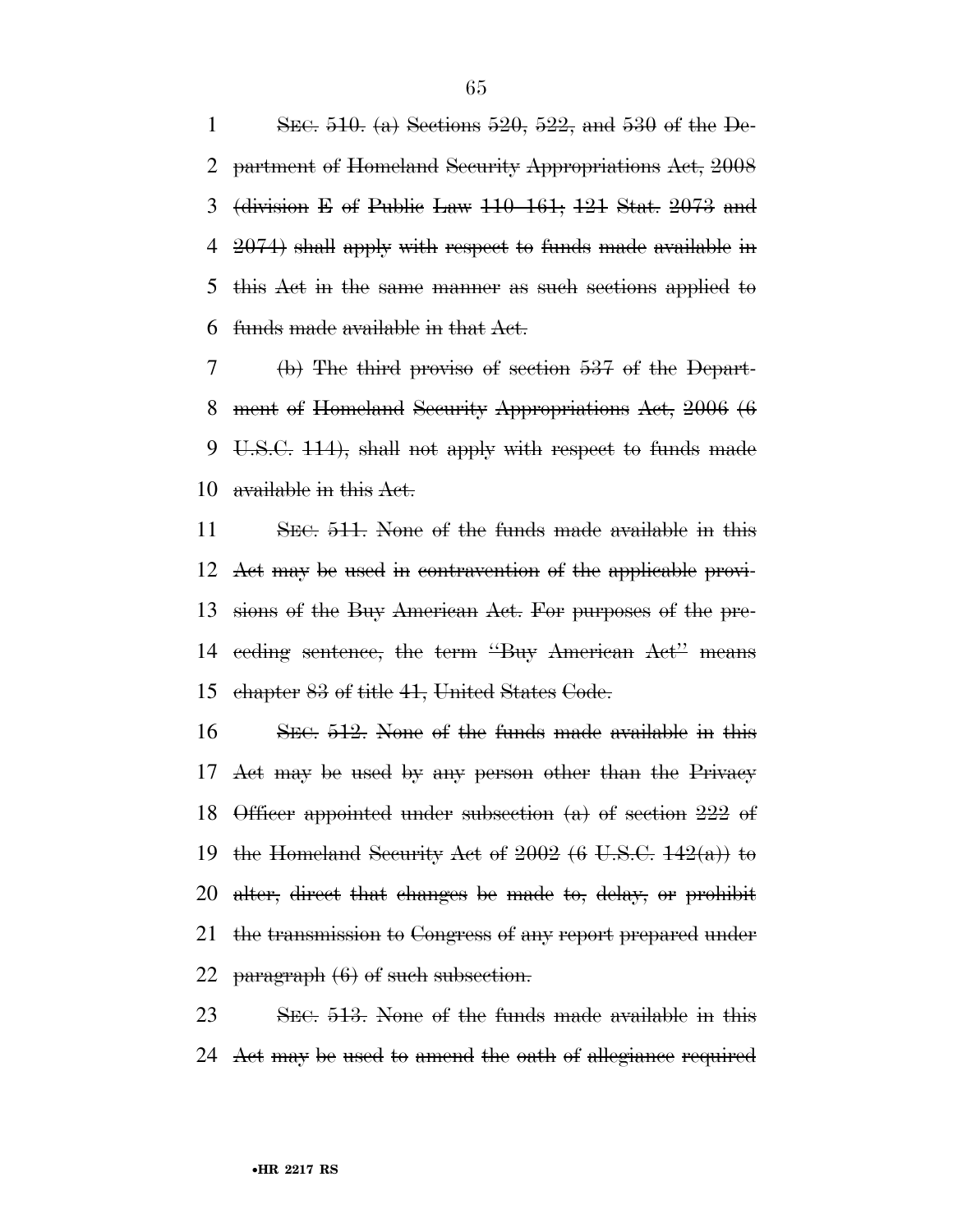~~SEC. 510. (a) Sections 520, 522, and 530 of the Department of Homeland Security Appropriations Act, 2008 (division E of Public Law 110–161; 121 Stat. 2073 and 2074) shall apply with respect to funds made available in this Act in the same manner as such sections applied to funds made available in that Act.~~

~~(b) The third proviso of section 537 of the Department of Homeland Security Appropriations Act, 2006 (6 U.S.C. 114), shall not apply with respect to funds made available in this Act.~~

~~SEC. 511. None of the funds made available in this Act may be used in contravention of the applicable provisions of the Buy American Act. For purposes of the preceding sentence, the term "Buy American Act" means chapter 83 of title 41, United States Code.~~

~~SEC. 512. None of the funds made available in this Act may be used by any person other than the Privacy Officer appointed under subsection (a) of section 222 of the Homeland Security Act of 2002 (6 U.S.C. 142(a)) to alter, direct that changes be made to, delay, or prohibit the transmission to Congress of any report prepared under paragraph (6) of such subsection.~~

~~SEC. 513. None of the funds made available in this Act may be used to amend the oath of allegiance required~~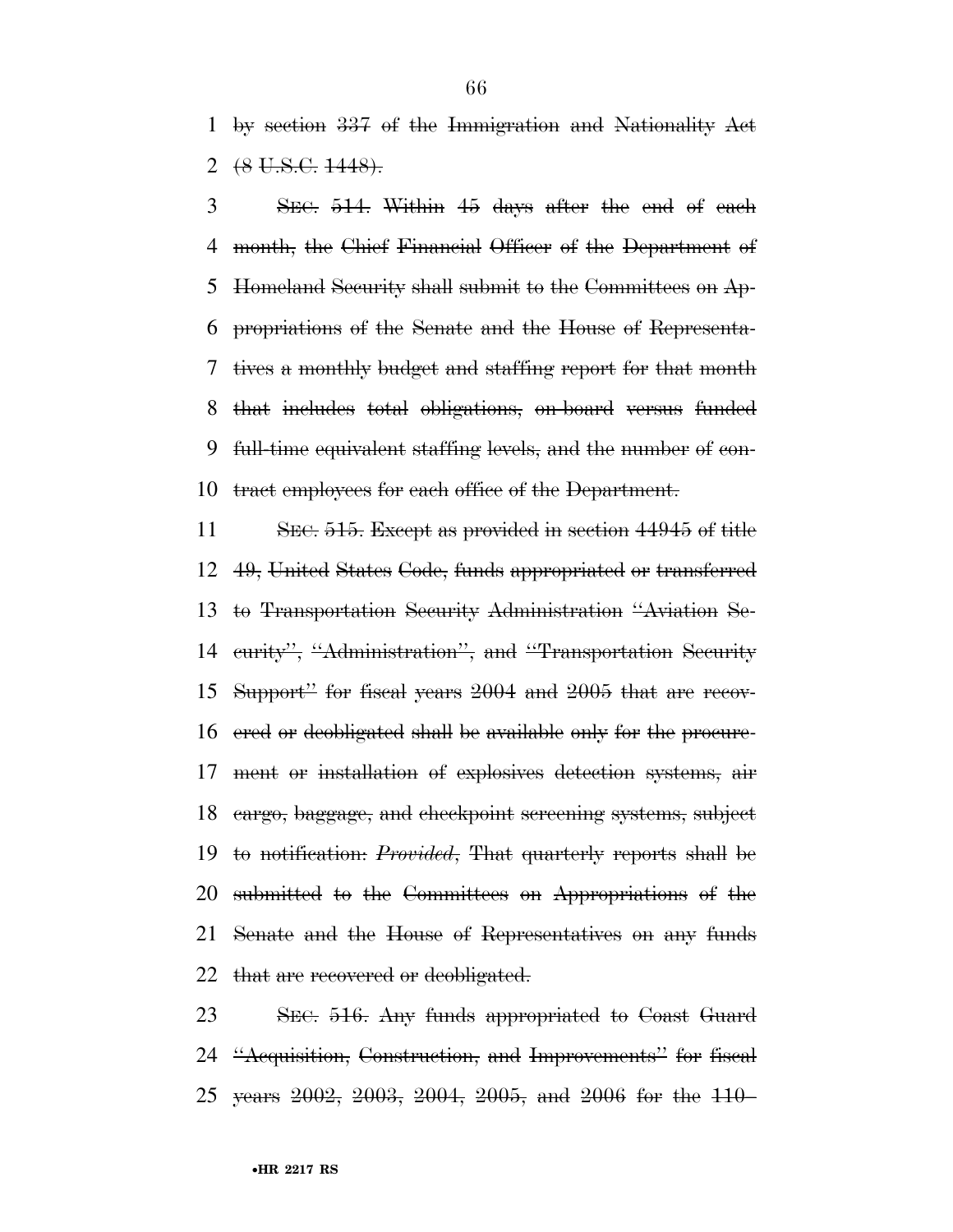by section 337 of the Immigration and Nationality Act (8 U.S.C. 1448).

SEC. 514. Within 45 days after the end of each month, the Chief Financial Officer of the Department of Homeland Security shall submit to the Committees on Appropriations of the Senate and the House of Representatives a monthly budget and staffing report for that month that includes total obligations, on-board versus funded full-time equivalent staffing levels, and the number of contract employees for each office of the Department.

SEC. 515. Except as provided in section 44945 of title 49, United States Code, funds appropriated or transferred to Transportation Security Administration "Aviation Security", "Administration", and "Transportation Security Support" for fiscal years 2004 and 2005 that are recovered or deobligated shall be available only for the procurement or installation of explosives detection systems, air cargo, baggage, and checkpoint screening systems, subject to notification: *Provided*, That quarterly reports shall be submitted to the Committees on Appropriations of the Senate and the House of Representatives on any funds that are recovered or deobligated.

SEC. 516. Any funds appropriated to Coast Guard "Acquisition, Construction, and Improvements" for fiscal years 2002, 2003, 2004, 2005, and 2006 for the 110–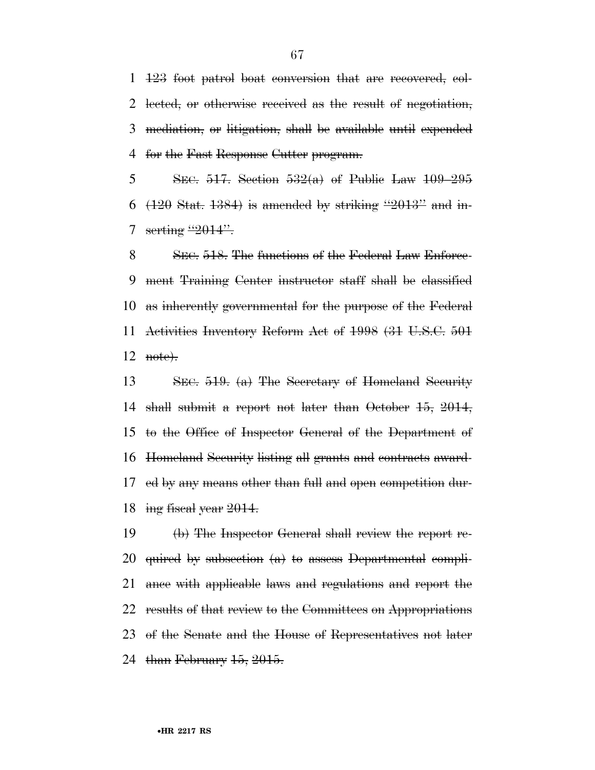~~123 foot patrol boat conversion that are recovered, collected, or otherwise received as the result of negotiation, mediation, or litigation, shall be available until expended for the Fast Response Cutter program.~~

~~SEC. 517. Section 532(a) of Public Law 109–295 (120 Stat. 1384) is amended by striking "2013" and inserting "2014".~~

~~SEC. 518. The functions of the Federal Law Enforcement Training Center instructor staff shall be classified as inherently governmental for the purpose of the Federal Activities Inventory Reform Act of 1998 (31 U.S.C. 501 note).~~

~~SEC. 519. (a) The Secretary of Homeland Security shall submit a report not later than October 15, 2014, to the Office of Inspector General of the Department of Homeland Security listing all grants and contracts awarded by any means other than full and open competition during fiscal year 2014.~~

~~(b) The Inspector General shall review the report required by subsection (a) to assess Departmental compliance with applicable laws and regulations and report the results of that review to the Committees on Appropriations of the Senate and the House of Representatives not later than February 15, 2015.~~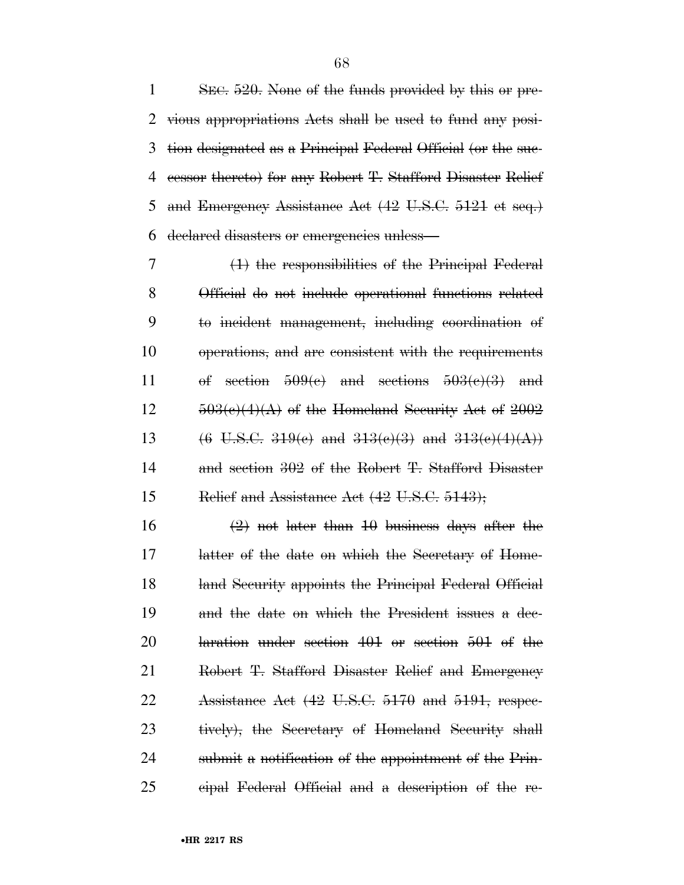SEC. 520. None of the funds provided by this or previous appropriations Acts shall be used to fund any position designated as a Principal Federal Official (or the successor thereto) for any Robert T. Stafford Disaster Relief and Emergency Assistance Act (42 U.S.C. 5121 et seq.) declared disasters or emergencies unless—

(1) the responsibilities of the Principal Federal Official do not include operational functions related to incident management, including coordination of operations, and are consistent with the requirements of section 509(c) and sections 503(c)(3) and 503(c)(4)(A) of the Homeland Security Act of 2002 (6 U.S.C. 319(c) and 313(c)(3) and 313(c)(4)(A)) and section 302 of the Robert T. Stafford Disaster Relief and Assistance Act (42 U.S.C. 5143);

(2) not later than 10 business days after the latter of the date on which the Secretary of Homeland Security appoints the Principal Federal Official and the date on which the President issues a declaration under section 401 or section 501 of the Robert T. Stafford Disaster Relief and Emergency Assistance Act (42 U.S.C. 5170 and 5191, respectively), the Secretary of Homeland Security shall submit a notification of the appointment of the Principal Federal Official and a description of the re-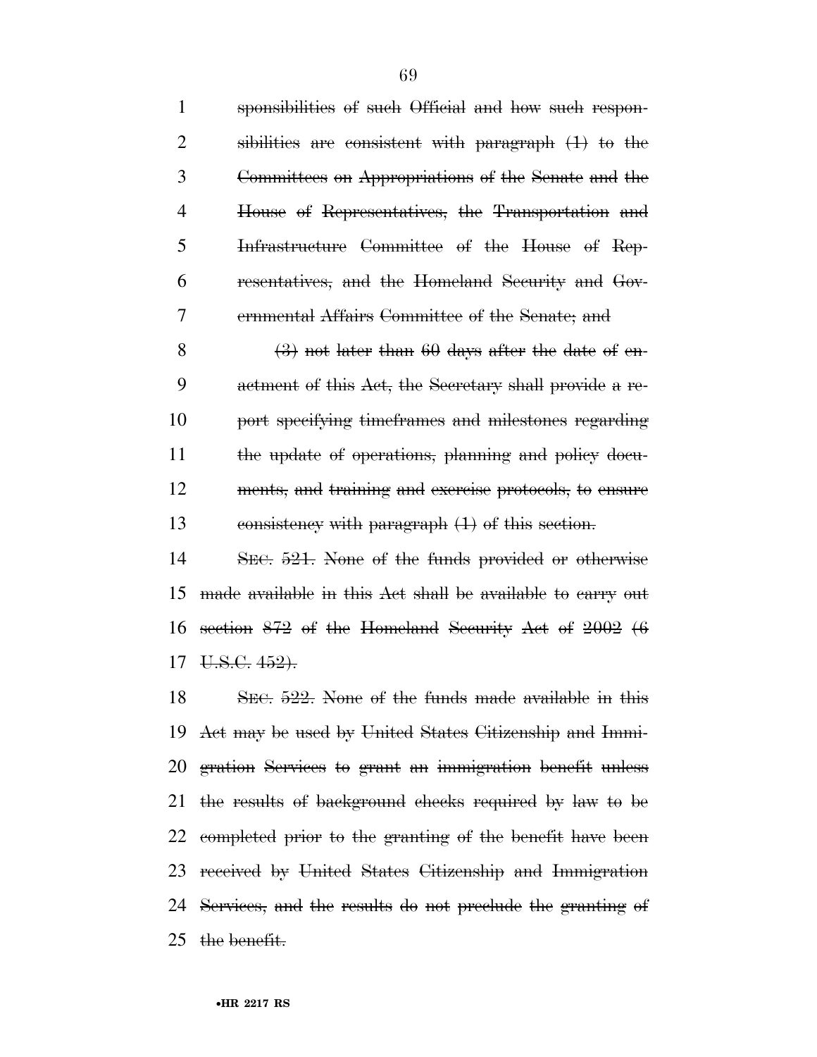sponsibilities of such Official and how such responsibilities are consistent with paragraph (1) to the Committees on Appropriations of the Senate and the House of Representatives, the Transportation and Infrastructure Committee of the House of Representatives, and the Homeland Security and Governmental Affairs Committee of the Senate; and

(3) not later than 60 days after the date of enactment of this Act, the Secretary shall provide a report specifying timeframes and milestones regarding the update of operations, planning and policy documents, and training and exercise protocols, to ensure consistency with paragraph (1) of this section.

SEC. 521. None of the funds provided or otherwise made available in this Act shall be available to carry out section 872 of the Homeland Security Act of 2002 (6 U.S.C. 452).

SEC. 522. None of the funds made available in this Act may be used by United States Citizenship and Immigration Services to grant an immigration benefit unless the results of background checks required by law to be completed prior to the granting of the benefit have been received by United States Citizenship and Immigration Services, and the results do not preclude the granting of the benefit.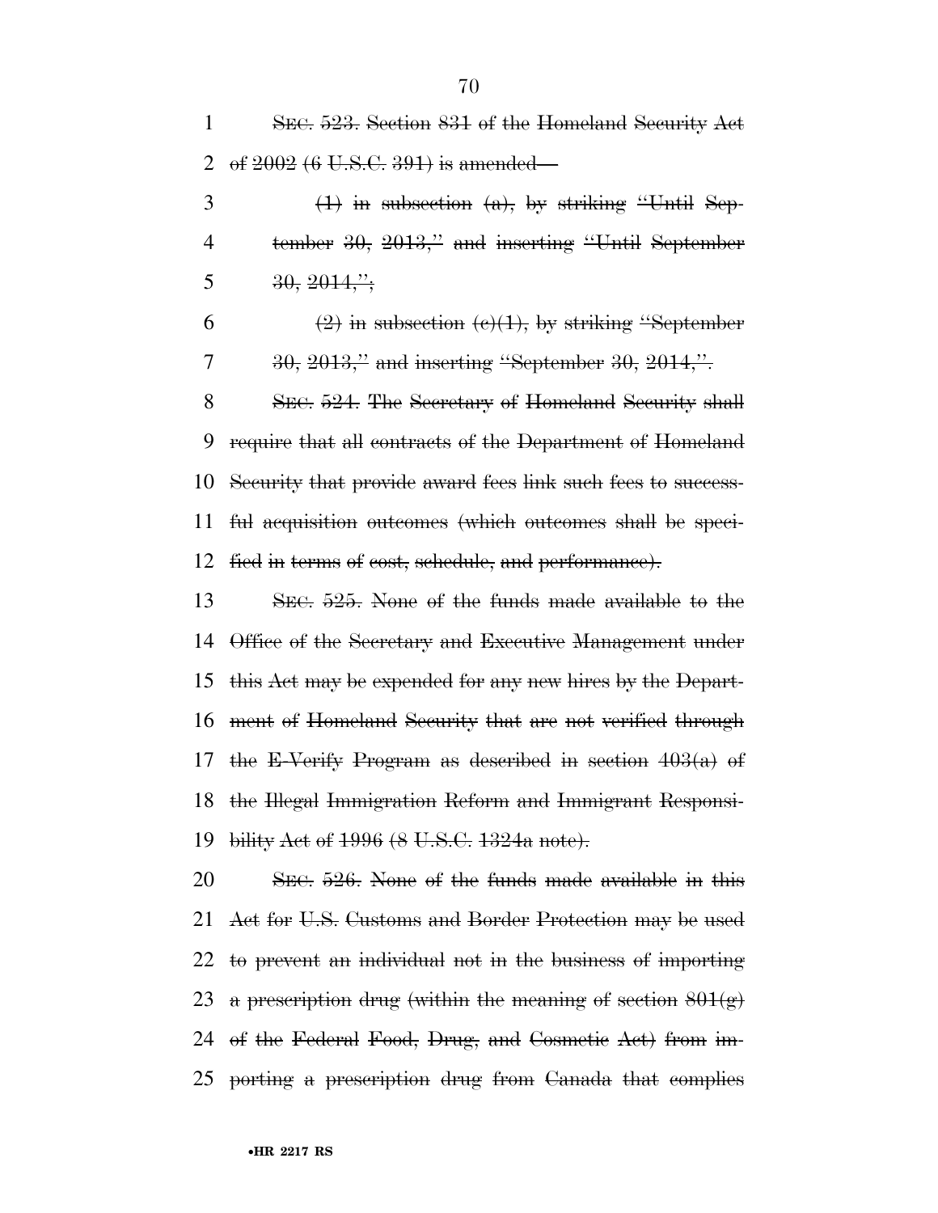~~SEC. 523. Section 831 of the Homeland Security Act of 2002 (6 U.S.C. 391) is amended—~~

~~(1) in subsection (a), by striking "Until September 30, 2013," and inserting "Until September 30, 2014,";~~

~~(2) in subsection (c)(1), by striking "September 30, 2013," and inserting "September 30, 2014,".~~

~~SEC. 524. The Secretary of Homeland Security shall require that all contracts of the Department of Homeland Security that provide award fees link such fees to successful acquisition outcomes (which outcomes shall be specified in terms of cost, schedule, and performance).~~

~~SEC. 525. None of the funds made available to the Office of the Secretary and Executive Management under this Act may be expended for any new hires by the Department of Homeland Security that are not verified through the E-Verify Program as described in section 403(a) of the Illegal Immigration Reform and Immigrant Responsibility Act of 1996 (8 U.S.C. 1324a note).~~

~~SEC. 526. None of the funds made available in this Act for U.S. Customs and Border Protection may be used to prevent an individual not in the business of importing a prescription drug (within the meaning of section 801(g) of the Federal Food, Drug, and Cosmetic Act) from importing a prescription drug from Canada that complies~~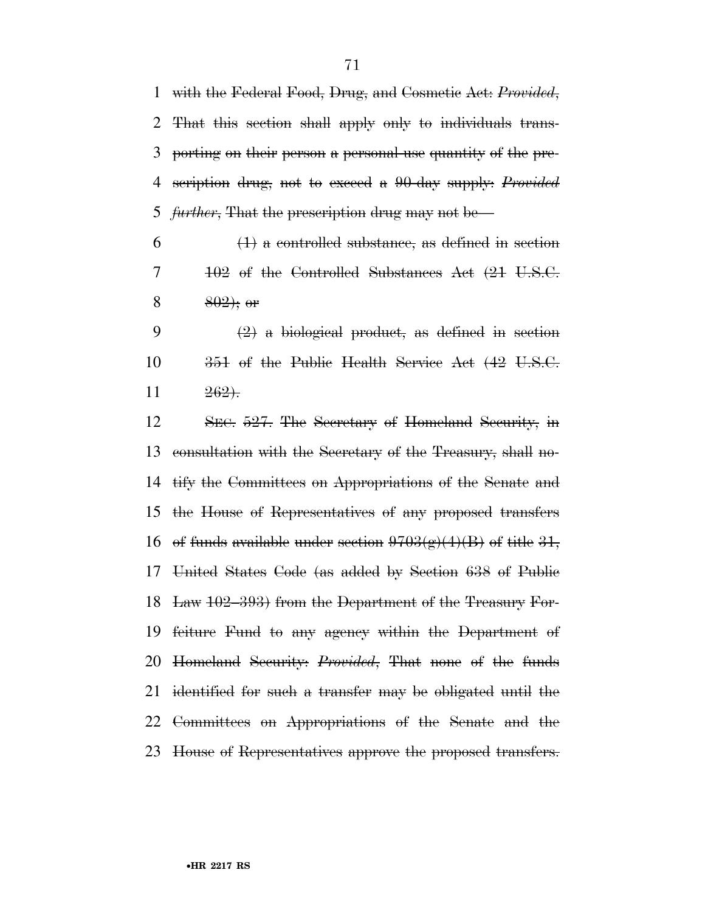with the Federal Food, Drug, and Cosmetic Act: *Provided*, That this section shall apply only to individuals transporting on their person a personal-use quantity of the prescription drug, not to exceed a 90-day supply: *Provided further*, That the prescription drug may not be—

(1) a controlled substance, as defined in section 102 of the Controlled Substances Act (21 U.S.C. 802); or

(2) a biological product, as defined in section 351 of the Public Health Service Act (42 U.S.C. 262).

SEC. 527. The Secretary of Homeland Security, in consultation with the Secretary of the Treasury, shall notify the Committees on Appropriations of the Senate and the House of Representatives of any proposed transfers of funds available under section 9703(g)(4)(B) of title 31, United States Code (as added by Section 638 of Public Law 102–393) from the Department of the Treasury Forfeiture Fund to any agency within the Department of Homeland Security: *Provided*, That none of the funds identified for such a transfer may be obligated until the Committees on Appropriations of the Senate and the House of Representatives approve the proposed transfers.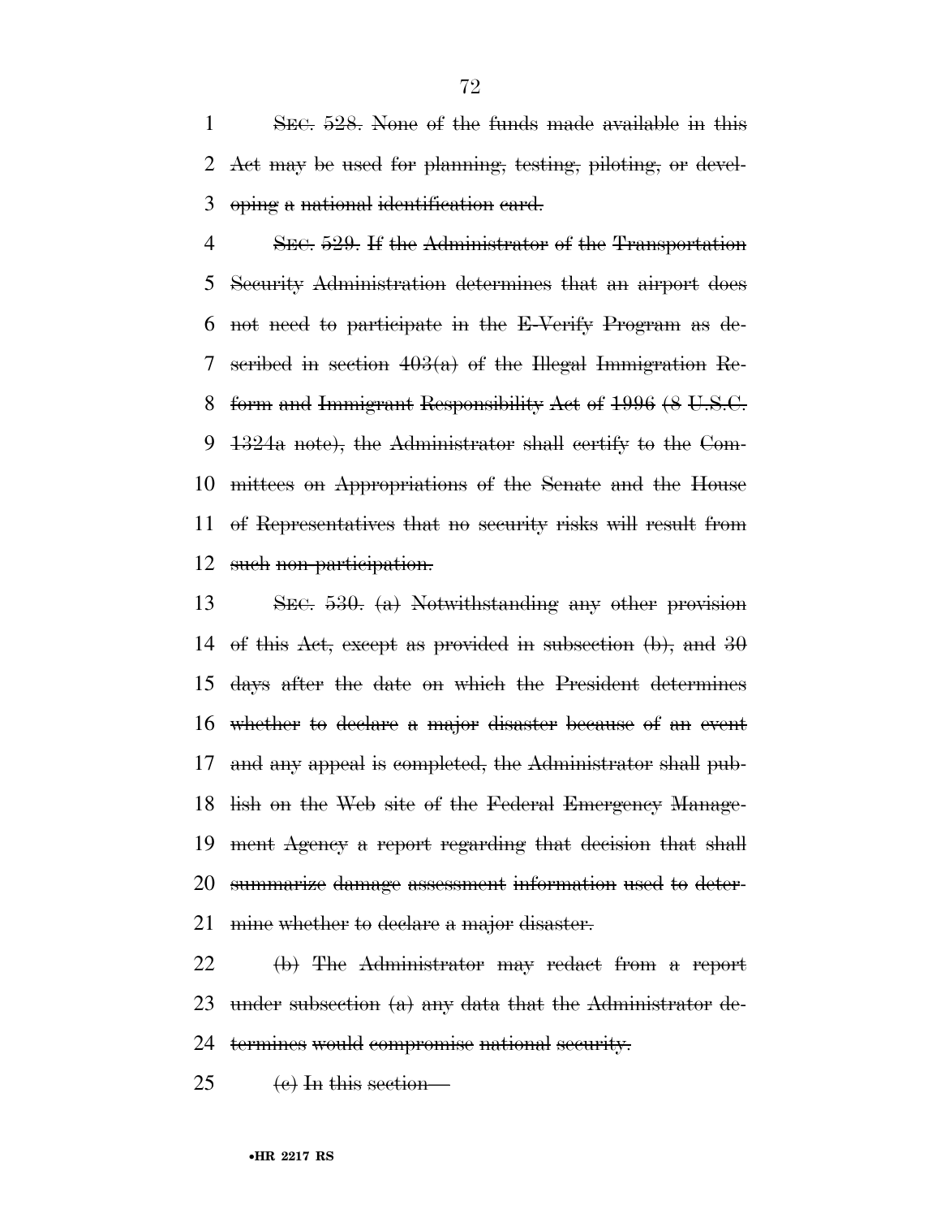SEC. 528. None of the funds made available in this Act may be used for planning, testing, piloting, or developing a national identification card.

SEC. 529. If the Administrator of the Transportation Security Administration determines that an airport does not need to participate in the E-Verify Program as described in section 403(a) of the Illegal Immigration Reform and Immigrant Responsibility Act of 1996 (8 U.S.C. 1324a note), the Administrator shall certify to the Committees on Appropriations of the Senate and the House of Representatives that no security risks will result from such non-participation.

SEC. 530. (a) Notwithstanding any other provision of this Act, except as provided in subsection (b), and 30 days after the date on which the President determines whether to declare a major disaster because of an event and any appeal is completed, the Administrator shall publish on the Web site of the Federal Emergency Management Agency a report regarding that decision that shall summarize damage assessment information used to determine whether to declare a major disaster.

(b) The Administrator may redact from a report under subsection (a) any data that the Administrator determines would compromise national security.

(c) In this section—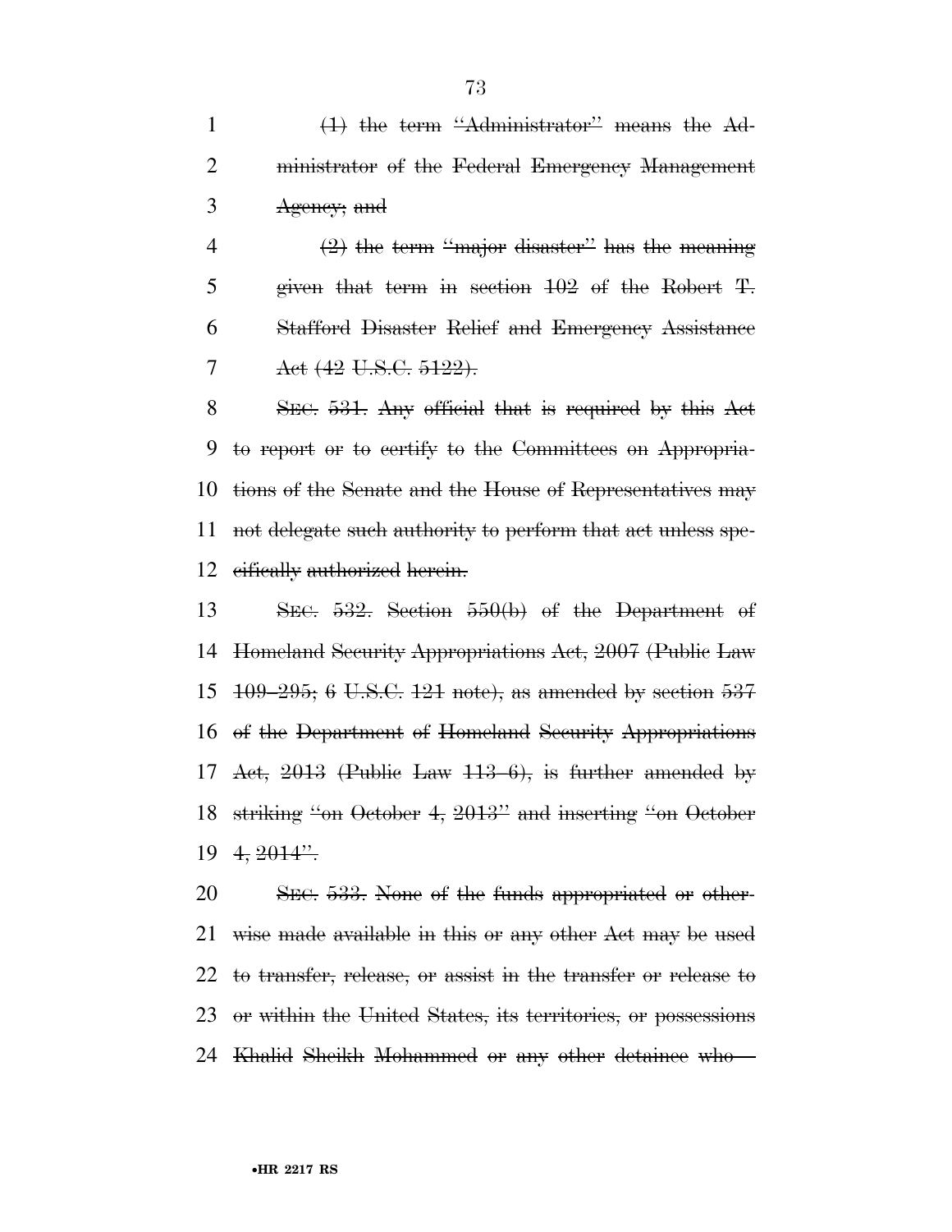~~(1) the term "Administrator" means the Administrator of the Federal Emergency Management Agency; and~~

~~(2) the term "major disaster" has the meaning given that term in section 102 of the Robert T. Stafford Disaster Relief and Emergency Assistance Act (42 U.S.C. 5122).~~

~~SEC. 531. Any official that is required by this Act to report or to certify to the Committees on Appropriations of the Senate and the House of Representatives may not delegate such authority to perform that act unless specifically authorized herein.~~

~~SEC. 532. Section 550(b) of the Department of Homeland Security Appropriations Act, 2007 (Public Law 109–295; 6 U.S.C. 121 note), as amended by section 537 of the Department of Homeland Security Appropriations Act, 2013 (Public Law 113–6), is further amended by striking "on October 4, 2013" and inserting "on October 4, 2014".~~

~~SEC. 533. None of the funds appropriated or otherwise made available in this or any other Act may be used to transfer, release, or assist in the transfer or release to or within the United States, its territories, or possessions Khalid Sheikh Mohammed or any other detainee who—~~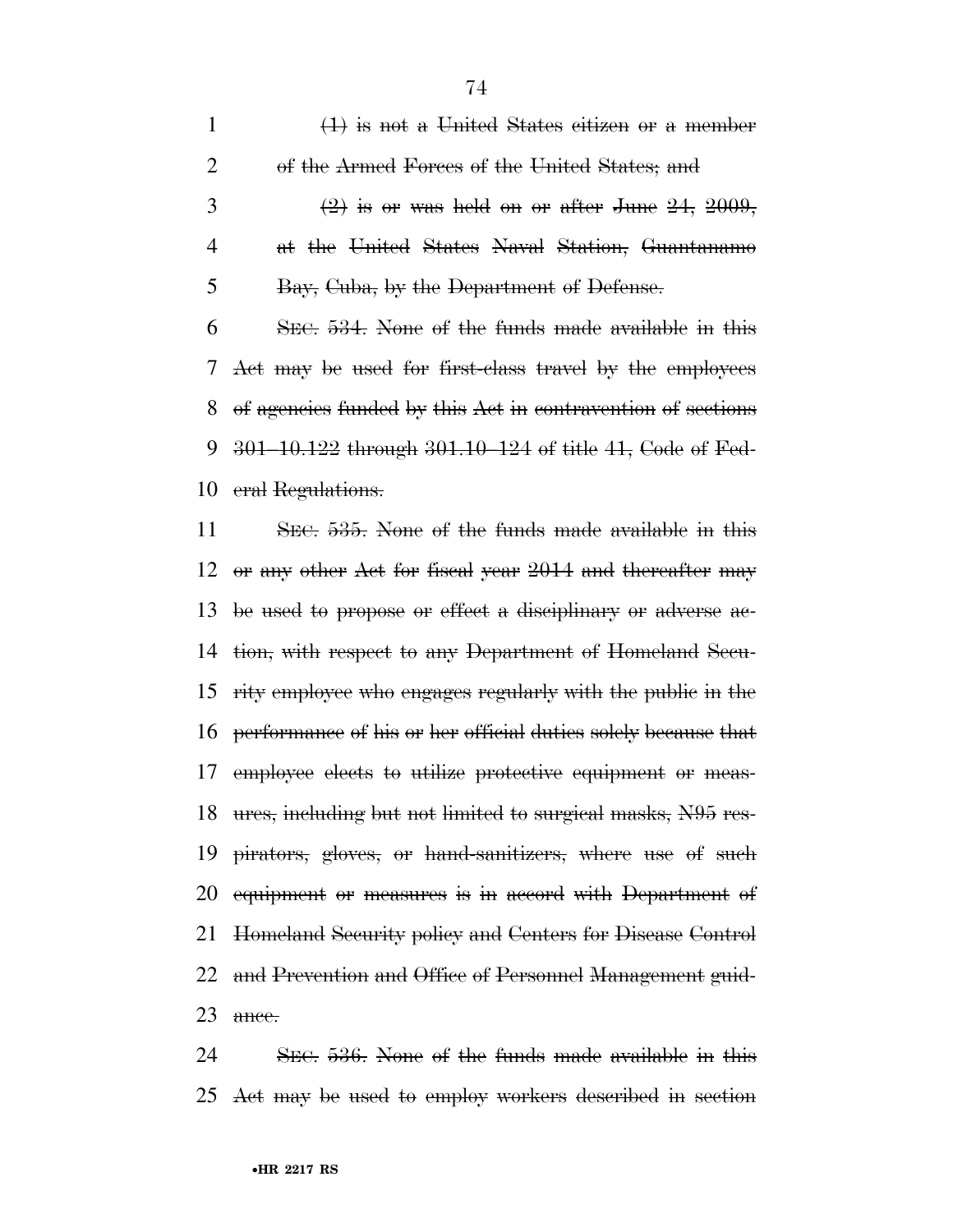~~(1) is not a United States citizen or a member of the Armed Forces of the United States; and~~

~~(2) is or was held on or after June 24, 2009, at the United States Naval Station, Guantanamo Bay, Cuba, by the Department of Defense.~~

~~SEC. 534. None of the funds made available in this Act may be used for first-class travel by the employees of agencies funded by this Act in contravention of sections 301–10.122 through 301.10–124 of title 41, Code of Federal Regulations.~~

~~SEC. 535. None of the funds made available in this or any other Act for fiscal year 2014 and thereafter may be used to propose or effect a disciplinary or adverse action, with respect to any Department of Homeland Security employee who engages regularly with the public in the performance of his or her official duties solely because that employee elects to utilize protective equipment or measures, including but not limited to surgical masks, N95 respirators, gloves, or hand-sanitizers, where use of such equipment or measures is in accord with Department of Homeland Security policy and Centers for Disease Control and Prevention and Office of Personnel Management guidance.~~

~~SEC. 536. None of the funds made available in this Act may be used to employ workers described in section~~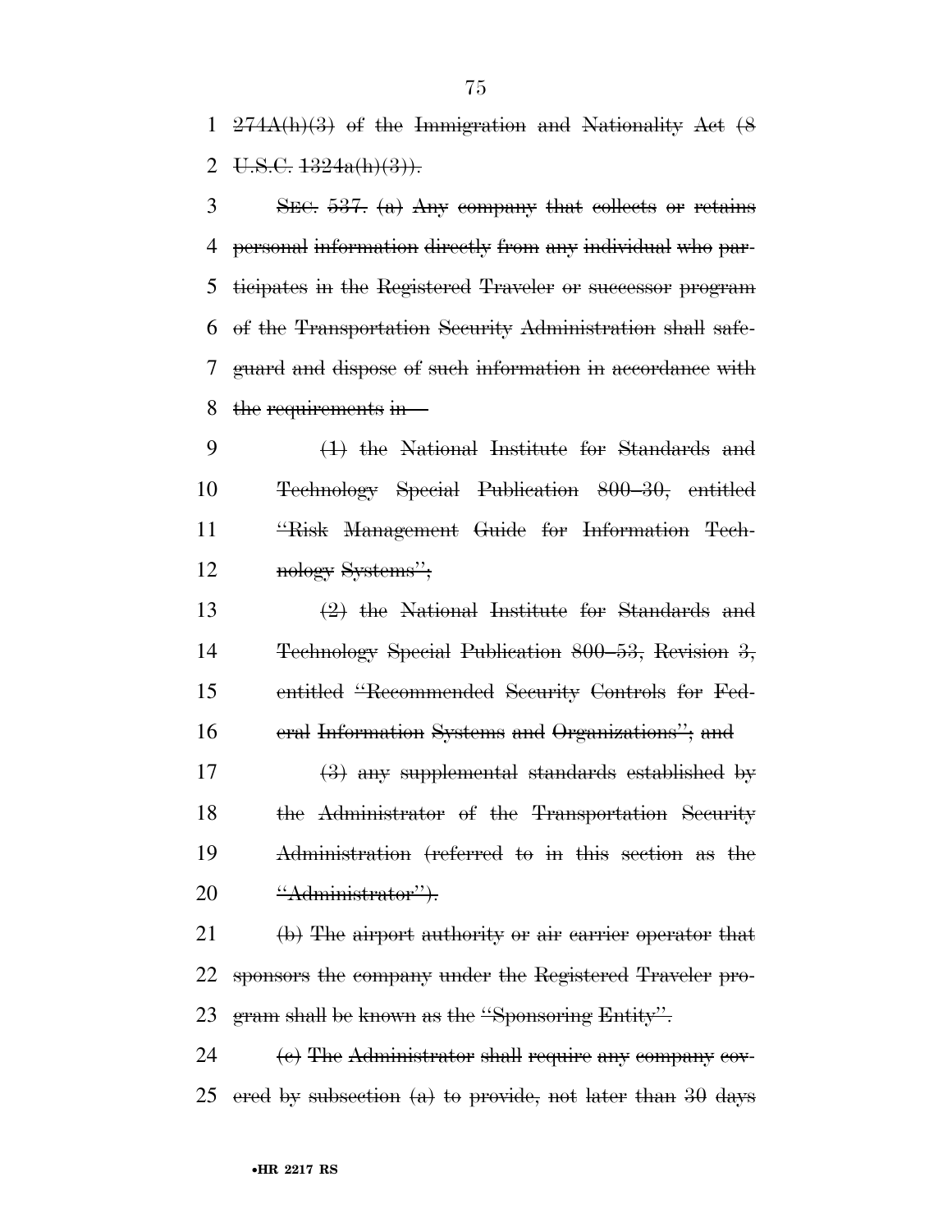274A(h)(3) of the Immigration and Nationality Act (8 U.S.C. 1324a(h)(3)).

SEC. 537. (a) Any company that collects or retains personal information directly from any individual who participates in the Registered Traveler or successor program of the Transportation Security Administration shall safeguard and dispose of such information in accordance with the requirements in—

(1) the National Institute for Standards and Technology Special Publication 800–30, entitled "Risk Management Guide for Information Technology Systems";

(2) the National Institute for Standards and Technology Special Publication 800–53, Revision 3, entitled "Recommended Security Controls for Federal Information Systems and Organizations"; and

(3) any supplemental standards established by the Administrator of the Transportation Security Administration (referred to in this section as the "Administrator").

(b) The airport authority or air carrier operator that sponsors the company under the Registered Traveler program shall be known as the "Sponsoring Entity".

(c) The Administrator shall require any company covered by subsection (a) to provide, not later than 30 days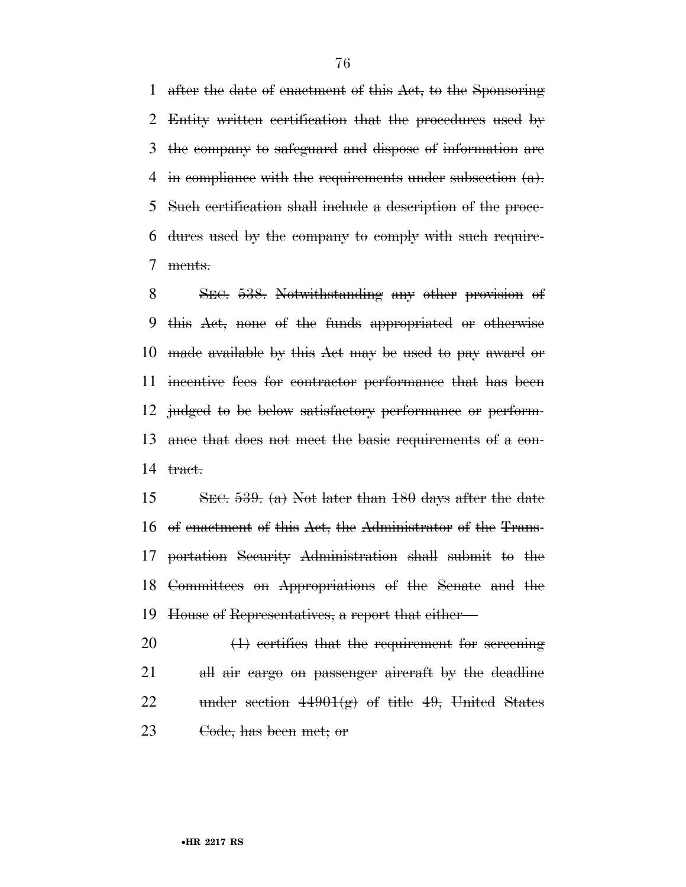after the date of enactment of this Act, to the Sponsoring Entity written certification that the procedures used by the company to safeguard and dispose of information are in compliance with the requirements under subsection (a). Such certification shall include a description of the procedures used by the company to comply with such requirements.

SEC. 538. Notwithstanding any other provision of this Act, none of the funds appropriated or otherwise made available by this Act may be used to pay award or incentive fees for contractor performance that has been judged to be below satisfactory performance or performance that does not meet the basic requirements of a contract.

SEC. 539. (a) Not later than 180 days after the date of enactment of this Act, the Administrator of the Transportation Security Administration shall submit to the Committees on Appropriations of the Senate and the House of Representatives, a report that either—

(1) certifies that the requirement for screening all air cargo on passenger aircraft by the deadline under section 44901(g) of title 49, United States Code, has been met; or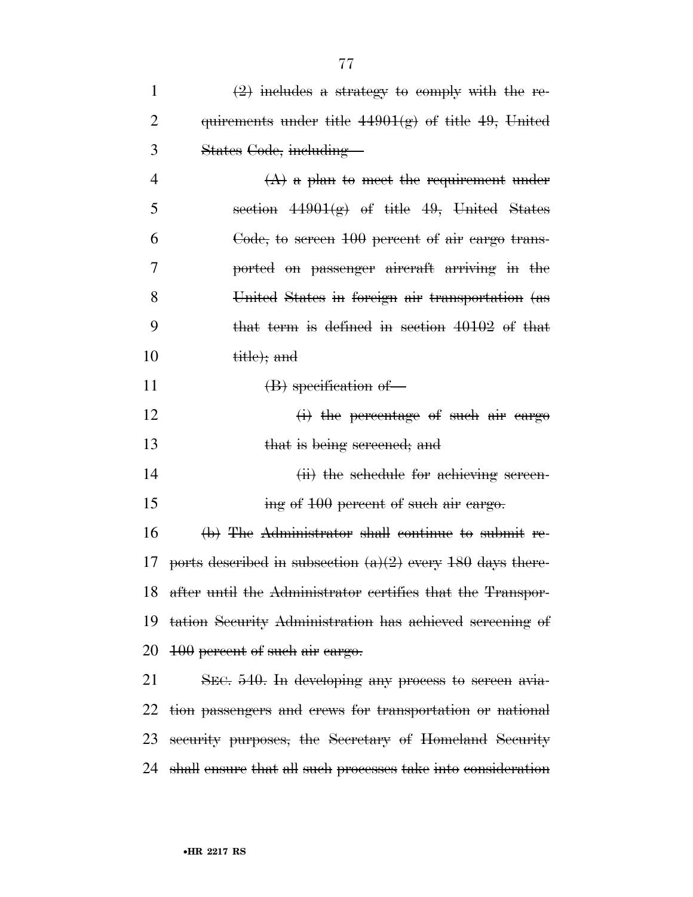~~(2) includes a strategy to comply with the requirements under title 44901(g) of title 49, United States Code, including—~~

~~(A) a plan to meet the requirement under section 44901(g) of title 49, United States Code, to screen 100 percent of air cargo transported on passenger aircraft arriving in the United States in foreign air transportation (as that term is defined in section 40102 of that title); and~~

~~(B) specification of—~~

~~(i) the percentage of such air cargo that is being screened; and~~

~~(ii) the schedule for achieving screening of 100 percent of such air cargo.~~

~~(b) The Administrator shall continue to submit reports described in subsection (a)(2) every 180 days thereafter until the Administrator certifies that the Transportation Security Administration has achieved screening of 100 percent of such air cargo.~~

~~SEC. 540. In developing any process to screen aviation passengers and crews for transportation or national security purposes, the Secretary of Homeland Security shall ensure that all such processes take into consideration~~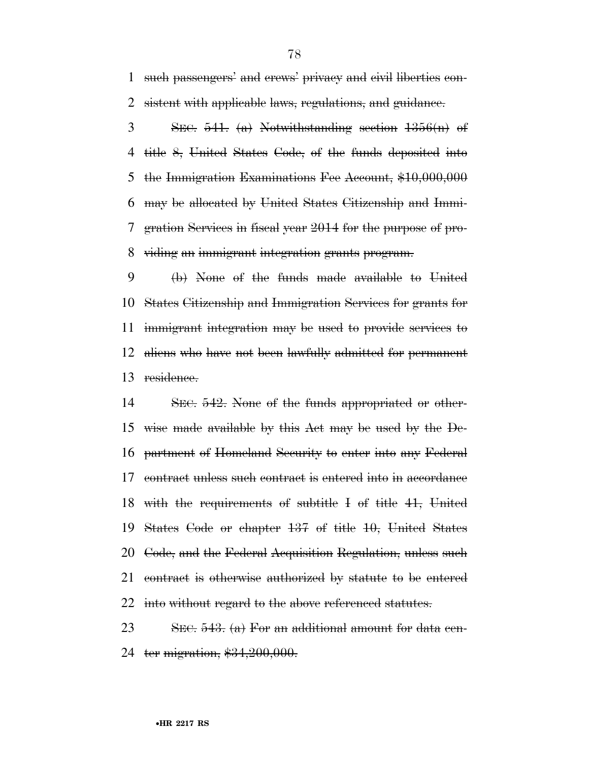~~such passengers' and crews' privacy and civil liberties consistent with applicable laws, regulations, and guidance.~~

~~SEC. 541. (a) Notwithstanding section 1356(n) of title 8, United States Code, of the funds deposited into the Immigration Examinations Fee Account, $10,000,000 may be allocated by United States Citizenship and Immigration Services in fiscal year 2014 for the purpose of providing an immigrant integration grants program.~~

~~(b) None of the funds made available to United States Citizenship and Immigration Services for grants for immigrant integration may be used to provide services to aliens who have not been lawfully admitted for permanent residence.~~

~~SEC. 542. None of the funds appropriated or otherwise made available by this Act may be used by the Department of Homeland Security to enter into any Federal contract unless such contract is entered into in accordance with the requirements of subtitle I of title 41, United States Code or chapter 137 of title 10, United States Code, and the Federal Acquisition Regulation, unless such contract is otherwise authorized by statute to be entered into without regard to the above referenced statutes.~~

~~SEC. 543. (a) For an additional amount for data center migration, $34,200,000.~~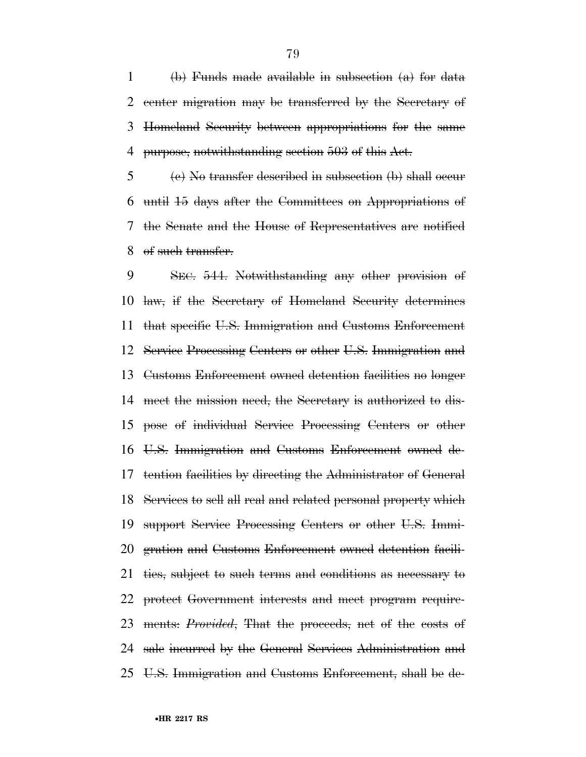~~(b) Funds made available in subsection (a) for data center migration may be transferred by the Secretary of Homeland Security between appropriations for the same purpose, notwithstanding section 503 of this Act.~~

~~(c) No transfer described in subsection (b) shall occur until 15 days after the Committees on Appropriations of the Senate and the House of Representatives are notified of such transfer.~~

~~SEC. 544. Notwithstanding any other provision of law, if the Secretary of Homeland Security determines that specific U.S. Immigration and Customs Enforcement Service Processing Centers or other U.S. Immigration and Customs Enforcement owned detention facilities no longer meet the mission need, the Secretary is authorized to dispose of individual Service Processing Centers or other U.S. Immigration and Customs Enforcement owned detention facilities by directing the Administrator of General Services to sell all real and related personal property which support Service Processing Centers or other U.S. Immigration and Customs Enforcement owned detention facilities, subject to such terms and conditions as necessary to protect Government interests and meet program requirements: *Provided*, That the proceeds, net of the costs of sale incurred by the General Services Administration and U.S. Immigration and Customs Enforcement, shall be de-~~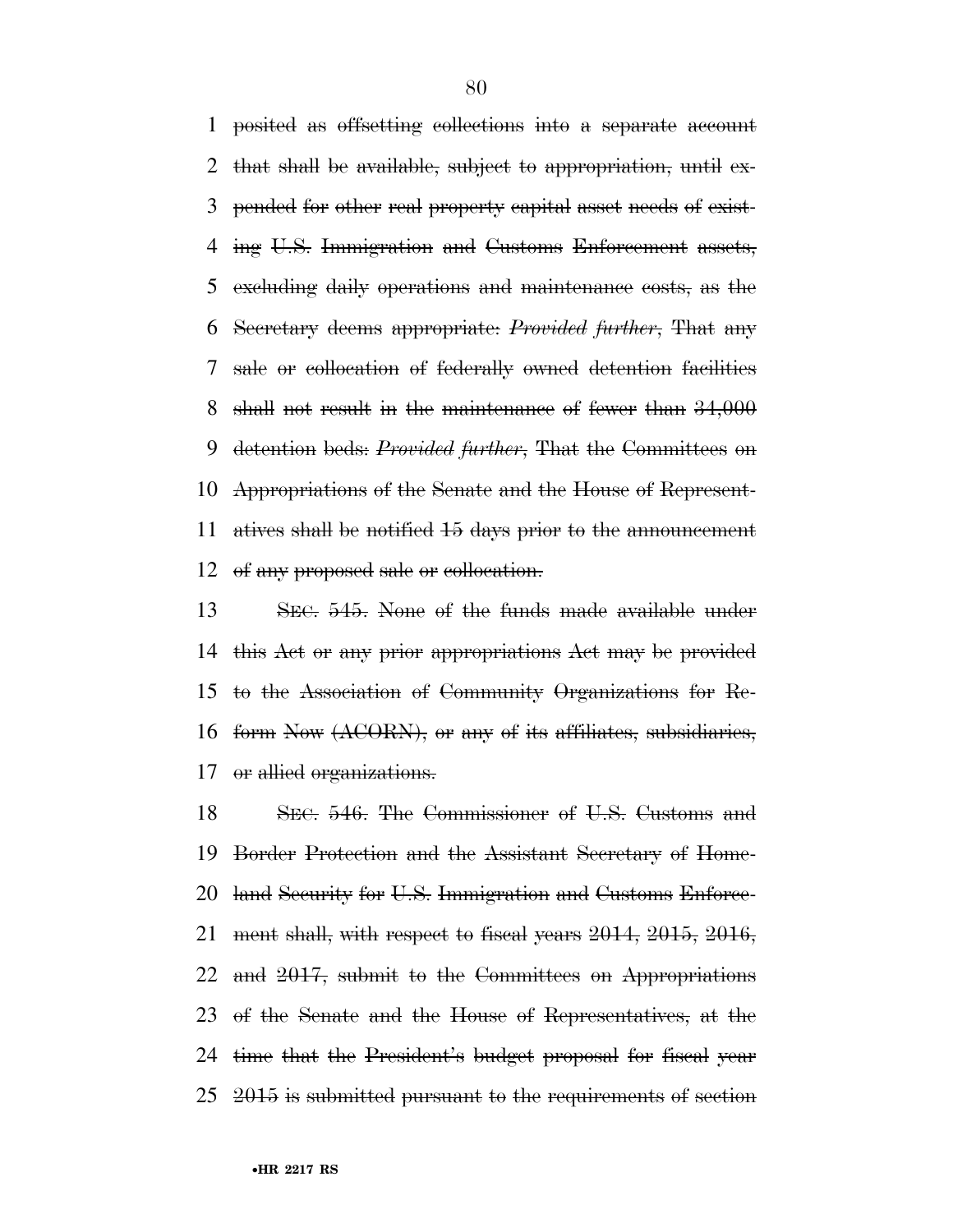posited as offsetting collections into a separate account that shall be available, subject to appropriation, until expended for other real property capital asset needs of existing U.S. Immigration and Customs Enforcement assets, excluding daily operations and maintenance costs, as the Secretary deems appropriate: *Provided further*, That any sale or collocation of federally owned detention facilities shall not result in the maintenance of fewer than 34,000 detention beds: *Provided further*, That the Committees on Appropriations of the Senate and the House of Representatives shall be notified 15 days prior to the announcement of any proposed sale or collocation.

SEC. 545. None of the funds made available under this Act or any prior appropriations Act may be provided to the Association of Community Organizations for Reform Now (ACORN), or any of its affiliates, subsidiaries, or allied organizations.

SEC. 546. The Commissioner of U.S. Customs and Border Protection and the Assistant Secretary of Homeland Security for U.S. Immigration and Customs Enforcement shall, with respect to fiscal years 2014, 2015, 2016, and 2017, submit to the Committees on Appropriations of the Senate and the House of Representatives, at the time that the President's budget proposal for fiscal year 2015 is submitted pursuant to the requirements of section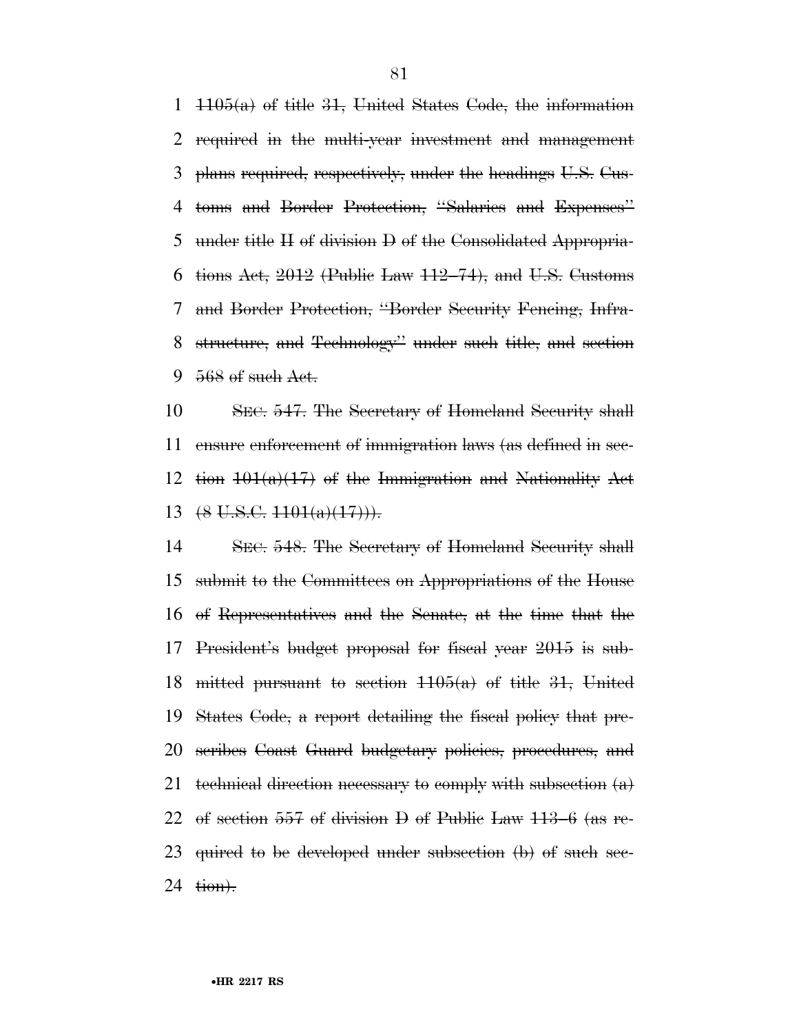1105(a) of title 31, United States Code, the information required in the multi-year investment and management plans required, respectively, under the headings U.S. Customs and Border Protection, "Salaries and Expenses" under title II of division D of the Consolidated Appropriations Act, 2012 (Public Law 112–74), and U.S. Customs and Border Protection, "Border Security Fencing, Infrastructure, and Technology" under such title, and section 568 of such Act.

SEC. 547. The Secretary of Homeland Security shall ensure enforcement of immigration laws (as defined in section 101(a)(17) of the Immigration and Nationality Act (8 U.S.C. 1101(a)(17))).

SEC. 548. The Secretary of Homeland Security shall submit to the Committees on Appropriations of the House of Representatives and the Senate, at the time that the President's budget proposal for fiscal year 2015 is submitted pursuant to section 1105(a) of title 31, United States Code, a report detailing the fiscal policy that prescribes Coast Guard budgetary policies, procedures, and technical direction necessary to comply with subsection (a) of section 557 of division D of Public Law 113–6 (as required to be developed under subsection (b) of such section).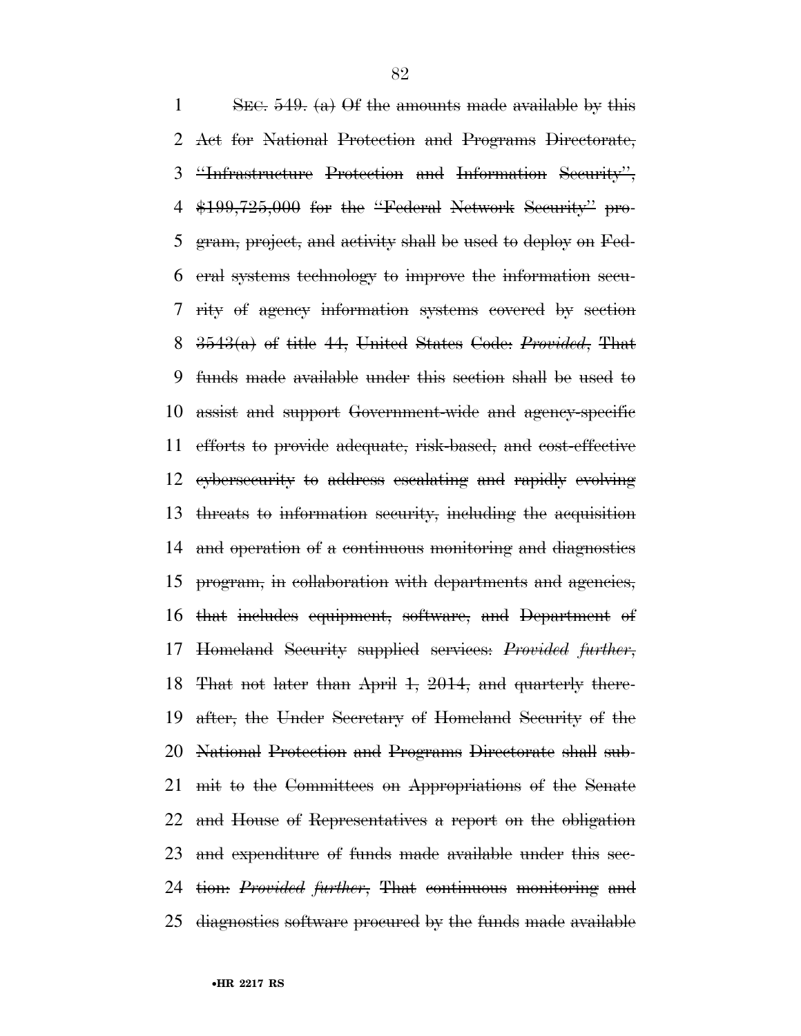~~SEC. 549. (a) Of the amounts made available by this Act for National Protection and Programs Directorate, "Infrastructure Protection and Information Security", $199,725,000 for the "Federal Network Security" program, project, and activity shall be used to deploy on Federal systems technology to improve the information security of agency information systems covered by section 3543(a) of title 44, United States Code: *Provided*, That funds made available under this section shall be used to assist and support Government-wide and agency-specific efforts to provide adequate, risk-based, and cost-effective cybersecurity to address escalating and rapidly evolving threats to information security, including the acquisition and operation of a continuous monitoring and diagnostics program, in collaboration with departments and agencies, that includes equipment, software, and Department of Homeland Security supplied services: *Provided further*, That not later than April 1, 2014, and quarterly thereafter, the Under Secretary of Homeland Security of the National Protection and Programs Directorate shall submit to the Committees on Appropriations of the Senate and House of Representatives a report on the obligation and expenditure of funds made available under this section: *Provided further*, That continuous monitoring and diagnostics software procured by the funds made available~~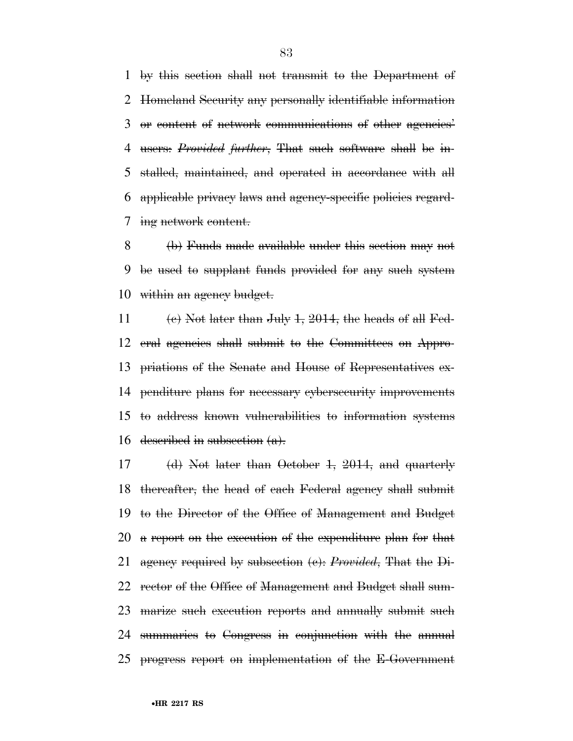~~by this section shall not transmit to the Department of Homeland Security any personally identifiable information or content of network communications of other agencies' users: *Provided further*, That such software shall be installed, maintained, and operated in accordance with all applicable privacy laws and agency-specific policies regarding network content.~~

~~(b) Funds made available under this section may not be used to supplant funds provided for any such system within an agency budget.~~

~~(c) Not later than July 1, 2014, the heads of all Federal agencies shall submit to the Committees on Appropriations of the Senate and House of Representatives expenditure plans for necessary cybersecurity improvements to address known vulnerabilities to information systems described in subsection (a).~~

~~(d) Not later than October 1, 2014, and quarterly thereafter, the head of each Federal agency shall submit to the Director of the Office of Management and Budget a report on the execution of the expenditure plan for that agency required by subsection (c): *Provided*, That the Director of the Office of Management and Budget shall summarize such execution reports and annually submit such summaries to Congress in conjunction with the annual progress report on implementation of the E-Government~~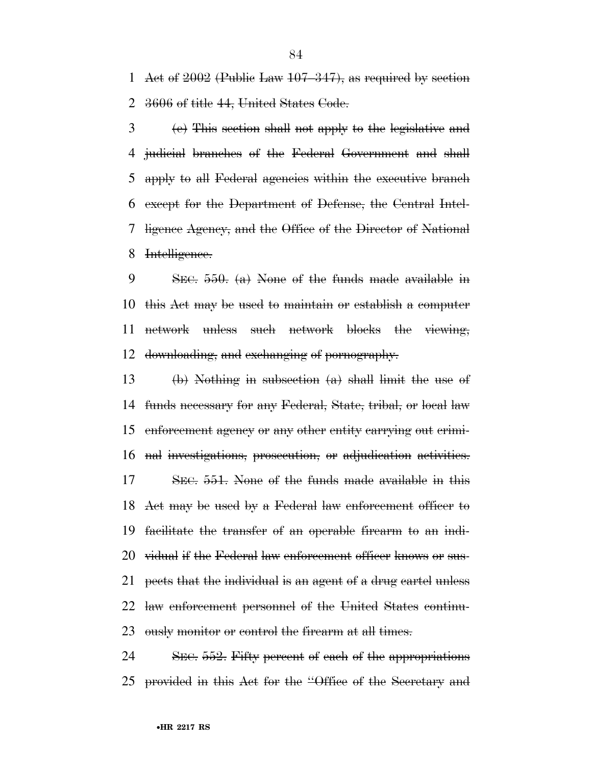Act of 2002 (Public Law 107–347), as required by section 3606 of title 44, United States Code.

(c) This section shall not apply to the legislative and judicial branches of the Federal Government and shall apply to all Federal agencies within the executive branch except for the Department of Defense, the Central Intelligence Agency, and the Office of the Director of National Intelligence.

SEC. 550. (a) None of the funds made available in this Act may be used to maintain or establish a computer network unless such network blocks the viewing, downloading, and exchanging of pornography.

(b) Nothing in subsection (a) shall limit the use of funds necessary for any Federal, State, tribal, or local law enforcement agency or any other entity carrying out criminal investigations, prosecution, or adjudication activities.

SEC. 551. None of the funds made available in this Act may be used by a Federal law enforcement officer to facilitate the transfer of an operable firearm to an individual if the Federal law enforcement officer knows or suspects that the individual is an agent of a drug cartel unless law enforcement personnel of the United States continuously monitor or control the firearm at all times.

SEC. 552. Fifty percent of each of the appropriations provided in this Act for the "Office of the Secretary and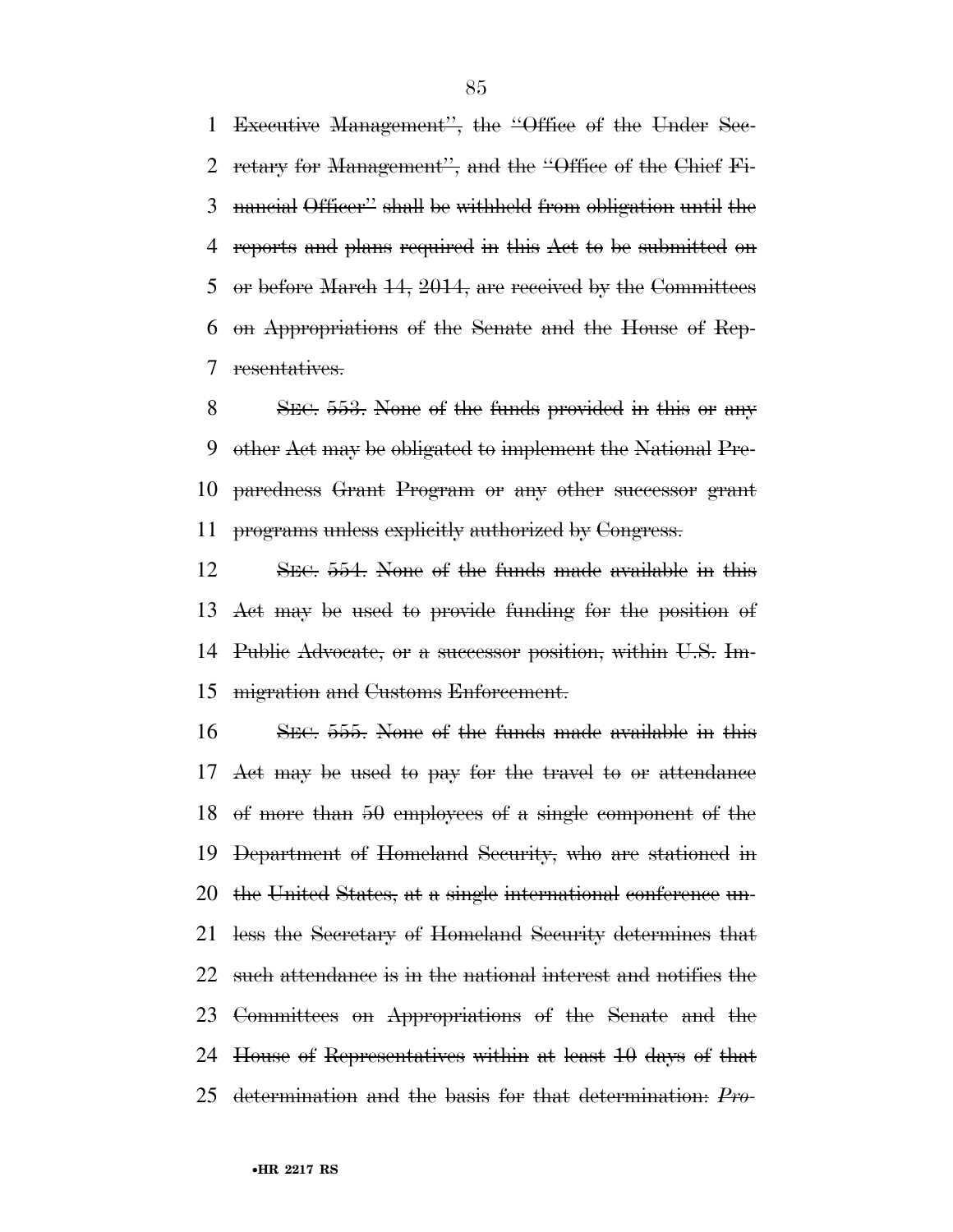~~Executive Management", the "Office of the Under Secretary for Management", and the "Office of the Chief Financial Officer" shall be withheld from obligation until the reports and plans required in this Act to be submitted on or before March 14, 2014, are received by the Committees on Appropriations of the Senate and the House of Representatives.~~

~~SEC. 553. None of the funds provided in this or any other Act may be obligated to implement the National Preparedness Grant Program or any other successor grant programs unless explicitly authorized by Congress.~~

~~SEC. 554. None of the funds made available in this Act may be used to provide funding for the position of Public Advocate, or a successor position, within U.S. Immigration and Customs Enforcement.~~

~~SEC. 555. None of the funds made available in this Act may be used to pay for the travel to or attendance of more than 50 employees of a single component of the Department of Homeland Security, who are stationed in the United States, at a single international conference unless the Secretary of Homeland Security determines that such attendance is in the national interest and notifies the Committees on Appropriations of the Senate and the House of Representatives within at least 10 days of that determination and the basis for that determination: *Pro-*~~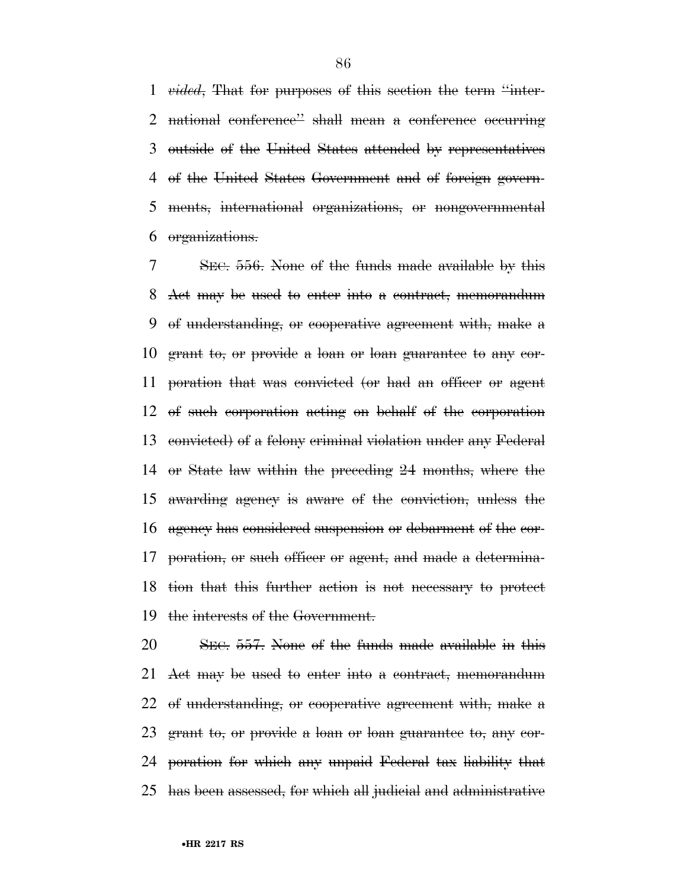~~*vided*, That for purposes of this section the term "international conference" shall mean a conference occurring outside of the United States attended by representatives of the United States Government and of foreign governments, international organizations, or nongovernmental organizations.~~

~~SEC. 556. None of the funds made available by this Act may be used to enter into a contract, memorandum of understanding, or cooperative agreement with, make a grant to, or provide a loan or loan guarantee to any corporation that was convicted (or had an officer or agent of such corporation acting on behalf of the corporation convicted) of a felony criminal violation under any Federal or State law within the preceding 24 months, where the awarding agency is aware of the conviction, unless the agency has considered suspension or debarment of the corporation, or such officer or agent, and made a determination that this further action is not necessary to protect the interests of the Government.~~

~~SEC. 557. None of the funds made available in this Act may be used to enter into a contract, memorandum of understanding, or cooperative agreement with, make a grant to, or provide a loan or loan guarantee to, any corporation for which any unpaid Federal tax liability that has been assessed, for which all judicial and administrative~~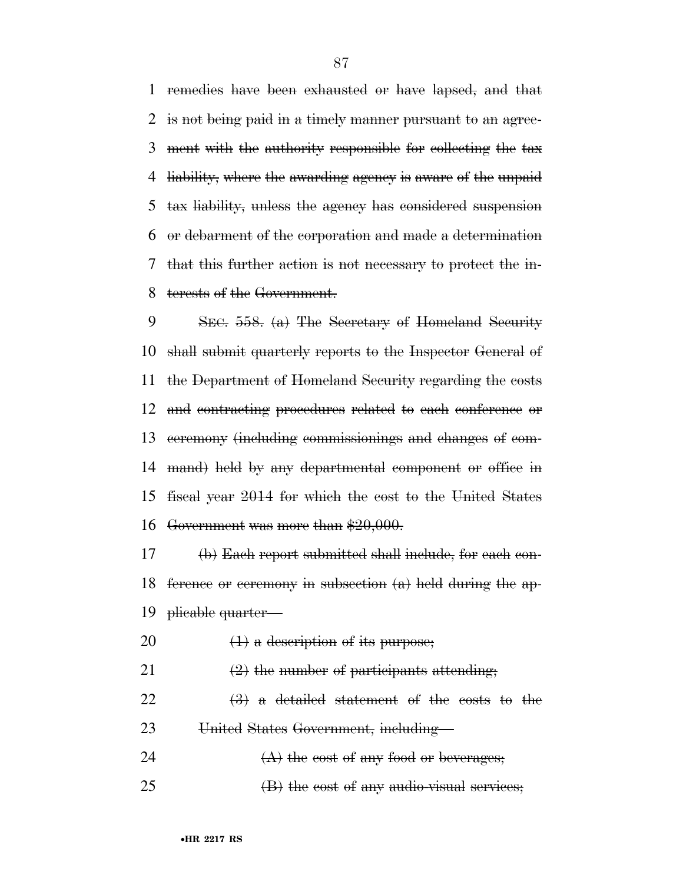~~remedies have been exhausted or have lapsed, and that is not being paid in a timely manner pursuant to an agreement with the authority responsible for collecting the tax liability, where the awarding agency is aware of the unpaid tax liability, unless the agency has considered suspension or debarment of the corporation and made a determination that this further action is not necessary to protect the interests of the Government.~~

~~SEC. 558. (a) The Secretary of Homeland Security shall submit quarterly reports to the Inspector General of the Department of Homeland Security regarding the costs and contracting procedures related to each conference or ceremony (including commissionings and changes of command) held by any departmental component or office in fiscal year 2014 for which the cost to the United States Government was more than $20,000.~~

~~(b) Each report submitted shall include, for each conference or ceremony in subsection (a) held during the applicable quarter—~~

~~(1) a description of its purpose;~~

~~(2) the number of participants attending;~~

~~(3) a detailed statement of the costs to the United States Government, including—~~

~~(A) the cost of any food or beverages;~~

~~(B) the cost of any audio-visual services;~~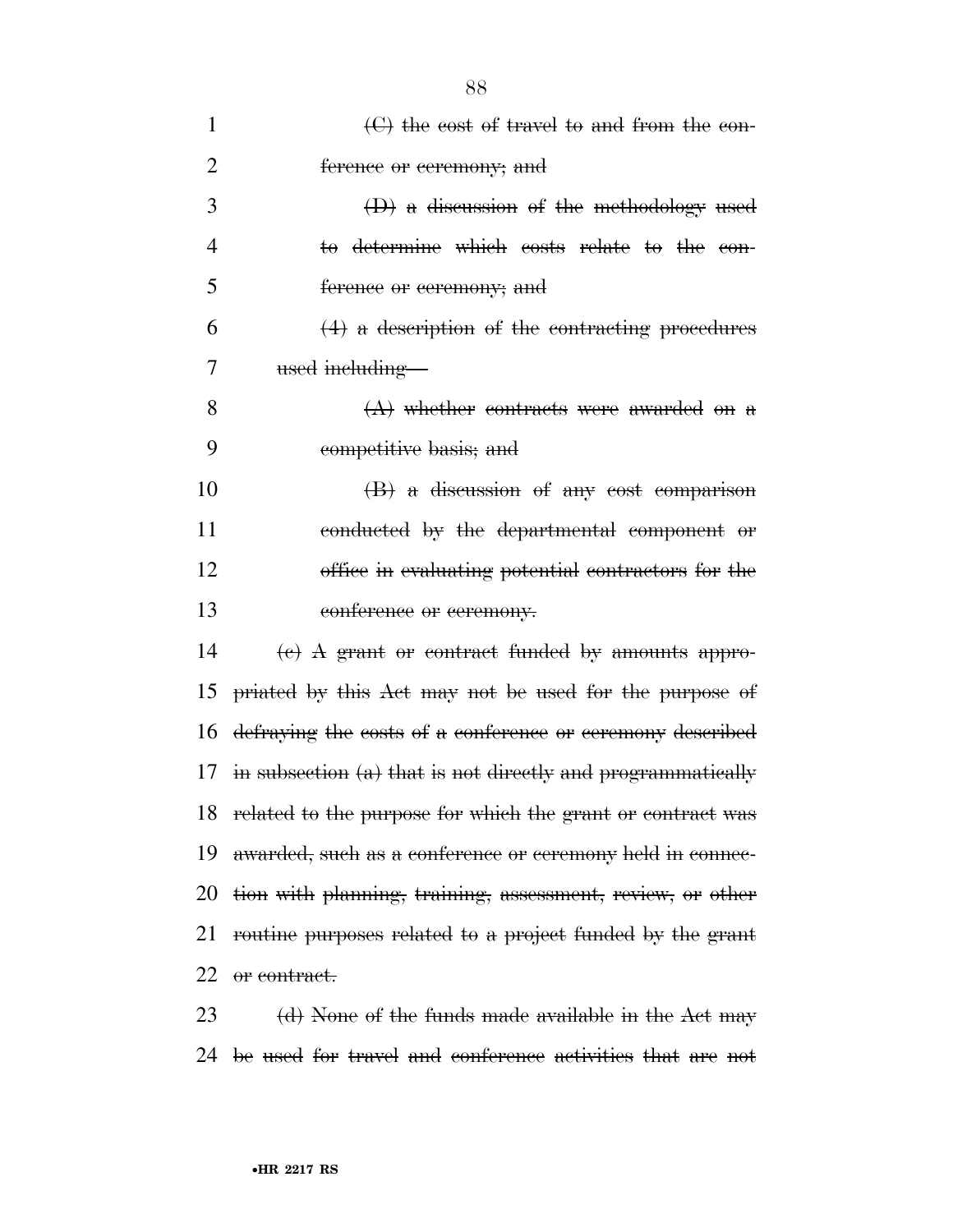(C) the cost of travel to and from the conference or ceremony; and

(D) a discussion of the methodology used to determine which costs relate to the conference or ceremony; and

(4) a description of the contracting procedures used including—

(A) whether contracts were awarded on a competitive basis; and

(B) a discussion of any cost comparison conducted by the departmental component or office in evaluating potential contractors for the conference or ceremony.

(c) A grant or contract funded by amounts appropriated by this Act may not be used for the purpose of defraying the costs of a conference or ceremony described in subsection (a) that is not directly and programmatically related to the purpose for which the grant or contract was awarded, such as a conference or ceremony held in connection with planning, training, assessment, review, or other routine purposes related to a project funded by the grant or contract.

(d) None of the funds made available in the Act may be used for travel and conference activities that are not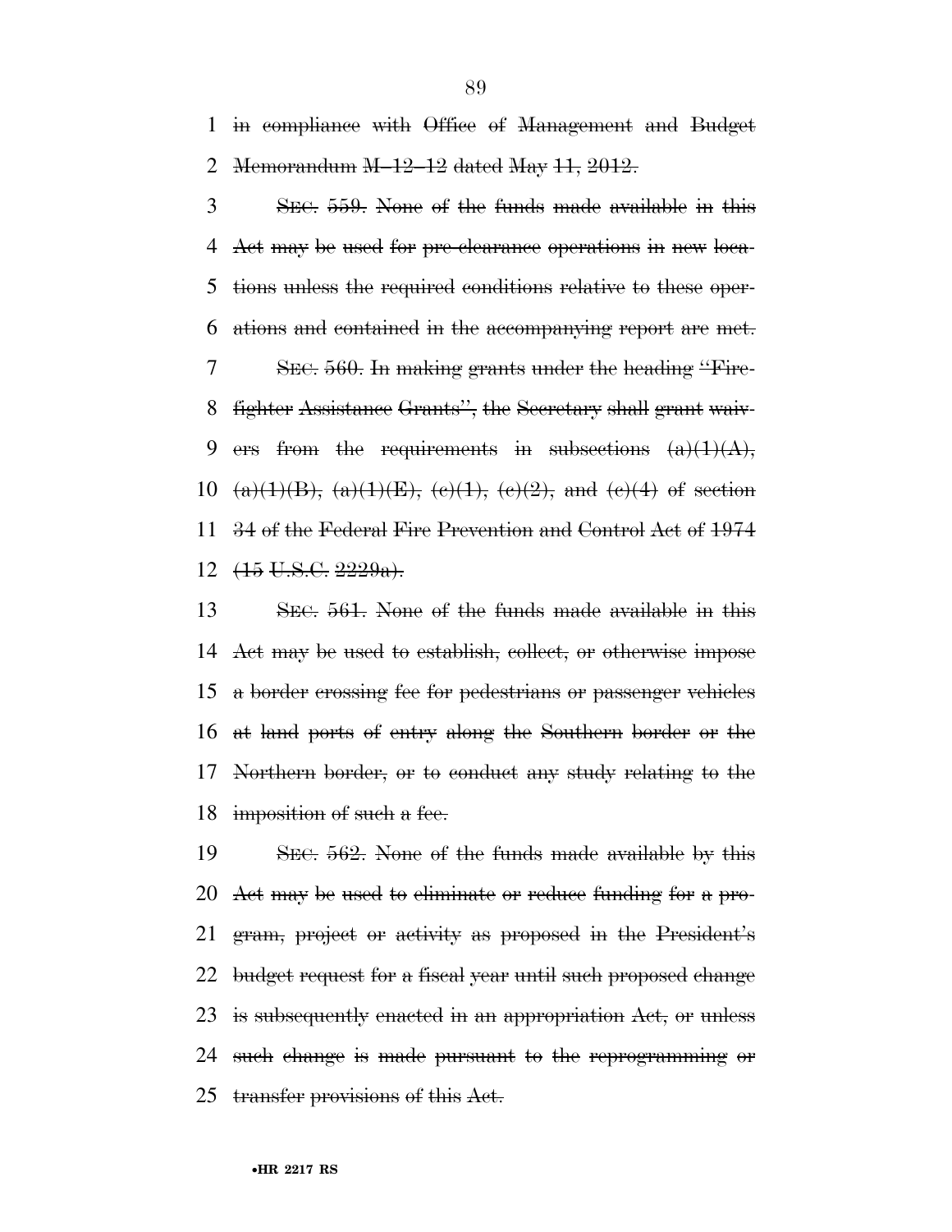in compliance with Office of Management and Budget Memorandum M–12–12 dated May 11, 2012.

SEC. 559. None of the funds made available in this Act may be used for pre-clearance operations in new locations unless the required conditions relative to these operations and contained in the accompanying report are met.

SEC. 560. In making grants under the heading ''Firefighter Assistance Grants'', the Secretary shall grant waivers from the requirements in subsections (a)(1)(A), (a)(1)(B), (a)(1)(E), (c)(1), (c)(2), and (c)(4) of section 34 of the Federal Fire Prevention and Control Act of 1974 (15 U.S.C. 2229a).

SEC. 561. None of the funds made available in this Act may be used to establish, collect, or otherwise impose a border crossing fee for pedestrians or passenger vehicles at land ports of entry along the Southern border or the Northern border, or to conduct any study relating to the imposition of such a fee.

SEC. 562. None of the funds made available by this Act may be used to eliminate or reduce funding for a program, project or activity as proposed in the President's budget request for a fiscal year until such proposed change is subsequently enacted in an appropriation Act, or unless such change is made pursuant to the reprogramming or transfer provisions of this Act.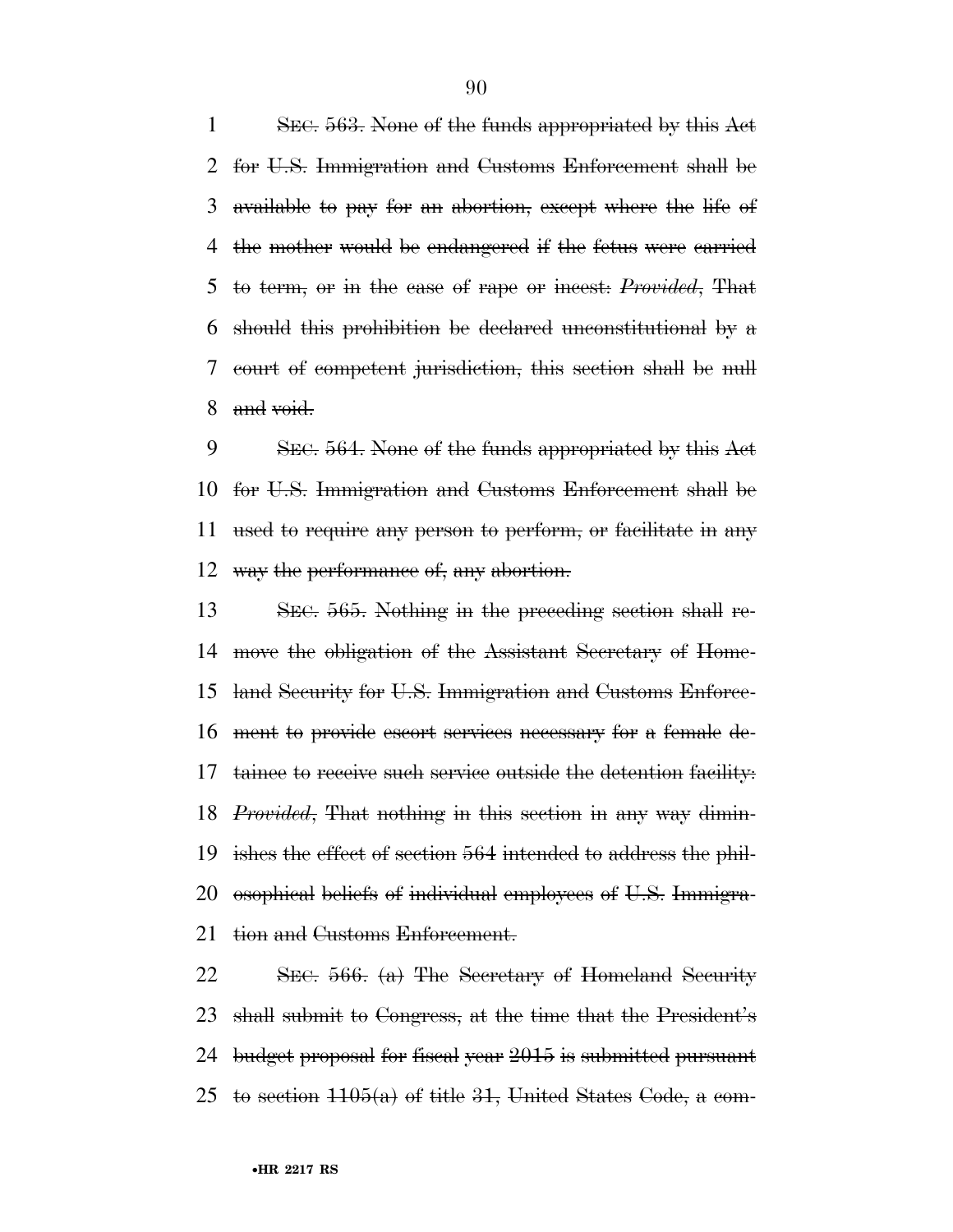~~SEC. 563. None of the funds appropriated by this Act for U.S. Immigration and Customs Enforcement shall be available to pay for an abortion, except where the life of the mother would be endangered if the fetus were carried to term, or in the case of rape or incest: *Provided*, That should this prohibition be declared unconstitutional by a court of competent jurisdiction, this section shall be null and void.~~

~~SEC. 564. None of the funds appropriated by this Act for U.S. Immigration and Customs Enforcement shall be used to require any person to perform, or facilitate in any way the performance of, any abortion.~~

~~SEC. 565. Nothing in the preceding section shall remove the obligation of the Assistant Secretary of Homeland Security for U.S. Immigration and Customs Enforcement to provide escort services necessary for a female detainee to receive such service outside the detention facility: *Provided*, That nothing in this section in any way diminishes the effect of section 564 intended to address the philosophical beliefs of individual employees of U.S. Immigration and Customs Enforcement.~~

~~SEC. 566. (a) The Secretary of Homeland Security shall submit to Congress, at the time that the President's budget proposal for fiscal year 2015 is submitted pursuant to section 1105(a) of title 31, United States Code, a com-~~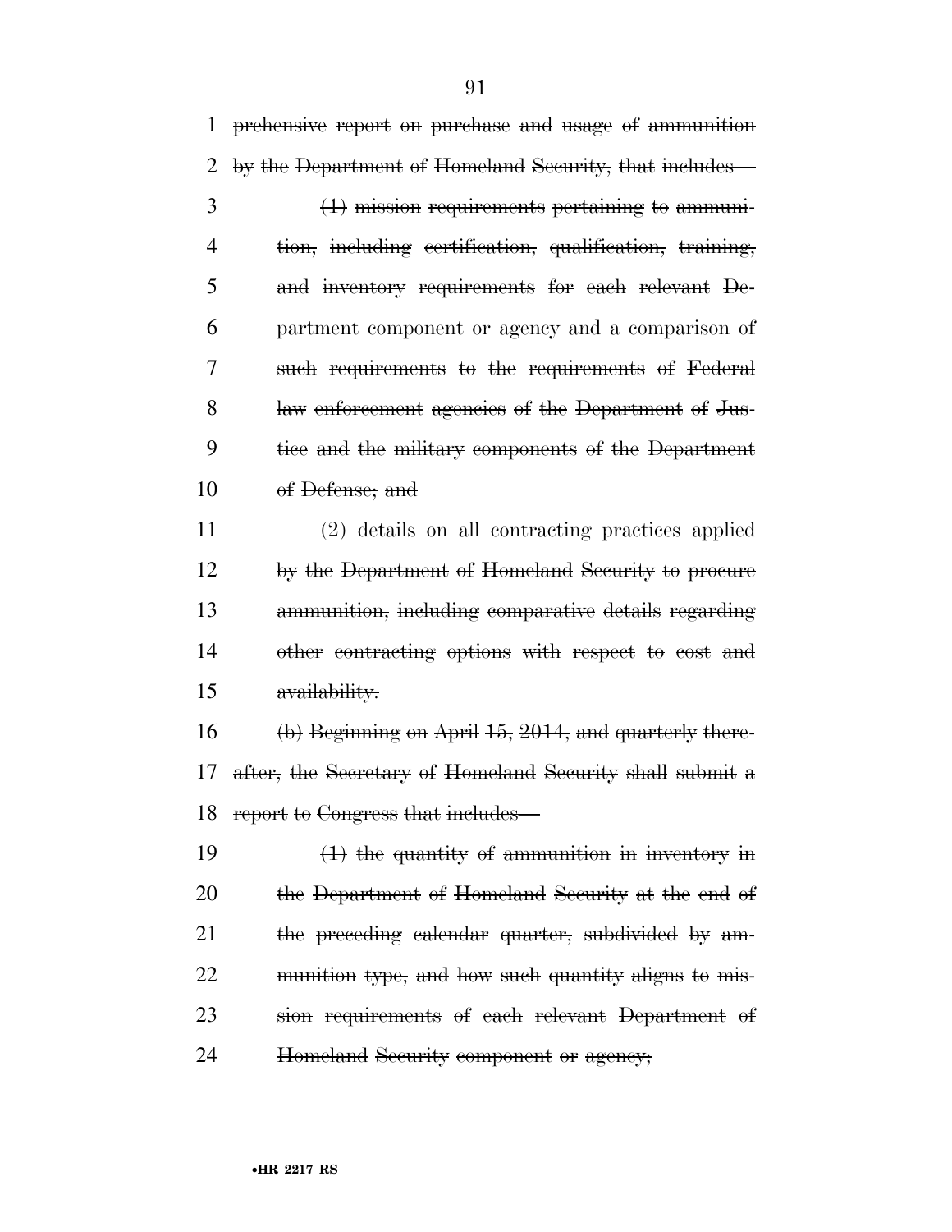prehensive report on purchase and usage of ammunition by the Department of Homeland Security, that includes—

(1) mission requirements pertaining to ammunition, including certification, qualification, training, and inventory requirements for each relevant Department component or agency and a comparison of such requirements to the requirements of Federal law enforcement agencies of the Department of Justice and the military components of the Department of Defense; and

(2) details on all contracting practices applied by the Department of Homeland Security to procure ammunition, including comparative details regarding other contracting options with respect to cost and availability.

(b) Beginning on April 15, 2014, and quarterly thereafter, the Secretary of Homeland Security shall submit a report to Congress that includes—

(1) the quantity of ammunition in inventory in the Department of Homeland Security at the end of the preceding calendar quarter, subdivided by ammunition type, and how such quantity aligns to mission requirements of each relevant Department of Homeland Security component or agency;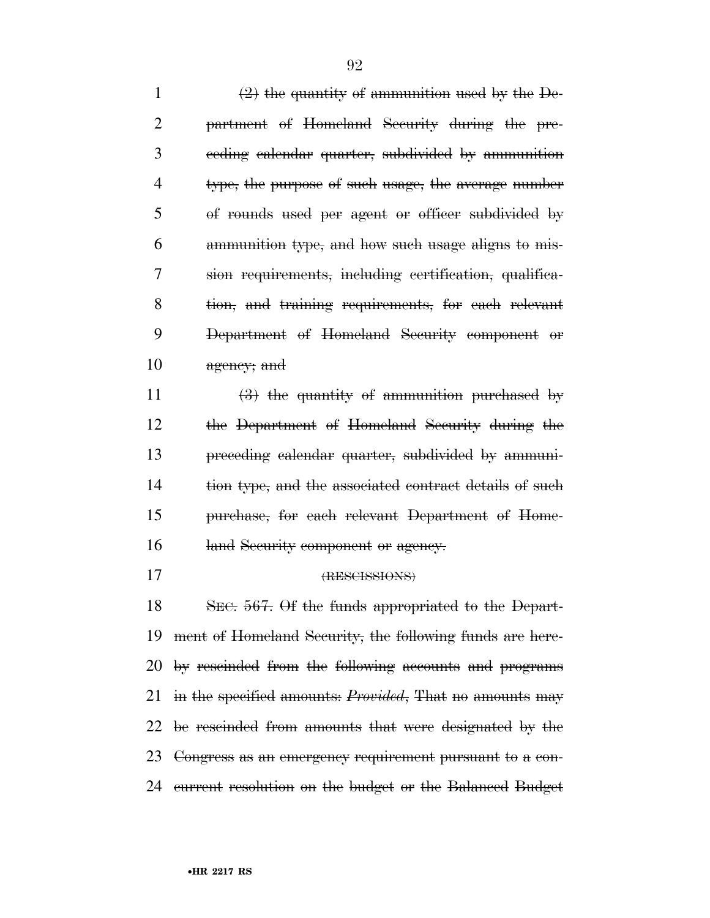~~(2) the quantity of ammunition used by the Department of Homeland Security during the preceding calendar quarter, subdivided by ammunition type, the purpose of such usage, the average number of rounds used per agent or officer subdivided by ammunition type, and how such usage aligns to mission requirements, including certification, qualification, and training requirements, for each relevant Department of Homeland Security component or agency; and~~

~~(3) the quantity of ammunition purchased by the Department of Homeland Security during the preceding calendar quarter, subdivided by ammunition type, and the associated contract details of such purchase, for each relevant Department of Homeland Security component or agency.~~

~~(RESCISSIONS)~~

~~SEC. 567. Of the funds appropriated to the Department of Homeland Security, the following funds are hereby rescinded from the following accounts and programs in the specified amounts: *Provided*, That no amounts may be rescinded from amounts that were designated by the Congress as an emergency requirement pursuant to a concurrent resolution on the budget or the Balanced Budget~~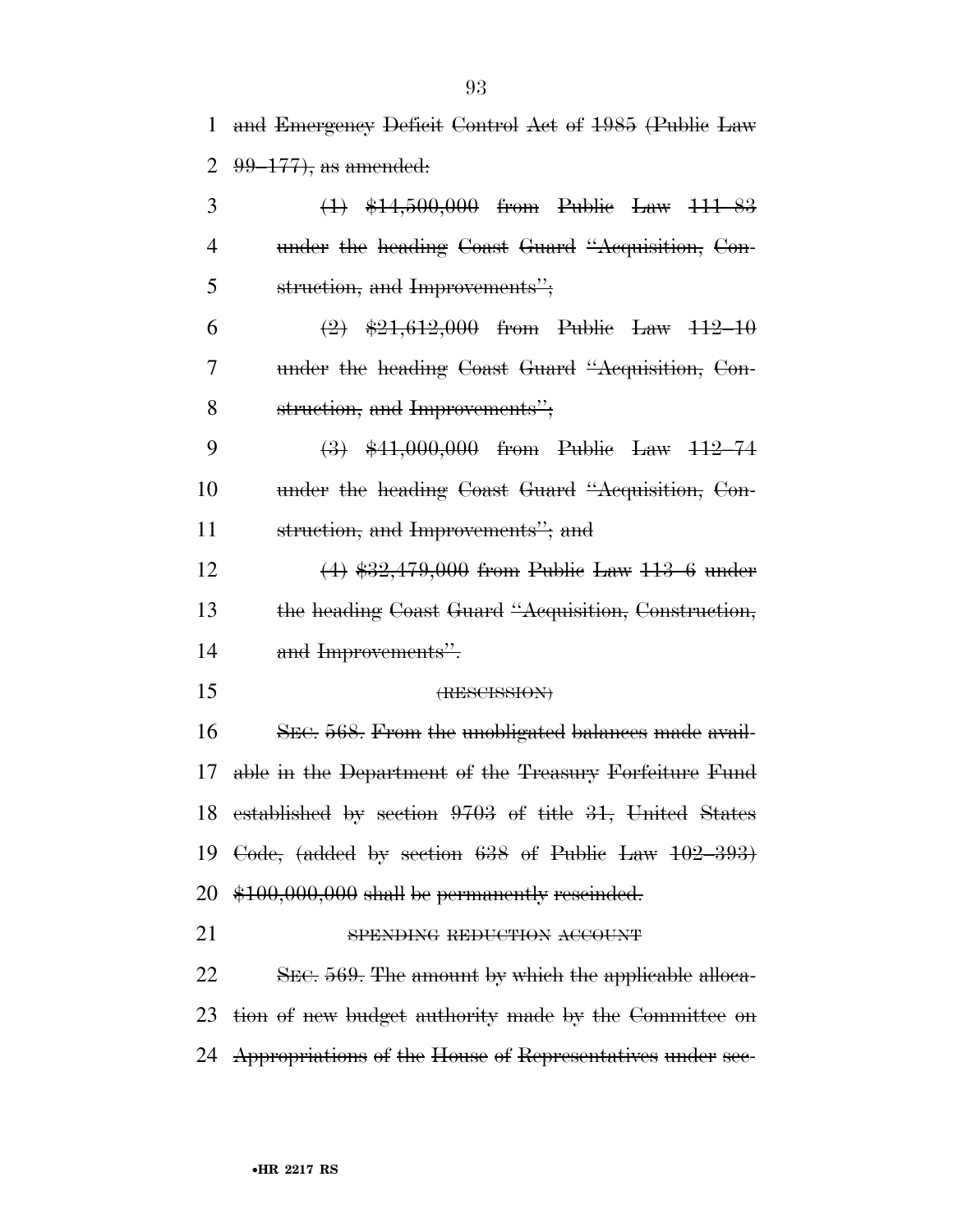and Emergency Deficit Control Act of 1985 (Public Law 99–177), as amended:

(1) $14,500,000 from Public Law 111–83 under the heading Coast Guard "Acquisition, Construction, and Improvements";

(2) $21,612,000 from Public Law 112–10 under the heading Coast Guard "Acquisition, Construction, and Improvements";

(3) $41,000,000 from Public Law 112–74 under the heading Coast Guard "Acquisition, Construction, and Improvements"; and

(4) $32,479,000 from Public Law 113–6 under the heading Coast Guard "Acquisition, Construction, and Improvements".

(RESCISSION)

SEC. 568. From the unobligated balances made available in the Department of the Treasury Forfeiture Fund established by section 9703 of title 31, United States Code, (added by section 638 of Public Law 102–393) $100,000,000 shall be permanently rescinded.

SPENDING REDUCTION ACCOUNT

SEC. 569. The amount by which the applicable allocation of new budget authority made by the Committee on Appropriations of the House of Representatives under sec-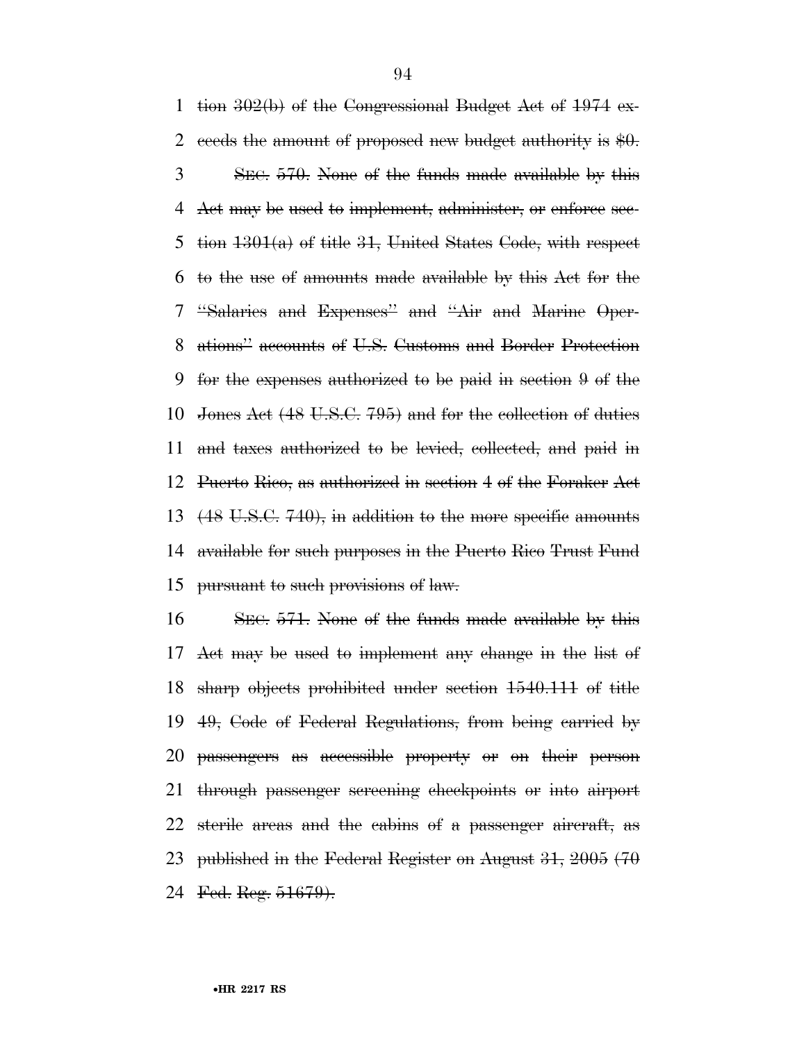tion 302(b) of the Congressional Budget Act of 1974 exceeds the amount of proposed new budget authority is $0.

SEC. 570. None of the funds made available by this Act may be used to implement, administer, or enforce section 1301(a) of title 31, United States Code, with respect to the use of amounts made available by this Act for the "Salaries and Expenses" and "Air and Marine Operations" accounts of U.S. Customs and Border Protection for the expenses authorized to be paid in section 9 of the Jones Act (48 U.S.C. 795) and for the collection of duties and taxes authorized to be levied, collected, and paid in Puerto Rico, as authorized in section 4 of the Foraker Act (48 U.S.C. 740), in addition to the more specific amounts available for such purposes in the Puerto Rico Trust Fund pursuant to such provisions of law.

SEC. 571. None of the funds made available by this Act may be used to implement any change in the list of sharp objects prohibited under section 1540.111 of title 49, Code of Federal Regulations, from being carried by passengers as accessible property or on their person through passenger screening checkpoints or into airport sterile areas and the cabins of a passenger aircraft, as published in the Federal Register on August 31, 2005 (70 Fed. Reg. 51679).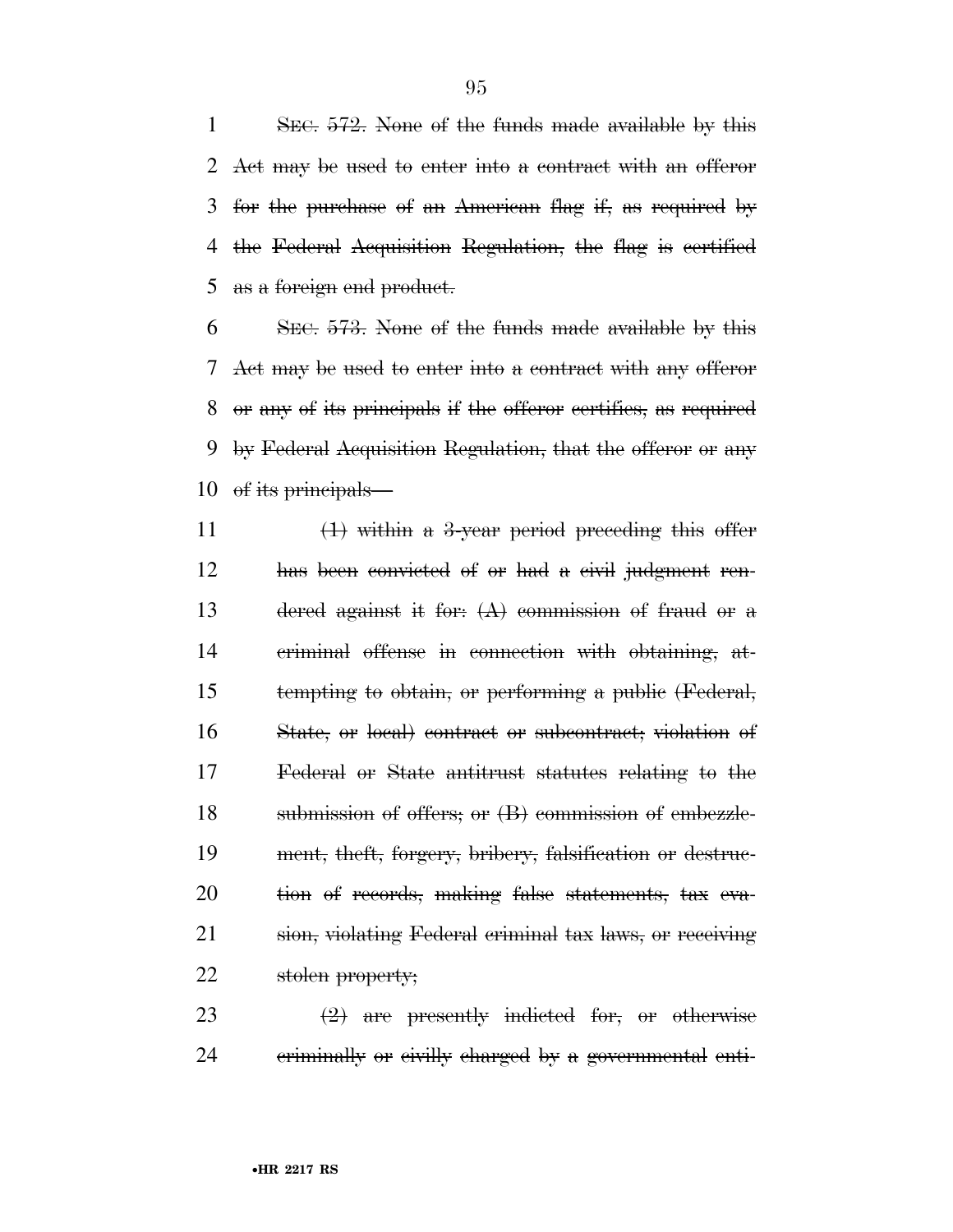~~SEC. 572. None of the funds made available by this Act may be used to enter into a contract with an offeror for the purchase of an American flag if, as required by the Federal Acquisition Regulation, the flag is certified as a foreign end product.~~

~~SEC. 573. None of the funds made available by this Act may be used to enter into a contract with any offeror or any of its principals if the offeror certifies, as required by Federal Acquisition Regulation, that the offeror or any of its principals—~~

~~(1) within a 3-year period preceding this offer has been convicted of or had a civil judgment rendered against it for: (A) commission of fraud or a criminal offense in connection with obtaining, attempting to obtain, or performing a public (Federal, State, or local) contract or subcontract; violation of Federal or State antitrust statutes relating to the submission of offers; or (B) commission of embezzlement, theft, forgery, bribery, falsification or destruction of records, making false statements, tax evasion, violating Federal criminal tax laws, or receiving stolen property;~~

~~(2) are presently indicted for, or otherwise criminally or civilly charged by a governmental enti-~~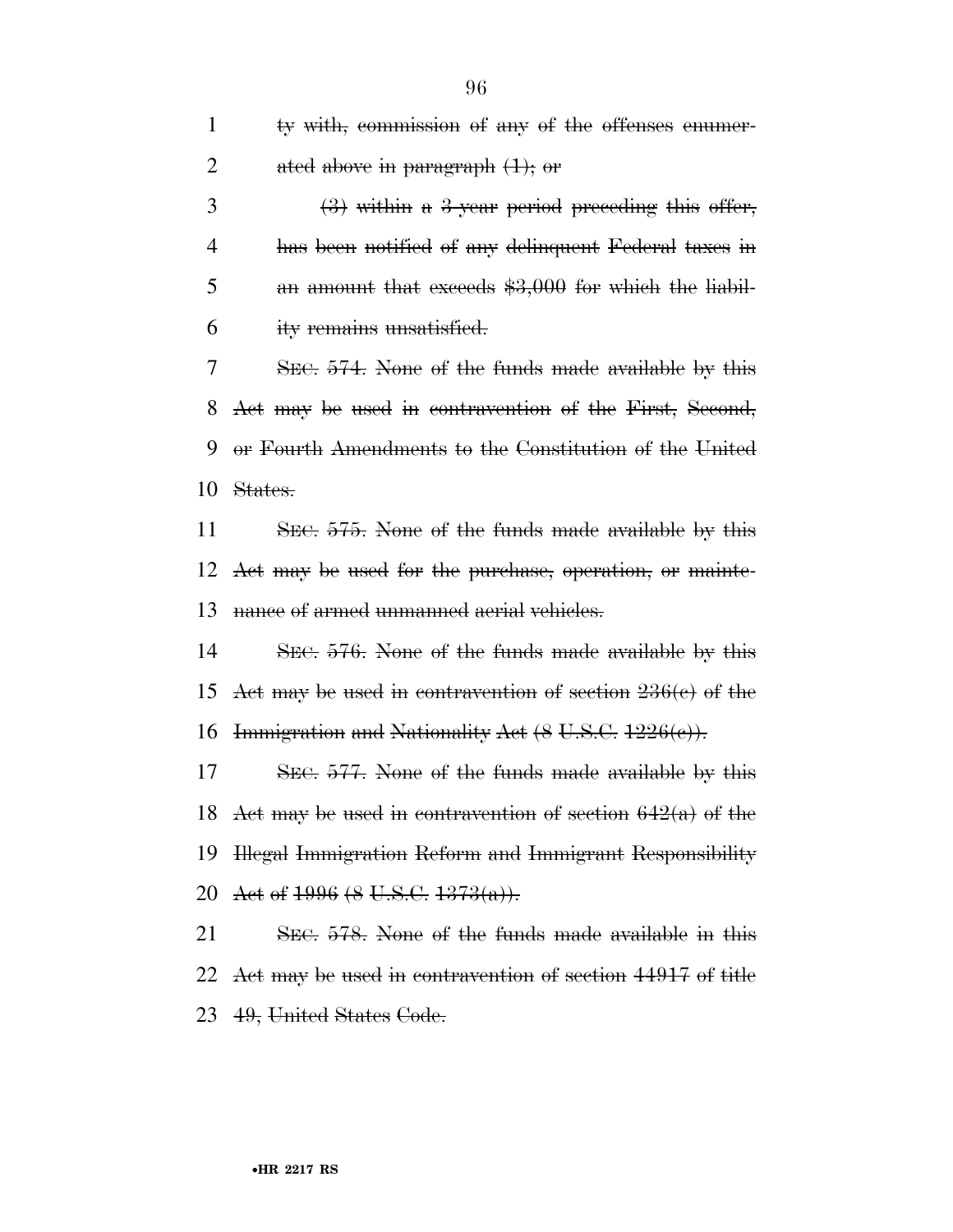ty with, commission of any of the offenses enumerated above in paragraph (1); or

(3) within a 3-year period preceding this offer, has been notified of any delinquent Federal taxes in an amount that exceeds $3,000 for which the liability remains unsatisfied.

SEC. 574. None of the funds made available by this Act may be used in contravention of the First, Second, or Fourth Amendments to the Constitution of the United States.

SEC. 575. None of the funds made available by this Act may be used for the purchase, operation, or maintenance of armed unmanned aerial vehicles.

SEC. 576. None of the funds made available by this Act may be used in contravention of section 236(c) of the Immigration and Nationality Act (8 U.S.C. 1226(c)).

SEC. 577. None of the funds made available by this Act may be used in contravention of section 642(a) of the Illegal Immigration Reform and Immigrant Responsibility Act of 1996 (8 U.S.C. 1373(a)).

SEC. 578. None of the funds made available in this Act may be used in contravention of section 44917 of title 49, United States Code.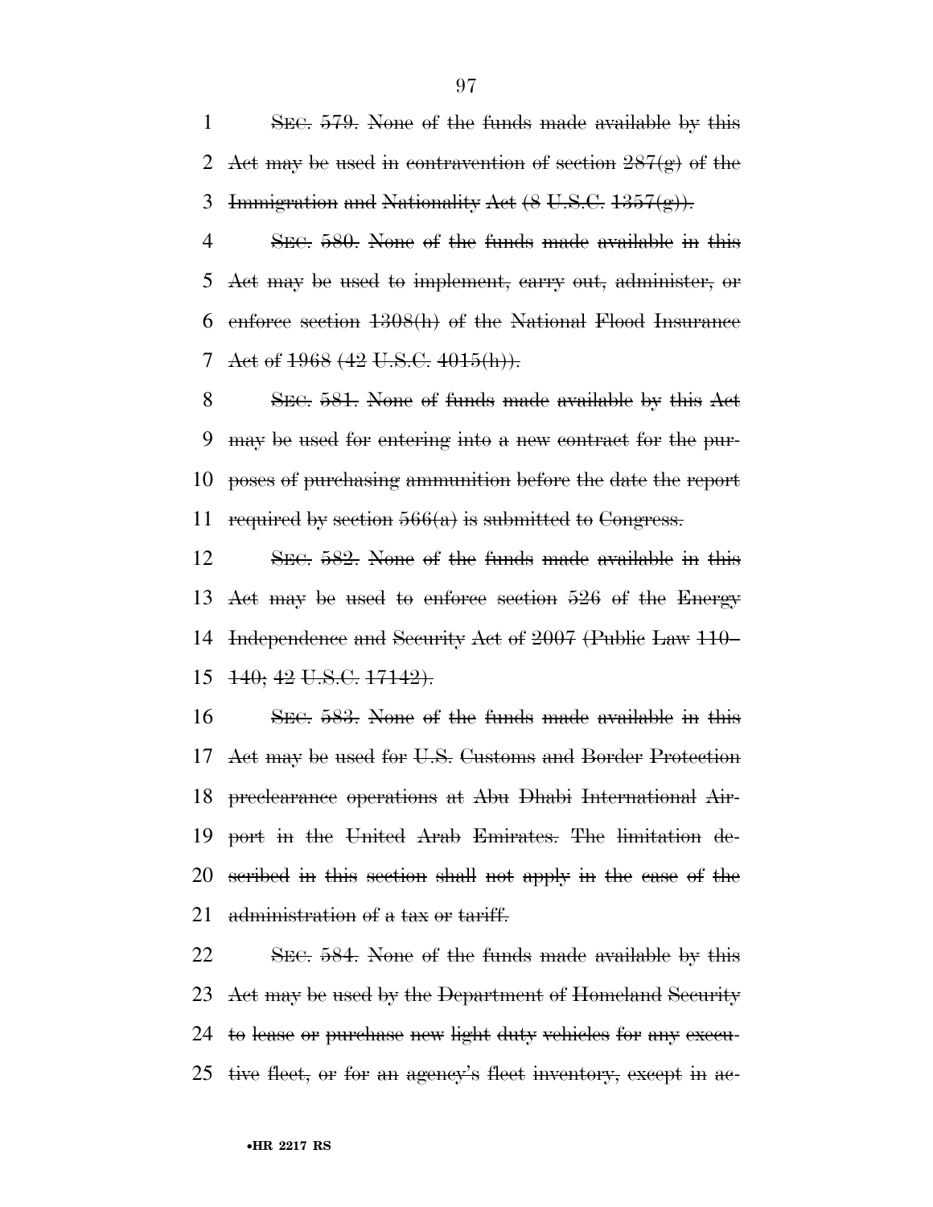~~SEC. 579. None of the funds made available by this Act may be used in contravention of section 287(g) of the Immigration and Nationality Act (8 U.S.C. 1357(g)).~~

~~SEC. 580. None of the funds made available in this Act may be used to implement, carry out, administer, or enforce section 1308(h) of the National Flood Insurance Act of 1968 (42 U.S.C. 4015(h)).~~

~~SEC. 581. None of funds made available by this Act may be used for entering into a new contract for the purposes of purchasing ammunition before the date the report required by section 566(a) is submitted to Congress.~~

~~SEC. 582. None of the funds made available in this Act may be used to enforce section 526 of the Energy Independence and Security Act of 2007 (Public Law 110–140; 42 U.S.C. 17142).~~

~~SEC. 583. None of the funds made available in this Act may be used for U.S. Customs and Border Protection preclearance operations at Abu Dhabi International Airport in the United Arab Emirates. The limitation described in this section shall not apply in the case of the administration of a tax or tariff.~~

~~SEC. 584. None of the funds made available by this Act may be used by the Department of Homeland Security to lease or purchase new light duty vehicles for any executive fleet, or for an agency's fleet inventory, except in ac-~~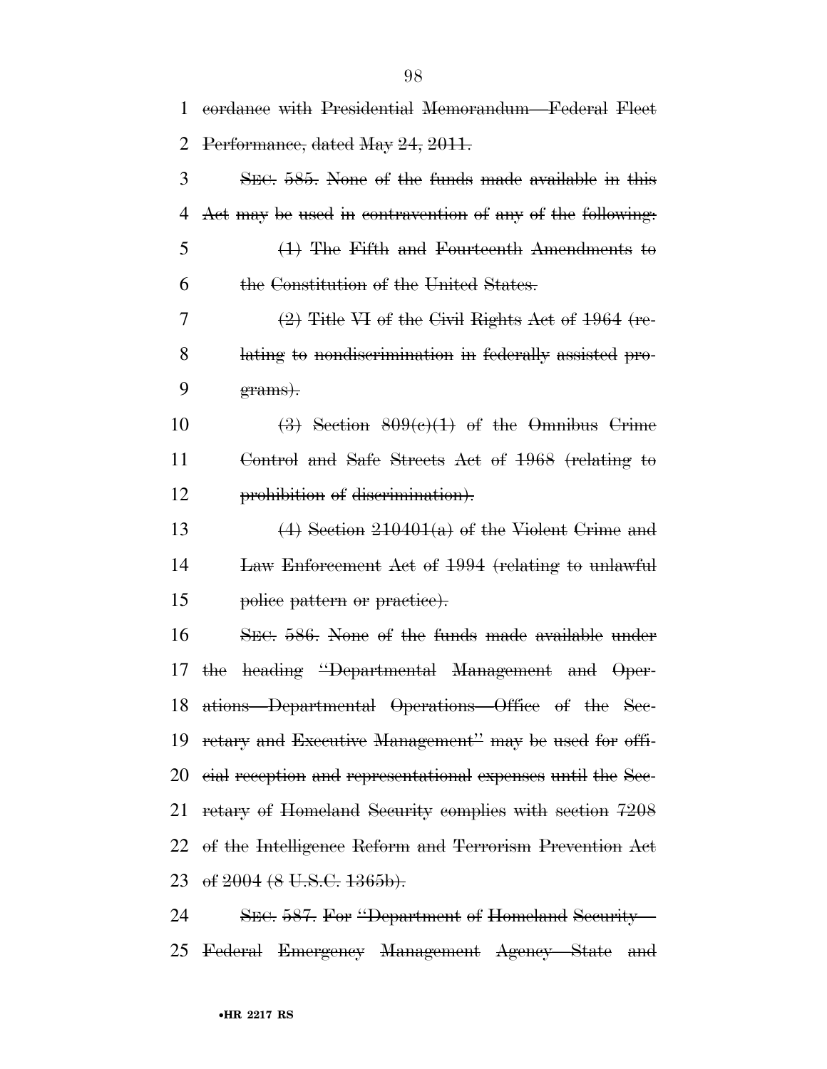cordance with Presidential Memorandum—Federal Fleet Performance, dated May 24, 2011.

SEC. 585. None of the funds made available in this Act may be used in contravention of any of the following:

(1) The Fifth and Fourteenth Amendments to the Constitution of the United States.

(2) Title VI of the Civil Rights Act of 1964 (relating to nondiscrimination in federally assisted programs).

(3) Section 809(c)(1) of the Omnibus Crime Control and Safe Streets Act of 1968 (relating to prohibition of discrimination).

(4) Section 210401(a) of the Violent Crime and Law Enforcement Act of 1994 (relating to unlawful police pattern or practice).

SEC. 586. None of the funds made available under the heading "Departmental Management and Operations—Departmental Operations—Office of the Secretary and Executive Management" may be used for official reception and representational expenses until the Secretary of Homeland Security complies with section 7208 of the Intelligence Reform and Terrorism Prevention Act of 2004 (8 U.S.C. 1365b).

SEC. 587. For "Department of Homeland Security—Federal Emergency Management Agency—State and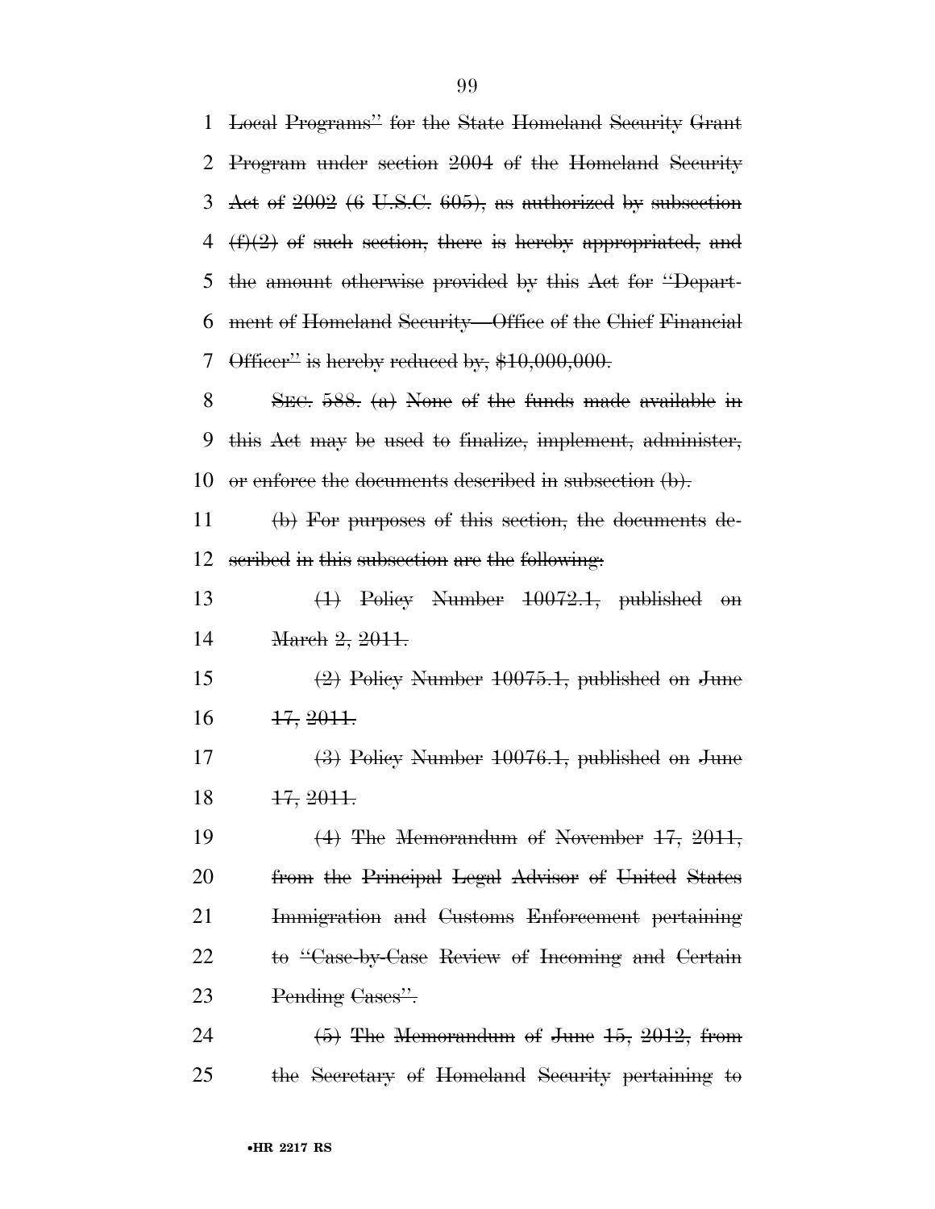~~Local Programs" for the State Homeland Security Grant Program under section 2004 of the Homeland Security Act of 2002 (6 U.S.C. 605), as authorized by subsection (f)(2) of such section, there is hereby appropriated, and the amount otherwise provided by this Act for "Department of Homeland Security—Office of the Chief Financial Officer" is hereby reduced by, $10,000,000.~~

~~SEC. 588. (a) None of the funds made available in this Act may be used to finalize, implement, administer, or enforce the documents described in subsection (b).~~

~~(b) For purposes of this section, the documents described in this subsection are the following:~~

~~(1) Policy Number 10072.1, published on March 2, 2011.~~

~~(2) Policy Number 10075.1, published on June 17, 2011.~~

~~(3) Policy Number 10076.1, published on June 17, 2011.~~

~~(4) The Memorandum of November 17, 2011, from the Principal Legal Advisor of United States Immigration and Customs Enforcement pertaining to "Case-by-Case Review of Incoming and Certain Pending Cases".~~

~~(5) The Memorandum of June 15, 2012, from the Secretary of Homeland Security pertaining to~~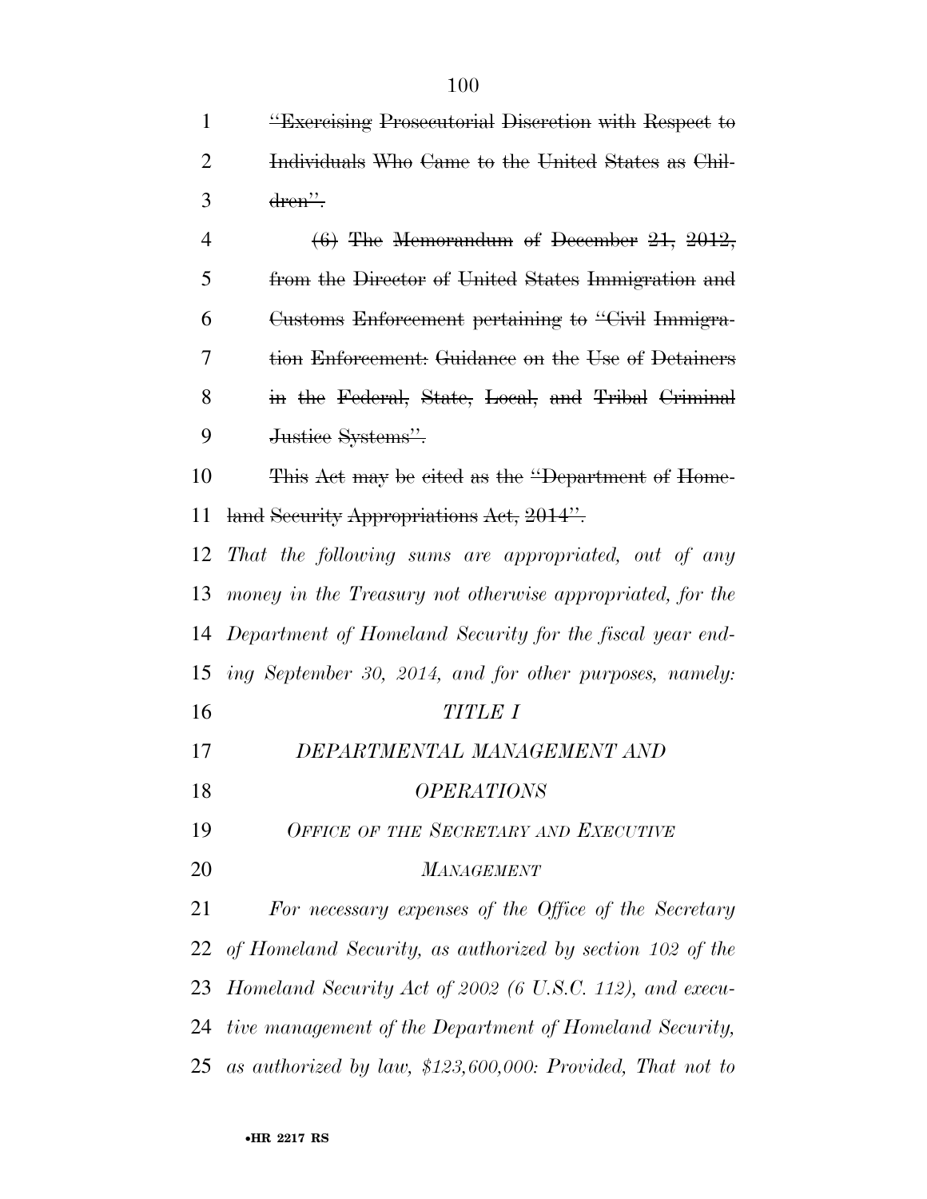~~"Exercising Prosecutorial Discretion with Respect to Individuals Who Came to the United States as Children".~~

~~(6) The Memorandum of December 21, 2012, from the Director of United States Immigration and Customs Enforcement pertaining to "Civil Immigration Enforcement: Guidance on the Use of Detainers in the Federal, State, Local, and Tribal Criminal Justice Systems".~~

~~This Act may be cited as the "Department of Homeland Security Appropriations Act, 2014".~~

*That the following sums are appropriated, out of any money in the Treasury not otherwise appropriated, for the Department of Homeland Security for the fiscal year ending September 30, 2014, and for other purposes, namely:*

*TITLE I*

*DEPARTMENTAL MANAGEMENT AND OPERATIONS*

*OFFICE OF THE SECRETARY AND EXECUTIVE MANAGEMENT*

*For necessary expenses of the Office of the Secretary of Homeland Security, as authorized by section 102 of the Homeland Security Act of 2002 (6 U.S.C. 112), and executive management of the Department of Homeland Security, as authorized by law, $123,600,000: Provided, That not to*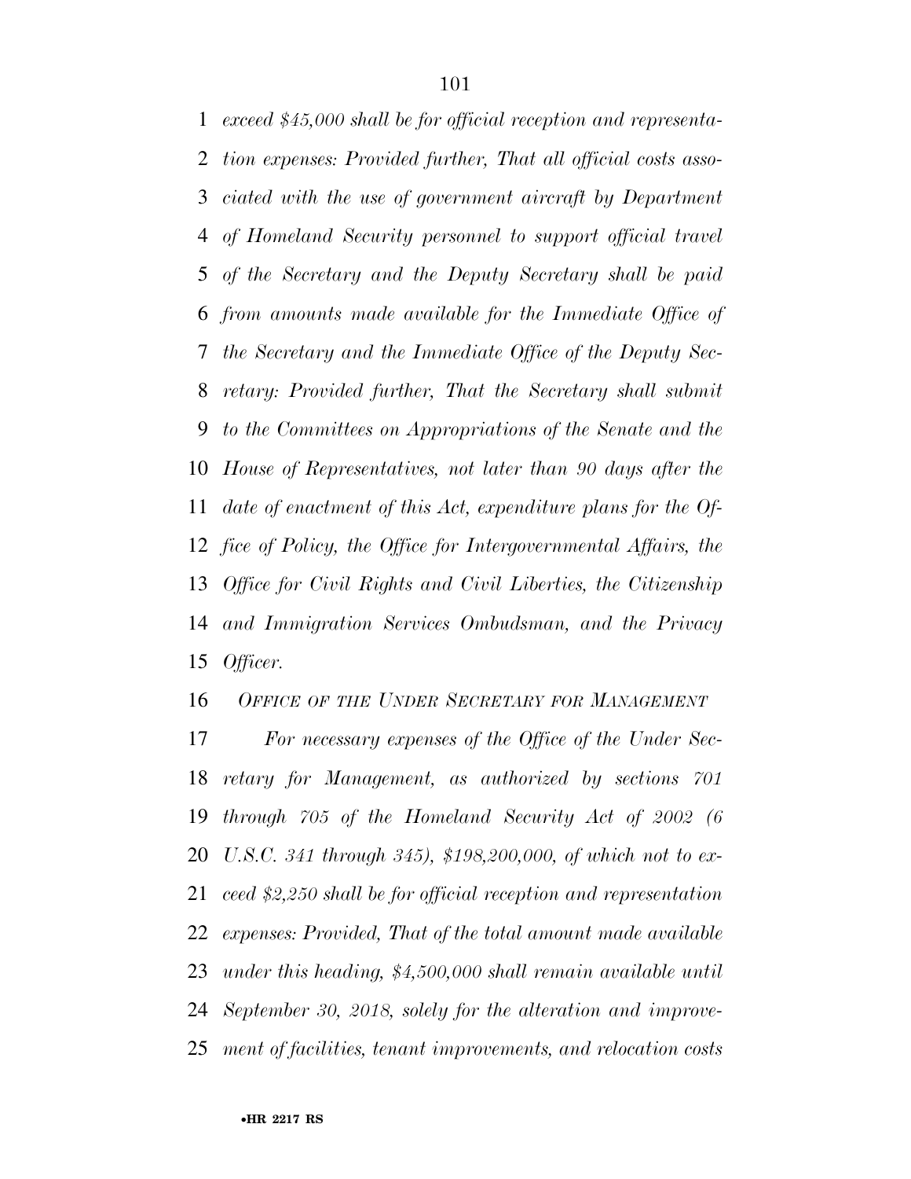*exceed $45,000 shall be for official reception and representation expenses: Provided further, That all official costs associated with the use of government aircraft by Department of Homeland Security personnel to support official travel of the Secretary and the Deputy Secretary shall be paid from amounts made available for the Immediate Office of the Secretary and the Immediate Office of the Deputy Secretary: Provided further, That the Secretary shall submit to the Committees on Appropriations of the Senate and the House of Representatives, not later than 90 days after the date of enactment of this Act, expenditure plans for the Office of Policy, the Office for Intergovernmental Affairs, the Office for Civil Rights and Civil Liberties, the Citizenship and Immigration Services Ombudsman, and the Privacy Officer.*

*OFFICE OF THE UNDER SECRETARY FOR MANAGEMENT*

*For necessary expenses of the Office of the Under Secretary for Management, as authorized by sections 701 through 705 of the Homeland Security Act of 2002 (6 U.S.C. 341 through 345), $198,200,000, of which not to exceed $2,250 shall be for official reception and representation expenses: Provided, That of the total amount made available under this heading, $4,500,000 shall remain available until September 30, 2018, solely for the alteration and improvement of facilities, tenant improvements, and relocation costs*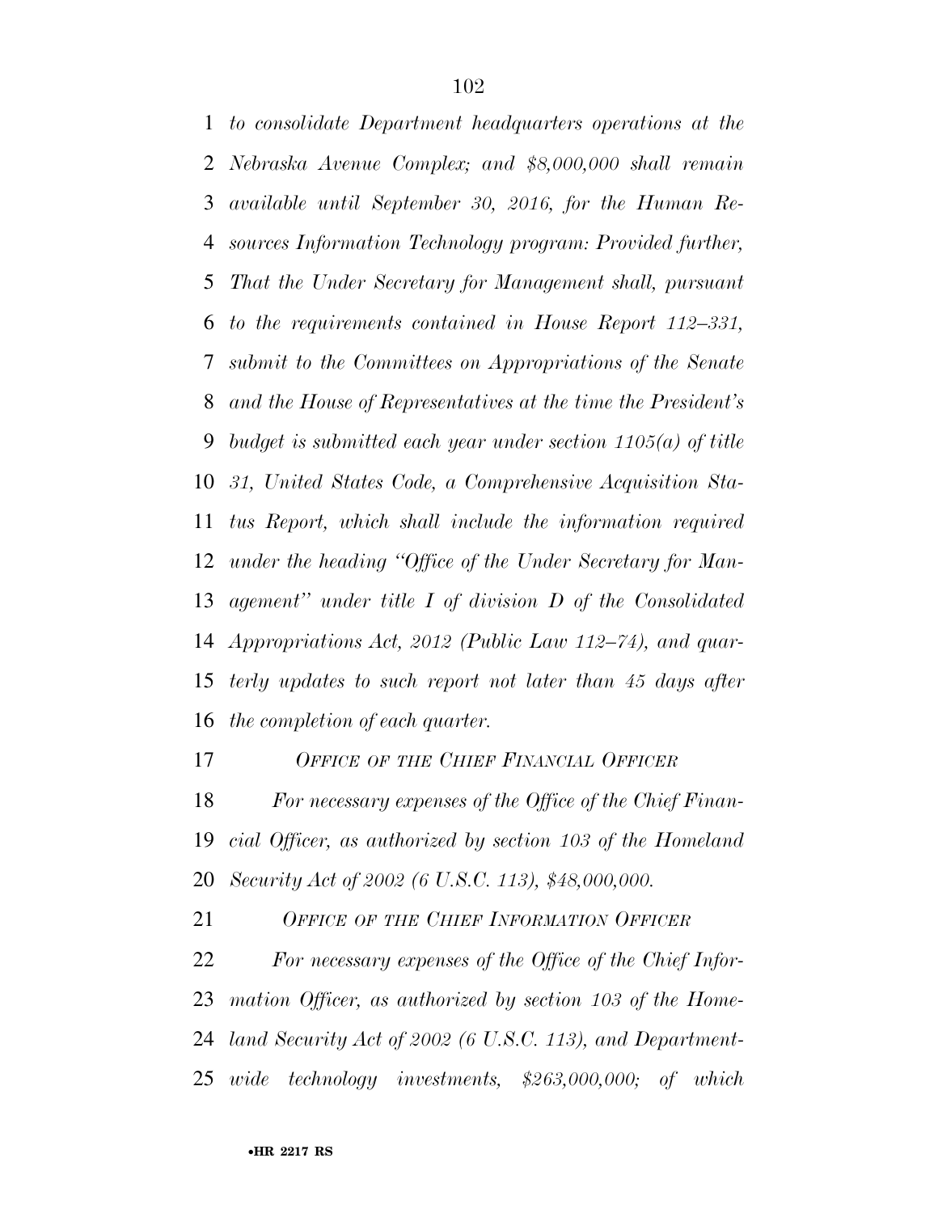*to consolidate Department headquarters operations at the Nebraska Avenue Complex; and $8,000,000 shall remain available until September 30, 2016, for the Human Resources Information Technology program: Provided further, That the Under Secretary for Management shall, pursuant to the requirements contained in House Report 112–331, submit to the Committees on Appropriations of the Senate and the House of Representatives at the time the President's budget is submitted each year under section 1105(a) of title 31, United States Code, a Comprehensive Acquisition Status Report, which shall include the information required under the heading "Office of the Under Secretary for Management" under title I of division D of the Consolidated Appropriations Act, 2012 (Public Law 112–74), and quarterly updates to such report not later than 45 days after the completion of each quarter.*

*OFFICE OF THE CHIEF FINANCIAL OFFICER*

*For necessary expenses of the Office of the Chief Financial Officer, as authorized by section 103 of the Homeland Security Act of 2002 (6 U.S.C. 113), $48,000,000.*

*OFFICE OF THE CHIEF INFORMATION OFFICER*

*For necessary expenses of the Office of the Chief Information Officer, as authorized by section 103 of the Homeland Security Act of 2002 (6 U.S.C. 113), and Department-wide technology investments, $263,000,000; of which*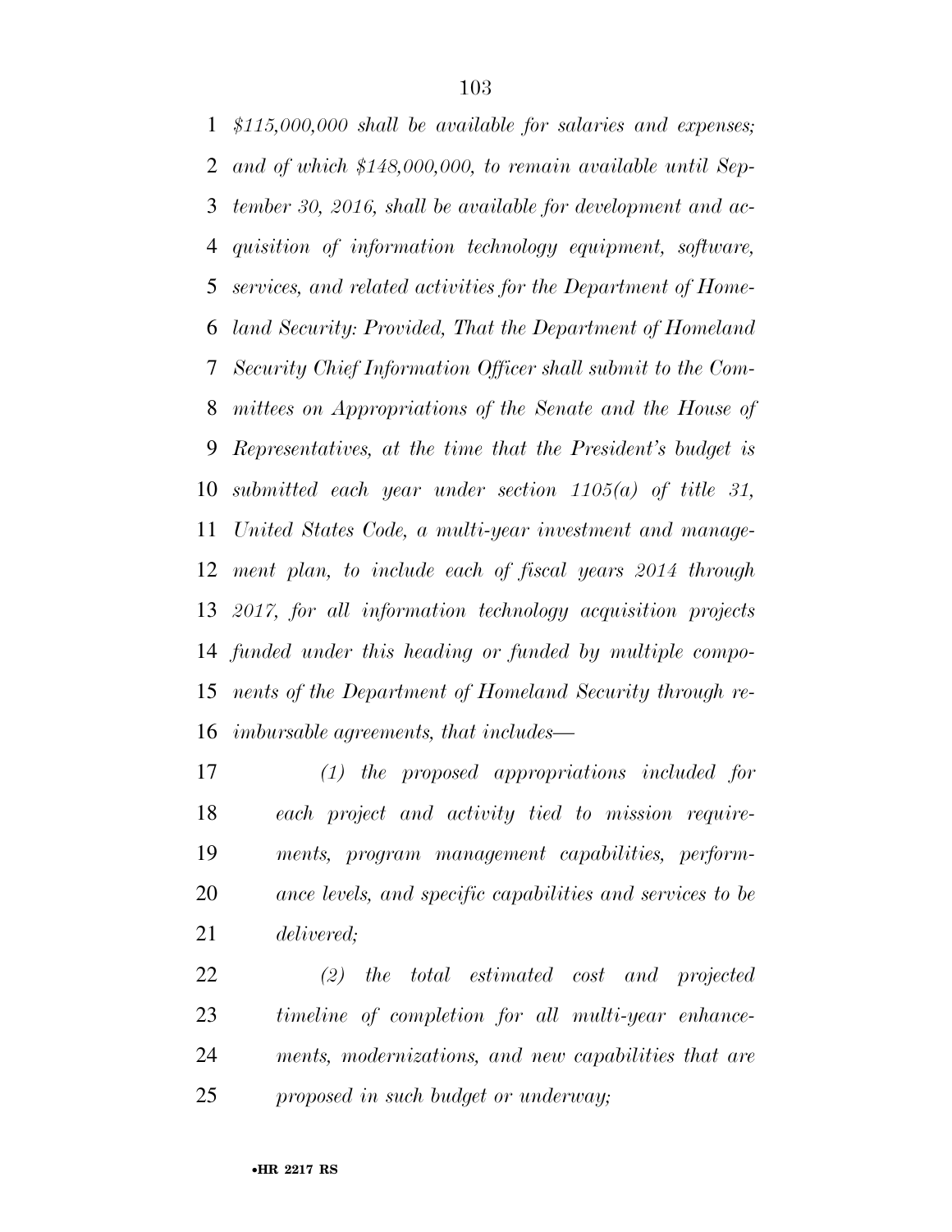*$115,000,000 shall be available for salaries and expenses; and of which $148,000,000, to remain available until September 30, 2016, shall be available for development and acquisition of information technology equipment, software, services, and related activities for the Department of Homeland Security: Provided, That the Department of Homeland Security Chief Information Officer shall submit to the Committees on Appropriations of the Senate and the House of Representatives, at the time that the President's budget is submitted each year under section 1105(a) of title 31, United States Code, a multi-year investment and management plan, to include each of fiscal years 2014 through 2017, for all information technology acquisition projects funded under this heading or funded by multiple components of the Department of Homeland Security through reimbursable agreements, that includes—*

*(1) the proposed appropriations included for each project and activity tied to mission requirements, program management capabilities, performance levels, and specific capabilities and services to be delivered;*

*(2) the total estimated cost and projected timeline of completion for all multi-year enhancements, modernizations, and new capabilities that are proposed in such budget or underway;*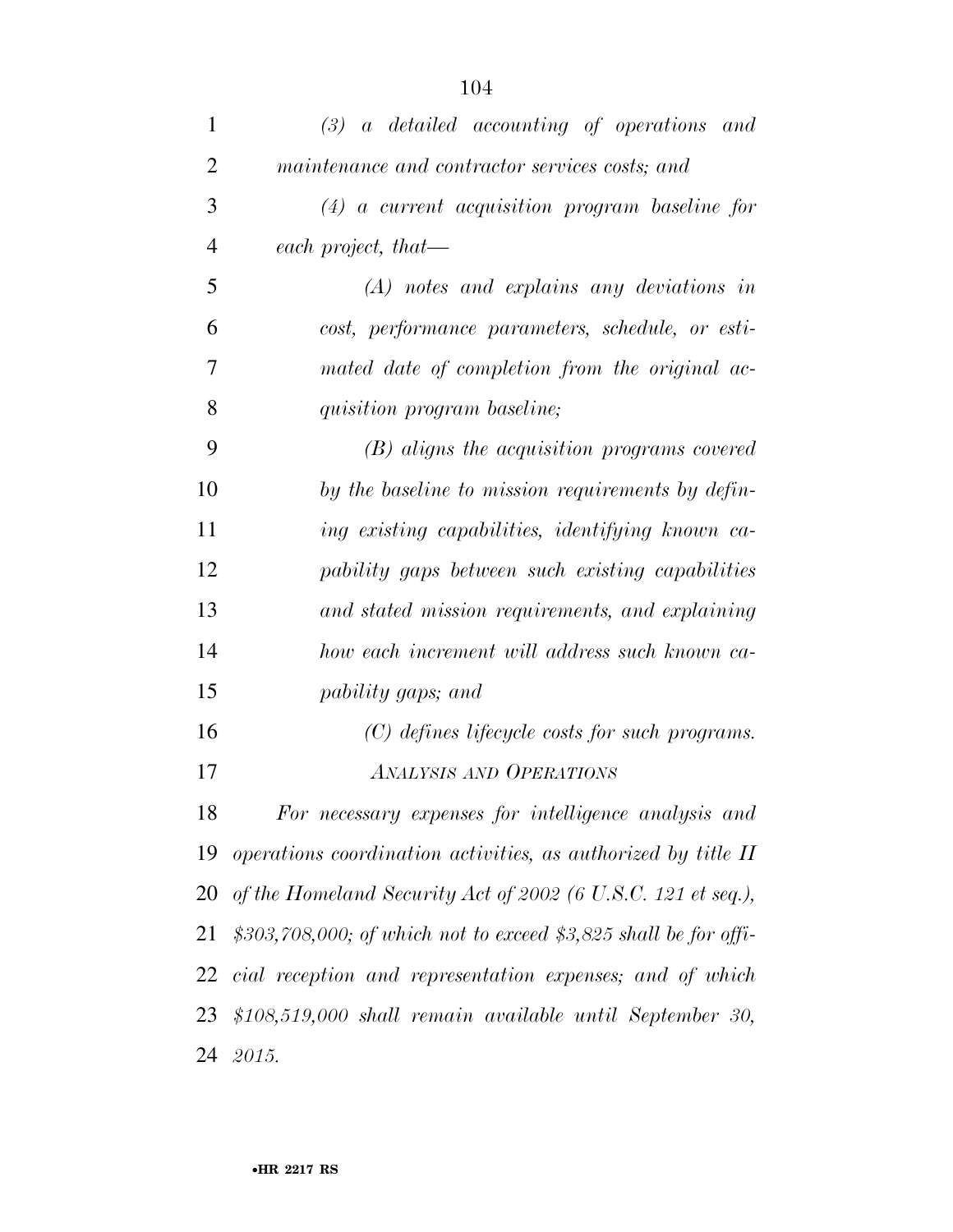*(3) a detailed accounting of operations and maintenance and contractor services costs; and*

*(4) a current acquisition program baseline for each project, that—*

*(A) notes and explains any deviations in cost, performance parameters, schedule, or estimated date of completion from the original acquisition program baseline;*

*(B) aligns the acquisition programs covered by the baseline to mission requirements by defining existing capabilities, identifying known capability gaps between such existing capabilities and stated mission requirements, and explaining how each increment will address such known capability gaps; and*

*(C) defines lifecycle costs for such programs.*

*ANALYSIS AND OPERATIONS*

*For necessary expenses for intelligence analysis and operations coordination activities, as authorized by title II of the Homeland Security Act of 2002 (6 U.S.C. 121 et seq.), $303,708,000; of which not to exceed $3,825 shall be for official reception and representation expenses; and of which $108,519,000 shall remain available until September 30, 2015.*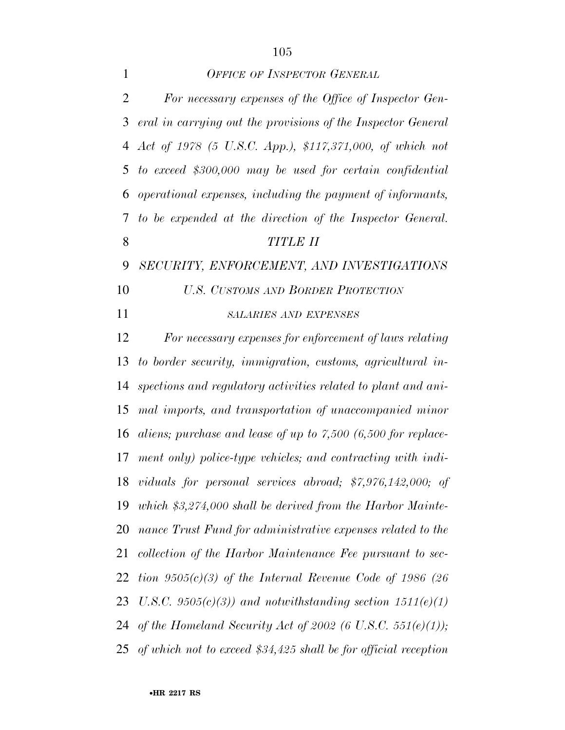*OFFICE OF INSPECTOR GENERAL*

*For necessary expenses of the Office of Inspector General in carrying out the provisions of the Inspector General Act of 1978 (5 U.S.C. App.), $117,371,000, of which not to exceed $300,000 may be used for certain confidential operational expenses, including the payment of informants, to be expended at the direction of the Inspector General.*

*TITLE II*

*SECURITY, ENFORCEMENT, AND INVESTIGATIONS*

*U.S. CUSTOMS AND BORDER PROTECTION*

*SALARIES AND EXPENSES*

*For necessary expenses for enforcement of laws relating to border security, immigration, customs, agricultural inspections and regulatory activities related to plant and animal imports, and transportation of unaccompanied minor aliens; purchase and lease of up to 7,500 (6,500 for replacement only) police-type vehicles; and contracting with individuals for personal services abroad; $7,976,142,000; of which $3,274,000 shall be derived from the Harbor Maintenance Trust Fund for administrative expenses related to the collection of the Harbor Maintenance Fee pursuant to section 9505(c)(3) of the Internal Revenue Code of 1986 (26 U.S.C. 9505(c)(3)) and notwithstanding section 1511(e)(1) of the Homeland Security Act of 2002 (6 U.S.C. 551(e)(1)); of which not to exceed $34,425 shall be for official reception*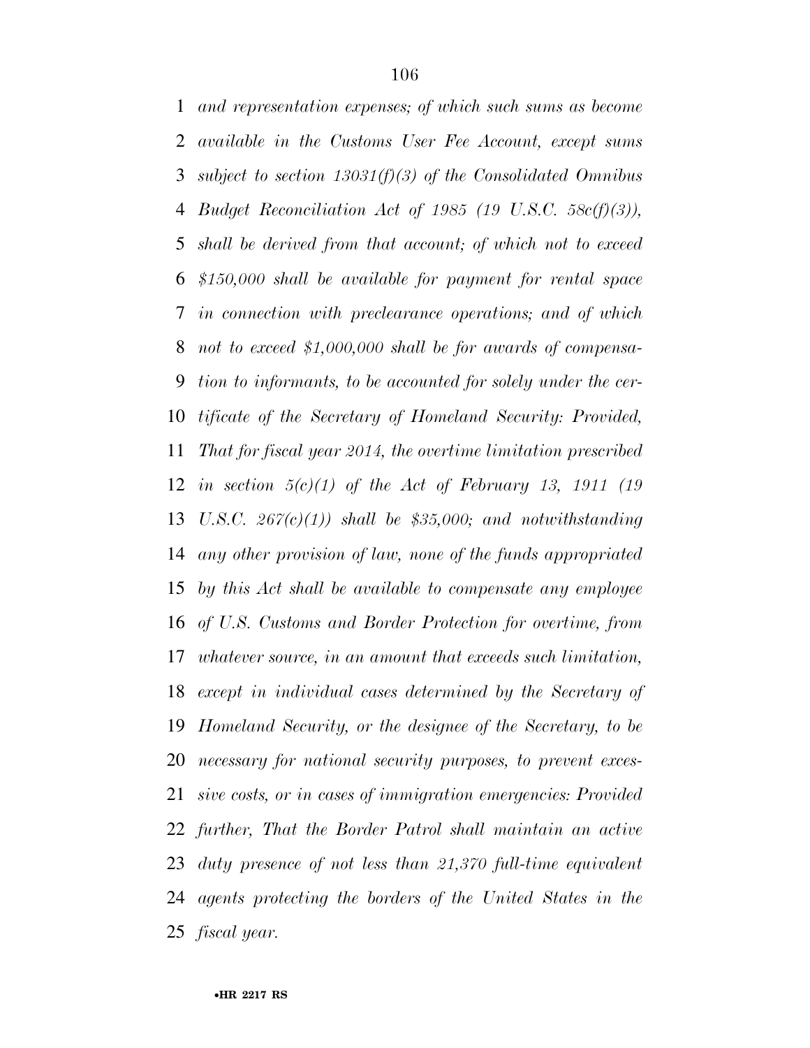*and representation expenses; of which such sums as become available in the Customs User Fee Account, except sums subject to section 13031(f)(3) of the Consolidated Omnibus Budget Reconciliation Act of 1985 (19 U.S.C. 58c(f)(3)), shall be derived from that account; of which not to exceed $150,000 shall be available for payment for rental space in connection with preclearance operations; and of which not to exceed $1,000,000 shall be for awards of compensation to informants, to be accounted for solely under the certificate of the Secretary of Homeland Security: Provided, That for fiscal year 2014, the overtime limitation prescribed in section 5(c)(1) of the Act of February 13, 1911 (19 U.S.C. 267(c)(1)) shall be $35,000; and notwithstanding any other provision of law, none of the funds appropriated by this Act shall be available to compensate any employee of U.S. Customs and Border Protection for overtime, from whatever source, in an amount that exceeds such limitation, except in individual cases determined by the Secretary of Homeland Security, or the designee of the Secretary, to be necessary for national security purposes, to prevent excessive costs, or in cases of immigration emergencies: Provided further, That the Border Patrol shall maintain an active duty presence of not less than 21,370 full-time equivalent agents protecting the borders of the United States in the fiscal year.*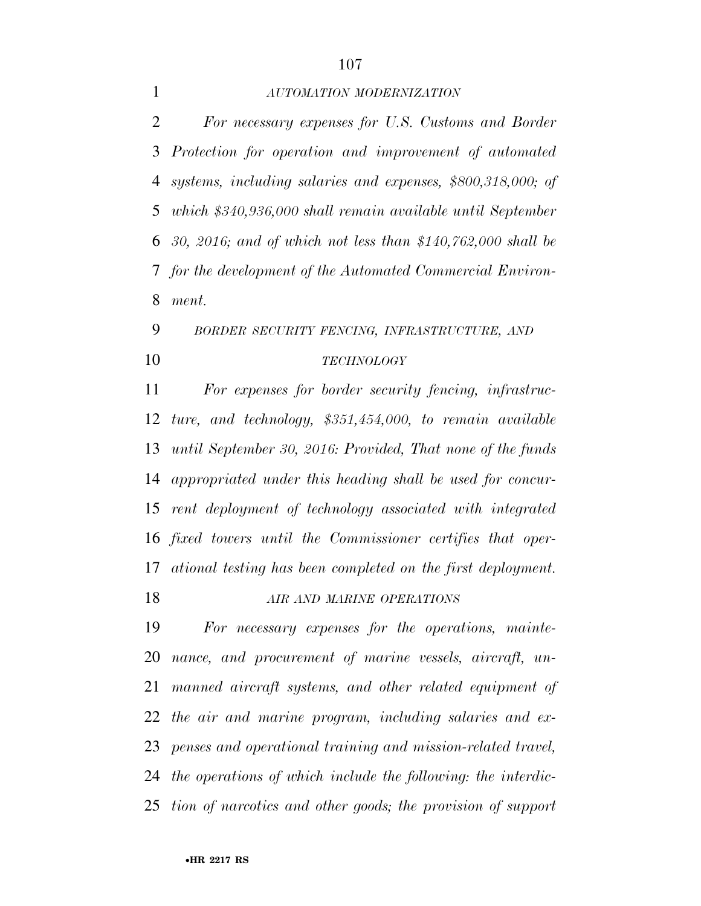*AUTOMATION MODERNIZATION*

*For necessary expenses for U.S. Customs and Border Protection for operation and improvement of automated systems, including salaries and expenses, $800,318,000; of which $340,936,000 shall remain available until September 30, 2016; and of which not less than $140,762,000 shall be for the development of the Automated Commercial Environment.*

*BORDER SECURITY FENCING, INFRASTRUCTURE, AND TECHNOLOGY*

*For expenses for border security fencing, infrastructure, and technology, $351,454,000, to remain available until September 30, 2016: Provided, That none of the funds appropriated under this heading shall be used for concurrent deployment of technology associated with integrated fixed towers until the Commissioner certifies that operational testing has been completed on the first deployment.*

*AIR AND MARINE OPERATIONS*

*For necessary expenses for the operations, maintenance, and procurement of marine vessels, aircraft, unmanned aircraft systems, and other related equipment of the air and marine program, including salaries and expenses and operational training and mission-related travel, the operations of which include the following: the interdiction of narcotics and other goods; the provision of support*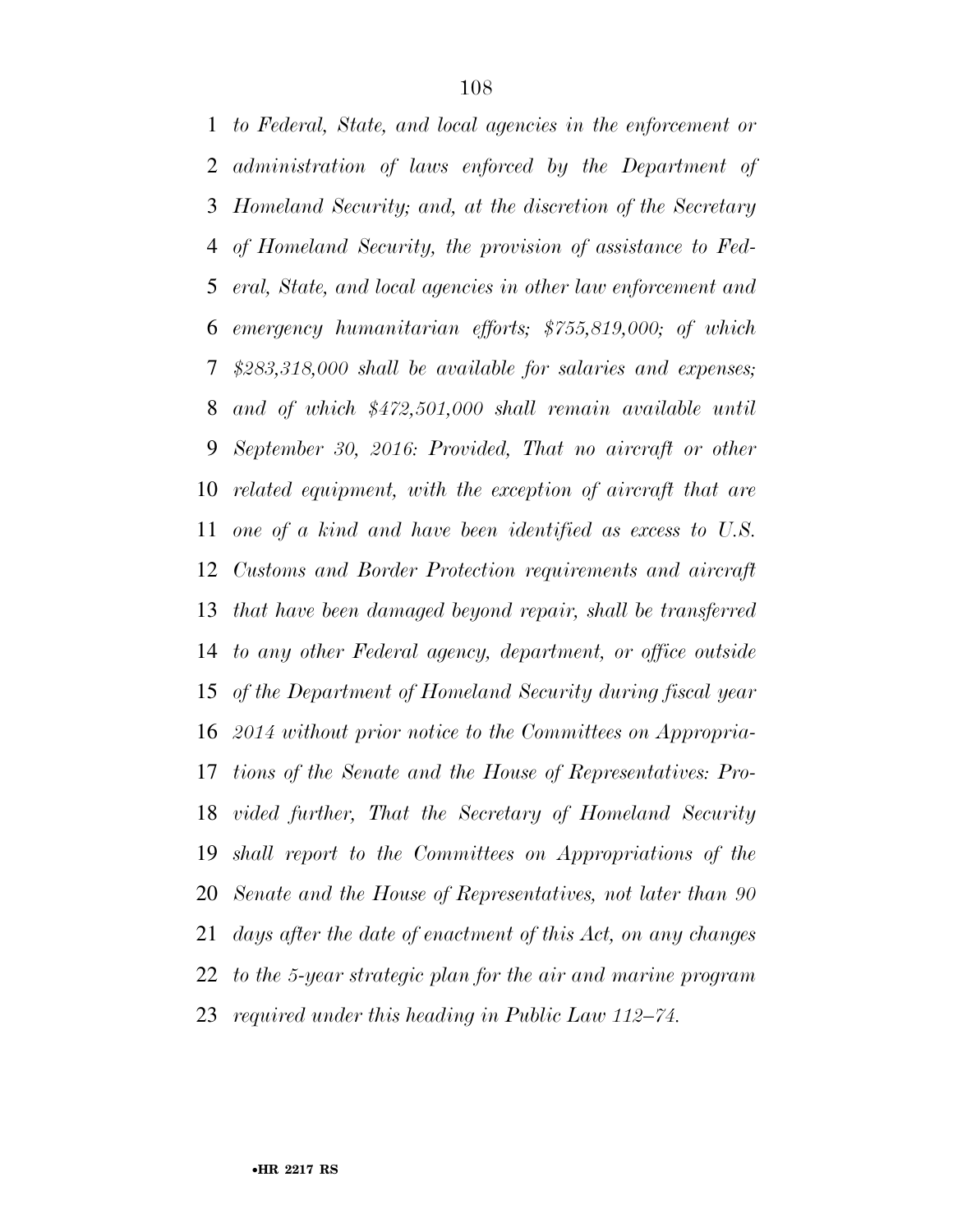*to Federal, State, and local agencies in the enforcement or administration of laws enforced by the Department of Homeland Security; and, at the discretion of the Secretary of Homeland Security, the provision of assistance to Federal, State, and local agencies in other law enforcement and emergency humanitarian efforts; $755,819,000; of which $283,318,000 shall be available for salaries and expenses; and of which $472,501,000 shall remain available until September 30, 2016: Provided, That no aircraft or other related equipment, with the exception of aircraft that are one of a kind and have been identified as excess to U.S. Customs and Border Protection requirements and aircraft that have been damaged beyond repair, shall be transferred to any other Federal agency, department, or office outside of the Department of Homeland Security during fiscal year 2014 without prior notice to the Committees on Appropriations of the Senate and the House of Representatives: Provided further, That the Secretary of Homeland Security shall report to the Committees on Appropriations of the Senate and the House of Representatives, not later than 90 days after the date of enactment of this Act, on any changes to the 5-year strategic plan for the air and marine program required under this heading in Public Law 112–74.*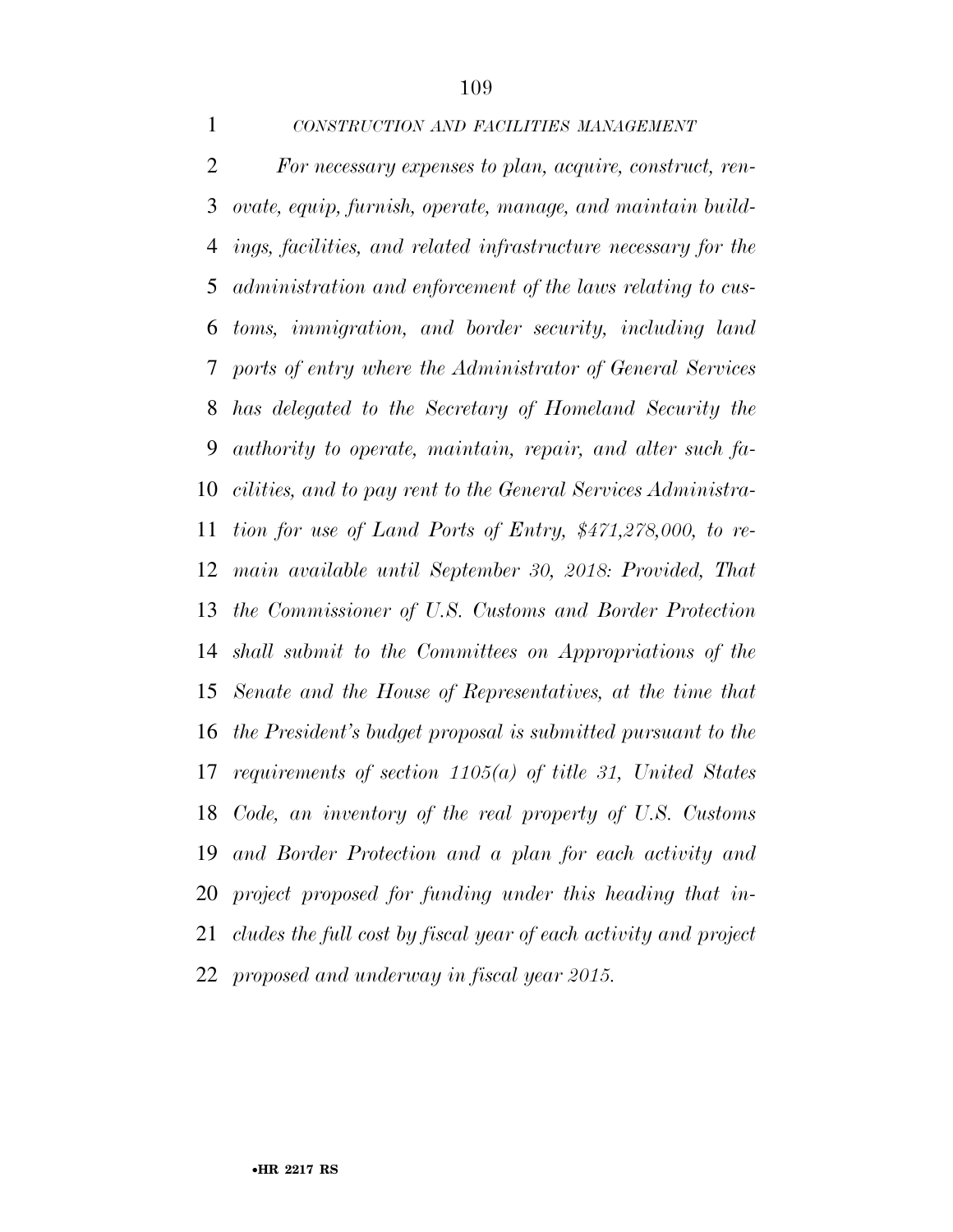*CONSTRUCTION AND FACILITIES MANAGEMENT*

*For necessary expenses to plan, acquire, construct, renovate, equip, furnish, operate, manage, and maintain buildings, facilities, and related infrastructure necessary for the administration and enforcement of the laws relating to customs, immigration, and border security, including land ports of entry where the Administrator of General Services has delegated to the Secretary of Homeland Security the authority to operate, maintain, repair, and alter such facilities, and to pay rent to the General Services Administration for use of Land Ports of Entry, $471,278,000, to remain available until September 30, 2018: Provided, That the Commissioner of U.S. Customs and Border Protection shall submit to the Committees on Appropriations of the Senate and the House of Representatives, at the time that the President's budget proposal is submitted pursuant to the requirements of section 1105(a) of title 31, United States Code, an inventory of the real property of U.S. Customs and Border Protection and a plan for each activity and project proposed for funding under this heading that includes the full cost by fiscal year of each activity and project proposed and underway in fiscal year 2015.*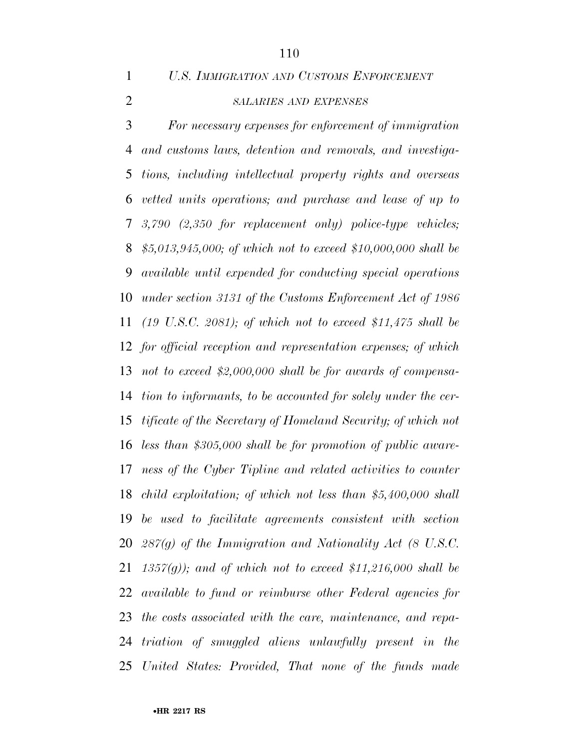*U.S. IMMIGRATION AND CUSTOMS ENFORCEMENT*

*SALARIES AND EXPENSES*

*For necessary expenses for enforcement of immigration and customs laws, detention and removals, and investigations, including intellectual property rights and overseas vetted units operations; and purchase and lease of up to 3,790 (2,350 for replacement only) police-type vehicles; $5,013,945,000; of which not to exceed $10,000,000 shall be available until expended for conducting special operations under section 3131 of the Customs Enforcement Act of 1986 (19 U.S.C. 2081); of which not to exceed $11,475 shall be for official reception and representation expenses; of which not to exceed $2,000,000 shall be for awards of compensation to informants, to be accounted for solely under the certificate of the Secretary of Homeland Security; of which not less than $305,000 shall be for promotion of public awareness of the Cyber Tipline and related activities to counter child exploitation; of which not less than $5,400,000 shall be used to facilitate agreements consistent with section 287(g) of the Immigration and Nationality Act (8 U.S.C. 1357(g)); and of which not to exceed $11,216,000 shall be available to fund or reimburse other Federal agencies for the costs associated with the care, maintenance, and repatriation of smuggled aliens unlawfully present in the United States: Provided, That none of the funds made*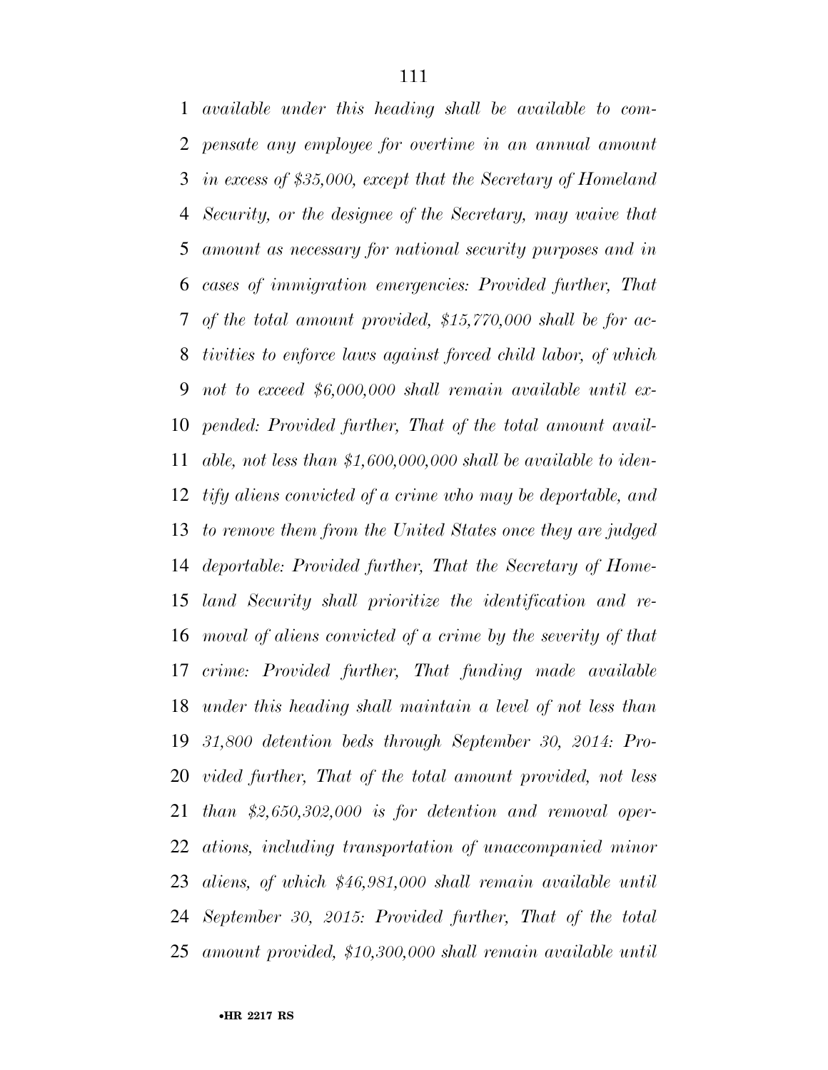*available under this heading shall be available to compensate any employee for overtime in an annual amount in excess of $35,000, except that the Secretary of Homeland Security, or the designee of the Secretary, may waive that amount as necessary for national security purposes and in cases of immigration emergencies: Provided further, That of the total amount provided, $15,770,000 shall be for activities to enforce laws against forced child labor, of which not to exceed $6,000,000 shall remain available until expended: Provided further, That of the total amount available, not less than $1,600,000,000 shall be available to identify aliens convicted of a crime who may be deportable, and to remove them from the United States once they are judged deportable: Provided further, That the Secretary of Homeland Security shall prioritize the identification and removal of aliens convicted of a crime by the severity of that crime: Provided further, That funding made available under this heading shall maintain a level of not less than 31,800 detention beds through September 30, 2014: Provided further, That of the total amount provided, not less than $2,650,302,000 is for detention and removal operations, including transportation of unaccompanied minor aliens, of which $46,981,000 shall remain available until September 30, 2015: Provided further, That of the total amount provided, $10,300,000 shall remain available until*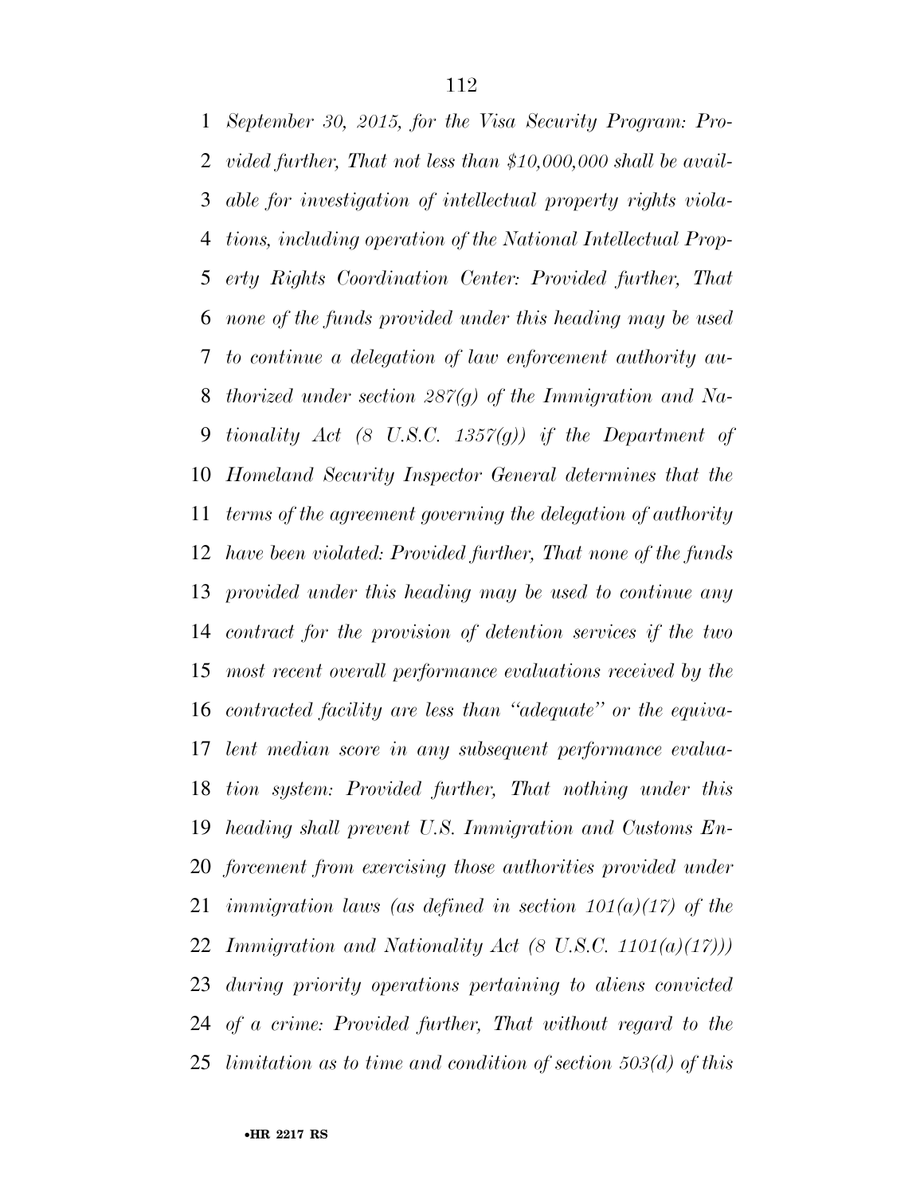*September 30, 2015, for the Visa Security Program: Provided further, That not less than $10,000,000 shall be available for investigation of intellectual property rights violations, including operation of the National Intellectual Property Rights Coordination Center: Provided further, That none of the funds provided under this heading may be used to continue a delegation of law enforcement authority authorized under section 287(g) of the Immigration and Nationality Act (8 U.S.C. 1357(g)) if the Department of Homeland Security Inspector General determines that the terms of the agreement governing the delegation of authority have been violated: Provided further, That none of the funds provided under this heading may be used to continue any contract for the provision of detention services if the two most recent overall performance evaluations received by the contracted facility are less than "adequate" or the equivalent median score in any subsequent performance evaluation system: Provided further, That nothing under this heading shall prevent U.S. Immigration and Customs Enforcement from exercising those authorities provided under immigration laws (as defined in section 101(a)(17) of the Immigration and Nationality Act (8 U.S.C. 1101(a)(17))) during priority operations pertaining to aliens convicted of a crime: Provided further, That without regard to the limitation as to time and condition of section 503(d) of this*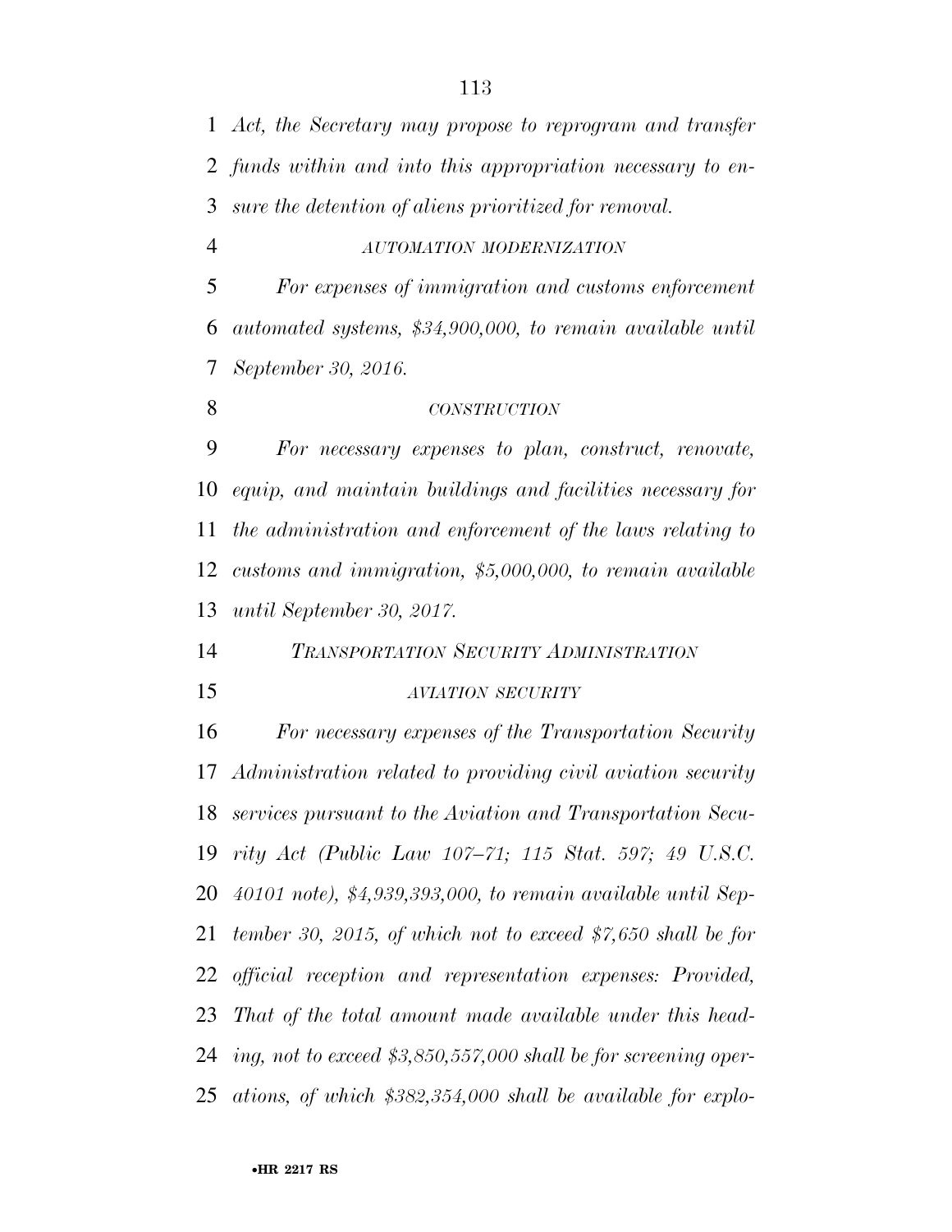*Act, the Secretary may propose to reprogram and transfer funds within and into this appropriation necessary to ensure the detention of aliens prioritized for removal.*

*AUTOMATION MODERNIZATION*

*For expenses of immigration and customs enforcement automated systems, $34,900,000, to remain available until September 30, 2016.*

*CONSTRUCTION*

*For necessary expenses to plan, construct, renovate, equip, and maintain buildings and facilities necessary for the administration and enforcement of the laws relating to customs and immigration, $5,000,000, to remain available until September 30, 2017.*

*TRANSPORTATION SECURITY ADMINISTRATION*

*AVIATION SECURITY*

*For necessary expenses of the Transportation Security Administration related to providing civil aviation security services pursuant to the Aviation and Transportation Security Act (Public Law 107–71; 115 Stat. 597; 49 U.S.C. 40101 note), $4,939,393,000, to remain available until September 30, 2015, of which not to exceed $7,650 shall be for official reception and representation expenses: Provided, That of the total amount made available under this heading, not to exceed $3,850,557,000 shall be for screening operations, of which $382,354,000 shall be available for explo-*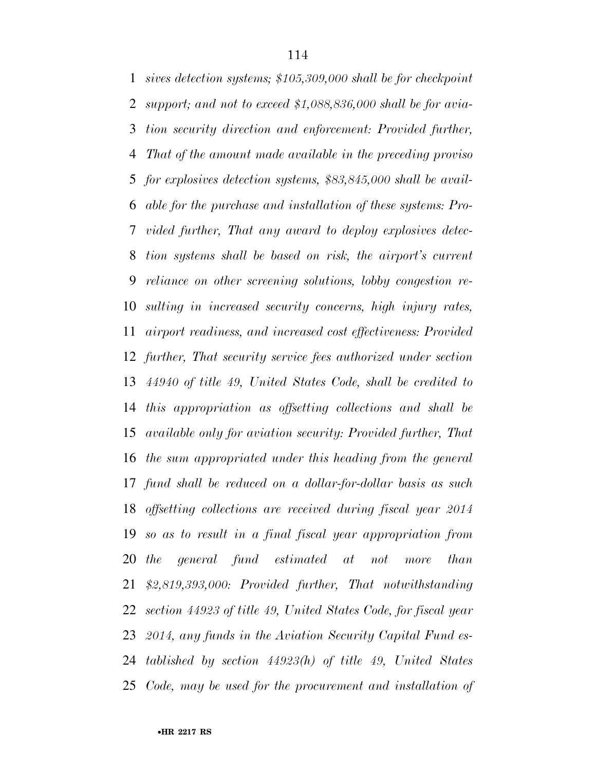*sives detection systems; $105,309,000 shall be for checkpoint support; and not to exceed $1,088,836,000 shall be for aviation security direction and enforcement: Provided further, That of the amount made available in the preceding proviso for explosives detection systems, $83,845,000 shall be available for the purchase and installation of these systems: Provided further, That any award to deploy explosives detection systems shall be based on risk, the airport's current reliance on other screening solutions, lobby congestion resulting in increased security concerns, high injury rates, airport readiness, and increased cost effectiveness: Provided further, That security service fees authorized under section 44940 of title 49, United States Code, shall be credited to this appropriation as offsetting collections and shall be available only for aviation security: Provided further, That the sum appropriated under this heading from the general fund shall be reduced on a dollar-for-dollar basis as such offsetting collections are received during fiscal year 2014 so as to result in a final fiscal year appropriation from the general fund estimated at not more than $2,819,393,000: Provided further, That notwithstanding section 44923 of title 49, United States Code, for fiscal year 2014, any funds in the Aviation Security Capital Fund established by section 44923(h) of title 49, United States Code, may be used for the procurement and installation of*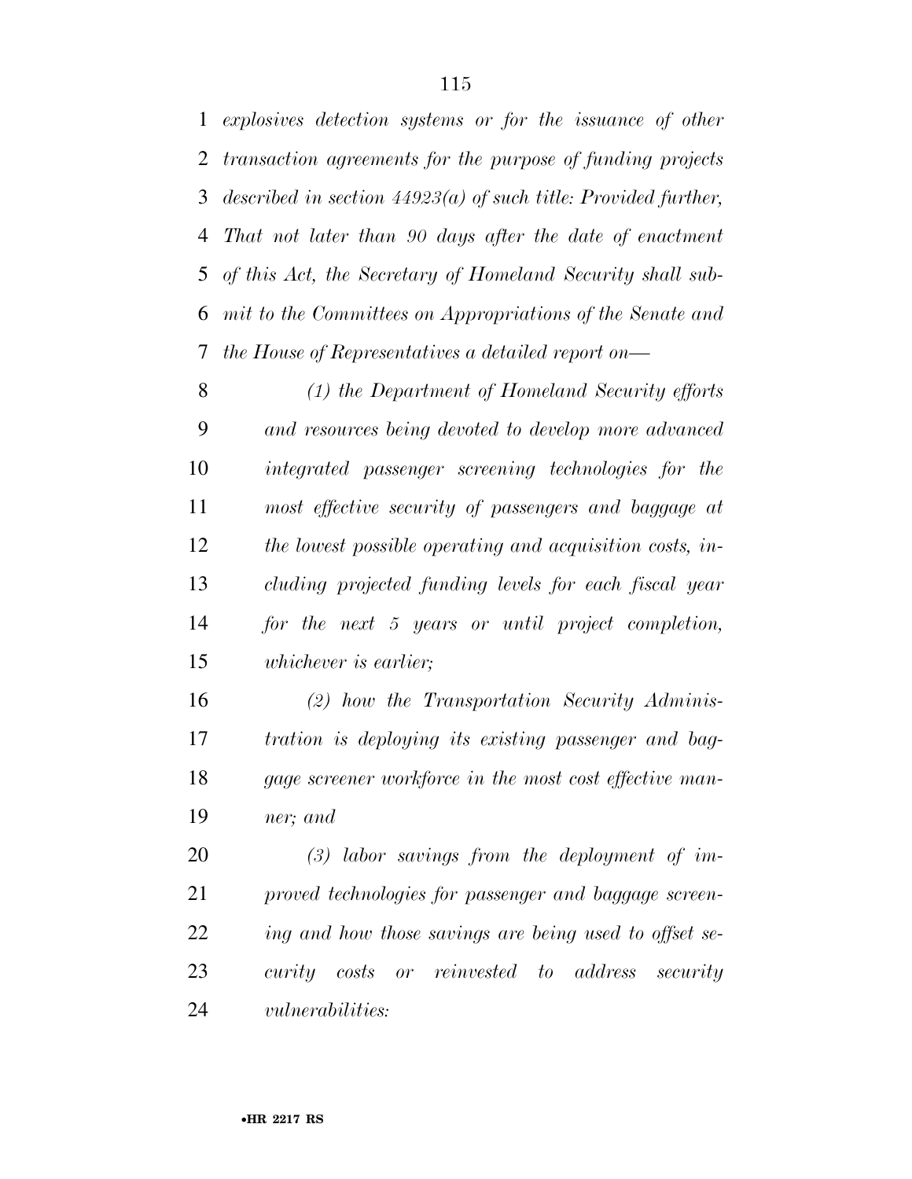*explosives detection systems or for the issuance of other transaction agreements for the purpose of funding projects described in section 44923(a) of such title: Provided further, That not later than 90 days after the date of enactment of this Act, the Secretary of Homeland Security shall submit to the Committees on Appropriations of the Senate and the House of Representatives a detailed report on—*

*(1) the Department of Homeland Security efforts and resources being devoted to develop more advanced integrated passenger screening technologies for the most effective security of passengers and baggage at the lowest possible operating and acquisition costs, including projected funding levels for each fiscal year for the next 5 years or until project completion, whichever is earlier;*

*(2) how the Transportation Security Administration is deploying its existing passenger and baggage screener workforce in the most cost effective manner; and*

*(3) labor savings from the deployment of improved technologies for passenger and baggage screening and how those savings are being used to offset security costs or reinvested to address security vulnerabilities:*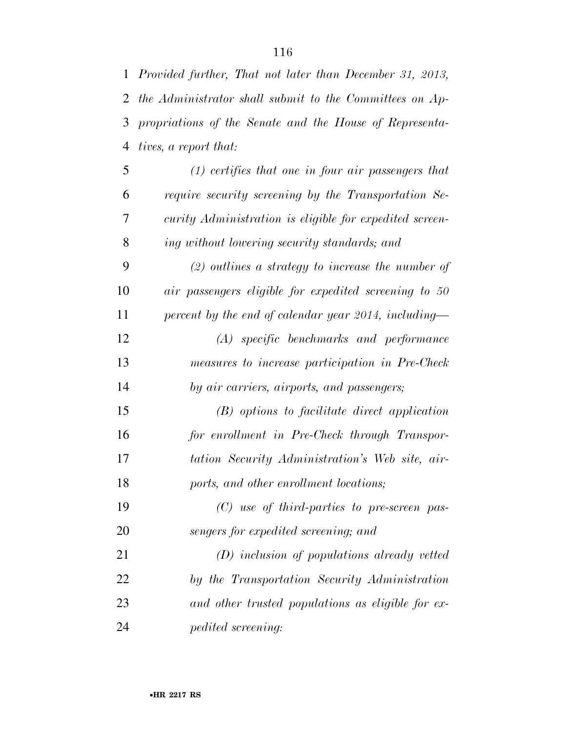*Provided further, That not later than December 31, 2013, the Administrator shall submit to the Committees on Appropriations of the Senate and the House of Representatives, a report that:*

*(1) certifies that one in four air passengers that require security screening by the Transportation Security Administration is eligible for expedited screening without lowering security standards; and*

*(2) outlines a strategy to increase the number of air passengers eligible for expedited screening to 50 percent by the end of calendar year 2014, including—*

*(A) specific benchmarks and performance measures to increase participation in Pre-Check by air carriers, airports, and passengers;*

*(B) options to facilitate direct application for enrollment in Pre-Check through Transportation Security Administration's Web site, airports, and other enrollment locations;*

*(C) use of third-parties to pre-screen passengers for expedited screening; and*

*(D) inclusion of populations already vetted by the Transportation Security Administration and other trusted populations as eligible for expedited screening:*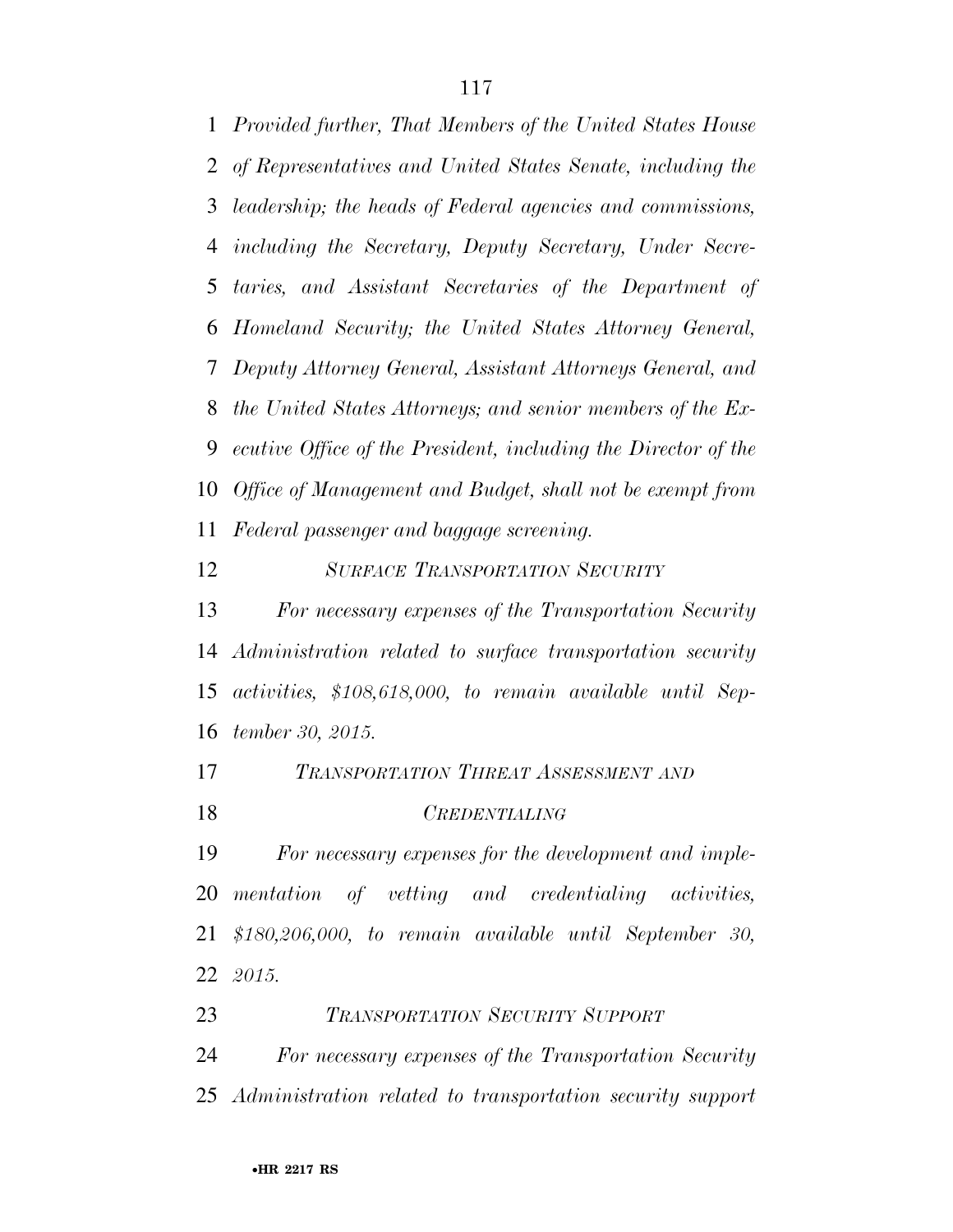*Provided further, That Members of the United States House of Representatives and United States Senate, including the leadership; the heads of Federal agencies and commissions, including the Secretary, Deputy Secretary, Under Secretaries, and Assistant Secretaries of the Department of Homeland Security; the United States Attorney General, Deputy Attorney General, Assistant Attorneys General, and the United States Attorneys; and senior members of the Executive Office of the President, including the Director of the Office of Management and Budget, shall not be exempt from Federal passenger and baggage screening.*

*SURFACE TRANSPORTATION SECURITY*

*For necessary expenses of the Transportation Security Administration related to surface transportation security activities, $108,618,000, to remain available until September 30, 2015.*

*TRANSPORTATION THREAT ASSESSMENT AND CREDENTIALING*

*For necessary expenses for the development and implementation of vetting and credentialing activities, $180,206,000, to remain available until September 30, 2015.*

*TRANSPORTATION SECURITY SUPPORT*

*For necessary expenses of the Transportation Security Administration related to transportation security support*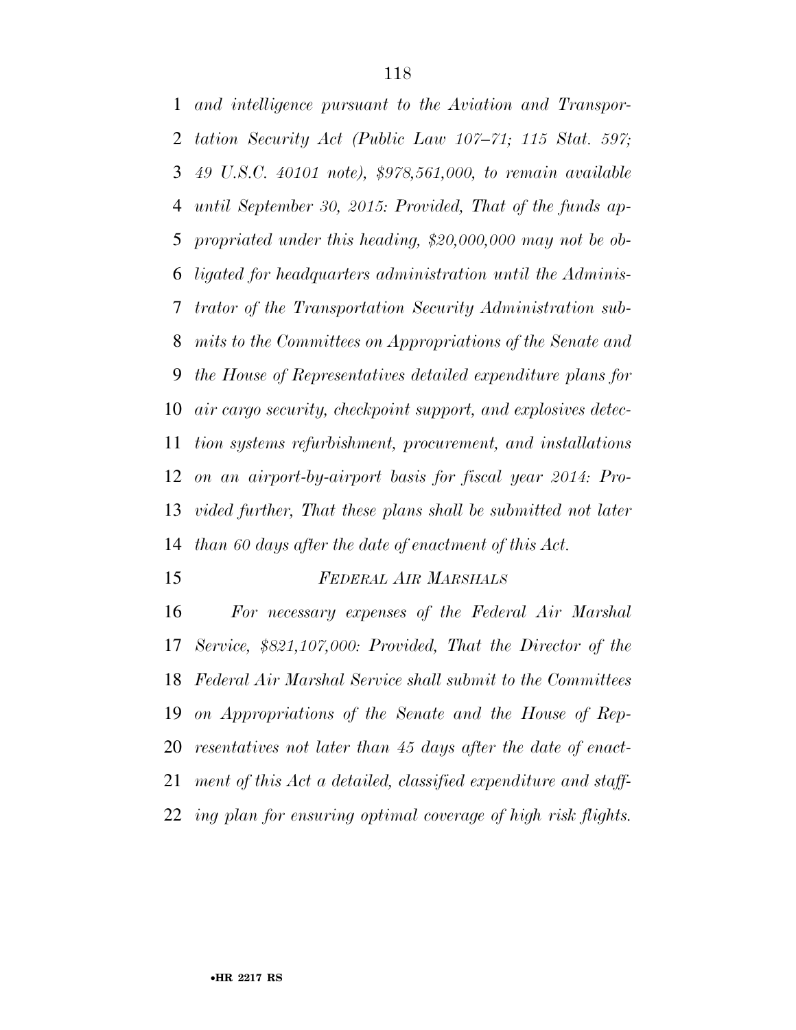*and intelligence pursuant to the Aviation and Transportation Security Act (Public Law 107–71; 115 Stat. 597; 49 U.S.C. 40101 note), $978,561,000, to remain available until September 30, 2015: Provided, That of the funds appropriated under this heading, $20,000,000 may not be obligated for headquarters administration until the Administrator of the Transportation Security Administration submits to the Committees on Appropriations of the Senate and the House of Representatives detailed expenditure plans for air cargo security, checkpoint support, and explosives detection systems refurbishment, procurement, and installations on an airport-by-airport basis for fiscal year 2014: Provided further, That these plans shall be submitted not later than 60 days after the date of enactment of this Act.*

*FEDERAL AIR MARSHALS*

*For necessary expenses of the Federal Air Marshal Service, $821,107,000: Provided, That the Director of the Federal Air Marshal Service shall submit to the Committees on Appropriations of the Senate and the House of Representatives not later than 45 days after the date of enactment of this Act a detailed, classified expenditure and staffing plan for ensuring optimal coverage of high risk flights.*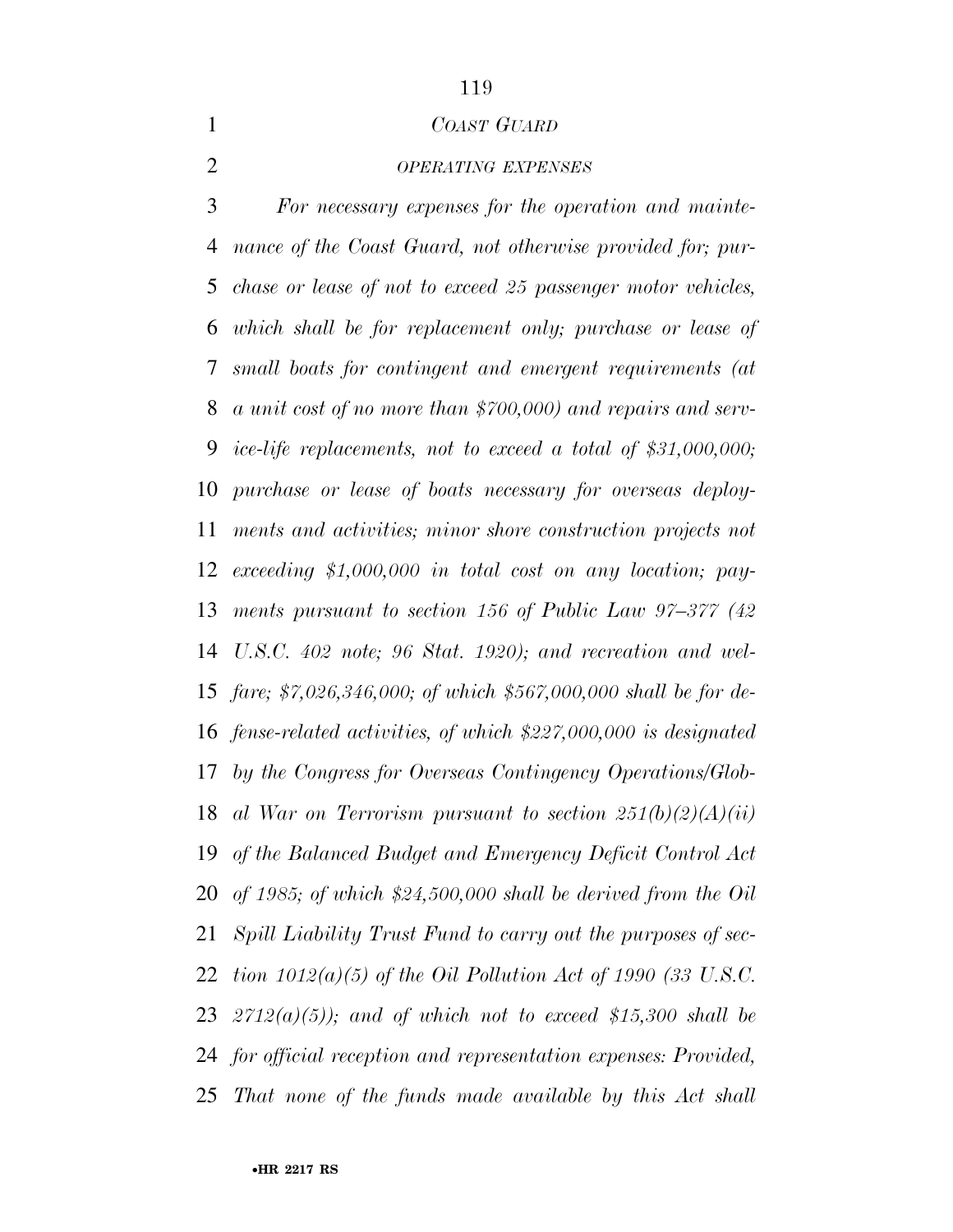*COAST GUARD*

*OPERATING EXPENSES*

*For necessary expenses for the operation and maintenance of the Coast Guard, not otherwise provided for; purchase or lease of not to exceed 25 passenger motor vehicles, which shall be for replacement only; purchase or lease of small boats for contingent and emergent requirements (at a unit cost of no more than $700,000) and repairs and service-life replacements, not to exceed a total of $31,000,000; purchase or lease of boats necessary for overseas deployments and activities; minor shore construction projects not exceeding $1,000,000 in total cost on any location; payments pursuant to section 156 of Public Law 97–377 (42 U.S.C. 402 note; 96 Stat. 1920); and recreation and welfare; $7,026,346,000; of which $567,000,000 shall be for defense-related activities, of which $227,000,000 is designated by the Congress for Overseas Contingency Operations/Global War on Terrorism pursuant to section 251(b)(2)(A)(ii) of the Balanced Budget and Emergency Deficit Control Act of 1985; of which $24,500,000 shall be derived from the Oil Spill Liability Trust Fund to carry out the purposes of section 1012(a)(5) of the Oil Pollution Act of 1990 (33 U.S.C. 2712(a)(5)); and of which not to exceed $15,300 shall be for official reception and representation expenses: Provided, That none of the funds made available by this Act shall*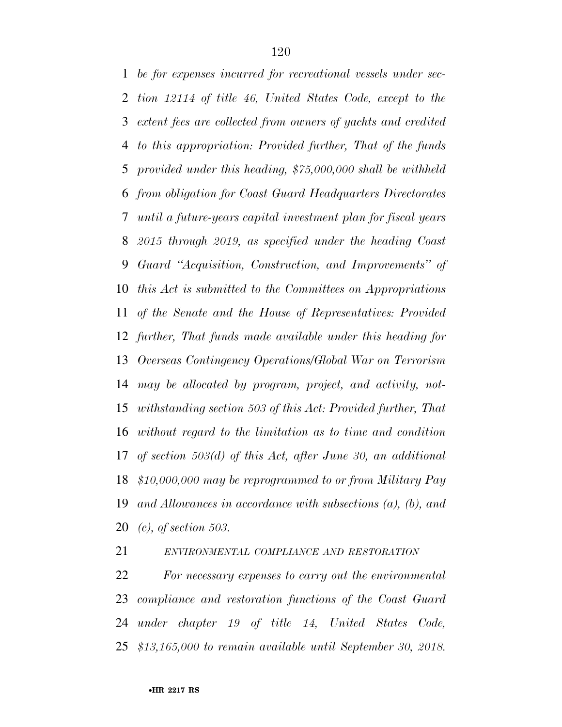*be for expenses incurred for recreational vessels under section 12114 of title 46, United States Code, except to the extent fees are collected from owners of yachts and credited to this appropriation: Provided further, That of the funds provided under this heading, $75,000,000 shall be withheld from obligation for Coast Guard Headquarters Directorates until a future-years capital investment plan for fiscal years 2015 through 2019, as specified under the heading Coast Guard "Acquisition, Construction, and Improvements" of this Act is submitted to the Committees on Appropriations of the Senate and the House of Representatives: Provided further, That funds made available under this heading for Overseas Contingency Operations/Global War on Terrorism may be allocated by program, project, and activity, notwithstanding section 503 of this Act: Provided further, That without regard to the limitation as to time and condition of section 503(d) of this Act, after June 30, an additional $10,000,000 may be reprogrammed to or from Military Pay and Allowances in accordance with subsections (a), (b), and (c), of section 503.*

*ENVIRONMENTAL COMPLIANCE AND RESTORATION*

*For necessary expenses to carry out the environmental compliance and restoration functions of the Coast Guard under chapter 19 of title 14, United States Code, $13,165,000 to remain available until September 30, 2018.*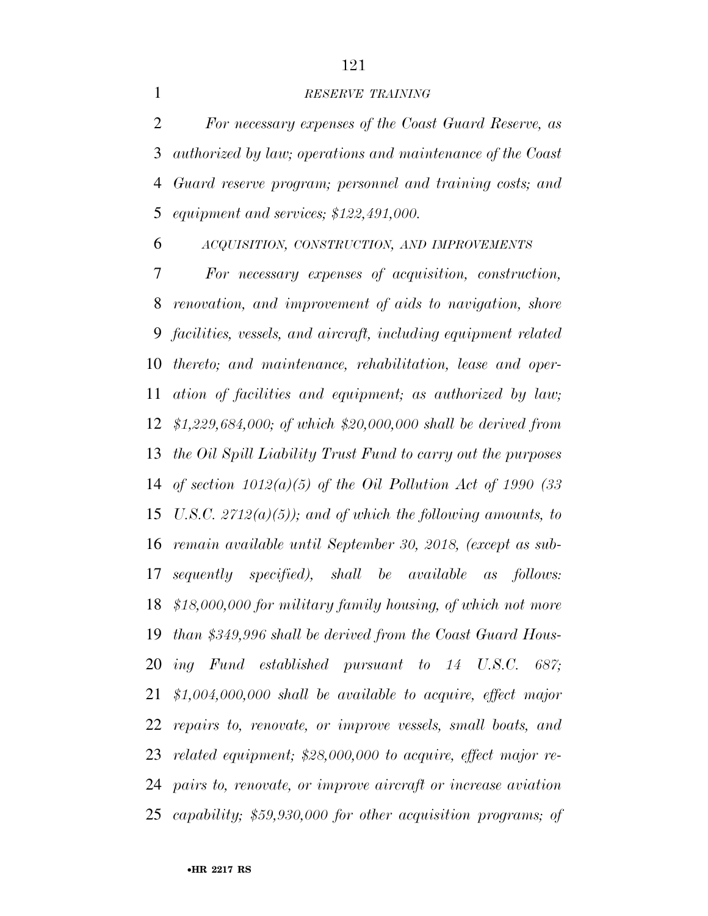*RESERVE TRAINING*

*For necessary expenses of the Coast Guard Reserve, as authorized by law; operations and maintenance of the Coast Guard reserve program; personnel and training costs; and equipment and services; $122,491,000.*

*ACQUISITION, CONSTRUCTION, AND IMPROVEMENTS*

*For necessary expenses of acquisition, construction, renovation, and improvement of aids to navigation, shore facilities, vessels, and aircraft, including equipment related thereto; and maintenance, rehabilitation, lease and operation of facilities and equipment; as authorized by law; $1,229,684,000; of which $20,000,000 shall be derived from the Oil Spill Liability Trust Fund to carry out the purposes of section 1012(a)(5) of the Oil Pollution Act of 1990 (33 U.S.C. 2712(a)(5)); and of which the following amounts, to remain available until September 30, 2018, (except as subsequently specified), shall be available as follows: $18,000,000 for military family housing, of which not more than $349,996 shall be derived from the Coast Guard Housing Fund established pursuant to 14 U.S.C. 687; $1,004,000,000 shall be available to acquire, effect major repairs to, renovate, or improve vessels, small boats, and related equipment; $28,000,000 to acquire, effect major repairs to, renovate, or improve aircraft or increase aviation capability; $59,930,000 for other acquisition programs; of*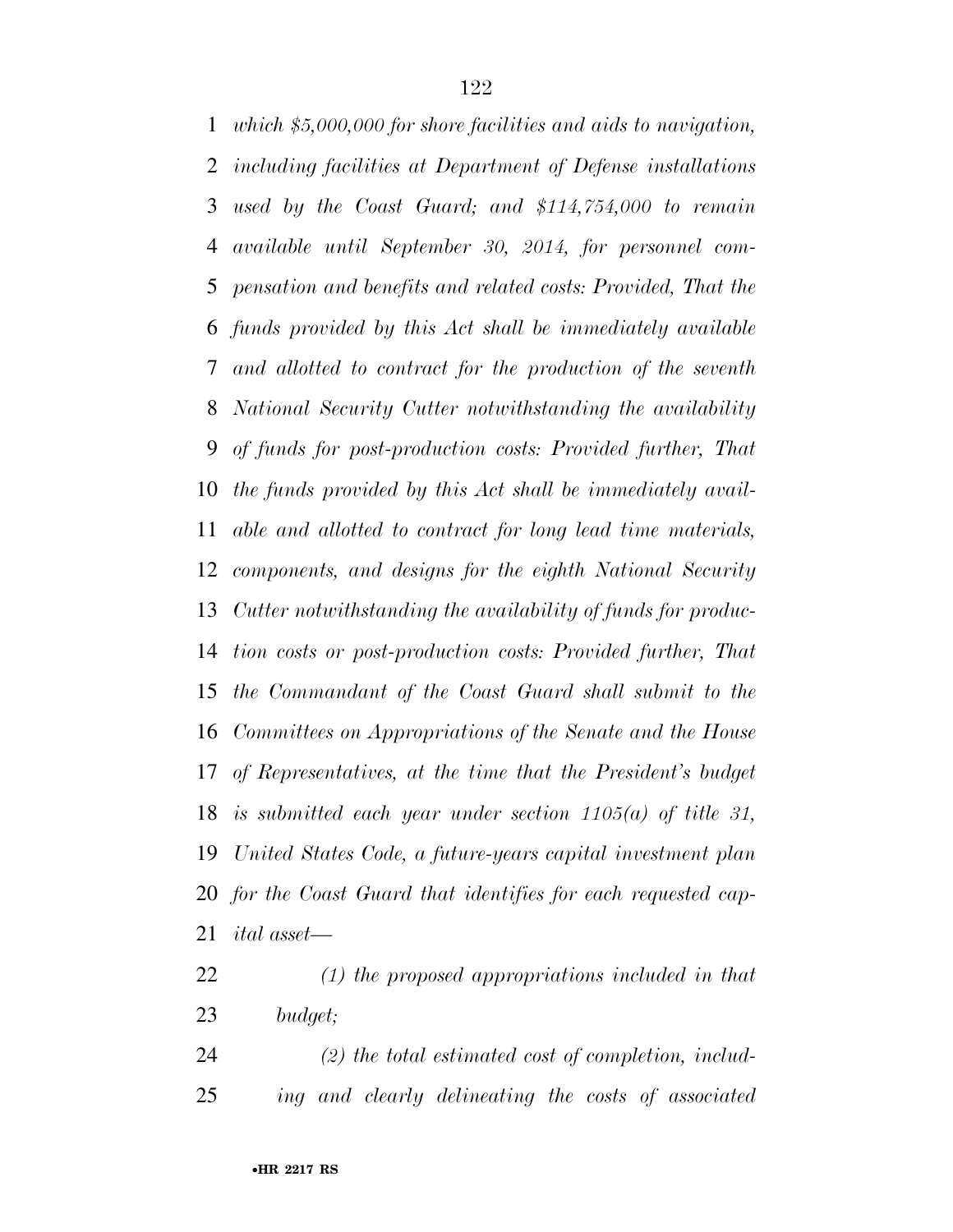*which $5,000,000 for shore facilities and aids to navigation, including facilities at Department of Defense installations used by the Coast Guard; and $114,754,000 to remain available until September 30, 2014, for personnel compensation and benefits and related costs: Provided, That the funds provided by this Act shall be immediately available and allotted to contract for the production of the seventh National Security Cutter notwithstanding the availability of funds for post-production costs: Provided further, That the funds provided by this Act shall be immediately available and allotted to contract for long lead time materials, components, and designs for the eighth National Security Cutter notwithstanding the availability of funds for production costs or post-production costs: Provided further, That the Commandant of the Coast Guard shall submit to the Committees on Appropriations of the Senate and the House of Representatives, at the time that the President's budget is submitted each year under section 1105(a) of title 31, United States Code, a future-years capital investment plan for the Coast Guard that identifies for each requested capital asset—*

*(1) the proposed appropriations included in that budget;*

*(2) the total estimated cost of completion, including and clearly delineating the costs of associated*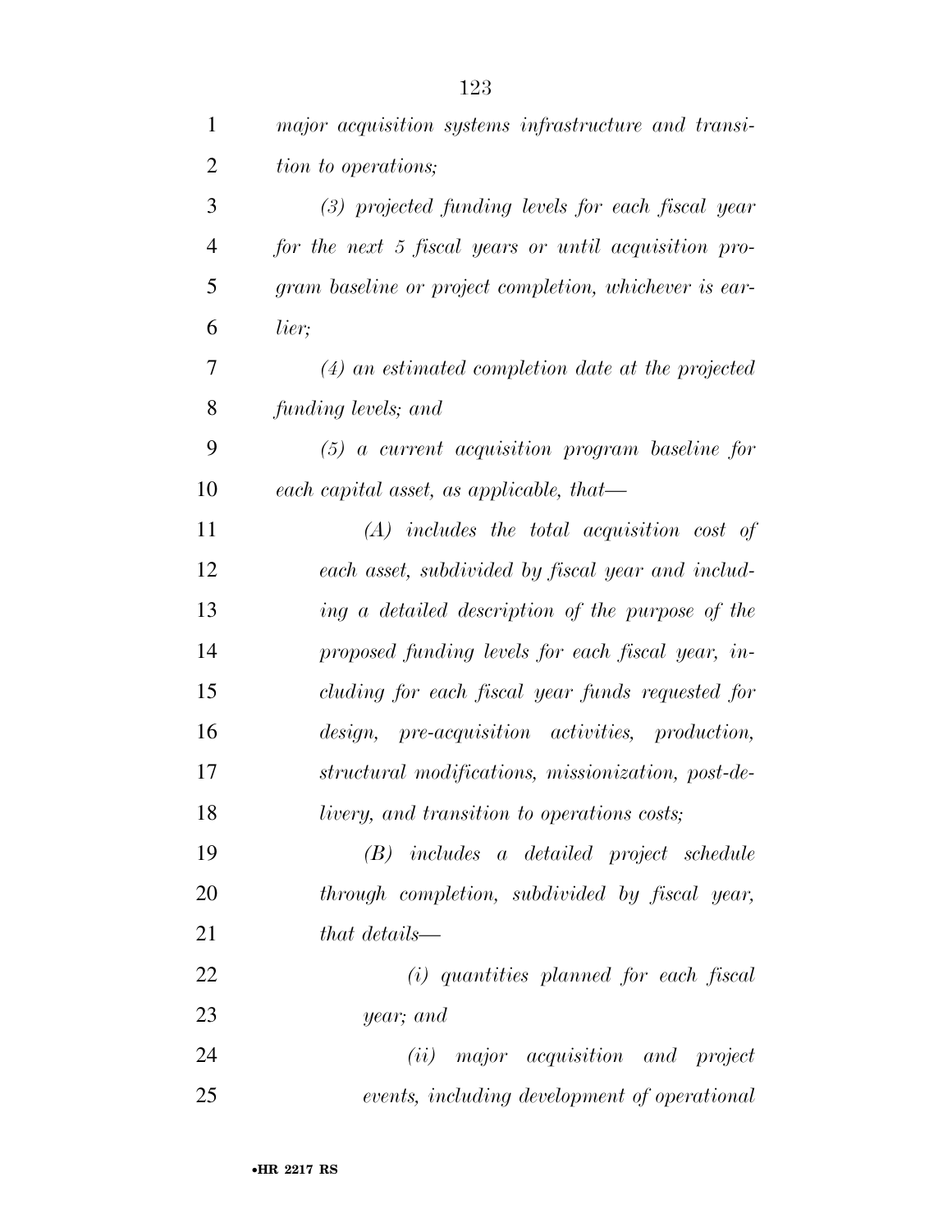*major acquisition systems infrastructure and transition to operations;*

*(3) projected funding levels for each fiscal year for the next 5 fiscal years or until acquisition program baseline or project completion, whichever is earlier;*

*(4) an estimated completion date at the projected funding levels; and*

*(5) a current acquisition program baseline for each capital asset, as applicable, that—*

*(A) includes the total acquisition cost of each asset, subdivided by fiscal year and including a detailed description of the purpose of the proposed funding levels for each fiscal year, including for each fiscal year funds requested for design, pre-acquisition activities, production, structural modifications, missionization, post-delivery, and transition to operations costs;*

*(B) includes a detailed project schedule through completion, subdivided by fiscal year, that details—*

*(i) quantities planned for each fiscal year; and*

*(ii) major acquisition and project events, including development of operational*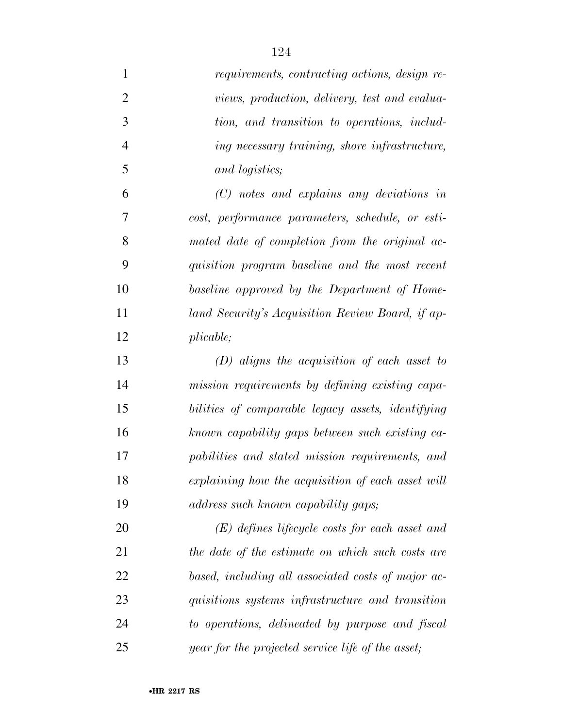*requirements, contracting actions, design reviews, production, delivery, test and evaluation, and transition to operations, including necessary training, shore infrastructure, and logistics;*

*(C) notes and explains any deviations in cost, performance parameters, schedule, or estimated date of completion from the original acquisition program baseline and the most recent baseline approved by the Department of Homeland Security's Acquisition Review Board, if applicable;*

*(D) aligns the acquisition of each asset to mission requirements by defining existing capabilities of comparable legacy assets, identifying known capability gaps between such existing capabilities and stated mission requirements, and explaining how the acquisition of each asset will address such known capability gaps;*

*(E) defines lifecycle costs for each asset and the date of the estimate on which such costs are based, including all associated costs of major acquisitions systems infrastructure and transition to operations, delineated by purpose and fiscal year for the projected service life of the asset;*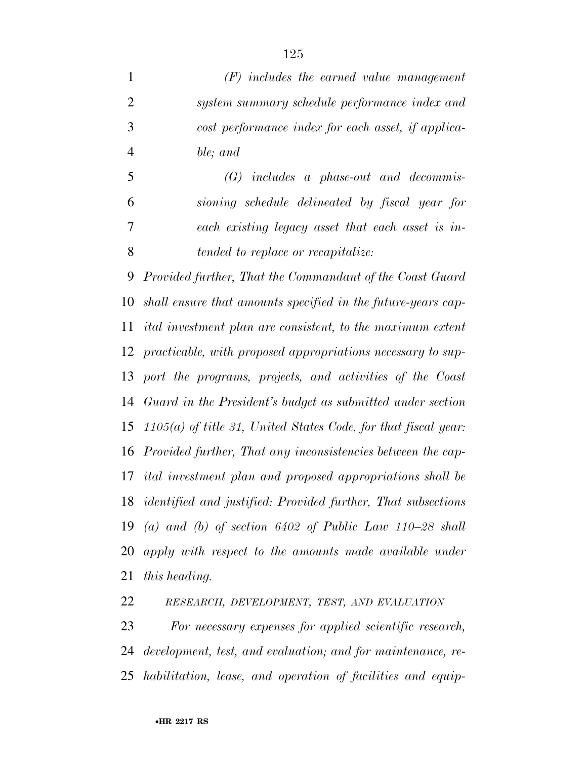*(F) includes the earned value management system summary schedule performance index and cost performance index for each asset, if applicable; and*

*(G) includes a phase-out and decommissioning schedule delineated by fiscal year for each existing legacy asset that each asset is intended to replace or recapitalize:*

*Provided further, That the Commandant of the Coast Guard shall ensure that amounts specified in the future-years capital investment plan are consistent, to the maximum extent practicable, with proposed appropriations necessary to support the programs, projects, and activities of the Coast Guard in the President's budget as submitted under section 1105(a) of title 31, United States Code, for that fiscal year: Provided further, That any inconsistencies between the capital investment plan and proposed appropriations shall be identified and justified: Provided further, That subsections (a) and (b) of section 6402 of Public Law 110–28 shall apply with respect to the amounts made available under this heading.*

*RESEARCH, DEVELOPMENT, TEST, AND EVALUATION*

*For necessary expenses for applied scientific research, development, test, and evaluation; and for maintenance, rehabilitation, lease, and operation of facilities and equip-*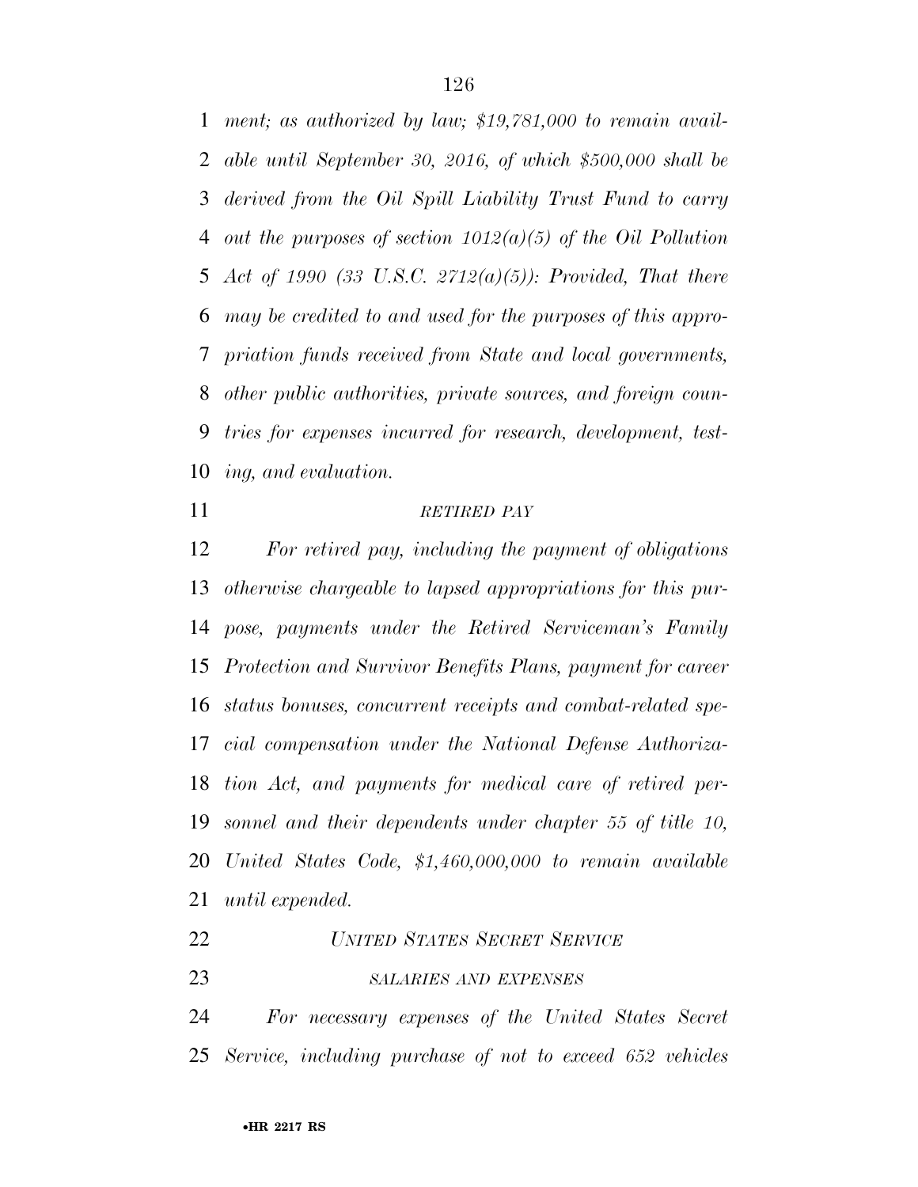*ment; as authorized by law; $19,781,000 to remain available until September 30, 2016, of which $500,000 shall be derived from the Oil Spill Liability Trust Fund to carry out the purposes of section 1012(a)(5) of the Oil Pollution Act of 1990 (33 U.S.C. 2712(a)(5)): Provided, That there may be credited to and used for the purposes of this appropriation funds received from State and local governments, other public authorities, private sources, and foreign countries for expenses incurred for research, development, testing, and evaluation.*

*RETIRED PAY*

*For retired pay, including the payment of obligations otherwise chargeable to lapsed appropriations for this purpose, payments under the Retired Serviceman's Family Protection and Survivor Benefits Plans, payment for career status bonuses, concurrent receipts and combat-related special compensation under the National Defense Authorization Act, and payments for medical care of retired personnel and their dependents under chapter 55 of title 10, United States Code, $1,460,000,000 to remain available until expended.*

*UNITED STATES SECRET SERVICE*

*SALARIES AND EXPENSES*

*For necessary expenses of the United States Secret Service, including purchase of not to exceed 652 vehicles*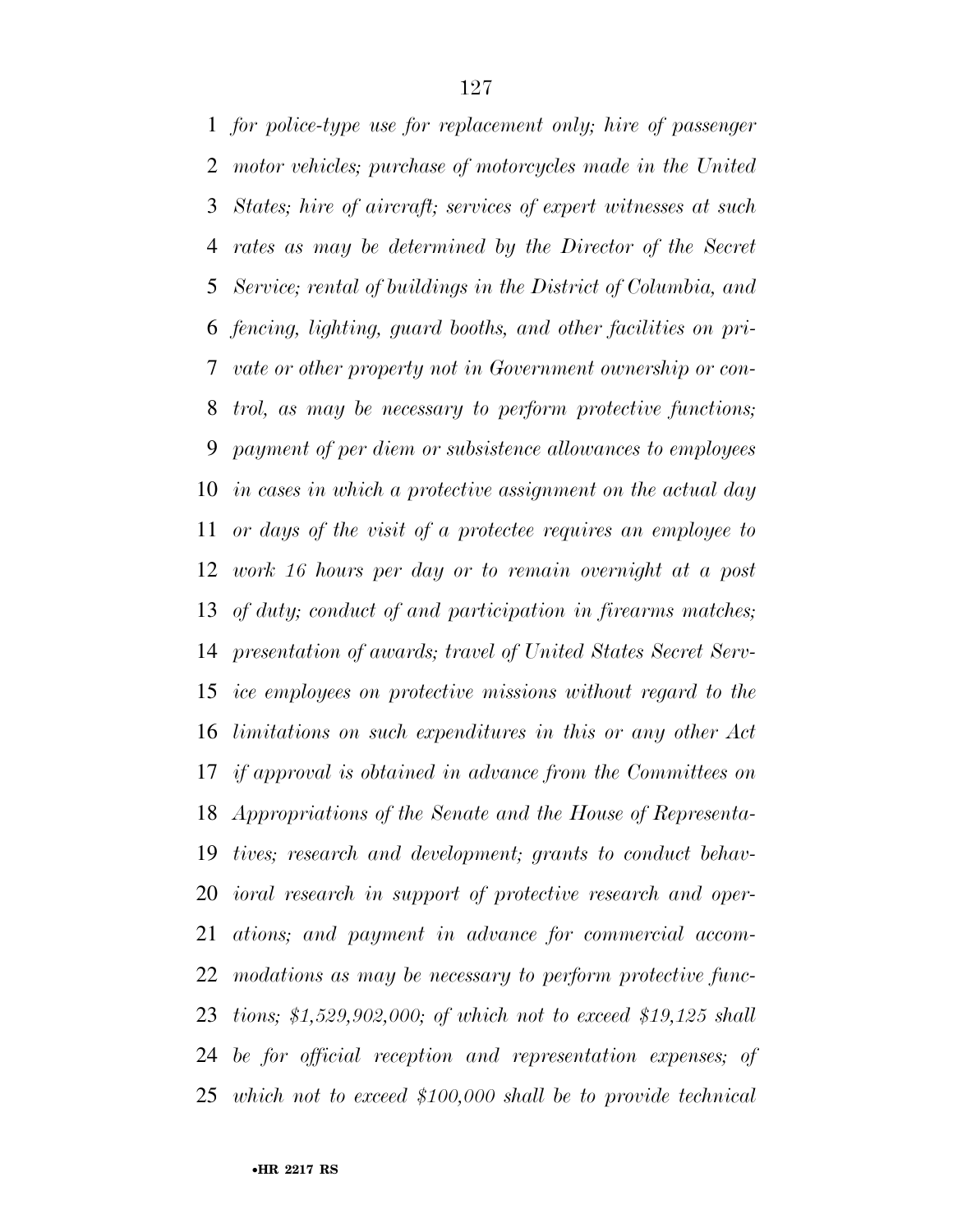*for police-type use for replacement only; hire of passenger motor vehicles; purchase of motorcycles made in the United States; hire of aircraft; services of expert witnesses at such rates as may be determined by the Director of the Secret Service; rental of buildings in the District of Columbia, and fencing, lighting, guard booths, and other facilities on private or other property not in Government ownership or control, as may be necessary to perform protective functions; payment of per diem or subsistence allowances to employees in cases in which a protective assignment on the actual day or days of the visit of a protectee requires an employee to work 16 hours per day or to remain overnight at a post of duty; conduct of and participation in firearms matches; presentation of awards; travel of United States Secret Service employees on protective missions without regard to the limitations on such expenditures in this or any other Act if approval is obtained in advance from the Committees on Appropriations of the Senate and the House of Representatives; research and development; grants to conduct behavioral research in support of protective research and operations; and payment in advance for commercial accommodations as may be necessary to perform protective functions; $1,529,902,000; of which not to exceed $19,125 shall be for official reception and representation expenses; of which not to exceed $100,000 shall be to provide technical*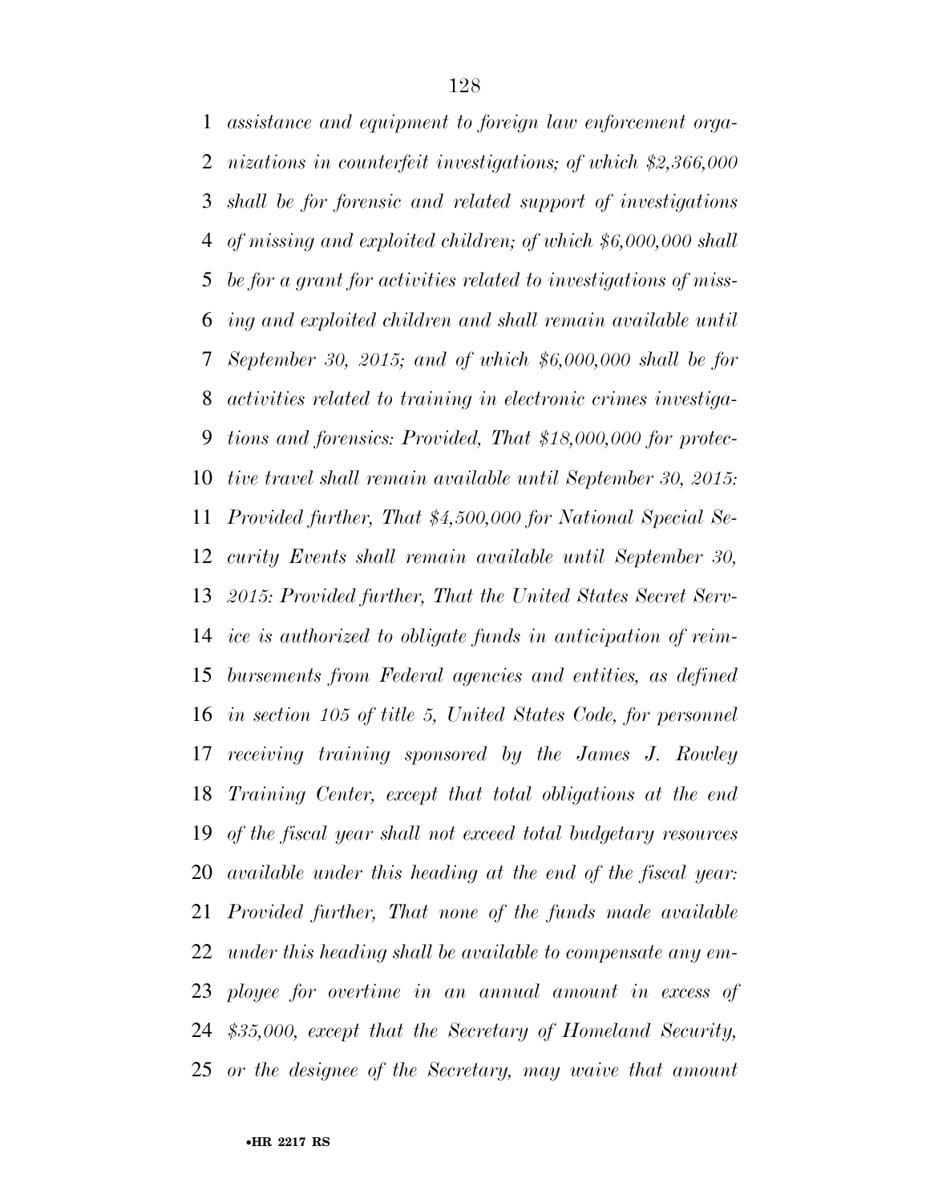*assistance and equipment to foreign law enforcement organizations in counterfeit investigations; of which $2,366,000 shall be for forensic and related support of investigations of missing and exploited children; of which $6,000,000 shall be for a grant for activities related to investigations of missing and exploited children and shall remain available until September 30, 2015; and of which $6,000,000 shall be for activities related to training in electronic crimes investigations and forensics: Provided, That $18,000,000 for protective travel shall remain available until September 30, 2015: Provided further, That $4,500,000 for National Special Security Events shall remain available until September 30, 2015: Provided further, That the United States Secret Service is authorized to obligate funds in anticipation of reimbursements from Federal agencies and entities, as defined in section 105 of title 5, United States Code, for personnel receiving training sponsored by the James J. Rowley Training Center, except that total obligations at the end of the fiscal year shall not exceed total budgetary resources available under this heading at the end of the fiscal year: Provided further, That none of the funds made available under this heading shall be available to compensate any employee for overtime in an annual amount in excess of $35,000, except that the Secretary of Homeland Security, or the designee of the Secretary, may waive that amount*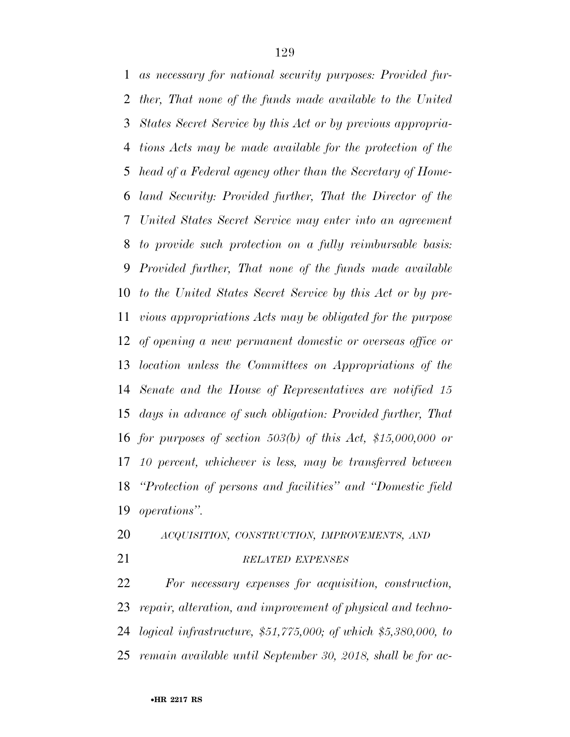*as necessary for national security purposes: Provided further, That none of the funds made available to the United States Secret Service by this Act or by previous appropriations Acts may be made available for the protection of the head of a Federal agency other than the Secretary of Homeland Security: Provided further, That the Director of the United States Secret Service may enter into an agreement to provide such protection on a fully reimbursable basis: Provided further, That none of the funds made available to the United States Secret Service by this Act or by previous appropriations Acts may be obligated for the purpose of opening a new permanent domestic or overseas office or location unless the Committees on Appropriations of the Senate and the House of Representatives are notified 15 days in advance of such obligation: Provided further, That for purposes of section 503(b) of this Act, $15,000,000 or 10 percent, whichever is less, may be transferred between "Protection of persons and facilities" and "Domestic field operations".*

*ACQUISITION, CONSTRUCTION, IMPROVEMENTS, AND RELATED EXPENSES*

*For necessary expenses for acquisition, construction, repair, alteration, and improvement of physical and technological infrastructure, $51,775,000; of which $5,380,000, to remain available until September 30, 2018, shall be for ac-*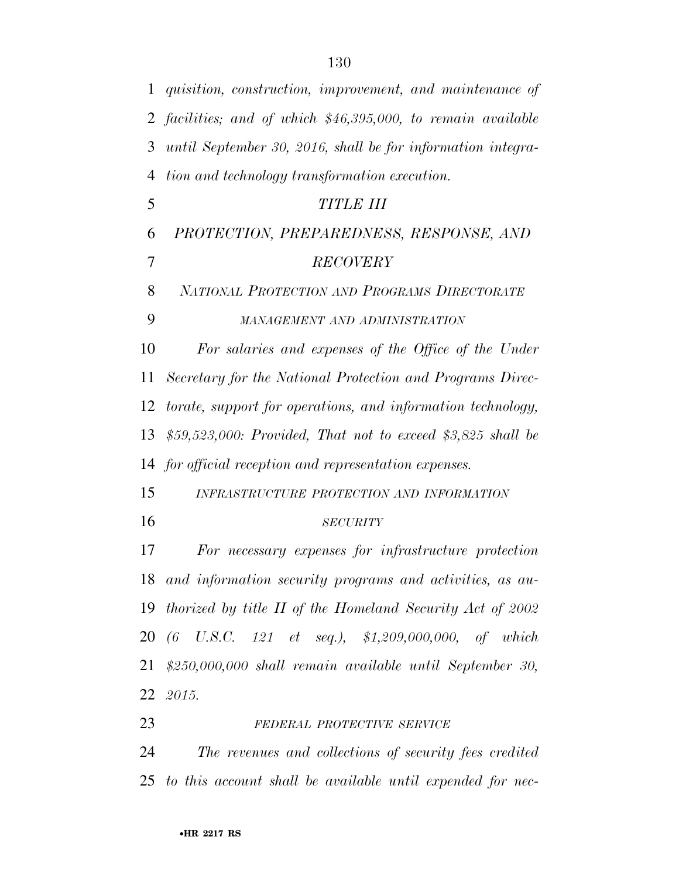*quisition, construction, improvement, and maintenance of facilities; and of which $46,395,000, to remain available until September 30, 2016, shall be for information integration and technology transformation execution.*

## *TITLE III*

## *PROTECTION, PREPAREDNESS, RESPONSE, AND RECOVERY*

### *NATIONAL PROTECTION AND PROGRAMS DIRECTORATE*

#### *MANAGEMENT AND ADMINISTRATION*

*For salaries and expenses of the Office of the Under Secretary for the National Protection and Programs Directorate, support for operations, and information technology, $59,523,000: Provided, That not to exceed $3,825 shall be for official reception and representation expenses.*

#### *INFRASTRUCTURE PROTECTION AND INFORMATION SECURITY*

*For necessary expenses for infrastructure protection and information security programs and activities, as authorized by title II of the Homeland Security Act of 2002 (6 U.S.C. 121 et seq.), $1,209,000,000, of which $250,000,000 shall remain available until September 30, 2015.*

#### *FEDERAL PROTECTIVE SERVICE*

*The revenues and collections of security fees credited to this account shall be available until expended for nec-*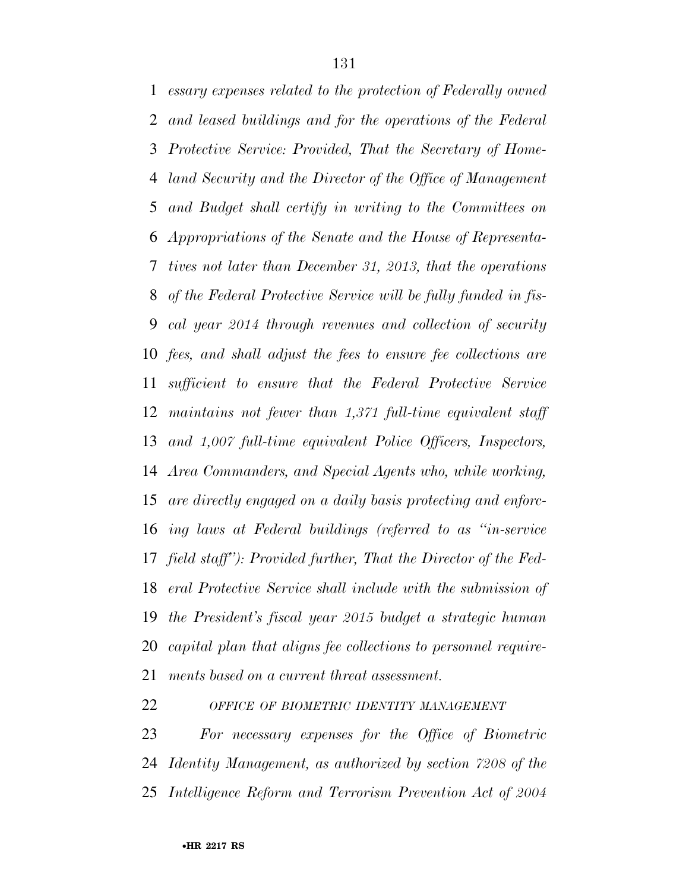*essary expenses related to the protection of Federally owned and leased buildings and for the operations of the Federal Protective Service: Provided, That the Secretary of Homeland Security and the Director of the Office of Management and Budget shall certify in writing to the Committees on Appropriations of the Senate and the House of Representatives not later than December 31, 2013, that the operations of the Federal Protective Service will be fully funded in fiscal year 2014 through revenues and collection of security fees, and shall adjust the fees to ensure fee collections are sufficient to ensure that the Federal Protective Service maintains not fewer than 1,371 full-time equivalent staff and 1,007 full-time equivalent Police Officers, Inspectors, Area Commanders, and Special Agents who, while working, are directly engaged on a daily basis protecting and enforcing laws at Federal buildings (referred to as "in-service field staff"): Provided further, That the Director of the Federal Protective Service shall include with the submission of the President's fiscal year 2015 budget a strategic human capital plan that aligns fee collections to personnel requirements based on a current threat assessment.*

*OFFICE OF BIOMETRIC IDENTITY MANAGEMENT*

*For necessary expenses for the Office of Biometric Identity Management, as authorized by section 7208 of the Intelligence Reform and Terrorism Prevention Act of 2004*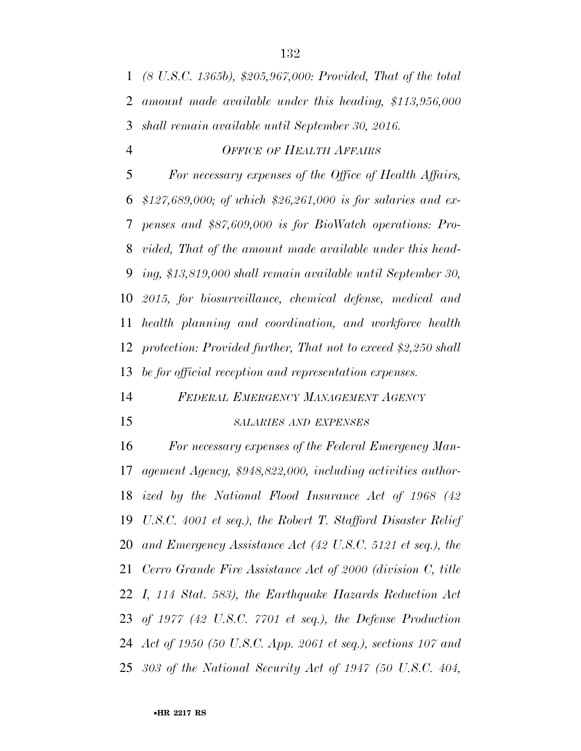*(8 U.S.C. 1365b), $205,967,000: Provided, That of the total amount made available under this heading, $113,956,000 shall remain available until September 30, 2016.*

*OFFICE OF HEALTH AFFAIRS*

*For necessary expenses of the Office of Health Affairs, $127,689,000; of which $26,261,000 is for salaries and expenses and $87,609,000 is for BioWatch operations: Provided, That of the amount made available under this heading, $13,819,000 shall remain available until September 30, 2015, for biosurveillance, chemical defense, medical and health planning and coordination, and workforce health protection: Provided further, That not to exceed $2,250 shall be for official reception and representation expenses.*

*FEDERAL EMERGENCY MANAGEMENT AGENCY*

*SALARIES AND EXPENSES*

*For necessary expenses of the Federal Emergency Management Agency, $948,822,000, including activities authorized by the National Flood Insurance Act of 1968 (42 U.S.C. 4001 et seq.), the Robert T. Stafford Disaster Relief and Emergency Assistance Act (42 U.S.C. 5121 et seq.), the Cerro Grande Fire Assistance Act of 2000 (division C, title I, 114 Stat. 583), the Earthquake Hazards Reduction Act of 1977 (42 U.S.C. 7701 et seq.), the Defense Production Act of 1950 (50 U.S.C. App. 2061 et seq.), sections 107 and 303 of the National Security Act of 1947 (50 U.S.C. 404,*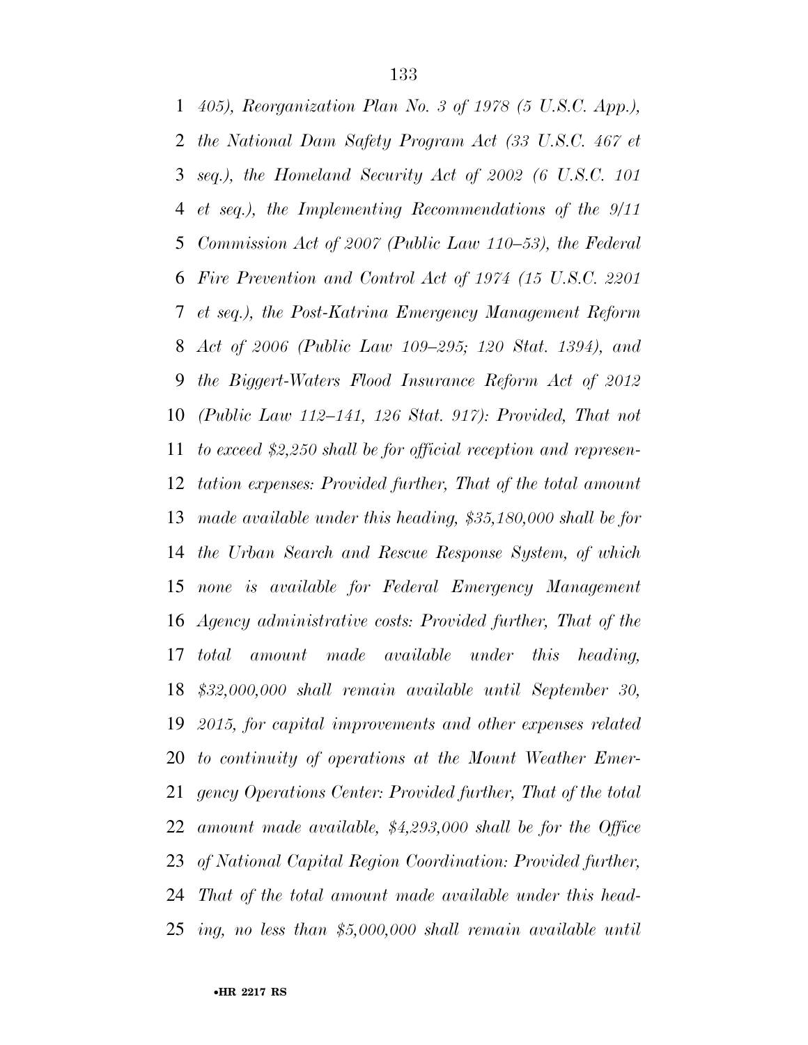*405), Reorganization Plan No. 3 of 1978 (5 U.S.C. App.), the National Dam Safety Program Act (33 U.S.C. 467 et seq.), the Homeland Security Act of 2002 (6 U.S.C. 101 et seq.), the Implementing Recommendations of the 9/11 Commission Act of 2007 (Public Law 110–53), the Federal Fire Prevention and Control Act of 1974 (15 U.S.C. 2201 et seq.), the Post-Katrina Emergency Management Reform Act of 2006 (Public Law 109–295; 120 Stat. 1394), and the Biggert-Waters Flood Insurance Reform Act of 2012 (Public Law 112–141, 126 Stat. 917): Provided, That not to exceed $2,250 shall be for official reception and representation expenses: Provided further, That of the total amount made available under this heading, $35,180,000 shall be for the Urban Search and Rescue Response System, of which none is available for Federal Emergency Management Agency administrative costs: Provided further, That of the total amount made available under this heading, $32,000,000 shall remain available until September 30, 2015, for capital improvements and other expenses related to continuity of operations at the Mount Weather Emergency Operations Center: Provided further, That of the total amount made available, $4,293,000 shall be for the Office of National Capital Region Coordination: Provided further, That of the total amount made available under this heading, no less than $5,000,000 shall remain available until*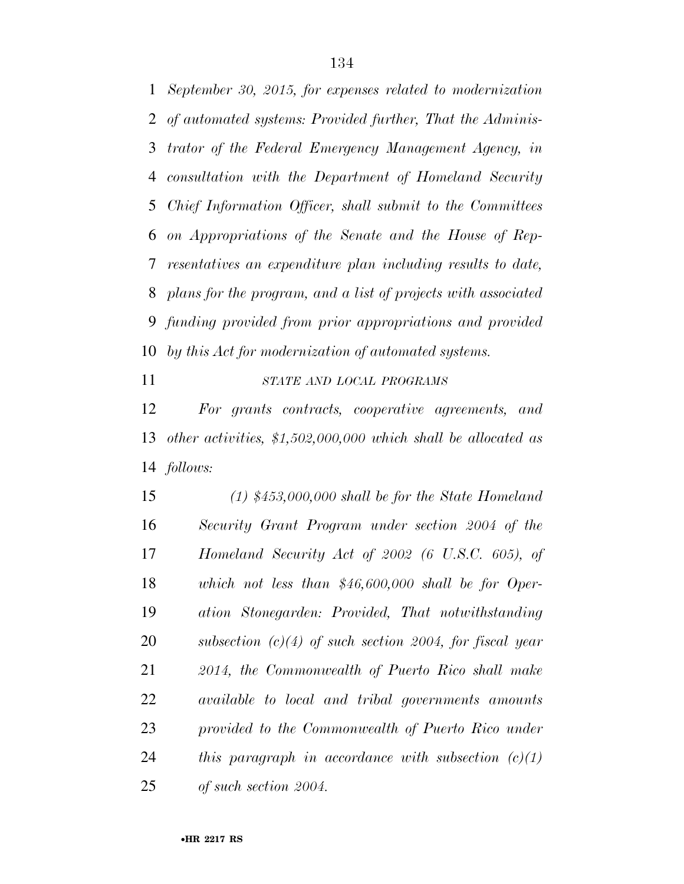*September 30, 2015, for expenses related to modernization of automated systems: Provided further, That the Administrator of the Federal Emergency Management Agency, in consultation with the Department of Homeland Security Chief Information Officer, shall submit to the Committees on Appropriations of the Senate and the House of Representatives an expenditure plan including results to date, plans for the program, and a list of projects with associated funding provided from prior appropriations and provided by this Act for modernization of automated systems.*

*STATE AND LOCAL PROGRAMS*

*For grants contracts, cooperative agreements, and other activities, $1,502,000,000 which shall be allocated as follows:*

*(1) $453,000,000 shall be for the State Homeland Security Grant Program under section 2004 of the Homeland Security Act of 2002 (6 U.S.C. 605), of which not less than $46,600,000 shall be for Operation Stonegarden: Provided, That notwithstanding subsection (c)(4) of such section 2004, for fiscal year 2014, the Commonwealth of Puerto Rico shall make available to local and tribal governments amounts provided to the Commonwealth of Puerto Rico under this paragraph in accordance with subsection (c)(1) of such section 2004.*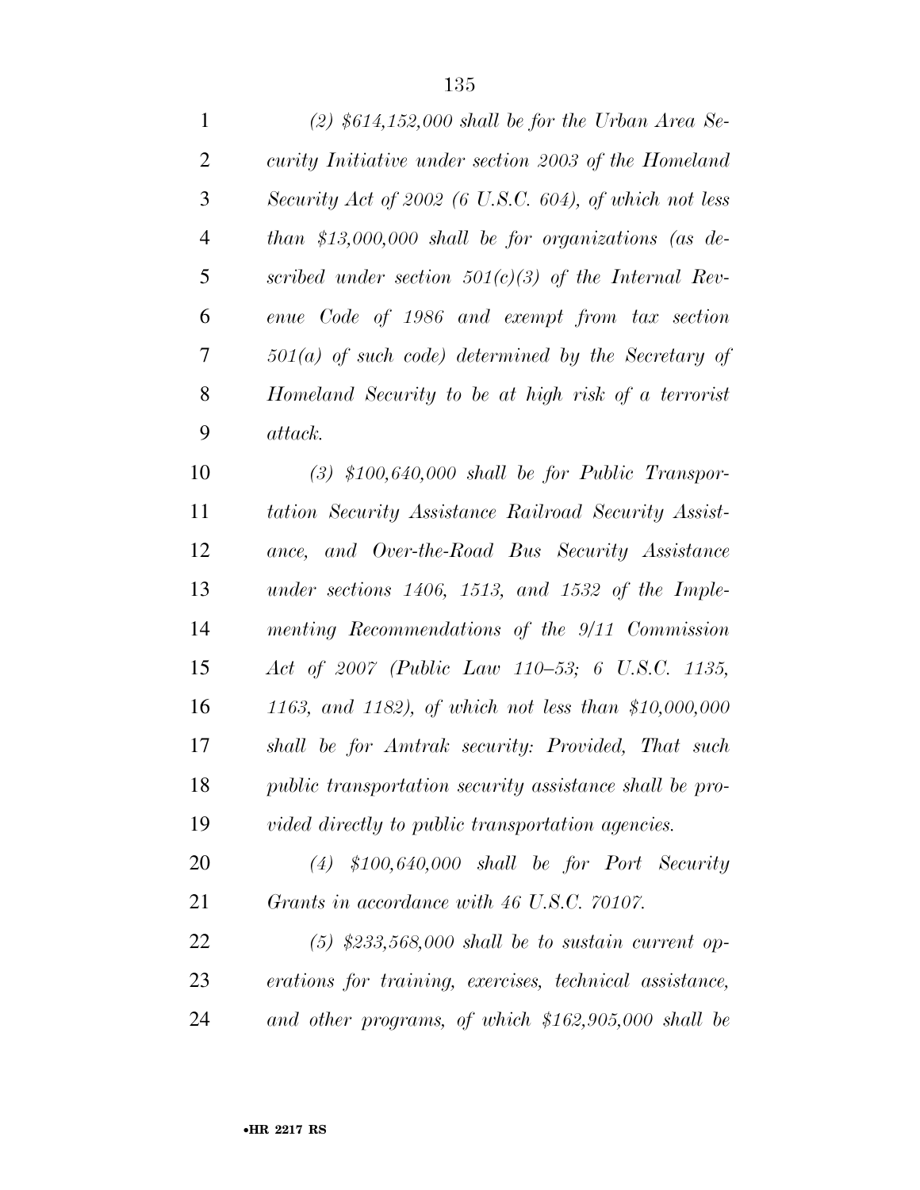*(2) $614,152,000 shall be for the Urban Area Security Initiative under section 2003 of the Homeland Security Act of 2002 (6 U.S.C. 604), of which not less than $13,000,000 shall be for organizations (as described under section 501(c)(3) of the Internal Revenue Code of 1986 and exempt from tax section 501(a) of such code) determined by the Secretary of Homeland Security to be at high risk of a terrorist attack.*

*(3) $100,640,000 shall be for Public Transportation Security Assistance Railroad Security Assistance, and Over-the-Road Bus Security Assistance under sections 1406, 1513, and 1532 of the Implementing Recommendations of the 9/11 Commission Act of 2007 (Public Law 110–53; 6 U.S.C. 1135, 1163, and 1182), of which not less than $10,000,000 shall be for Amtrak security: Provided, That such public transportation security assistance shall be provided directly to public transportation agencies.*

*(4) $100,640,000 shall be for Port Security Grants in accordance with 46 U.S.C. 70107.*

*(5) $233,568,000 shall be to sustain current operations for training, exercises, technical assistance, and other programs, of which $162,905,000 shall be*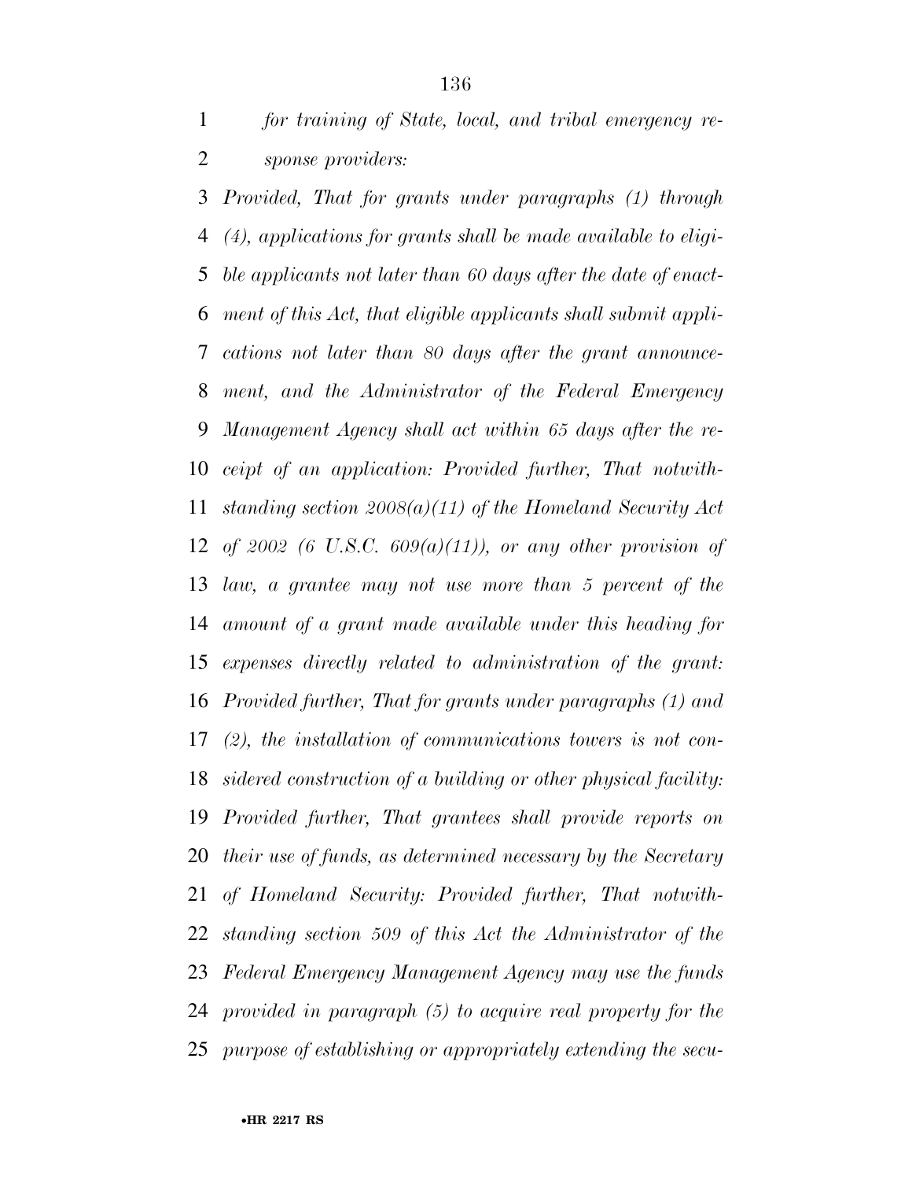*for training of State, local, and tribal emergency response providers:*

*Provided, That for grants under paragraphs (1) through (4), applications for grants shall be made available to eligible applicants not later than 60 days after the date of enactment of this Act, that eligible applicants shall submit applications not later than 80 days after the grant announcement, and the Administrator of the Federal Emergency Management Agency shall act within 65 days after the receipt of an application: Provided further, That notwithstanding section 2008(a)(11) of the Homeland Security Act of 2002 (6 U.S.C. 609(a)(11)), or any other provision of law, a grantee may not use more than 5 percent of the amount of a grant made available under this heading for expenses directly related to administration of the grant: Provided further, That for grants under paragraphs (1) and (2), the installation of communications towers is not considered construction of a building or other physical facility: Provided further, That grantees shall provide reports on their use of funds, as determined necessary by the Secretary of Homeland Security: Provided further, That notwithstanding section 509 of this Act the Administrator of the Federal Emergency Management Agency may use the funds provided in paragraph (5) to acquire real property for the purpose of establishing or appropriately extending the secu-*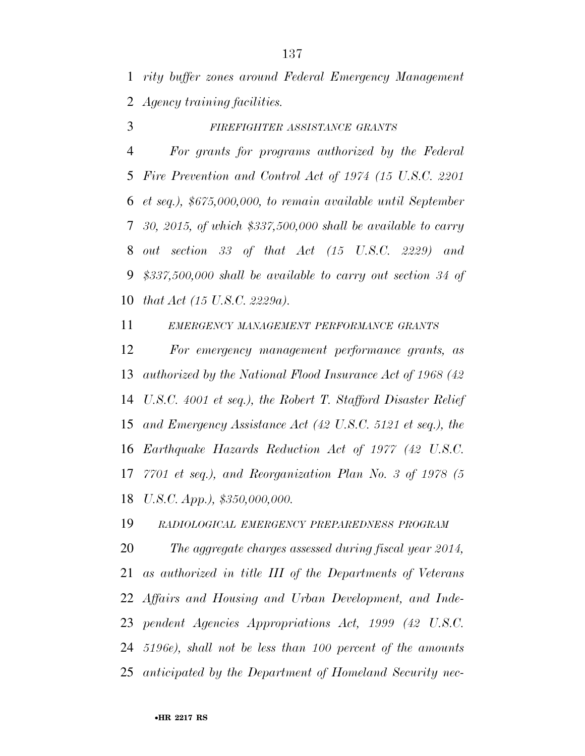*rity buffer zones around Federal Emergency Management Agency training facilities.*

*FIREFIGHTER ASSISTANCE GRANTS*

*For grants for programs authorized by the Federal Fire Prevention and Control Act of 1974 (15 U.S.C. 2201 et seq.), $675,000,000, to remain available until September 30, 2015, of which $337,500,000 shall be available to carry out section 33 of that Act (15 U.S.C. 2229) and $337,500,000 shall be available to carry out section 34 of that Act (15 U.S.C. 2229a).*

*EMERGENCY MANAGEMENT PERFORMANCE GRANTS*

*For emergency management performance grants, as authorized by the National Flood Insurance Act of 1968 (42 U.S.C. 4001 et seq.), the Robert T. Stafford Disaster Relief and Emergency Assistance Act (42 U.S.C. 5121 et seq.), the Earthquake Hazards Reduction Act of 1977 (42 U.S.C. 7701 et seq.), and Reorganization Plan No. 3 of 1978 (5 U.S.C. App.), $350,000,000.*

*RADIOLOGICAL EMERGENCY PREPAREDNESS PROGRAM*

*The aggregate charges assessed during fiscal year 2014, as authorized in title III of the Departments of Veterans Affairs and Housing and Urban Development, and Independent Agencies Appropriations Act, 1999 (42 U.S.C. 5196e), shall not be less than 100 percent of the amounts anticipated by the Department of Homeland Security nec-*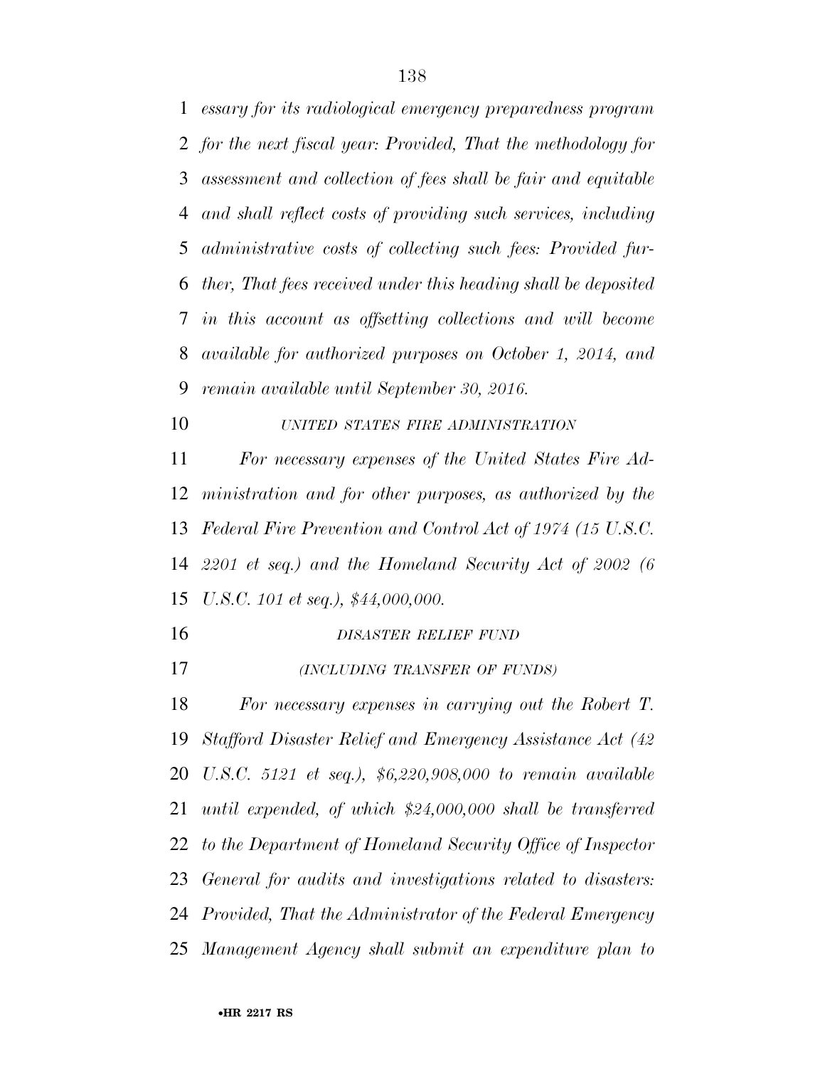*essary for its radiological emergency preparedness program for the next fiscal year: Provided, That the methodology for assessment and collection of fees shall be fair and equitable and shall reflect costs of providing such services, including administrative costs of collecting such fees: Provided further, That fees received under this heading shall be deposited in this account as offsetting collections and will become available for authorized purposes on October 1, 2014, and remain available until September 30, 2016.*

*UNITED STATES FIRE ADMINISTRATION*

*For necessary expenses of the United States Fire Administration and for other purposes, as authorized by the Federal Fire Prevention and Control Act of 1974 (15 U.S.C. 2201 et seq.) and the Homeland Security Act of 2002 (6 U.S.C. 101 et seq.), $44,000,000.*

*DISASTER RELIEF FUND*

*(INCLUDING TRANSFER OF FUNDS)*

*For necessary expenses in carrying out the Robert T. Stafford Disaster Relief and Emergency Assistance Act (42 U.S.C. 5121 et seq.), $6,220,908,000 to remain available until expended, of which $24,000,000 shall be transferred to the Department of Homeland Security Office of Inspector General for audits and investigations related to disasters: Provided, That the Administrator of the Federal Emergency Management Agency shall submit an expenditure plan to*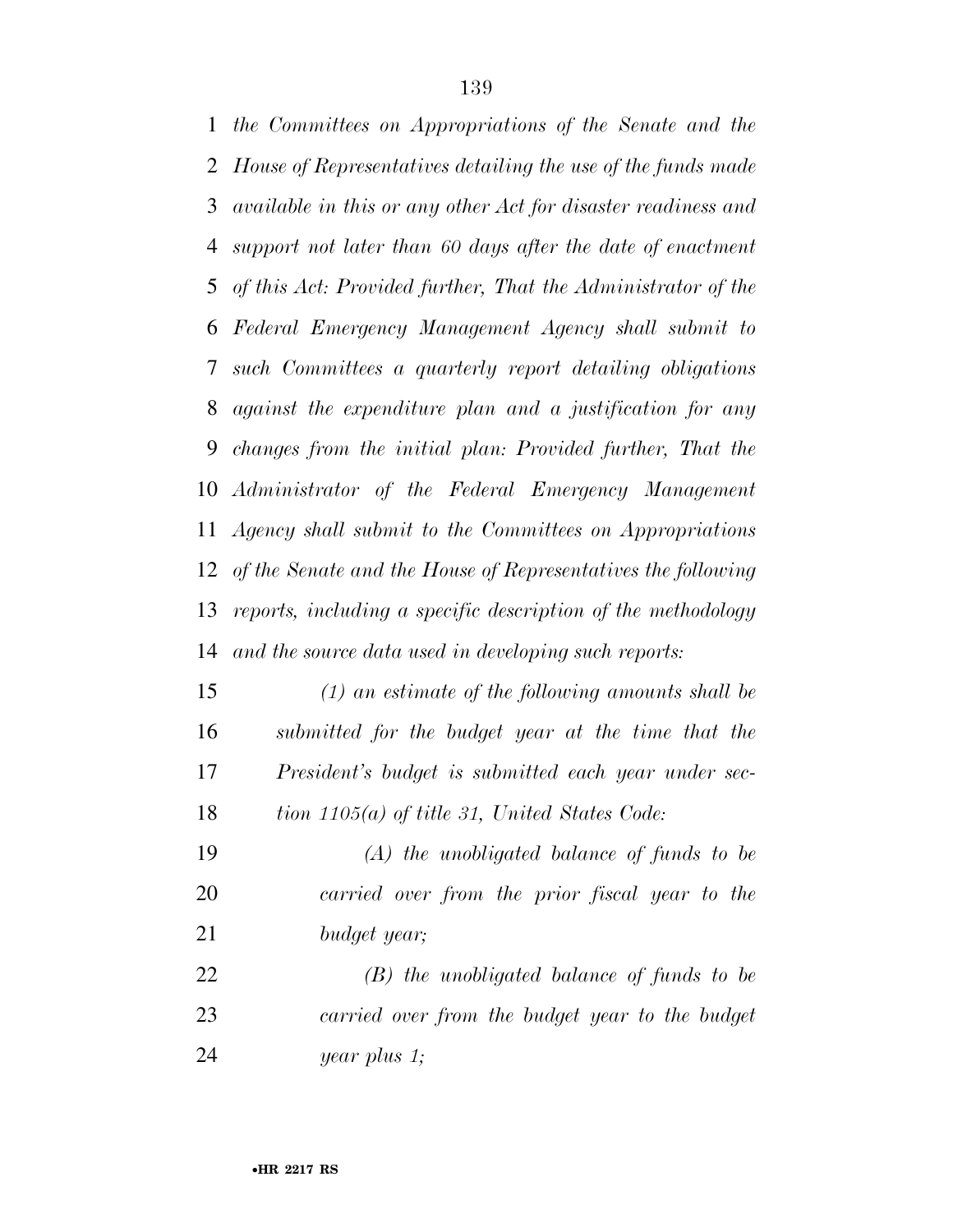*the Committees on Appropriations of the Senate and the House of Representatives detailing the use of the funds made available in this or any other Act for disaster readiness and support not later than 60 days after the date of enactment of this Act: Provided further, That the Administrator of the Federal Emergency Management Agency shall submit to such Committees a quarterly report detailing obligations against the expenditure plan and a justification for any changes from the initial plan: Provided further, That the Administrator of the Federal Emergency Management Agency shall submit to the Committees on Appropriations of the Senate and the House of Representatives the following reports, including a specific description of the methodology and the source data used in developing such reports:*

*(1) an estimate of the following amounts shall be submitted for the budget year at the time that the President's budget is submitted each year under section 1105(a) of title 31, United States Code:*

*(A) the unobligated balance of funds to be carried over from the prior fiscal year to the budget year;*

*(B) the unobligated balance of funds to be carried over from the budget year to the budget year plus 1;*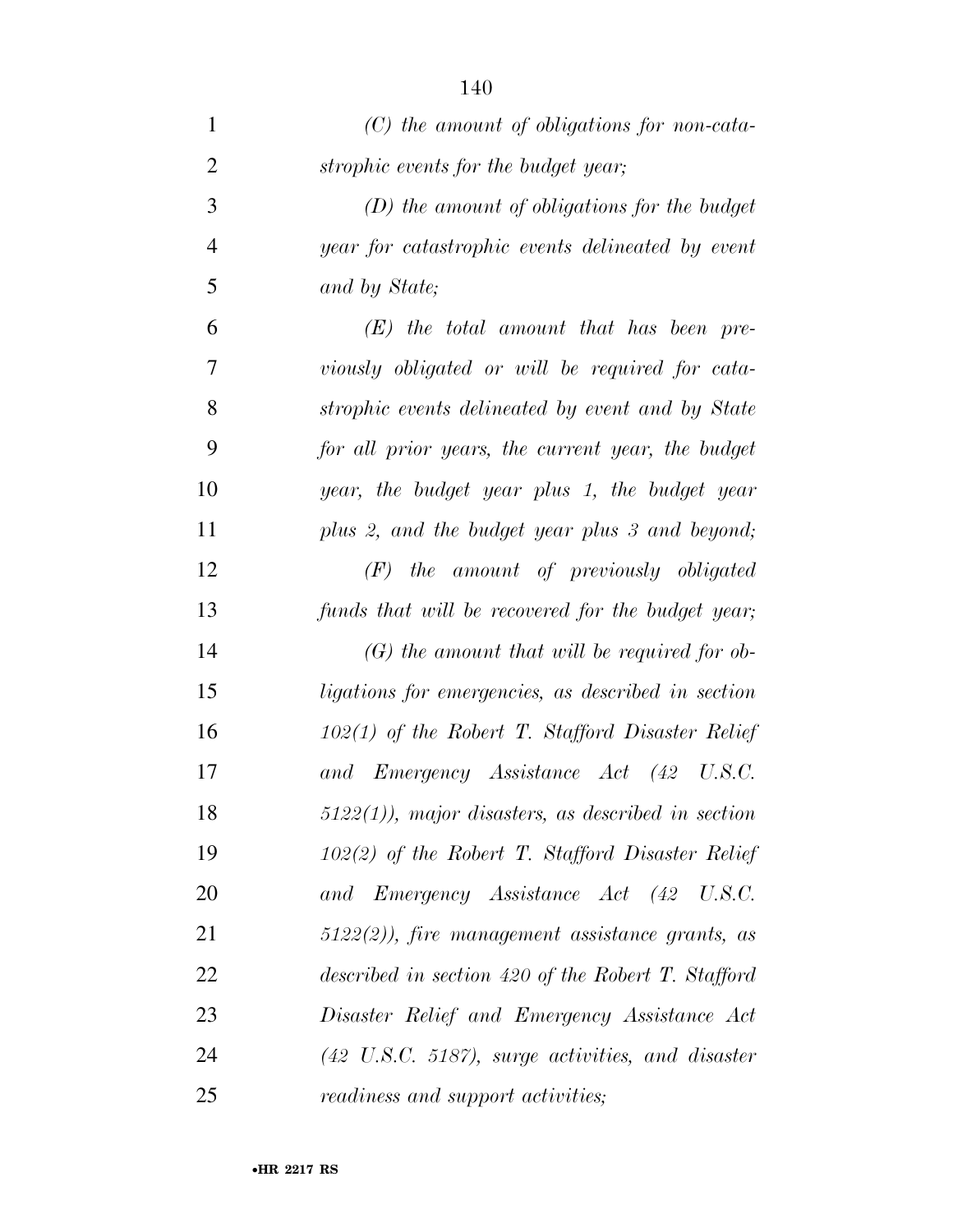*(C) the amount of obligations for non-catastrophic events for the budget year;*

*(D) the amount of obligations for the budget year for catastrophic events delineated by event and by State;*

*(E) the total amount that has been previously obligated or will be required for catastrophic events delineated by event and by State for all prior years, the current year, the budget year, the budget year plus 1, the budget year plus 2, and the budget year plus 3 and beyond;*

*(F) the amount of previously obligated funds that will be recovered for the budget year;*

*(G) the amount that will be required for obligations for emergencies, as described in section 102(1) of the Robert T. Stafford Disaster Relief and Emergency Assistance Act (42 U.S.C. 5122(1)), major disasters, as described in section 102(2) of the Robert T. Stafford Disaster Relief and Emergency Assistance Act (42 U.S.C. 5122(2)), fire management assistance grants, as described in section 420 of the Robert T. Stafford Disaster Relief and Emergency Assistance Act (42 U.S.C. 5187), surge activities, and disaster readiness and support activities;*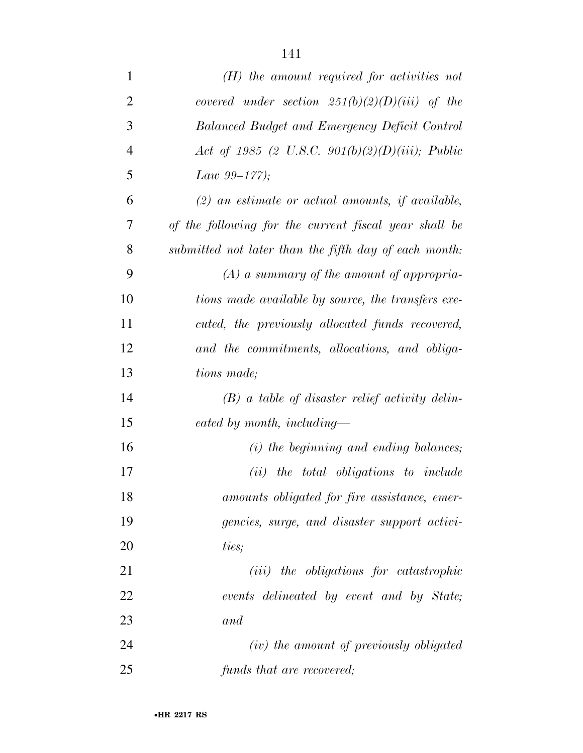*(H) the amount required for activities not covered under section 251(b)(2)(D)(iii) of the Balanced Budget and Emergency Deficit Control Act of 1985 (2 U.S.C. 901(b)(2)(D)(iii); Public Law 99–177);*

*(2) an estimate or actual amounts, if available, of the following for the current fiscal year shall be submitted not later than the fifth day of each month:*

*(A) a summary of the amount of appropriations made available by source, the transfers executed, the previously allocated funds recovered, and the commitments, allocations, and obligations made;*

*(B) a table of disaster relief activity delineated by month, including—*

*(i) the beginning and ending balances;*

*(ii) the total obligations to include amounts obligated for fire assistance, emergencies, surge, and disaster support activities;*

*(iii) the obligations for catastrophic events delineated by event and by State; and*

*(iv) the amount of previously obligated funds that are recovered;*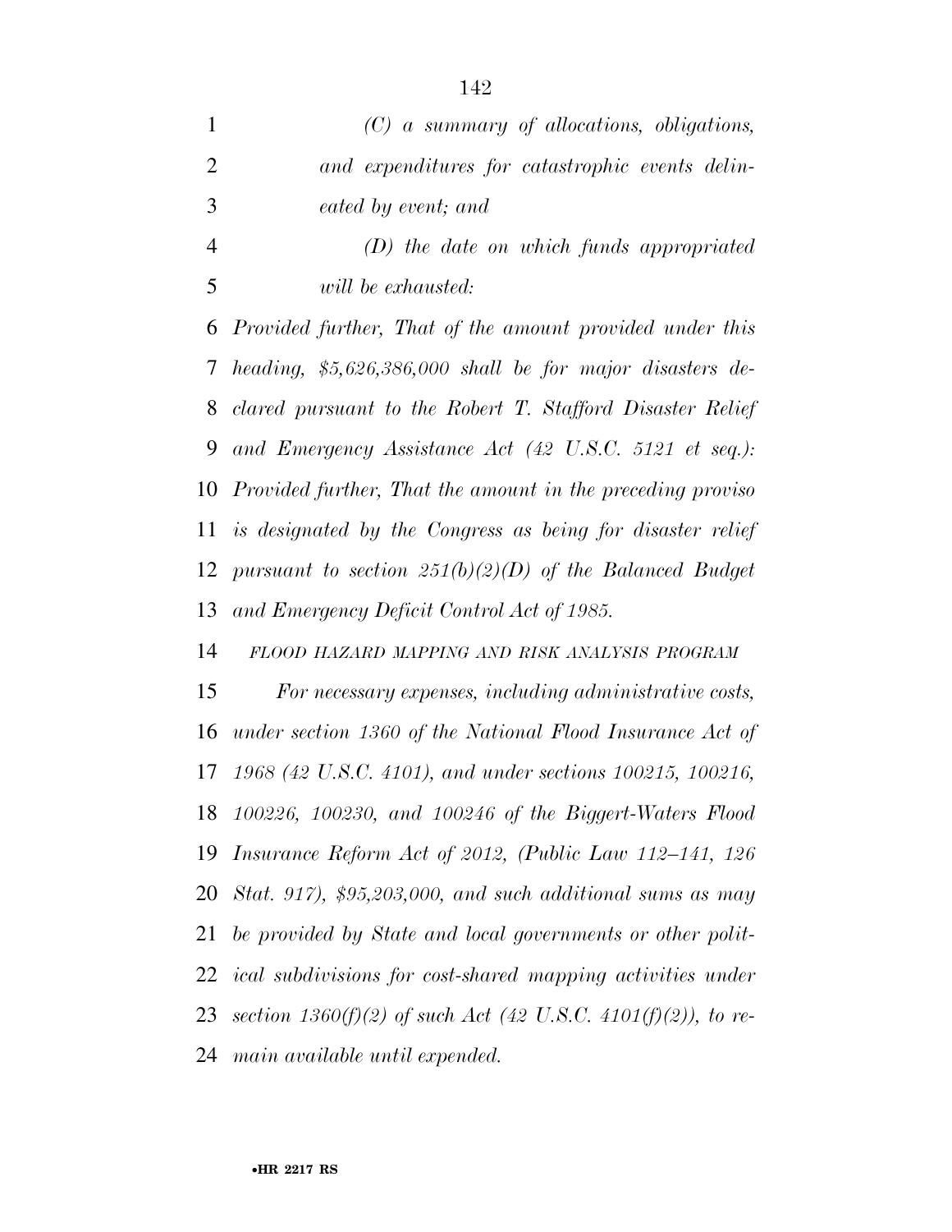*(C) a summary of allocations, obligations, and expenditures for catastrophic events delineated by event; and*

*(D) the date on which funds appropriated will be exhausted:*

*Provided further, That of the amount provided under this heading, $5,626,386,000 shall be for major disasters declared pursuant to the Robert T. Stafford Disaster Relief and Emergency Assistance Act (42 U.S.C. 5121 et seq.): Provided further, That the amount in the preceding proviso is designated by the Congress as being for disaster relief pursuant to section 251(b)(2)(D) of the Balanced Budget and Emergency Deficit Control Act of 1985.*

*FLOOD HAZARD MAPPING AND RISK ANALYSIS PROGRAM*

*For necessary expenses, including administrative costs, under section 1360 of the National Flood Insurance Act of 1968 (42 U.S.C. 4101), and under sections 100215, 100216, 100226, 100230, and 100246 of the Biggert-Waters Flood Insurance Reform Act of 2012, (Public Law 112–141, 126 Stat. 917), $95,203,000, and such additional sums as may be provided by State and local governments or other political subdivisions for cost-shared mapping activities under section 1360(f)(2) of such Act (42 U.S.C. 4101(f)(2)), to remain available until expended.*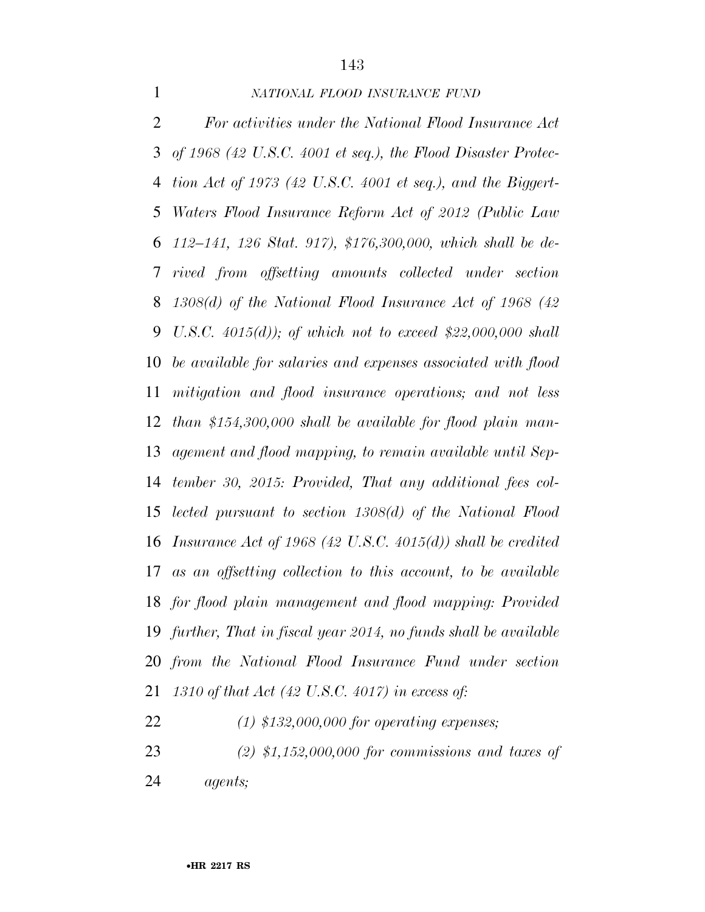*NATIONAL FLOOD INSURANCE FUND*

*For activities under the National Flood Insurance Act of 1968 (42 U.S.C. 4001 et seq.), the Flood Disaster Protection Act of 1973 (42 U.S.C. 4001 et seq.), and the Biggert-Waters Flood Insurance Reform Act of 2012 (Public Law 112–141, 126 Stat. 917), $176,300,000, which shall be derived from offsetting amounts collected under section 1308(d) of the National Flood Insurance Act of 1968 (42 U.S.C. 4015(d)); of which not to exceed $22,000,000 shall be available for salaries and expenses associated with flood mitigation and flood insurance operations; and not less than $154,300,000 shall be available for flood plain management and flood mapping, to remain available until September 30, 2015: Provided, That any additional fees collected pursuant to section 1308(d) of the National Flood Insurance Act of 1968 (42 U.S.C. 4015(d)) shall be credited as an offsetting collection to this account, to be available for flood plain management and flood mapping: Provided further, That in fiscal year 2014, no funds shall be available from the National Flood Insurance Fund under section 1310 of that Act (42 U.S.C. 4017) in excess of:*

*(1) $132,000,000 for operating expenses;*

*(2) $1,152,000,000 for commissions and taxes of agents;*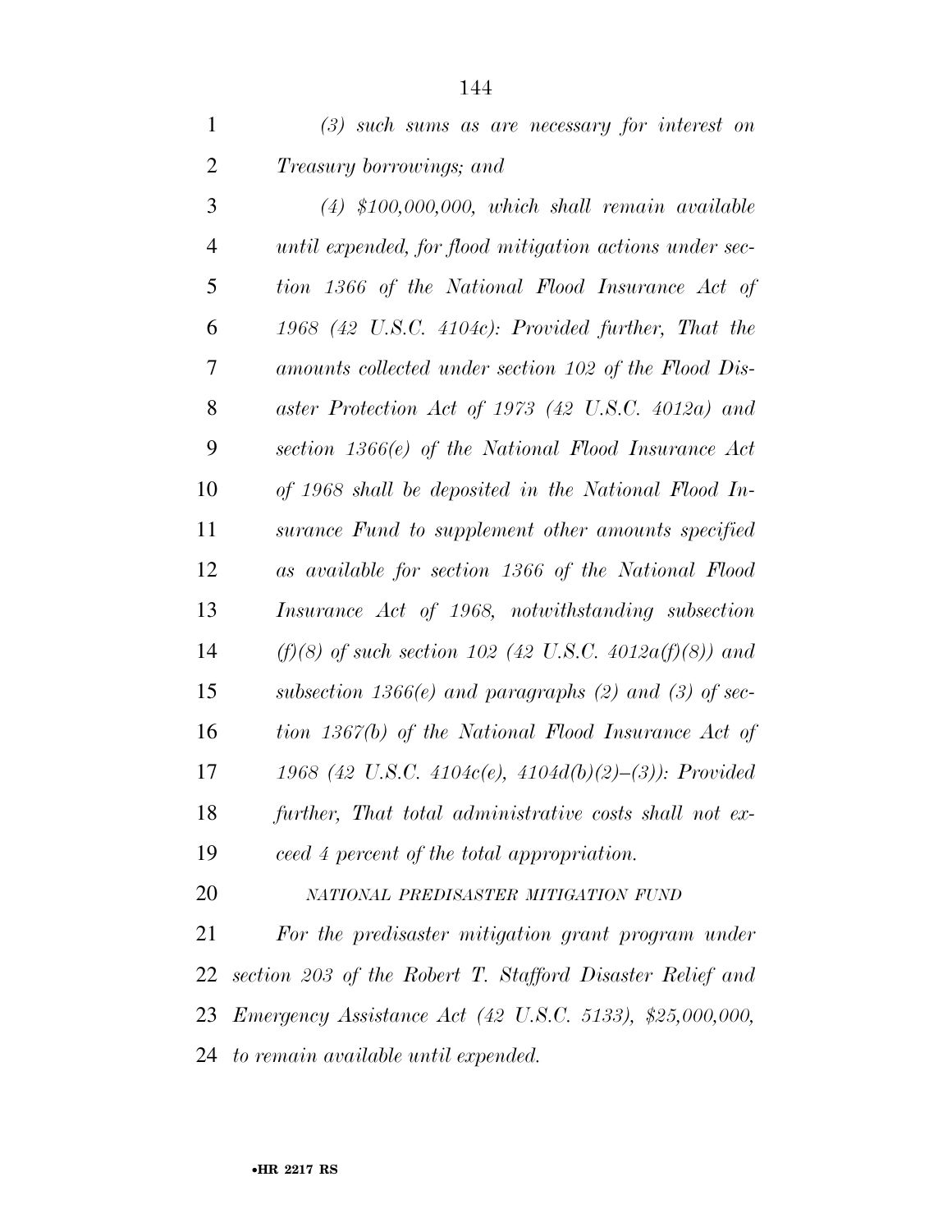*(3) such sums as are necessary for interest on Treasury borrowings; and*

*(4) $100,000,000, which shall remain available until expended, for flood mitigation actions under section 1366 of the National Flood Insurance Act of 1968 (42 U.S.C. 4104c): Provided further, That the amounts collected under section 102 of the Flood Disaster Protection Act of 1973 (42 U.S.C. 4012a) and section 1366(e) of the National Flood Insurance Act of 1968 shall be deposited in the National Flood Insurance Fund to supplement other amounts specified as available for section 1366 of the National Flood Insurance Act of 1968, notwithstanding subsection (f)(8) of such section 102 (42 U.S.C. 4012a(f)(8)) and subsection 1366(e) and paragraphs (2) and (3) of section 1367(b) of the National Flood Insurance Act of 1968 (42 U.S.C. 4104c(e), 4104d(b)(2)–(3)): Provided further, That total administrative costs shall not exceed 4 percent of the total appropriation.*

*NATIONAL PREDISASTER MITIGATION FUND*

*For the predisaster mitigation grant program under section 203 of the Robert T. Stafford Disaster Relief and Emergency Assistance Act (42 U.S.C. 5133), $25,000,000, to remain available until expended.*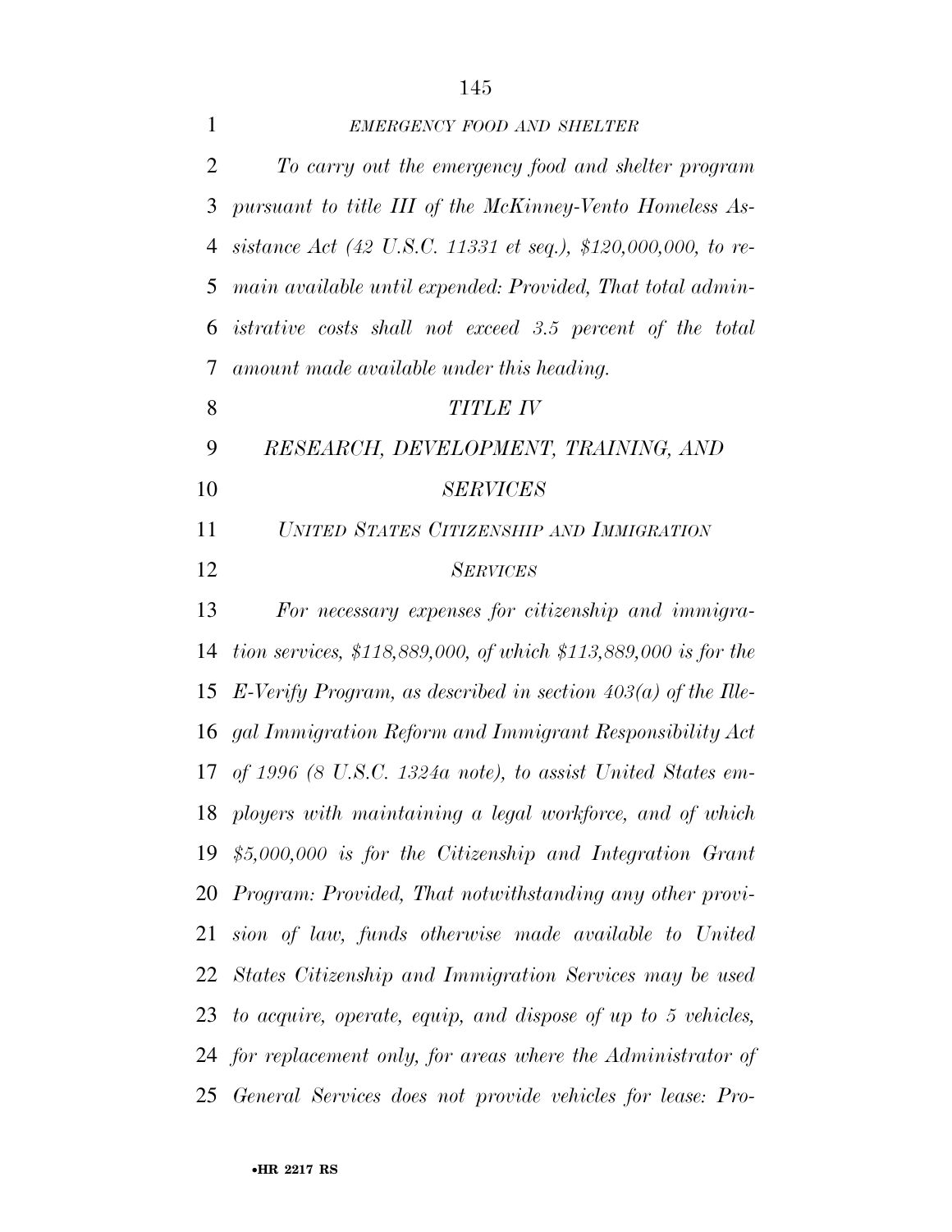*EMERGENCY FOOD AND SHELTER*

*To carry out the emergency food and shelter program pursuant to title III of the McKinney-Vento Homeless Assistance Act (42 U.S.C. 11331 et seq.), $120,000,000, to remain available until expended: Provided, That total administrative costs shall not exceed 3.5 percent of the total amount made available under this heading.*

## *TITLE IV*

## *RESEARCH, DEVELOPMENT, TRAINING, AND SERVICES*

### *UNITED STATES CITIZENSHIP AND IMMIGRATION SERVICES*

*For necessary expenses for citizenship and immigration services, $118,889,000, of which $113,889,000 is for the E-Verify Program, as described in section 403(a) of the Illegal Immigration Reform and Immigrant Responsibility Act of 1996 (8 U.S.C. 1324a note), to assist United States employers with maintaining a legal workforce, and of which $5,000,000 is for the Citizenship and Integration Grant Program: Provided, That notwithstanding any other provision of law, funds otherwise made available to United States Citizenship and Immigration Services may be used to acquire, operate, equip, and dispose of up to 5 vehicles, for replacement only, for areas where the Administrator of General Services does not provide vehicles for lease: Pro-*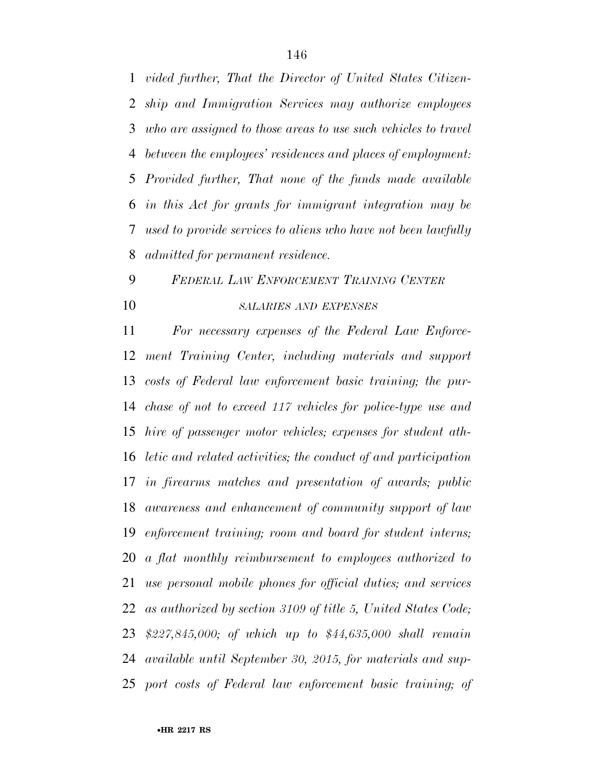*vided further, That the Director of United States Citizenship and Immigration Services may authorize employees who are assigned to those areas to use such vehicles to travel between the employees' residences and places of employment: Provided further, That none of the funds made available in this Act for grants for immigrant integration may be used to provide services to aliens who have not been lawfully admitted for permanent residence.*

*FEDERAL LAW ENFORCEMENT TRAINING CENTER*

*SALARIES AND EXPENSES*

*For necessary expenses of the Federal Law Enforcement Training Center, including materials and support costs of Federal law enforcement basic training; the purchase of not to exceed 117 vehicles for police-type use and hire of passenger motor vehicles; expenses for student athletic and related activities; the conduct of and participation in firearms matches and presentation of awards; public awareness and enhancement of community support of law enforcement training; room and board for student interns; a flat monthly reimbursement to employees authorized to use personal mobile phones for official duties; and services as authorized by section 3109 of title 5, United States Code; $227,845,000; of which up to $44,635,000 shall remain available until September 30, 2015, for materials and support costs of Federal law enforcement basic training; of*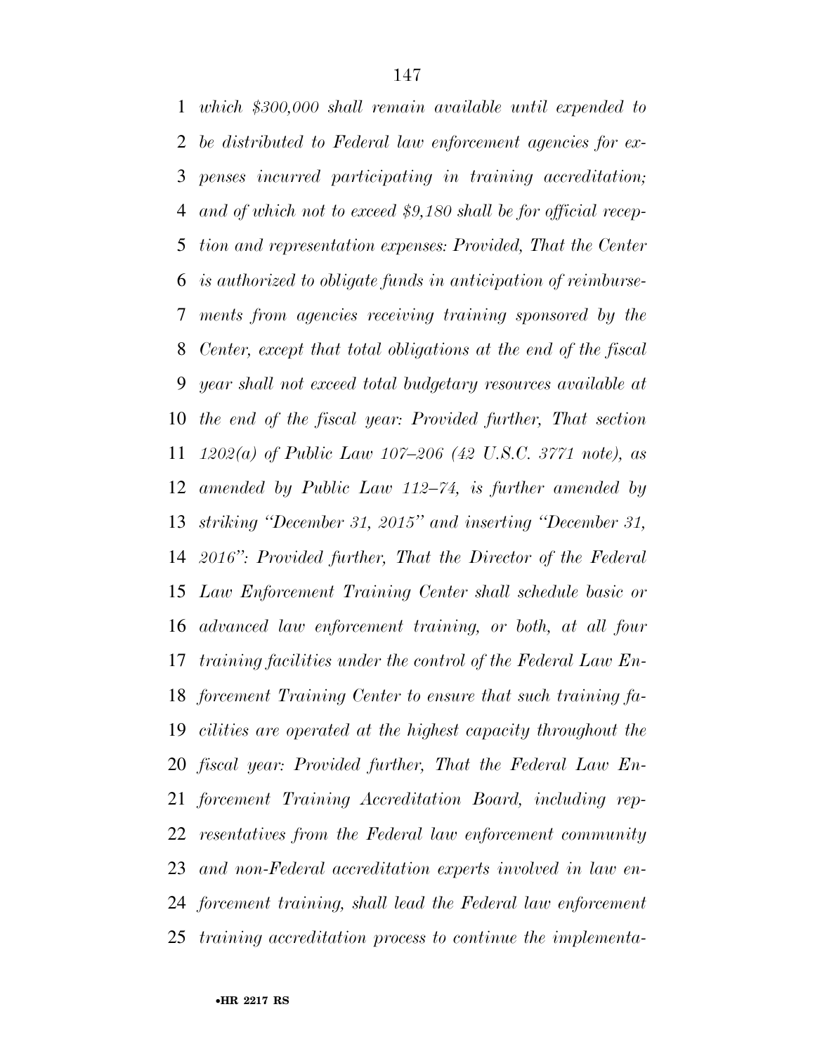*which $300,000 shall remain available until expended to be distributed to Federal law enforcement agencies for expenses incurred participating in training accreditation; and of which not to exceed $9,180 shall be for official reception and representation expenses: Provided, That the Center is authorized to obligate funds in anticipation of reimbursements from agencies receiving training sponsored by the Center, except that total obligations at the end of the fiscal year shall not exceed total budgetary resources available at the end of the fiscal year: Provided further, That section 1202(a) of Public Law 107–206 (42 U.S.C. 3771 note), as amended by Public Law 112–74, is further amended by striking "December 31, 2015" and inserting "December 31, 2016": Provided further, That the Director of the Federal Law Enforcement Training Center shall schedule basic or advanced law enforcement training, or both, at all four training facilities under the control of the Federal Law Enforcement Training Center to ensure that such training facilities are operated at the highest capacity throughout the fiscal year: Provided further, That the Federal Law Enforcement Training Accreditation Board, including representatives from the Federal law enforcement community and non-Federal accreditation experts involved in law enforcement training, shall lead the Federal law enforcement training accreditation process to continue the implementa-*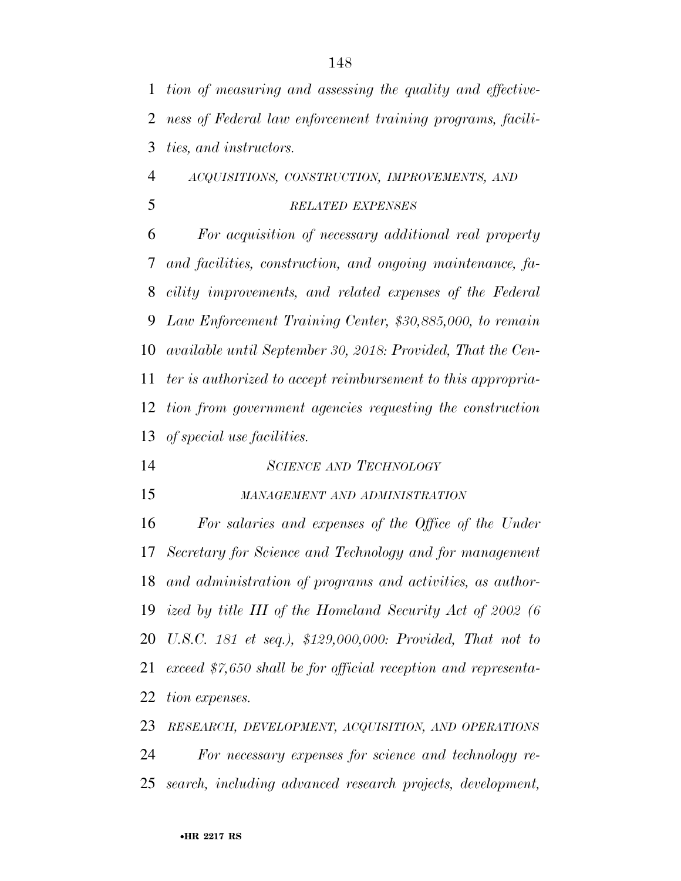*tion of measuring and assessing the quality and effectiveness of Federal law enforcement training programs, facilities, and instructors.*

*ACQUISITIONS, CONSTRUCTION, IMPROVEMENTS, AND RELATED EXPENSES*

*For acquisition of necessary additional real property and facilities, construction, and ongoing maintenance, facility improvements, and related expenses of the Federal Law Enforcement Training Center, $30,885,000, to remain available until September 30, 2018: Provided, That the Center is authorized to accept reimbursement to this appropriation from government agencies requesting the construction of special use facilities.*

*SCIENCE AND TECHNOLOGY*

*MANAGEMENT AND ADMINISTRATION*

*For salaries and expenses of the Office of the Under Secretary for Science and Technology and for management and administration of programs and activities, as authorized by title III of the Homeland Security Act of 2002 (6 U.S.C. 181 et seq.), $129,000,000: Provided, That not to exceed $7,650 shall be for official reception and representation expenses.*

*RESEARCH, DEVELOPMENT, ACQUISITION, AND OPERATIONS*

*For necessary expenses for science and technology research, including advanced research projects, development,*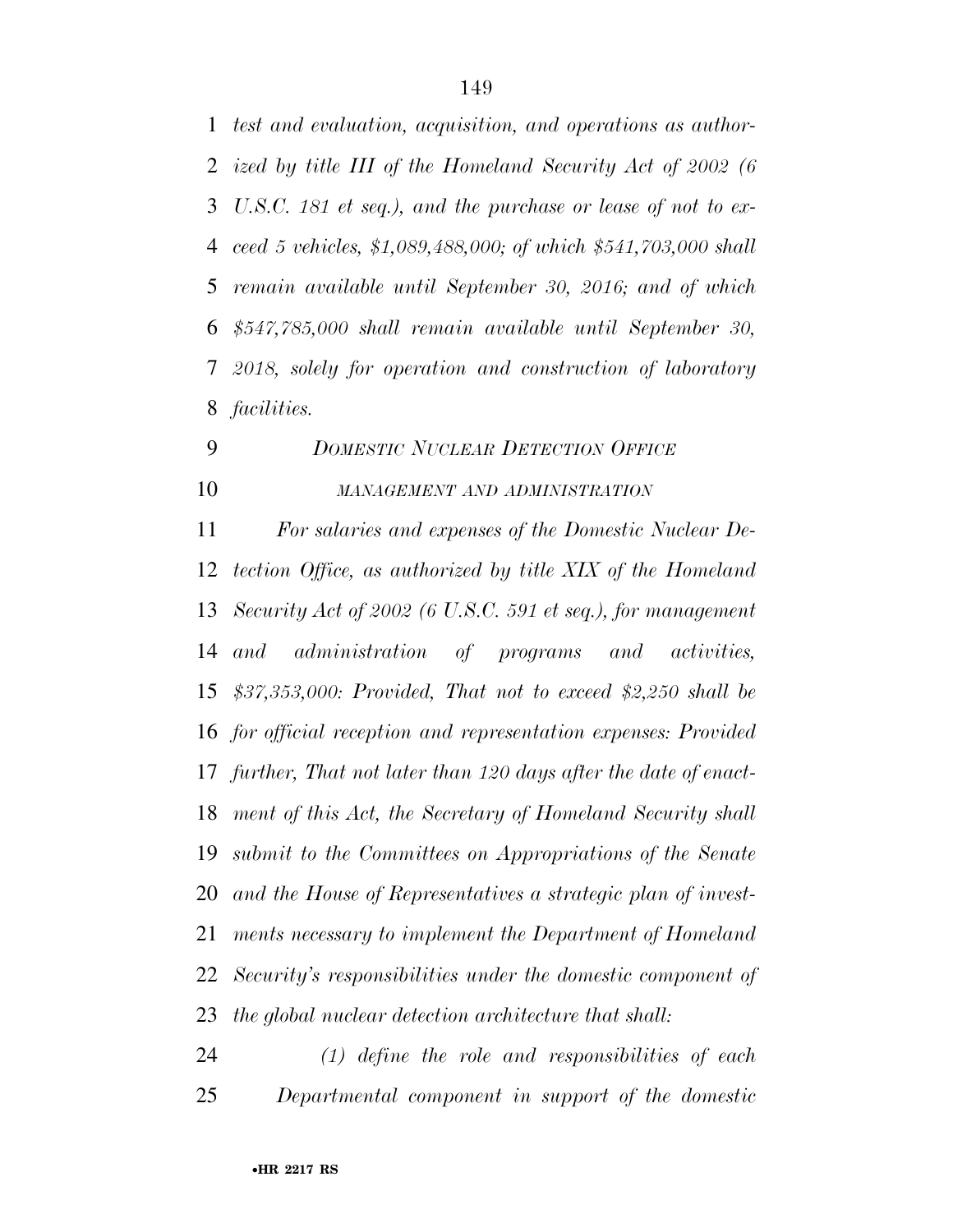*test and evaluation, acquisition, and operations as authorized by title III of the Homeland Security Act of 2002 (6 U.S.C. 181 et seq.), and the purchase or lease of not to exceed 5 vehicles, $1,089,488,000; of which $541,703,000 shall remain available until September 30, 2016; and of which $547,785,000 shall remain available until September 30, 2018, solely for operation and construction of laboratory facilities.*

*DOMESTIC NUCLEAR DETECTION OFFICE*

*MANAGEMENT AND ADMINISTRATION*

*For salaries and expenses of the Domestic Nuclear Detection Office, as authorized by title XIX of the Homeland Security Act of 2002 (6 U.S.C. 591 et seq.), for management and administration of programs and activities, $37,353,000: Provided, That not to exceed $2,250 shall be for official reception and representation expenses: Provided further, That not later than 120 days after the date of enactment of this Act, the Secretary of Homeland Security shall submit to the Committees on Appropriations of the Senate and the House of Representatives a strategic plan of investments necessary to implement the Department of Homeland Security's responsibilities under the domestic component of the global nuclear detection architecture that shall:*

*(1) define the role and responsibilities of each Departmental component in support of the domestic*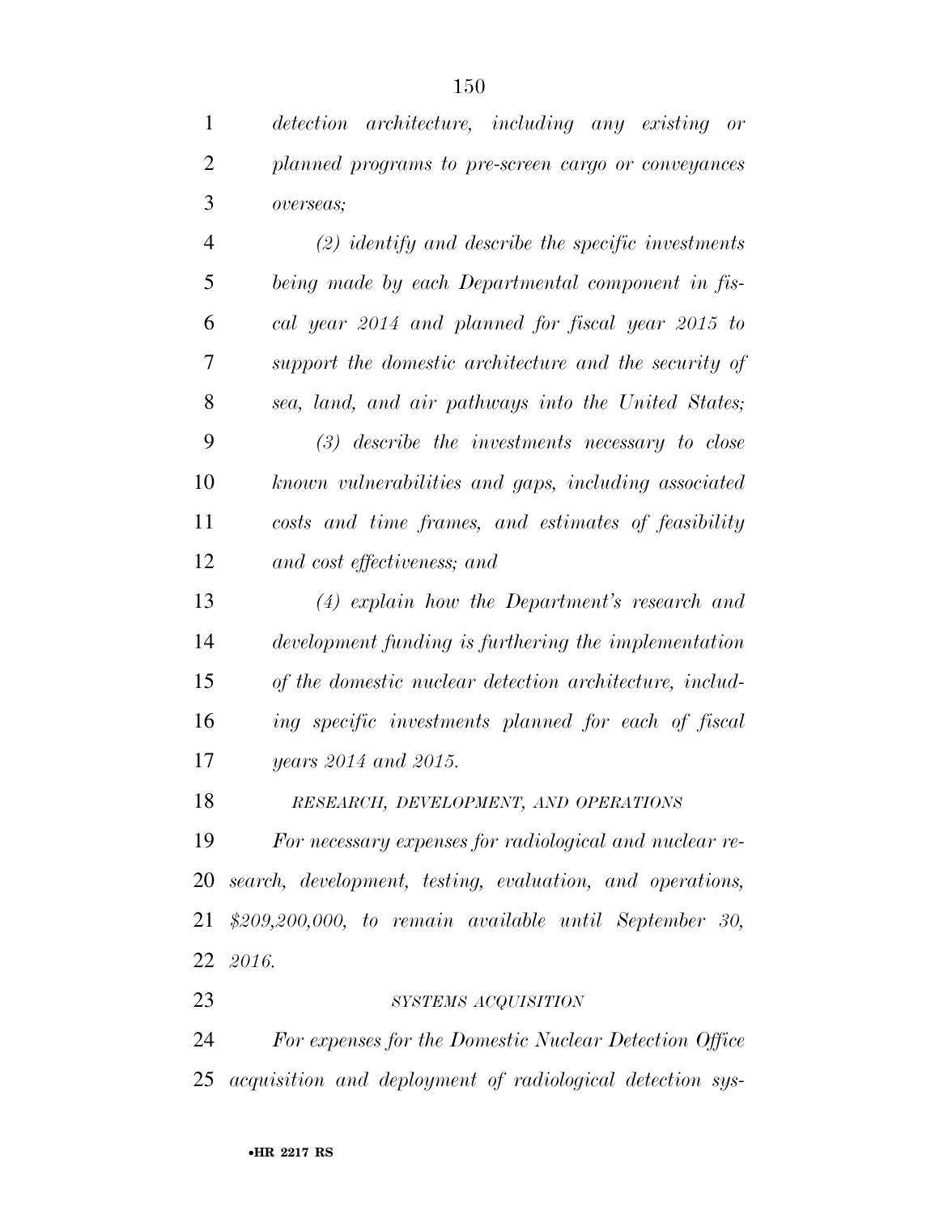*detection architecture, including any existing or planned programs to pre-screen cargo or conveyances overseas;*

*(2) identify and describe the specific investments being made by each Departmental component in fiscal year 2014 and planned for fiscal year 2015 to support the domestic architecture and the security of sea, land, and air pathways into the United States;*

*(3) describe the investments necessary to close known vulnerabilities and gaps, including associated costs and time frames, and estimates of feasibility and cost effectiveness; and*

*(4) explain how the Department's research and development funding is furthering the implementation of the domestic nuclear detection architecture, including specific investments planned for each of fiscal years 2014 and 2015.*

*RESEARCH, DEVELOPMENT, AND OPERATIONS*

*For necessary expenses for radiological and nuclear research, development, testing, evaluation, and operations, $209,200,000, to remain available until September 30, 2016.*

*SYSTEMS ACQUISITION*

*For expenses for the Domestic Nuclear Detection Office acquisition and deployment of radiological detection sys-*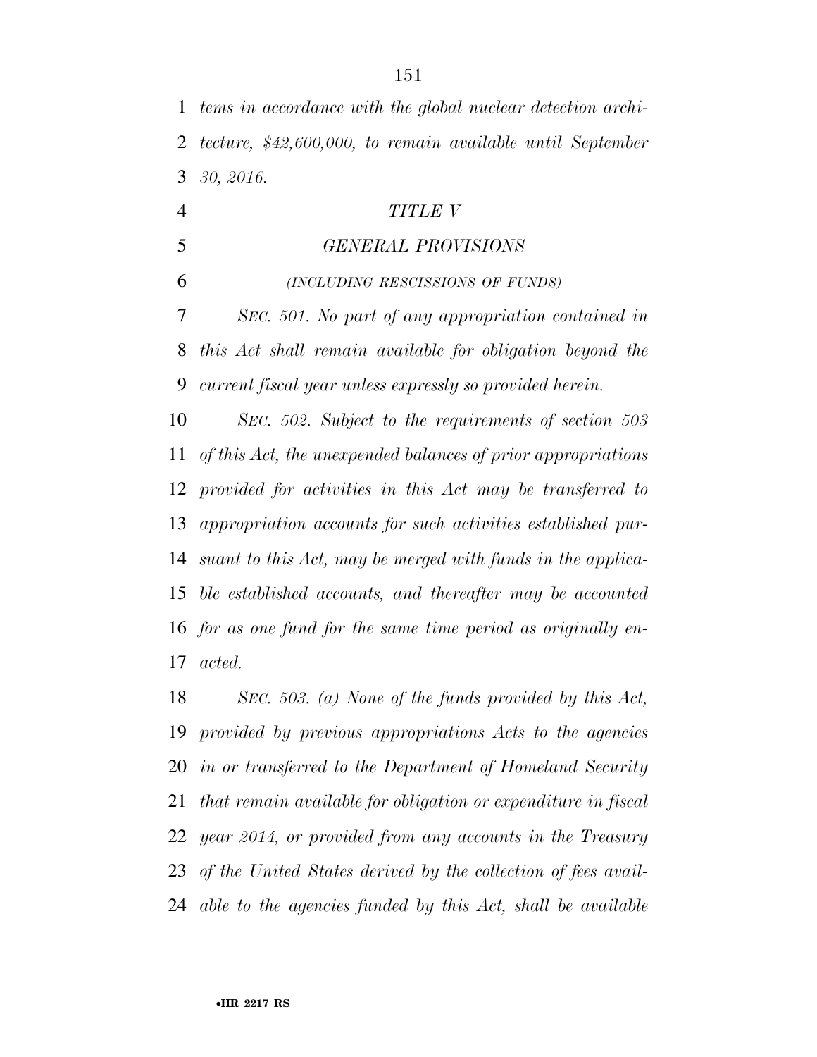*tems in accordance with the global nuclear detection architecture, $42,600,000, to remain available until September 30, 2016.*

## *TITLE V*

## *GENERAL PROVISIONS*

*(INCLUDING RESCISSIONS OF FUNDS)*

*SEC. 501. No part of any appropriation contained in this Act shall remain available for obligation beyond the current fiscal year unless expressly so provided herein.*

*SEC. 502. Subject to the requirements of section 503 of this Act, the unexpended balances of prior appropriations provided for activities in this Act may be transferred to appropriation accounts for such activities established pursuant to this Act, may be merged with funds in the applicable established accounts, and thereafter may be accounted for as one fund for the same time period as originally enacted.*

*SEC. 503. (a) None of the funds provided by this Act, provided by previous appropriations Acts to the agencies in or transferred to the Department of Homeland Security that remain available for obligation or expenditure in fiscal year 2014, or provided from any accounts in the Treasury of the United States derived by the collection of fees available to the agencies funded by this Act, shall be available*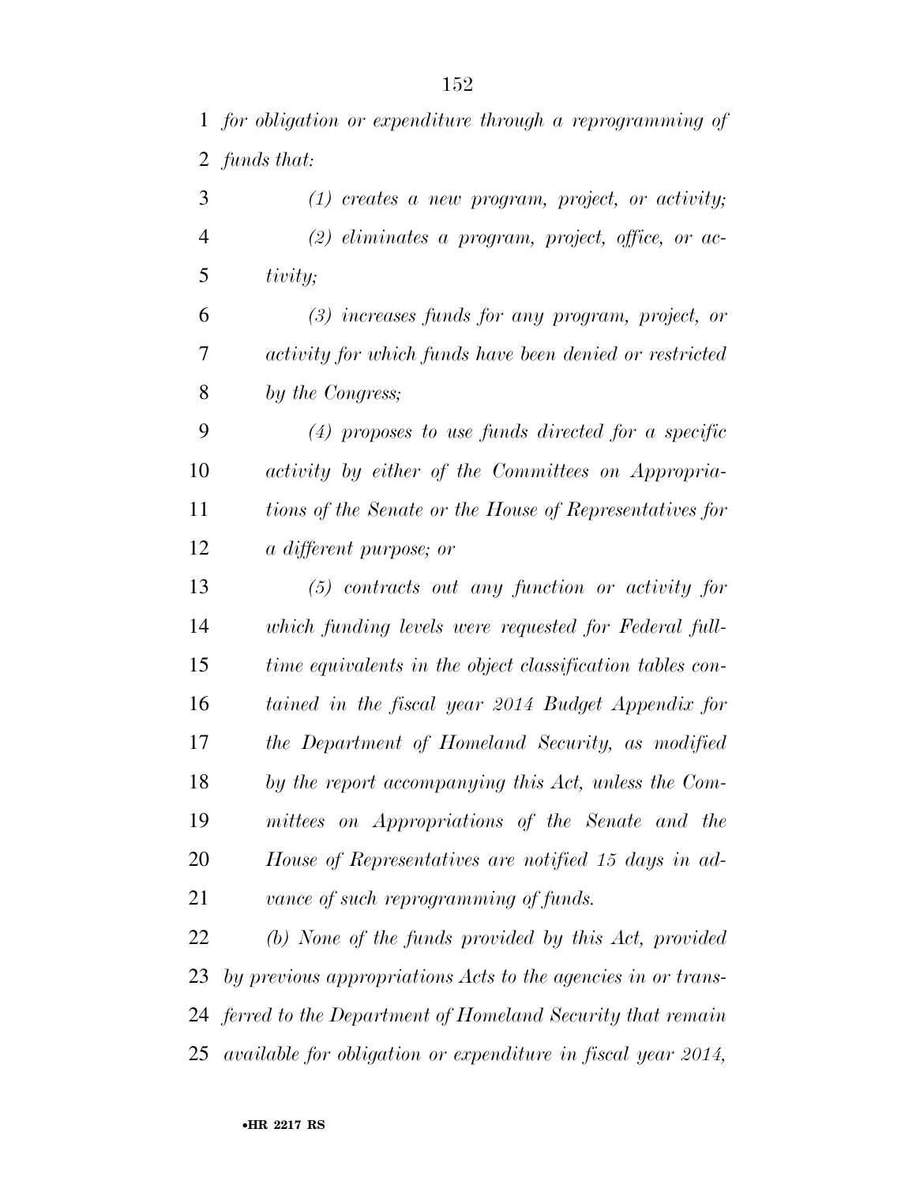*for obligation or expenditure through a reprogramming of funds that:*

*(1) creates a new program, project, or activity;*

*(2) eliminates a program, project, office, or activity;*

*(3) increases funds for any program, project, or activity for which funds have been denied or restricted by the Congress;*

*(4) proposes to use funds directed for a specific activity by either of the Committees on Appropriations of the Senate or the House of Representatives for a different purpose; or*

*(5) contracts out any function or activity for which funding levels were requested for Federal full-time equivalents in the object classification tables contained in the fiscal year 2014 Budget Appendix for the Department of Homeland Security, as modified by the report accompanying this Act, unless the Committees on Appropriations of the Senate and the House of Representatives are notified 15 days in advance of such reprogramming of funds.*

*(b) None of the funds provided by this Act, provided by previous appropriations Acts to the agencies in or transferred to the Department of Homeland Security that remain available for obligation or expenditure in fiscal year 2014,*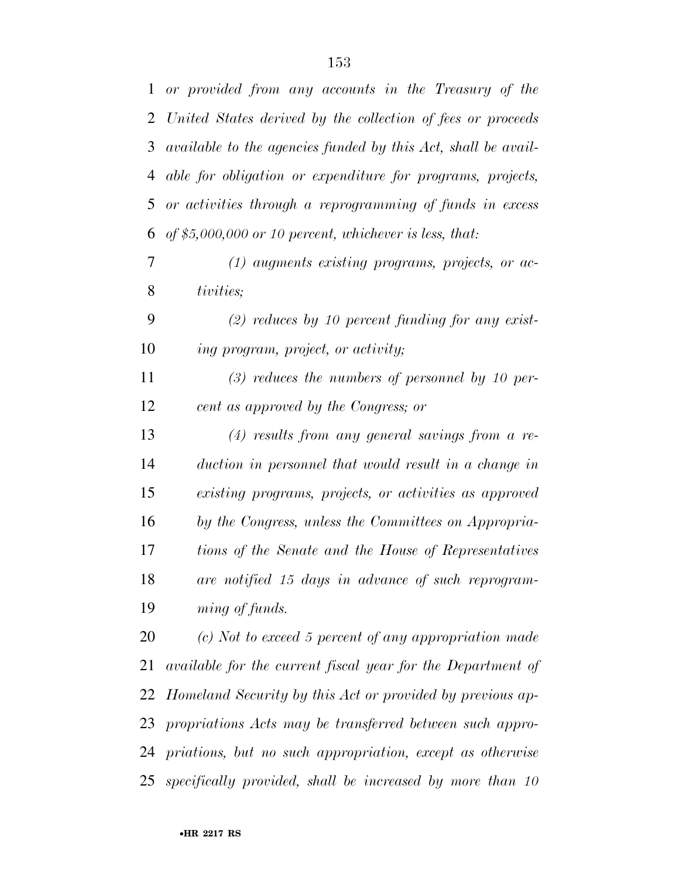*or provided from any accounts in the Treasury of the United States derived by the collection of fees or proceeds available to the agencies funded by this Act, shall be available for obligation or expenditure for programs, projects, or activities through a reprogramming of funds in excess of $5,000,000 or 10 percent, whichever is less, that:*

*(1) augments existing programs, projects, or activities;*

*(2) reduces by 10 percent funding for any existing program, project, or activity;*

*(3) reduces the numbers of personnel by 10 percent as approved by the Congress; or*

*(4) results from any general savings from a reduction in personnel that would result in a change in existing programs, projects, or activities as approved by the Congress, unless the Committees on Appropriations of the Senate and the House of Representatives are notified 15 days in advance of such reprogramming of funds.*

*(c) Not to exceed 5 percent of any appropriation made available for the current fiscal year for the Department of Homeland Security by this Act or provided by previous appropriations Acts may be transferred between such appropriations, but no such appropriation, except as otherwise specifically provided, shall be increased by more than 10*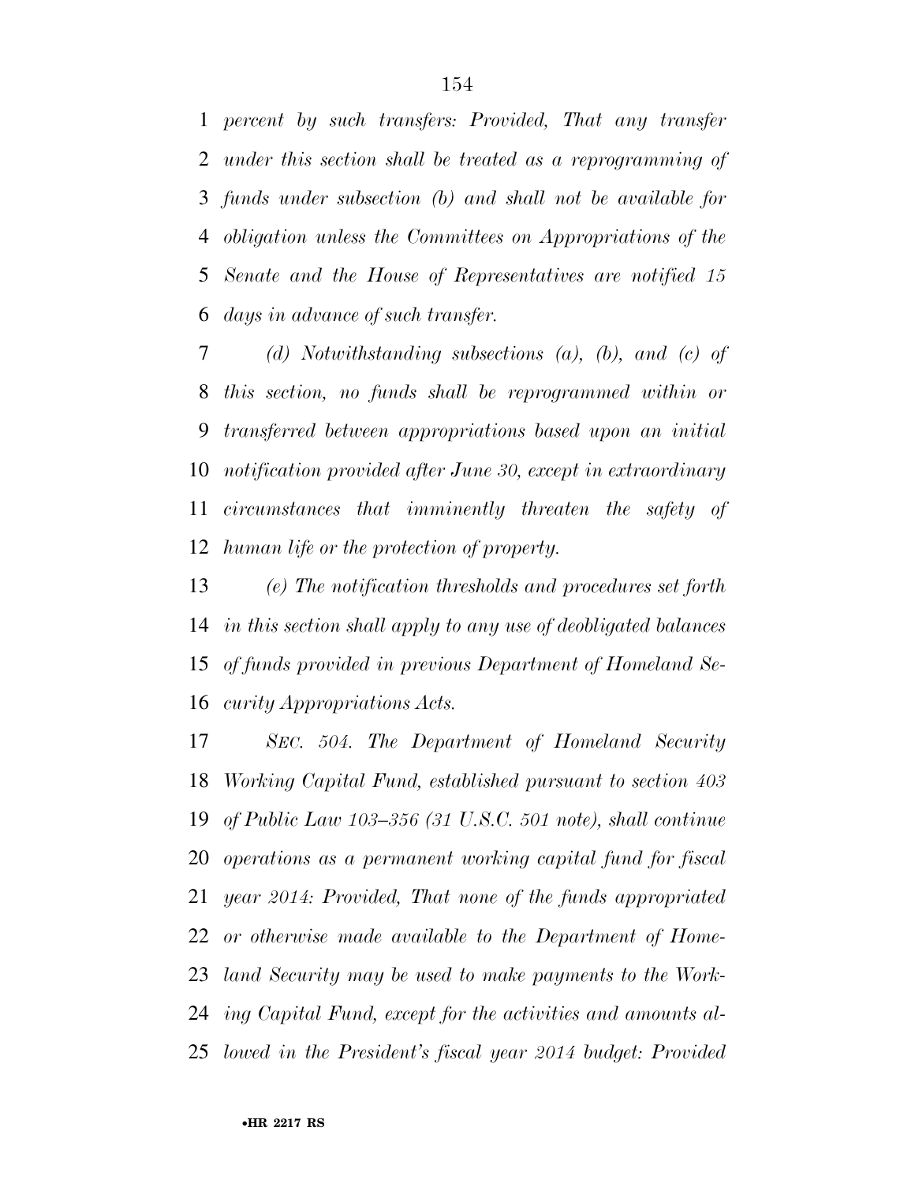*percent by such transfers: Provided, That any transfer under this section shall be treated as a reprogramming of funds under subsection (b) and shall not be available for obligation unless the Committees on Appropriations of the Senate and the House of Representatives are notified 15 days in advance of such transfer.*

*(d) Notwithstanding subsections (a), (b), and (c) of this section, no funds shall be reprogrammed within or transferred between appropriations based upon an initial notification provided after June 30, except in extraordinary circumstances that imminently threaten the safety of human life or the protection of property.*

*(e) The notification thresholds and procedures set forth in this section shall apply to any use of deobligated balances of funds provided in previous Department of Homeland Security Appropriations Acts.*

*SEC. 504. The Department of Homeland Security Working Capital Fund, established pursuant to section 403 of Public Law 103–356 (31 U.S.C. 501 note), shall continue operations as a permanent working capital fund for fiscal year 2014: Provided, That none of the funds appropriated or otherwise made available to the Department of Homeland Security may be used to make payments to the Working Capital Fund, except for the activities and amounts allowed in the President's fiscal year 2014 budget: Provided*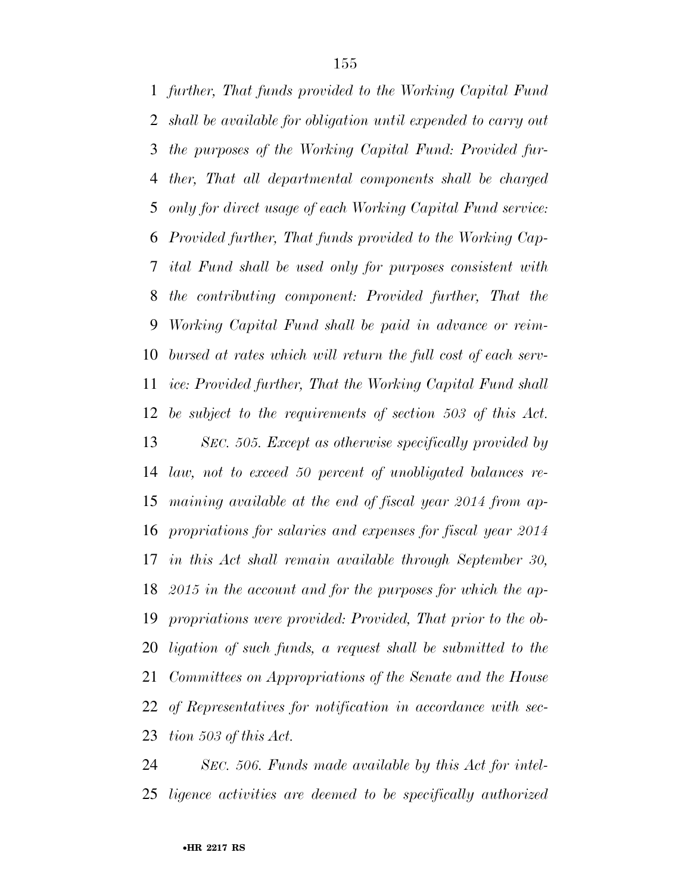*further, That funds provided to the Working Capital Fund shall be available for obligation until expended to carry out the purposes of the Working Capital Fund: Provided further, That all departmental components shall be charged only for direct usage of each Working Capital Fund service: Provided further, That funds provided to the Working Capital Fund shall be used only for purposes consistent with the contributing component: Provided further, That the Working Capital Fund shall be paid in advance or reimbursed at rates which will return the full cost of each service: Provided further, That the Working Capital Fund shall be subject to the requirements of section 503 of this Act.*

*SEC. 505. Except as otherwise specifically provided by law, not to exceed 50 percent of unobligated balances remaining available at the end of fiscal year 2014 from appropriations for salaries and expenses for fiscal year 2014 in this Act shall remain available through September 30, 2015 in the account and for the purposes for which the appropriations were provided: Provided, That prior to the obligation of such funds, a request shall be submitted to the Committees on Appropriations of the Senate and the House of Representatives for notification in accordance with section 503 of this Act.*

*SEC. 506. Funds made available by this Act for intelligence activities are deemed to be specifically authorized*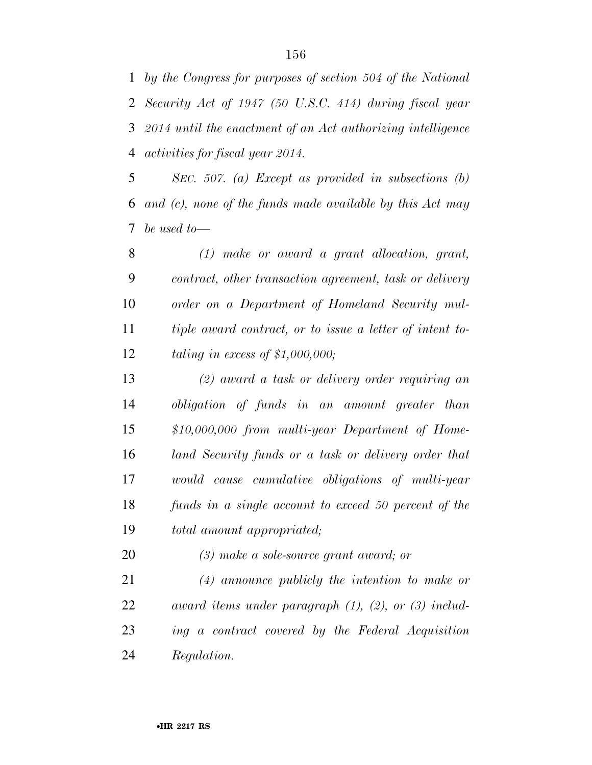*by the Congress for purposes of section 504 of the National Security Act of 1947 (50 U.S.C. 414) during fiscal year 2014 until the enactment of an Act authorizing intelligence activities for fiscal year 2014.*

*SEC. 507. (a) Except as provided in subsections (b) and (c), none of the funds made available by this Act may be used to—*

*(1) make or award a grant allocation, grant, contract, other transaction agreement, task or delivery order on a Department of Homeland Security multiple award contract, or to issue a letter of intent totaling in excess of $1,000,000;*

*(2) award a task or delivery order requiring an obligation of funds in an amount greater than $10,000,000 from multi-year Department of Homeland Security funds or a task or delivery order that would cause cumulative obligations of multi-year funds in a single account to exceed 50 percent of the total amount appropriated;*

*(3) make a sole-source grant award; or*

*(4) announce publicly the intention to make or award items under paragraph (1), (2), or (3) including a contract covered by the Federal Acquisition Regulation.*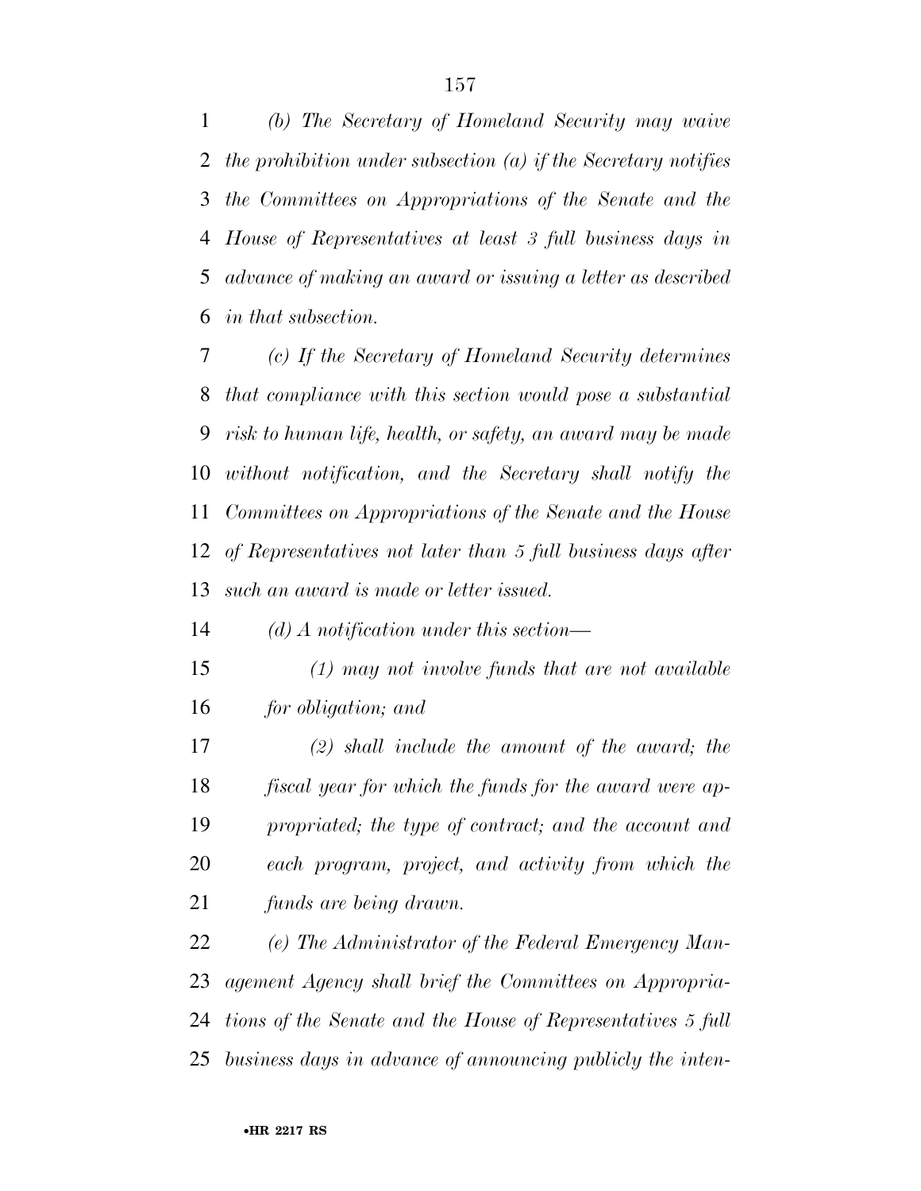*(b) The Secretary of Homeland Security may waive the prohibition under subsection (a) if the Secretary notifies the Committees on Appropriations of the Senate and the House of Representatives at least 3 full business days in advance of making an award or issuing a letter as described in that subsection.*

*(c) If the Secretary of Homeland Security determines that compliance with this section would pose a substantial risk to human life, health, or safety, an award may be made without notification, and the Secretary shall notify the Committees on Appropriations of the Senate and the House of Representatives not later than 5 full business days after such an award is made or letter issued.*

*(d) A notification under this section—*

*(1) may not involve funds that are not available for obligation; and*

*(2) shall include the amount of the award; the fiscal year for which the funds for the award were appropriated; the type of contract; and the account and each program, project, and activity from which the funds are being drawn.*

*(e) The Administrator of the Federal Emergency Management Agency shall brief the Committees on Appropriations of the Senate and the House of Representatives 5 full business days in advance of announcing publicly the inten-*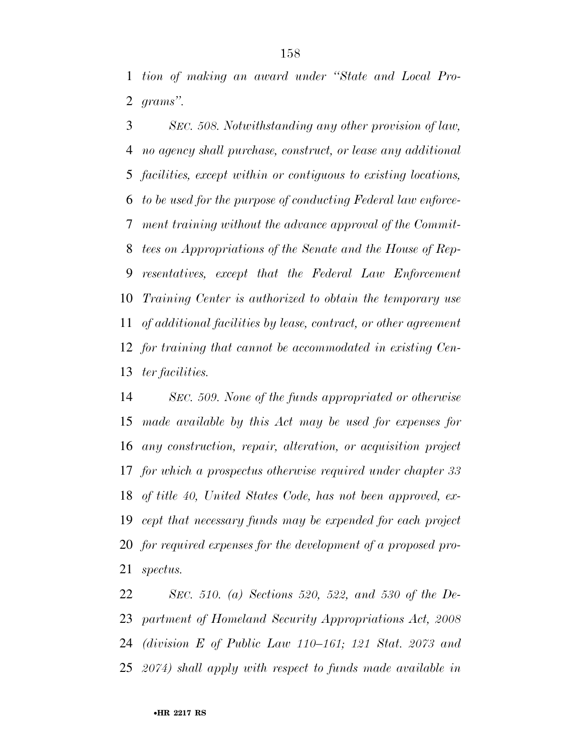*tion of making an award under "State and Local Programs".*

*SEC. 508. Notwithstanding any other provision of law, no agency shall purchase, construct, or lease any additional facilities, except within or contiguous to existing locations, to be used for the purpose of conducting Federal law enforcement training without the advance approval of the Committees on Appropriations of the Senate and the House of Representatives, except that the Federal Law Enforcement Training Center is authorized to obtain the temporary use of additional facilities by lease, contract, or other agreement for training that cannot be accommodated in existing Center facilities.*

*SEC. 509. None of the funds appropriated or otherwise made available by this Act may be used for expenses for any construction, repair, alteration, or acquisition project for which a prospectus otherwise required under chapter 33 of title 40, United States Code, has not been approved, except that necessary funds may be expended for each project for required expenses for the development of a proposed prospectus.*

*SEC. 510. (a) Sections 520, 522, and 530 of the Department of Homeland Security Appropriations Act, 2008 (division E of Public Law 110–161; 121 Stat. 2073 and 2074) shall apply with respect to funds made available in*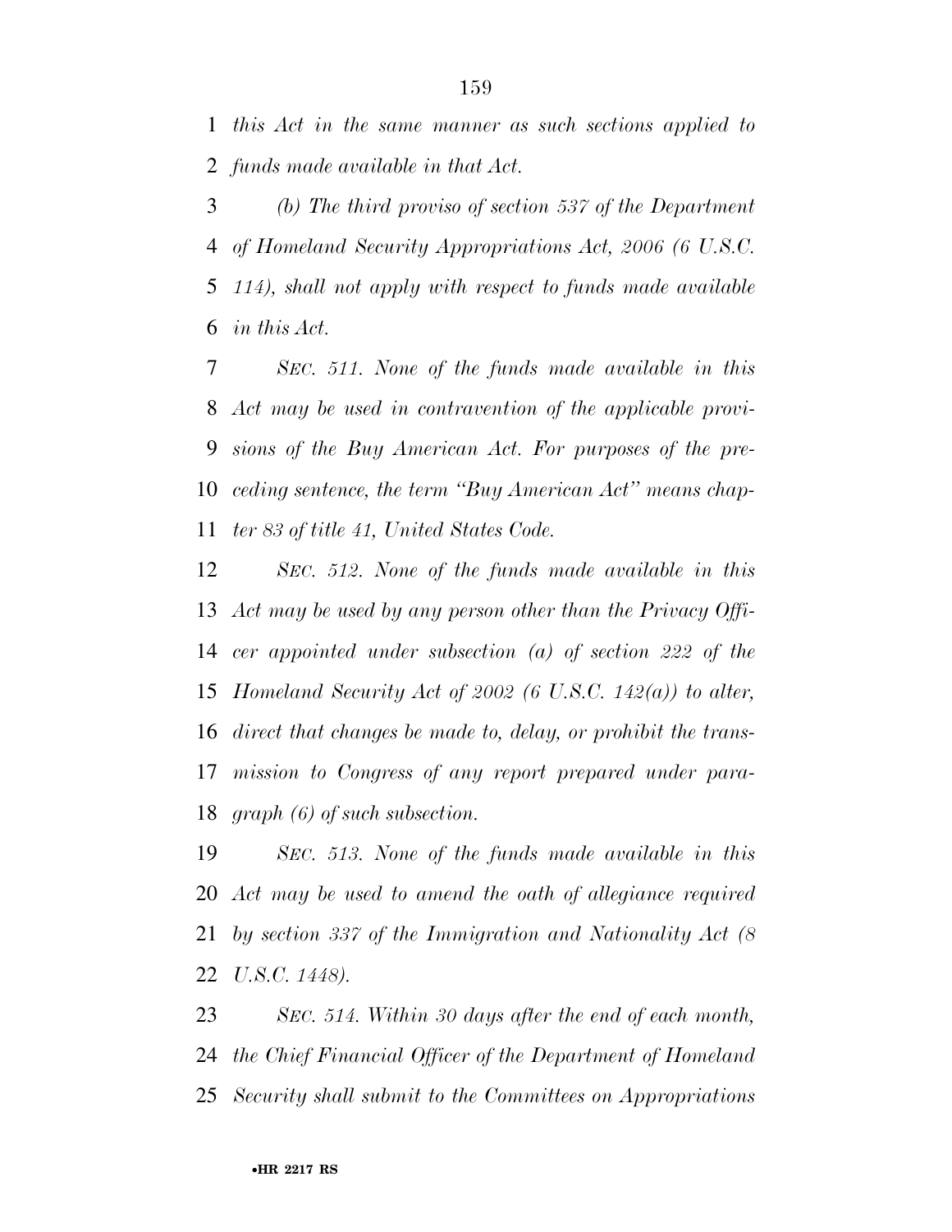*this Act in the same manner as such sections applied to funds made available in that Act.*

*(b) The third proviso of section 537 of the Department of Homeland Security Appropriations Act, 2006 (6 U.S.C. 114), shall not apply with respect to funds made available in this Act.*

*SEC. 511. None of the funds made available in this Act may be used in contravention of the applicable provisions of the Buy American Act. For purposes of the preceding sentence, the term "Buy American Act" means chapter 83 of title 41, United States Code.*

*SEC. 512. None of the funds made available in this Act may be used by any person other than the Privacy Officer appointed under subsection (a) of section 222 of the Homeland Security Act of 2002 (6 U.S.C. 142(a)) to alter, direct that changes be made to, delay, or prohibit the transmission to Congress of any report prepared under paragraph (6) of such subsection.*

*SEC. 513. None of the funds made available in this Act may be used to amend the oath of allegiance required by section 337 of the Immigration and Nationality Act (8 U.S.C. 1448).*

*SEC. 514. Within 30 days after the end of each month, the Chief Financial Officer of the Department of Homeland Security shall submit to the Committees on Appropriations*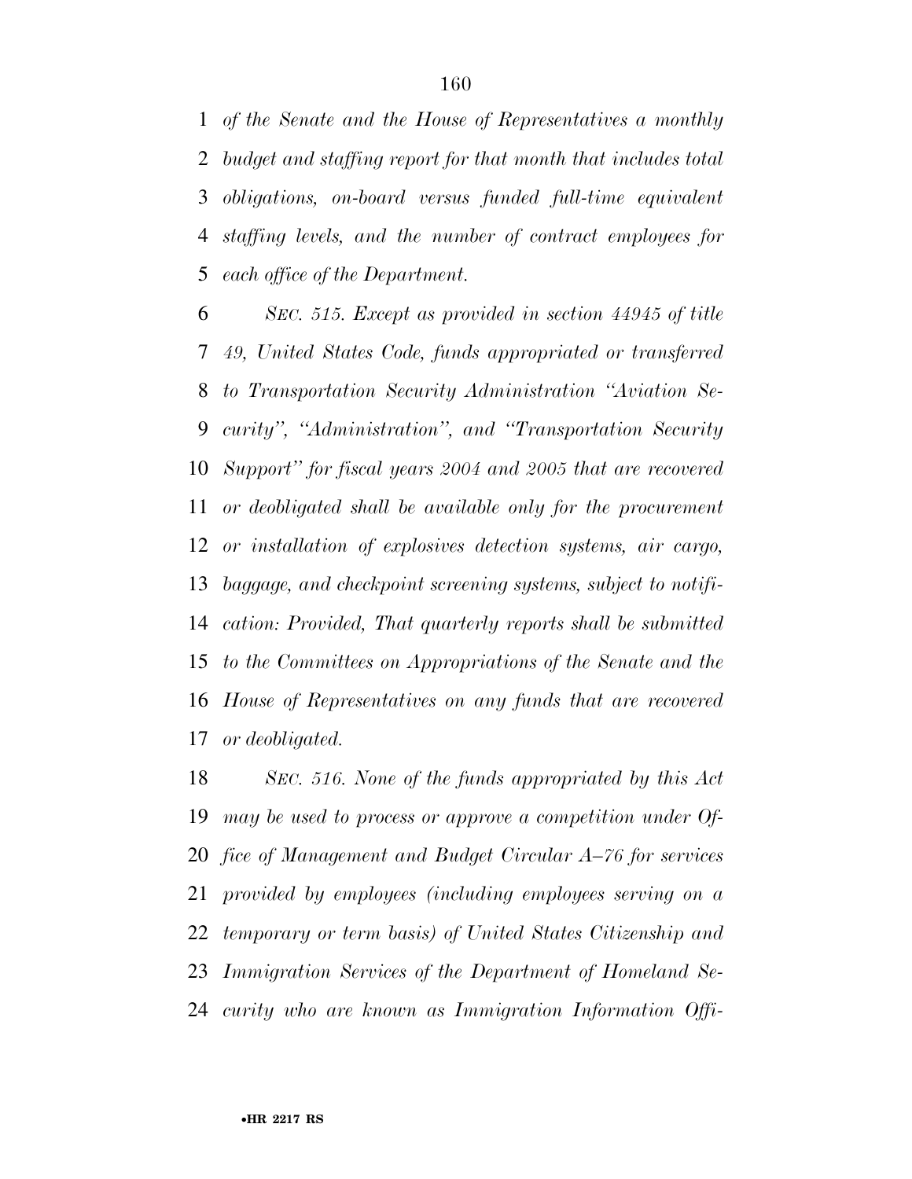*of the Senate and the House of Representatives a monthly budget and staffing report for that month that includes total obligations, on-board versus funded full-time equivalent staffing levels, and the number of contract employees for each office of the Department.*

*SEC. 515. Except as provided in section 44945 of title 49, United States Code, funds appropriated or transferred to Transportation Security Administration "Aviation Security", "Administration", and "Transportation Security Support" for fiscal years 2004 and 2005 that are recovered or deobligated shall be available only for the procurement or installation of explosives detection systems, air cargo, baggage, and checkpoint screening systems, subject to notification: Provided, That quarterly reports shall be submitted to the Committees on Appropriations of the Senate and the House of Representatives on any funds that are recovered or deobligated.*

*SEC. 516. None of the funds appropriated by this Act may be used to process or approve a competition under Office of Management and Budget Circular A–76 for services provided by employees (including employees serving on a temporary or term basis) of United States Citizenship and Immigration Services of the Department of Homeland Security who are known as Immigration Information Offi-*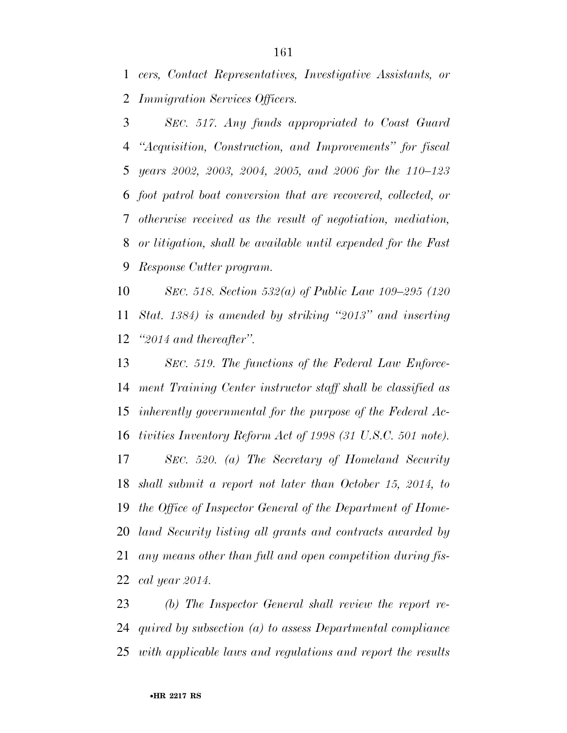*cers, Contact Representatives, Investigative Assistants, or Immigration Services Officers.*

*SEC. 517. Any funds appropriated to Coast Guard "Acquisition, Construction, and Improvements" for fiscal years 2002, 2003, 2004, 2005, and 2006 for the 110–123 foot patrol boat conversion that are recovered, collected, or otherwise received as the result of negotiation, mediation, or litigation, shall be available until expended for the Fast Response Cutter program.*

*SEC. 518. Section 532(a) of Public Law 109–295 (120 Stat. 1384) is amended by striking "2013" and inserting "2014 and thereafter".*

*SEC. 519. The functions of the Federal Law Enforcement Training Center instructor staff shall be classified as inherently governmental for the purpose of the Federal Activities Inventory Reform Act of 1998 (31 U.S.C. 501 note).*

*SEC. 520. (a) The Secretary of Homeland Security shall submit a report not later than October 15, 2014, to the Office of Inspector General of the Department of Homeland Security listing all grants and contracts awarded by any means other than full and open competition during fiscal year 2014.*

*(b) The Inspector General shall review the report required by subsection (a) to assess Departmental compliance with applicable laws and regulations and report the results*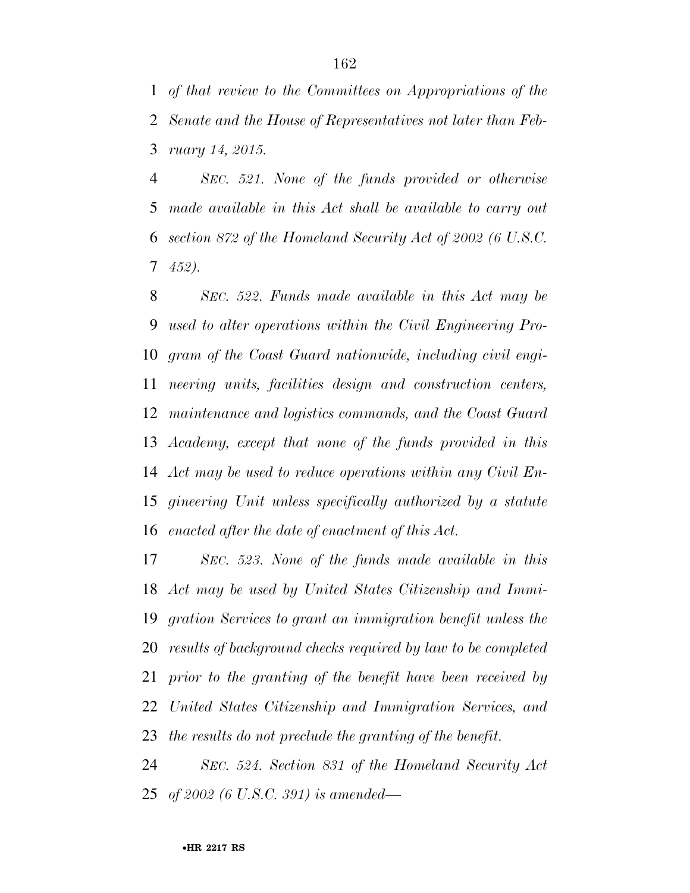*of that review to the Committees on Appropriations of the Senate and the House of Representatives not later than February 14, 2015.*

*SEC. 521. None of the funds provided or otherwise made available in this Act shall be available to carry out section 872 of the Homeland Security Act of 2002 (6 U.S.C. 452).*

*SEC. 522. Funds made available in this Act may be used to alter operations within the Civil Engineering Program of the Coast Guard nationwide, including civil engineering units, facilities design and construction centers, maintenance and logistics commands, and the Coast Guard Academy, except that none of the funds provided in this Act may be used to reduce operations within any Civil Engineering Unit unless specifically authorized by a statute enacted after the date of enactment of this Act.*

*SEC. 523. None of the funds made available in this Act may be used by United States Citizenship and Immigration Services to grant an immigration benefit unless the results of background checks required by law to be completed prior to the granting of the benefit have been received by United States Citizenship and Immigration Services, and the results do not preclude the granting of the benefit.*

*SEC. 524. Section 831 of the Homeland Security Act of 2002 (6 U.S.C. 391) is amended—*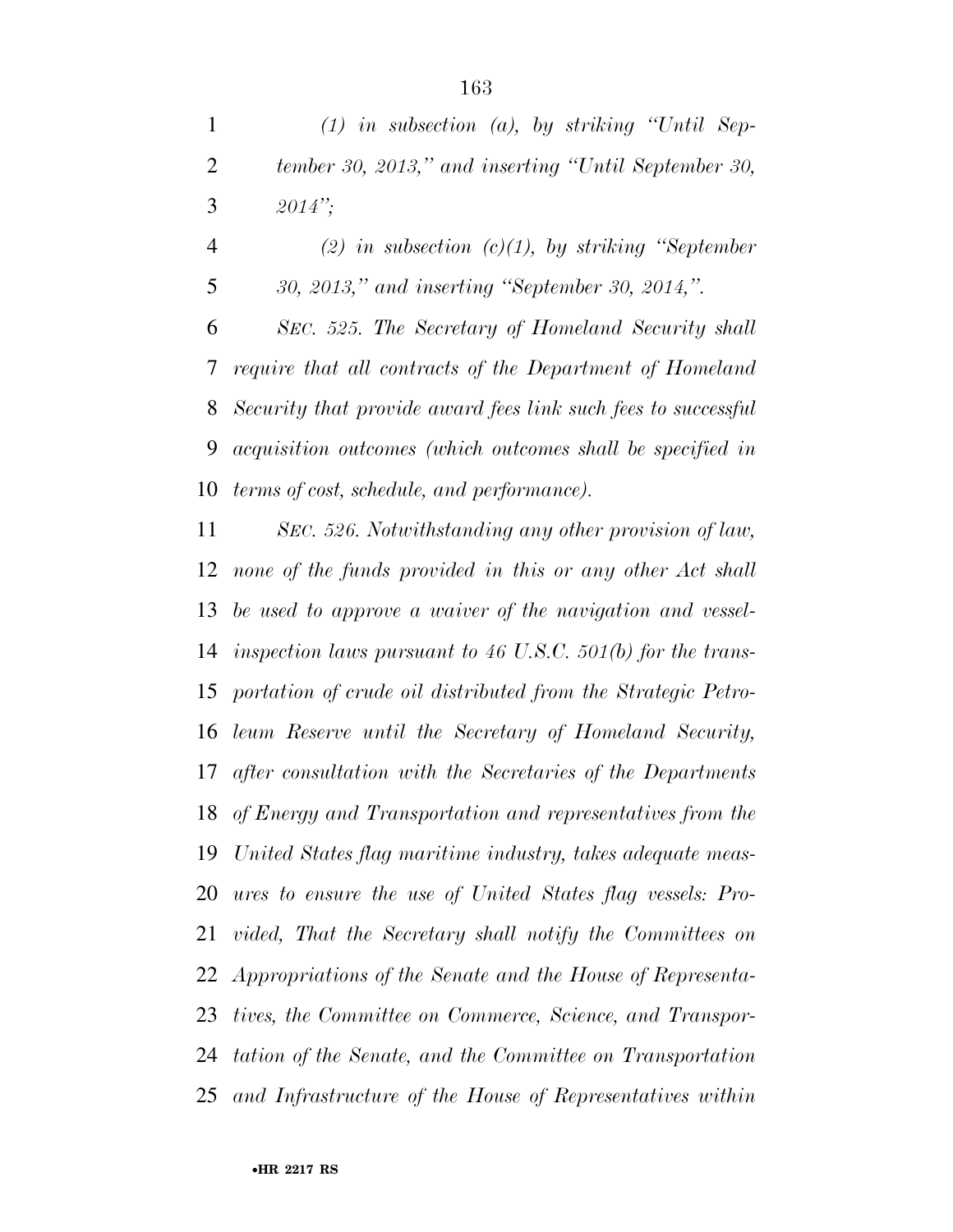*(1) in subsection (a), by striking "Until September 30, 2013," and inserting "Until September 30, 2014";*

*(2) in subsection (c)(1), by striking "September 30, 2013," and inserting "September 30, 2014,".*

*SEC. 525. The Secretary of Homeland Security shall require that all contracts of the Department of Homeland Security that provide award fees link such fees to successful acquisition outcomes (which outcomes shall be specified in terms of cost, schedule, and performance).*

*SEC. 526. Notwithstanding any other provision of law, none of the funds provided in this or any other Act shall be used to approve a waiver of the navigation and vessel-inspection laws pursuant to 46 U.S.C. 501(b) for the transportation of crude oil distributed from the Strategic Petroleum Reserve until the Secretary of Homeland Security, after consultation with the Secretaries of the Departments of Energy and Transportation and representatives from the United States flag maritime industry, takes adequate measures to ensure the use of United States flag vessels: Provided, That the Secretary shall notify the Committees on Appropriations of the Senate and the House of Representatives, the Committee on Commerce, Science, and Transportation of the Senate, and the Committee on Transportation and Infrastructure of the House of Representatives within*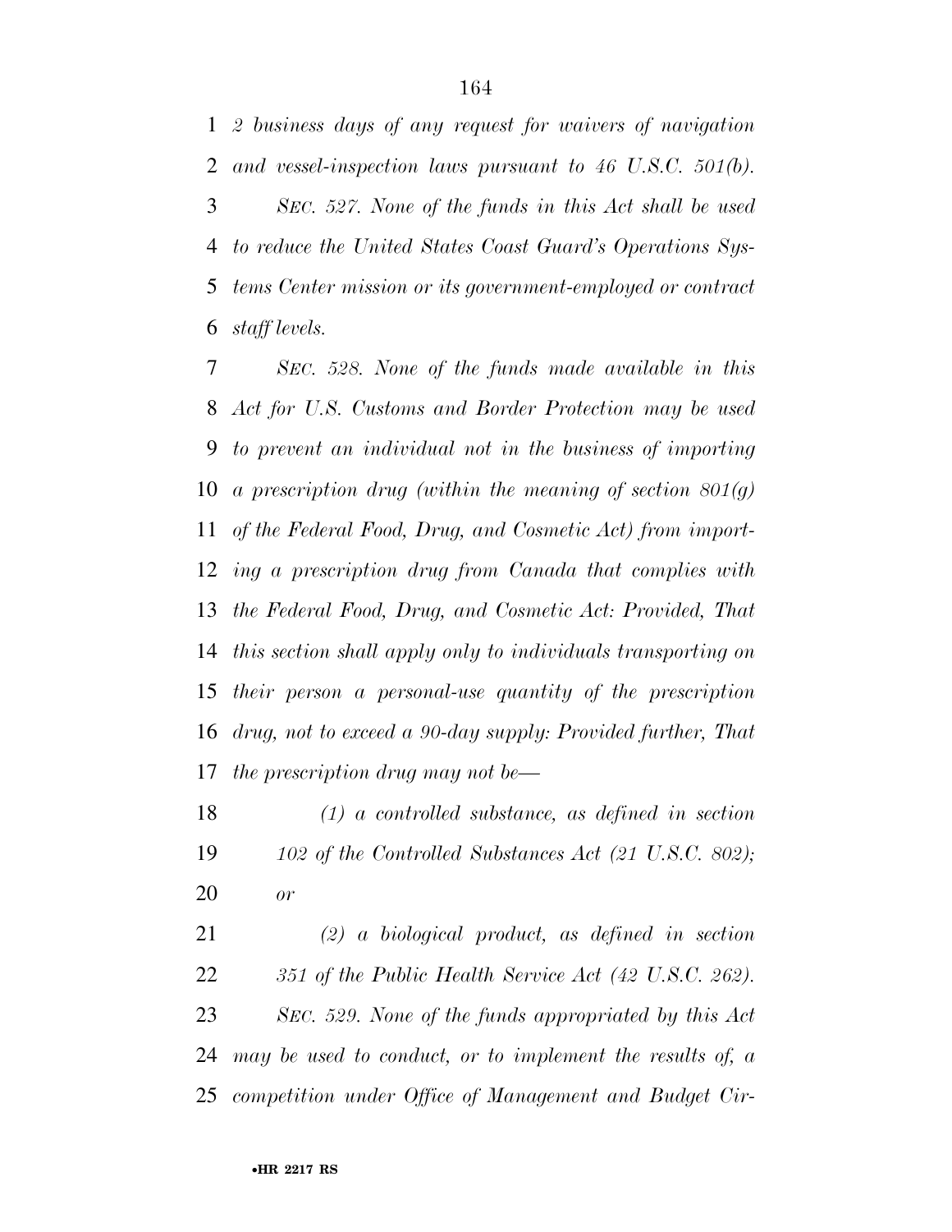*2 business days of any request for waivers of navigation and vessel-inspection laws pursuant to 46 U.S.C. 501(b).*

*SEC. 527. None of the funds in this Act shall be used to reduce the United States Coast Guard's Operations Systems Center mission or its government-employed or contract staff levels.*

*SEC. 528. None of the funds made available in this Act for U.S. Customs and Border Protection may be used to prevent an individual not in the business of importing a prescription drug (within the meaning of section 801(g) of the Federal Food, Drug, and Cosmetic Act) from importing a prescription drug from Canada that complies with the Federal Food, Drug, and Cosmetic Act: Provided, That this section shall apply only to individuals transporting on their person a personal-use quantity of the prescription drug, not to exceed a 90-day supply: Provided further, That the prescription drug may not be—*

*(1) a controlled substance, as defined in section 102 of the Controlled Substances Act (21 U.S.C. 802); or*

*(2) a biological product, as defined in section 351 of the Public Health Service Act (42 U.S.C. 262).*

*SEC. 529. None of the funds appropriated by this Act may be used to conduct, or to implement the results of, a competition under Office of Management and Budget Cir-*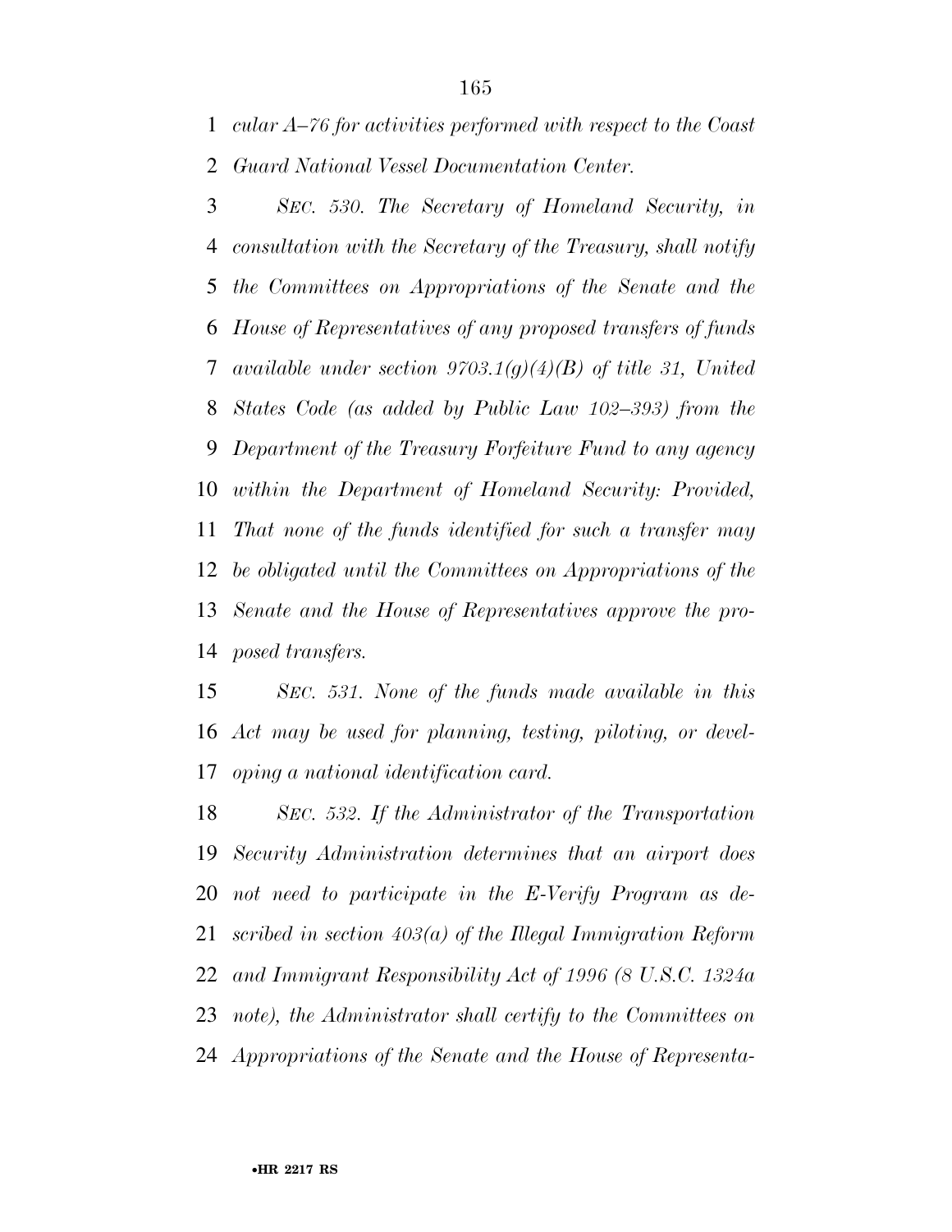*cular A–76 for activities performed with respect to the Coast Guard National Vessel Documentation Center.*

*SEC. 530. The Secretary of Homeland Security, in consultation with the Secretary of the Treasury, shall notify the Committees on Appropriations of the Senate and the House of Representatives of any proposed transfers of funds available under section 9703.1(g)(4)(B) of title 31, United States Code (as added by Public Law 102–393) from the Department of the Treasury Forfeiture Fund to any agency within the Department of Homeland Security: Provided, That none of the funds identified for such a transfer may be obligated until the Committees on Appropriations of the Senate and the House of Representatives approve the proposed transfers.*

*SEC. 531. None of the funds made available in this Act may be used for planning, testing, piloting, or developing a national identification card.*

*SEC. 532. If the Administrator of the Transportation Security Administration determines that an airport does not need to participate in the E-Verify Program as described in section 403(a) of the Illegal Immigration Reform and Immigrant Responsibility Act of 1996 (8 U.S.C. 1324a note), the Administrator shall certify to the Committees on Appropriations of the Senate and the House of Representa-*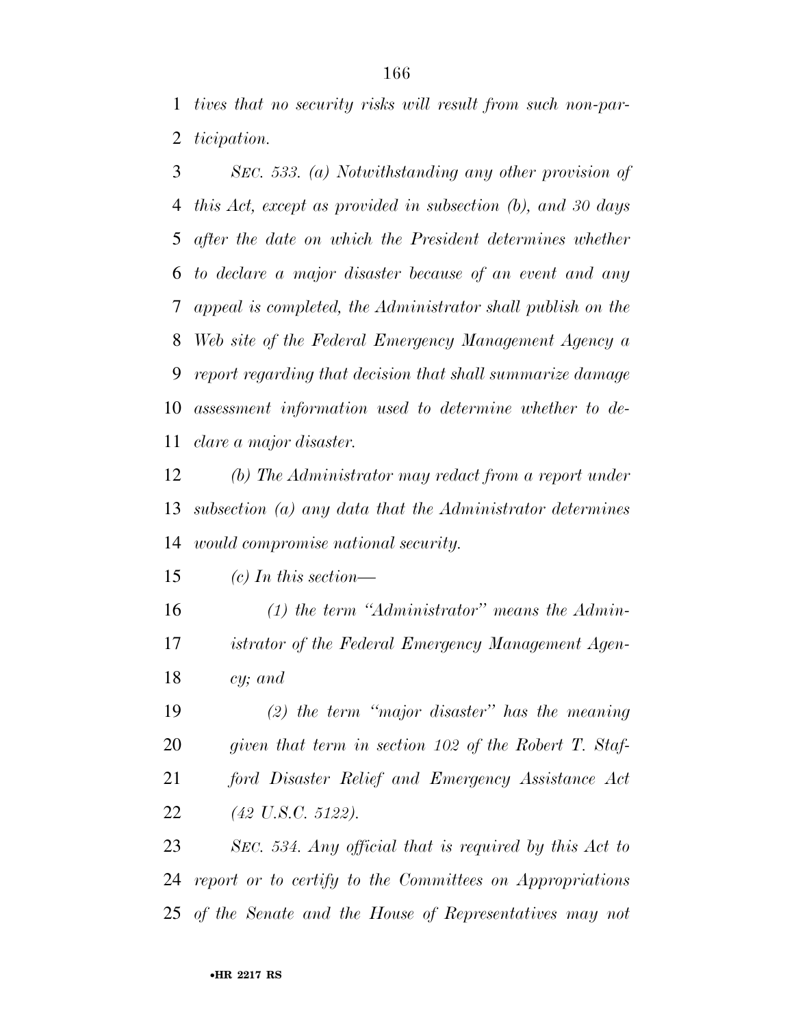*tives that no security risks will result from such non-participation.*

*SEC. 533. (a) Notwithstanding any other provision of this Act, except as provided in subsection (b), and 30 days after the date on which the President determines whether to declare a major disaster because of an event and any appeal is completed, the Administrator shall publish on the Web site of the Federal Emergency Management Agency a report regarding that decision that shall summarize damage assessment information used to determine whether to declare a major disaster.*

*(b) The Administrator may redact from a report under subsection (a) any data that the Administrator determines would compromise national security.*

*(c) In this section—*

*(1) the term "Administrator" means the Administrator of the Federal Emergency Management Agency; and*

*(2) the term "major disaster" has the meaning given that term in section 102 of the Robert T. Stafford Disaster Relief and Emergency Assistance Act (42 U.S.C. 5122).*

*SEC. 534. Any official that is required by this Act to report or to certify to the Committees on Appropriations of the Senate and the House of Representatives may not*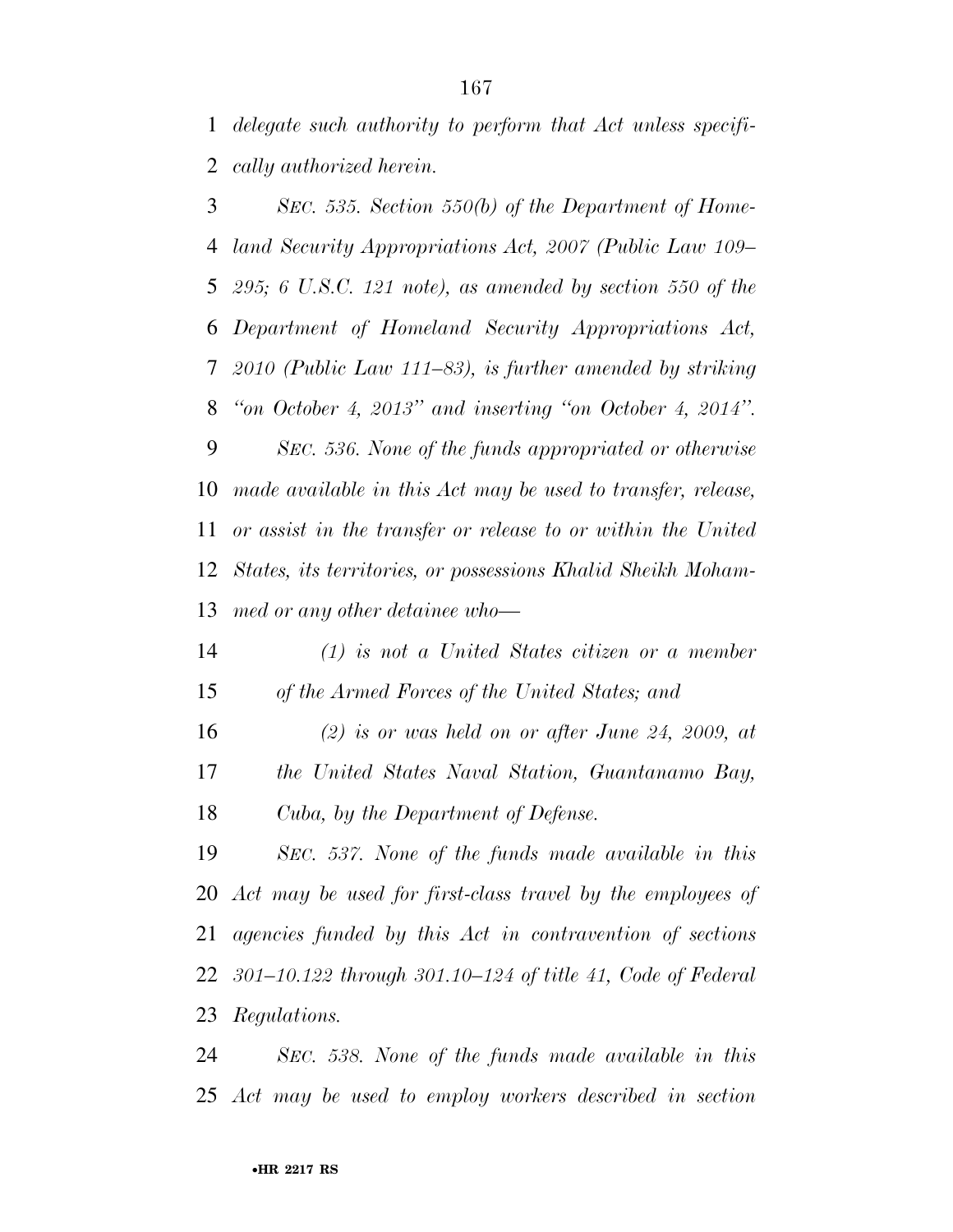*delegate such authority to perform that Act unless specifically authorized herein.*

*SEC. 535. Section 550(b) of the Department of Homeland Security Appropriations Act, 2007 (Public Law 109–295; 6 U.S.C. 121 note), as amended by section 550 of the Department of Homeland Security Appropriations Act, 2010 (Public Law 111–83), is further amended by striking "on October 4, 2013" and inserting "on October 4, 2014".*

*SEC. 536. None of the funds appropriated or otherwise made available in this Act may be used to transfer, release, or assist in the transfer or release to or within the United States, its territories, or possessions Khalid Sheikh Mohammed or any other detainee who—*

*(1) is not a United States citizen or a member of the Armed Forces of the United States; and*

*(2) is or was held on or after June 24, 2009, at the United States Naval Station, Guantanamo Bay, Cuba, by the Department of Defense.*

*SEC. 537. None of the funds made available in this Act may be used for first-class travel by the employees of agencies funded by this Act in contravention of sections 301–10.122 through 301.10–124 of title 41, Code of Federal Regulations.*

*SEC. 538. None of the funds made available in this Act may be used to employ workers described in section*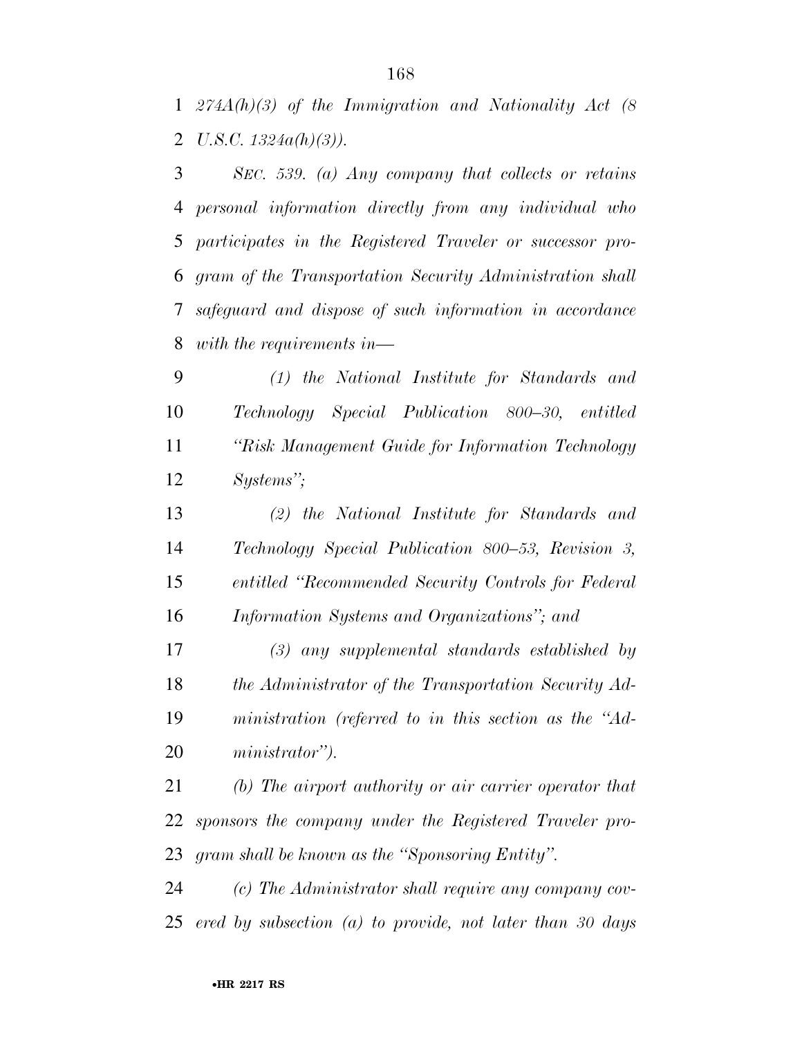*274A(h)(3) of the Immigration and Nationality Act (8 U.S.C. 1324a(h)(3)).*

*SEC. 539. (a) Any company that collects or retains personal information directly from any individual who participates in the Registered Traveler or successor program of the Transportation Security Administration shall safeguard and dispose of such information in accordance with the requirements in—*

*(1) the National Institute for Standards and Technology Special Publication 800–30, entitled "Risk Management Guide for Information Technology Systems";*

*(2) the National Institute for Standards and Technology Special Publication 800–53, Revision 3, entitled "Recommended Security Controls for Federal Information Systems and Organizations"; and*

*(3) any supplemental standards established by the Administrator of the Transportation Security Administration (referred to in this section as the "Administrator").*

*(b) The airport authority or air carrier operator that sponsors the company under the Registered Traveler program shall be known as the "Sponsoring Entity".*

*(c) The Administrator shall require any company covered by subsection (a) to provide, not later than 30 days*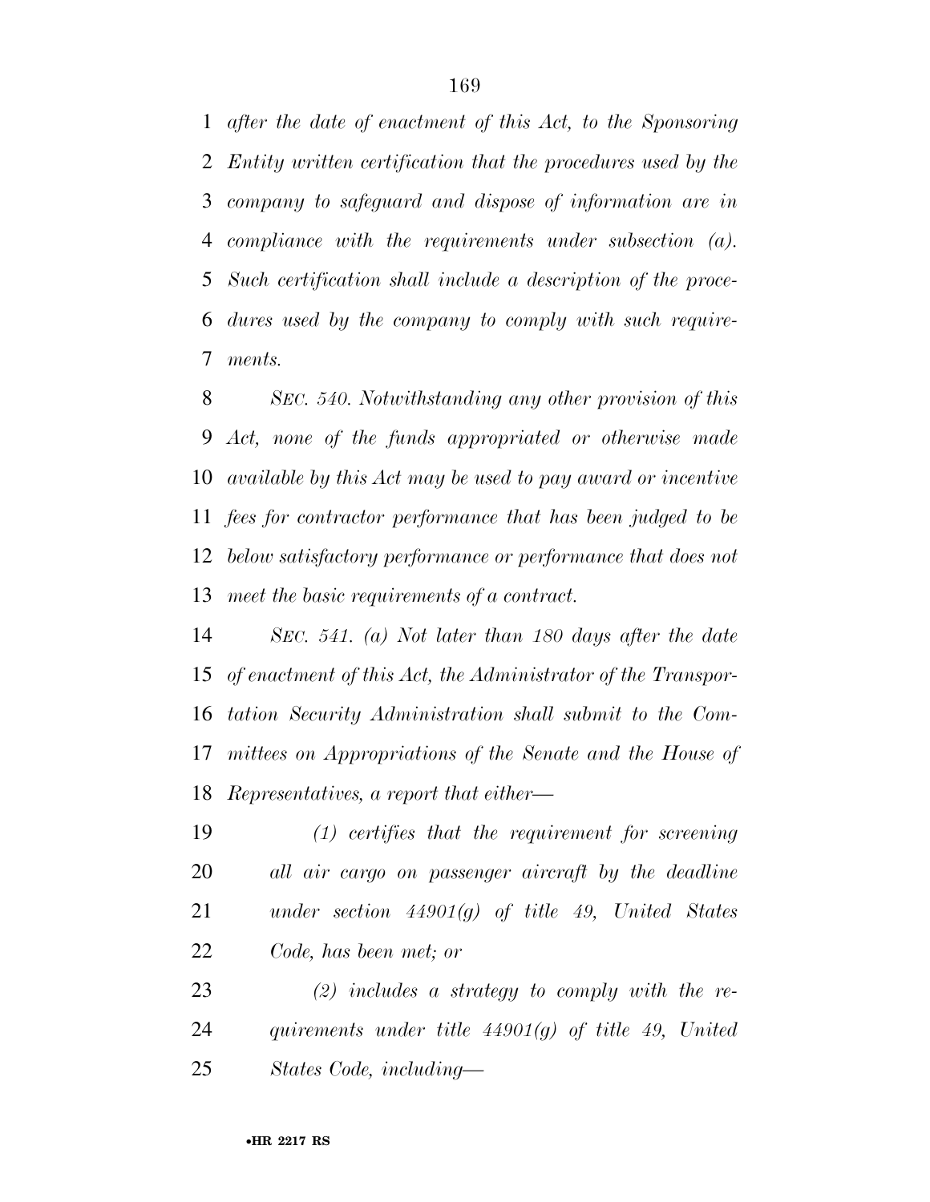*after the date of enactment of this Act, to the Sponsoring Entity written certification that the procedures used by the company to safeguard and dispose of information are in compliance with the requirements under subsection (a). Such certification shall include a description of the procedures used by the company to comply with such requirements.*

*SEC. 540. Notwithstanding any other provision of this Act, none of the funds appropriated or otherwise made available by this Act may be used to pay award or incentive fees for contractor performance that has been judged to be below satisfactory performance or performance that does not meet the basic requirements of a contract.*

*SEC. 541. (a) Not later than 180 days after the date of enactment of this Act, the Administrator of the Transportation Security Administration shall submit to the Committees on Appropriations of the Senate and the House of Representatives, a report that either—*

*(1) certifies that the requirement for screening all air cargo on passenger aircraft by the deadline under section 44901(g) of title 49, United States Code, has been met; or*

*(2) includes a strategy to comply with the requirements under title 44901(g) of title 49, United States Code, including—*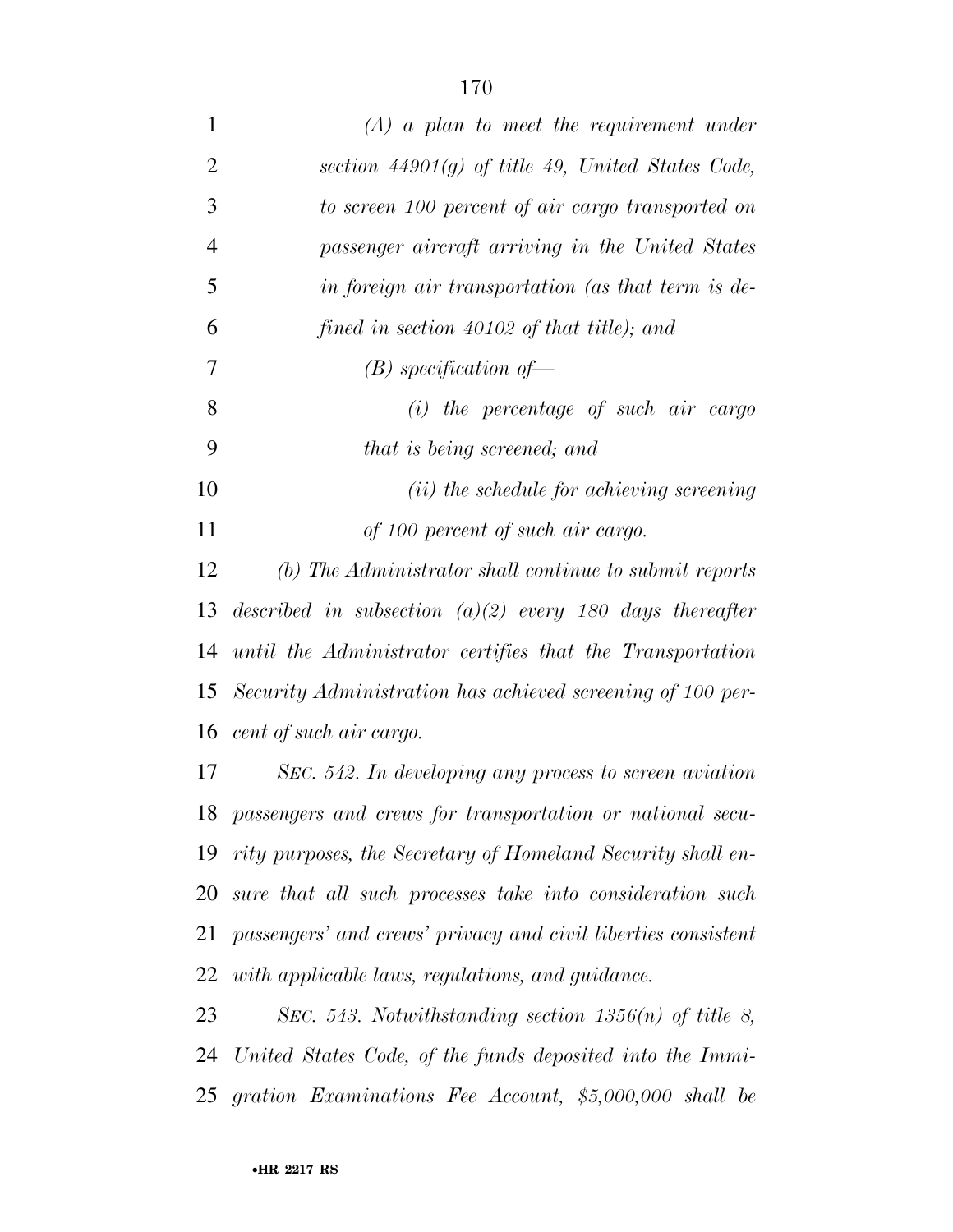*(A) a plan to meet the requirement under section 44901(g) of title 49, United States Code, to screen 100 percent of air cargo transported on passenger aircraft arriving in the United States in foreign air transportation (as that term is defined in section 40102 of that title); and*

*(B) specification of—*

*(i) the percentage of such air cargo that is being screened; and*

*(ii) the schedule for achieving screening of 100 percent of such air cargo.*

*(b) The Administrator shall continue to submit reports described in subsection (a)(2) every 180 days thereafter until the Administrator certifies that the Transportation Security Administration has achieved screening of 100 percent of such air cargo.*

*SEC. 542. In developing any process to screen aviation passengers and crews for transportation or national security purposes, the Secretary of Homeland Security shall ensure that all such processes take into consideration such passengers' and crews' privacy and civil liberties consistent with applicable laws, regulations, and guidance.*

*SEC. 543. Notwithstanding section 1356(n) of title 8, United States Code, of the funds deposited into the Immigration Examinations Fee Account, $5,000,000 shall be*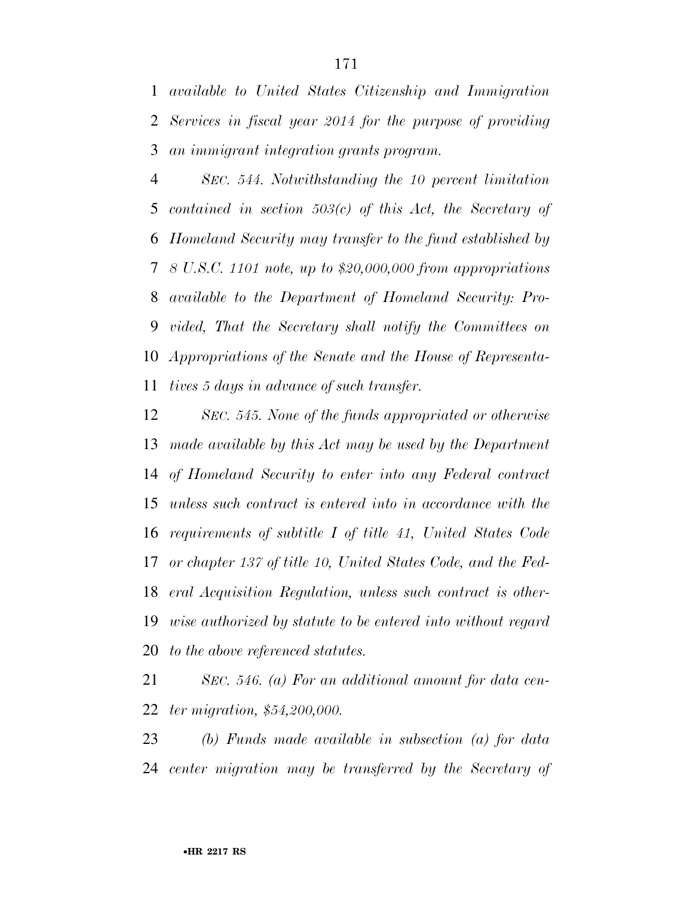*available to United States Citizenship and Immigration Services in fiscal year 2014 for the purpose of providing an immigrant integration grants program.*

*SEC. 544. Notwithstanding the 10 percent limitation contained in section 503(c) of this Act, the Secretary of Homeland Security may transfer to the fund established by 8 U.S.C. 1101 note, up to $20,000,000 from appropriations available to the Department of Homeland Security: Provided, That the Secretary shall notify the Committees on Appropriations of the Senate and the House of Representatives 5 days in advance of such transfer.*

*SEC. 545. None of the funds appropriated or otherwise made available by this Act may be used by the Department of Homeland Security to enter into any Federal contract unless such contract is entered into in accordance with the requirements of subtitle I of title 41, United States Code or chapter 137 of title 10, United States Code, and the Federal Acquisition Regulation, unless such contract is otherwise authorized by statute to be entered into without regard to the above referenced statutes.*

*SEC. 546. (a) For an additional amount for data center migration, $54,200,000.*

*(b) Funds made available in subsection (a) for data center migration may be transferred by the Secretary of*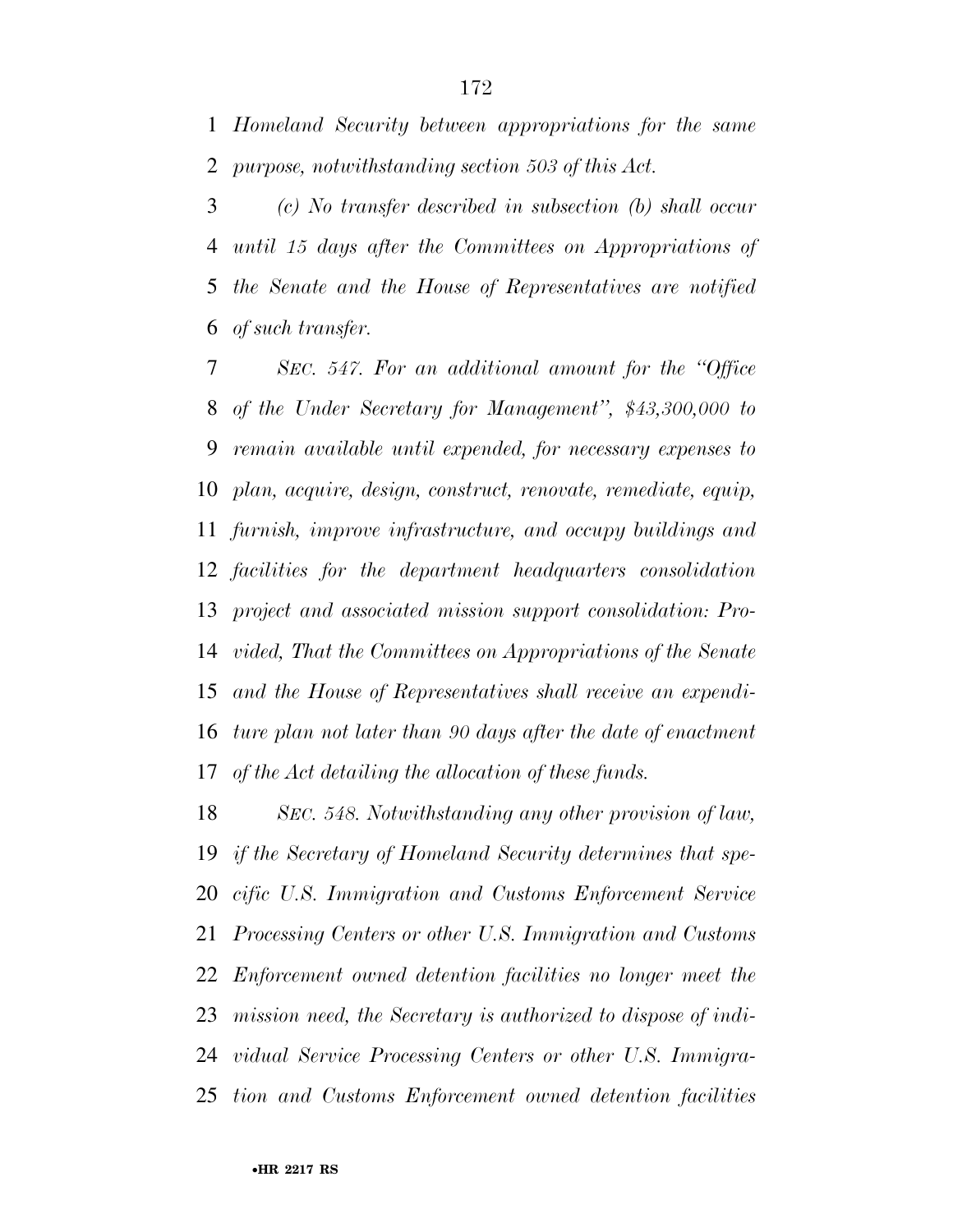*Homeland Security between appropriations for the same purpose, notwithstanding section 503 of this Act.*

*(c) No transfer described in subsection (b) shall occur until 15 days after the Committees on Appropriations of the Senate and the House of Representatives are notified of such transfer.*

*SEC. 547. For an additional amount for the "Office of the Under Secretary for Management", $43,300,000 to remain available until expended, for necessary expenses to plan, acquire, design, construct, renovate, remediate, equip, furnish, improve infrastructure, and occupy buildings and facilities for the department headquarters consolidation project and associated mission support consolidation: Provided, That the Committees on Appropriations of the Senate and the House of Representatives shall receive an expenditure plan not later than 90 days after the date of enactment of the Act detailing the allocation of these funds.*

*SEC. 548. Notwithstanding any other provision of law, if the Secretary of Homeland Security determines that specific U.S. Immigration and Customs Enforcement Service Processing Centers or other U.S. Immigration and Customs Enforcement owned detention facilities no longer meet the mission need, the Secretary is authorized to dispose of individual Service Processing Centers or other U.S. Immigration and Customs Enforcement owned detention facilities*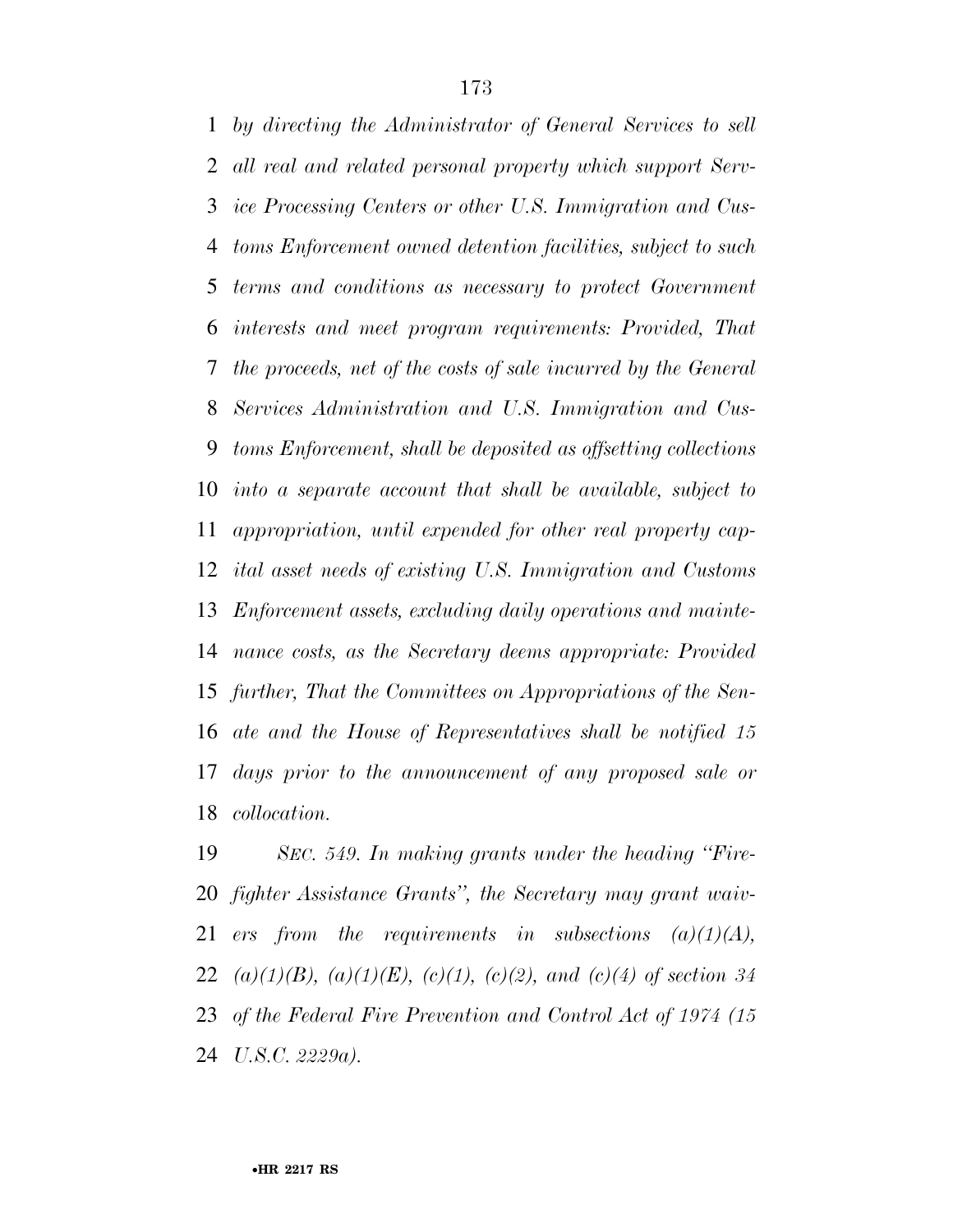*by directing the Administrator of General Services to sell all real and related personal property which support Service Processing Centers or other U.S. Immigration and Customs Enforcement owned detention facilities, subject to such terms and conditions as necessary to protect Government interests and meet program requirements: Provided, That the proceeds, net of the costs of sale incurred by the General Services Administration and U.S. Immigration and Customs Enforcement, shall be deposited as offsetting collections into a separate account that shall be available, subject to appropriation, until expended for other real property capital asset needs of existing U.S. Immigration and Customs Enforcement assets, excluding daily operations and maintenance costs, as the Secretary deems appropriate: Provided further, That the Committees on Appropriations of the Senate and the House of Representatives shall be notified 15 days prior to the announcement of any proposed sale or collocation.*

*SEC. 549. In making grants under the heading "Firefighter Assistance Grants", the Secretary may grant waivers from the requirements in subsections (a)(1)(A), (a)(1)(B), (a)(1)(E), (c)(1), (c)(2), and (c)(4) of section 34 of the Federal Fire Prevention and Control Act of 1974 (15 U.S.C. 2229a).*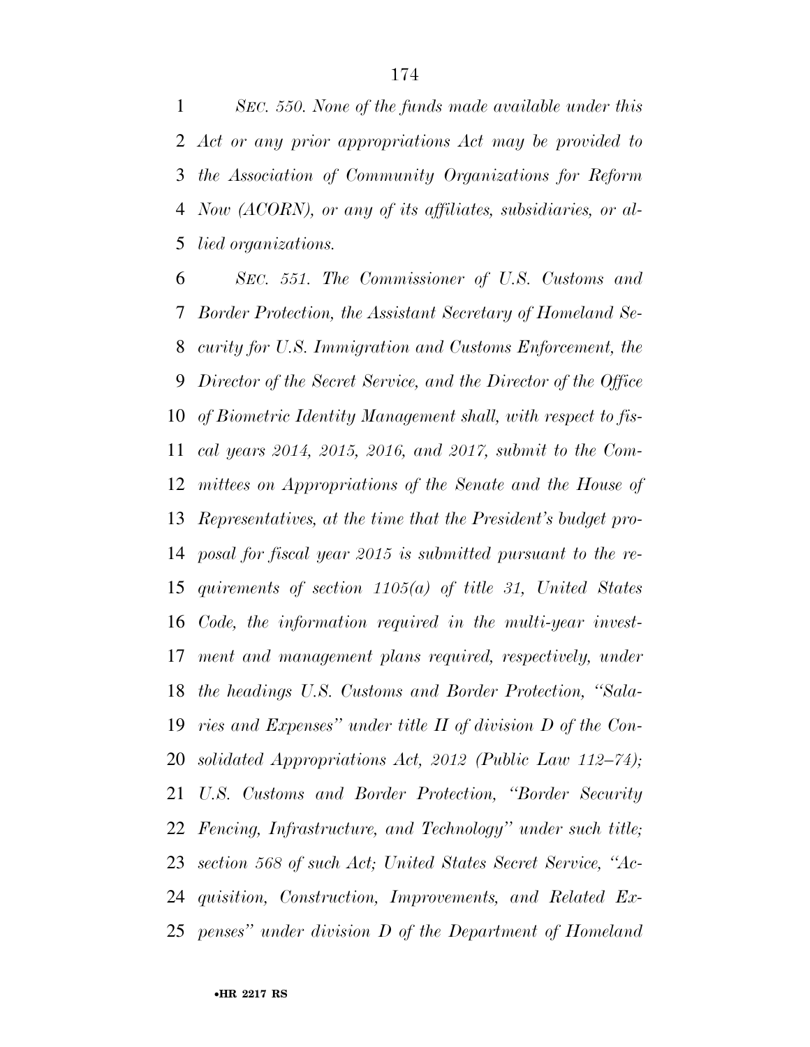*SEC. 550. None of the funds made available under this Act or any prior appropriations Act may be provided to the Association of Community Organizations for Reform Now (ACORN), or any of its affiliates, subsidiaries, or allied organizations.*

*SEC. 551. The Commissioner of U.S. Customs and Border Protection, the Assistant Secretary of Homeland Security for U.S. Immigration and Customs Enforcement, the Director of the Secret Service, and the Director of the Office of Biometric Identity Management shall, with respect to fiscal years 2014, 2015, 2016, and 2017, submit to the Committees on Appropriations of the Senate and the House of Representatives, at the time that the President's budget proposal for fiscal year 2015 is submitted pursuant to the requirements of section 1105(a) of title 31, United States Code, the information required in the multi-year investment and management plans required, respectively, under the headings U.S. Customs and Border Protection, "Salaries and Expenses" under title II of division D of the Consolidated Appropriations Act, 2012 (Public Law 112–74); U.S. Customs and Border Protection, "Border Security Fencing, Infrastructure, and Technology" under such title; section 568 of such Act; United States Secret Service, "Acquisition, Construction, Improvements, and Related Expenses" under division D of the Department of Homeland*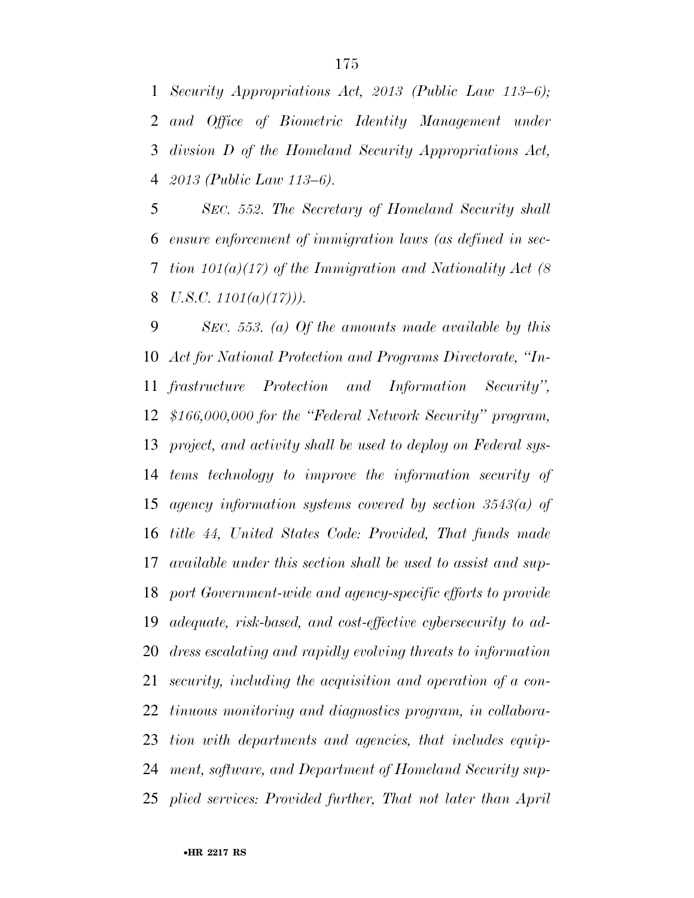*Security Appropriations Act, 2013 (Public Law 113–6); and Office of Biometric Identity Management under divsion D of the Homeland Security Appropriations Act, 2013 (Public Law 113–6).*

*SEC. 552. The Secretary of Homeland Security shall ensure enforcement of immigration laws (as defined in section 101(a)(17) of the Immigration and Nationality Act (8 U.S.C. 1101(a)(17))).*

*SEC. 553. (a) Of the amounts made available by this Act for National Protection and Programs Directorate, "Infrastructure Protection and Information Security", $166,000,000 for the "Federal Network Security" program, project, and activity shall be used to deploy on Federal systems technology to improve the information security of agency information systems covered by section 3543(a) of title 44, United States Code: Provided, That funds made available under this section shall be used to assist and support Government-wide and agency-specific efforts to provide adequate, risk-based, and cost-effective cybersecurity to address escalating and rapidly evolving threats to information security, including the acquisition and operation of a continuous monitoring and diagnostics program, in collaboration with departments and agencies, that includes equipment, software, and Department of Homeland Security supplied services: Provided further, That not later than April*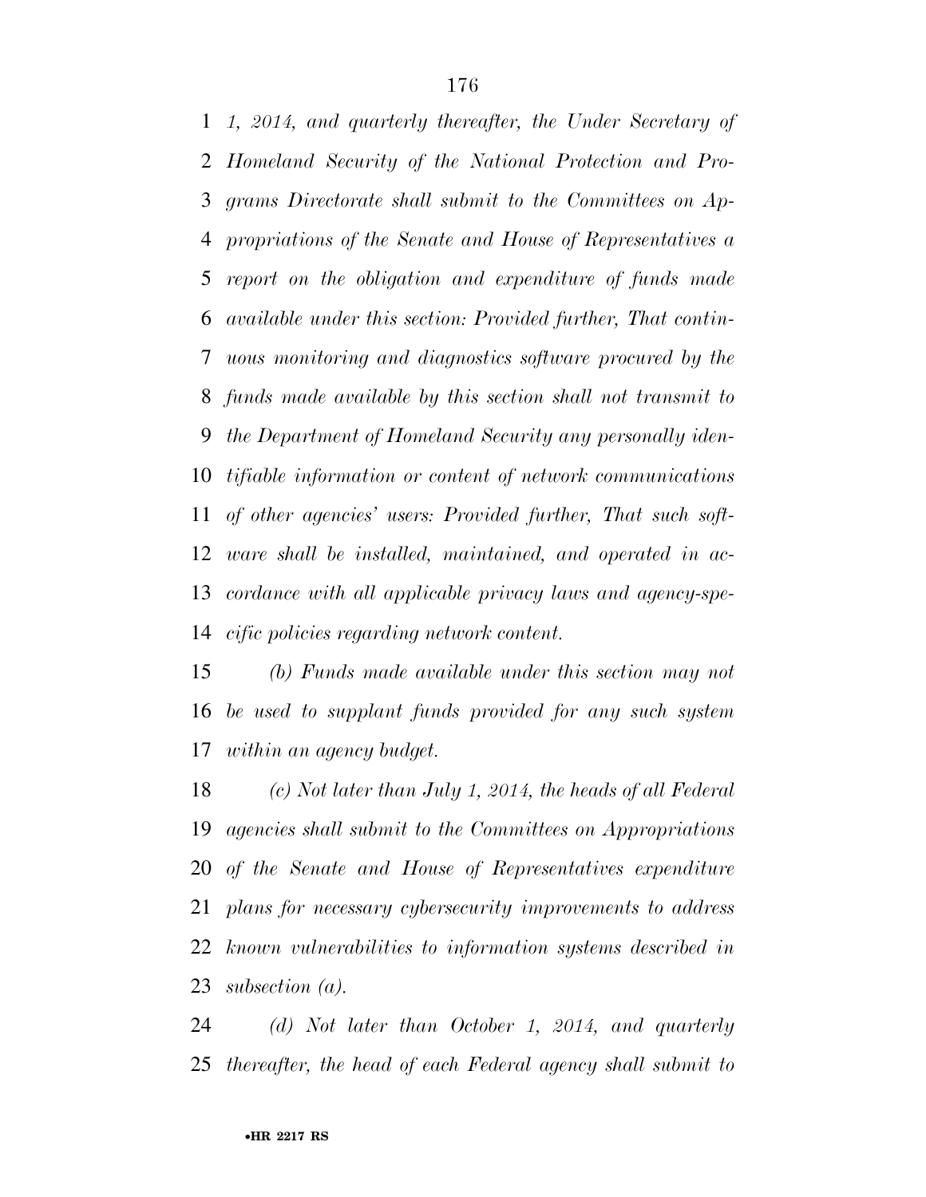*1, 2014, and quarterly thereafter, the Under Secretary of Homeland Security of the National Protection and Programs Directorate shall submit to the Committees on Appropriations of the Senate and House of Representatives a report on the obligation and expenditure of funds made available under this section: Provided further, That continuous monitoring and diagnostics software procured by the funds made available by this section shall not transmit to the Department of Homeland Security any personally identifiable information or content of network communications of other agencies' users: Provided further, That such software shall be installed, maintained, and operated in accordance with all applicable privacy laws and agency-specific policies regarding network content.*

*(b) Funds made available under this section may not be used to supplant funds provided for any such system within an agency budget.*

*(c) Not later than July 1, 2014, the heads of all Federal agencies shall submit to the Committees on Appropriations of the Senate and House of Representatives expenditure plans for necessary cybersecurity improvements to address known vulnerabilities to information systems described in subsection (a).*

*(d) Not later than October 1, 2014, and quarterly thereafter, the head of each Federal agency shall submit to*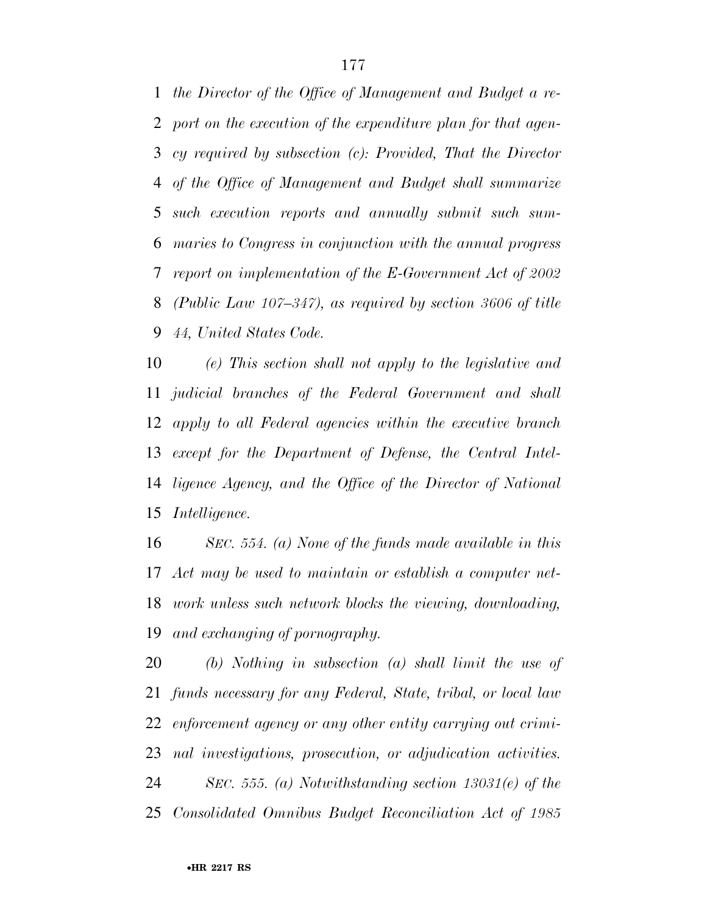*the Director of the Office of Management and Budget a report on the execution of the expenditure plan for that agency required by subsection (c): Provided, That the Director of the Office of Management and Budget shall summarize such execution reports and annually submit such summaries to Congress in conjunction with the annual progress report on implementation of the E-Government Act of 2002 (Public Law 107–347), as required by section 3606 of title 44, United States Code.*

*(e) This section shall not apply to the legislative and judicial branches of the Federal Government and shall apply to all Federal agencies within the executive branch except for the Department of Defense, the Central Intelligence Agency, and the Office of the Director of National Intelligence.*

*SEC. 554. (a) None of the funds made available in this Act may be used to maintain or establish a computer network unless such network blocks the viewing, downloading, and exchanging of pornography.*

*(b) Nothing in subsection (a) shall limit the use of funds necessary for any Federal, State, tribal, or local law enforcement agency or any other entity carrying out criminal investigations, prosecution, or adjudication activities.*

*SEC. 555. (a) Notwithstanding section 13031(e) of the Consolidated Omnibus Budget Reconciliation Act of 1985*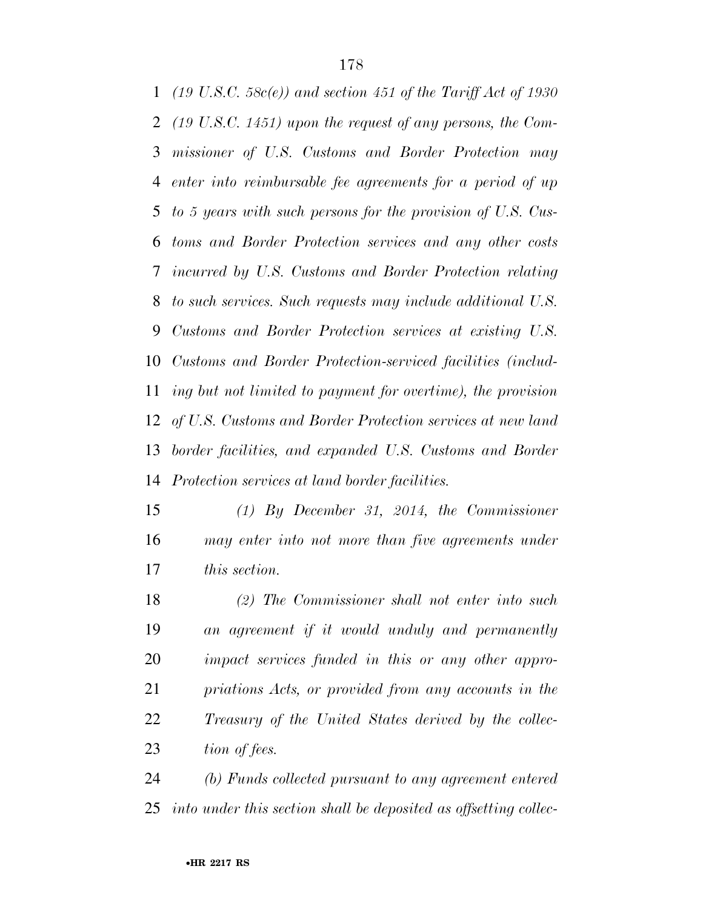*(19 U.S.C. 58c(e)) and section 451 of the Tariff Act of 1930 (19 U.S.C. 1451) upon the request of any persons, the Commissioner of U.S. Customs and Border Protection may enter into reimbursable fee agreements for a period of up to 5 years with such persons for the provision of U.S. Customs and Border Protection services and any other costs incurred by U.S. Customs and Border Protection relating to such services. Such requests may include additional U.S. Customs and Border Protection services at existing U.S. Customs and Border Protection-serviced facilities (including but not limited to payment for overtime), the provision of U.S. Customs and Border Protection services at new land border facilities, and expanded U.S. Customs and Border Protection services at land border facilities.*

*(1) By December 31, 2014, the Commissioner may enter into not more than five agreements under this section.*

*(2) The Commissioner shall not enter into such an agreement if it would unduly and permanently impact services funded in this or any other appropriations Acts, or provided from any accounts in the Treasury of the United States derived by the collection of fees.*

*(b) Funds collected pursuant to any agreement entered into under this section shall be deposited as offsetting collec-*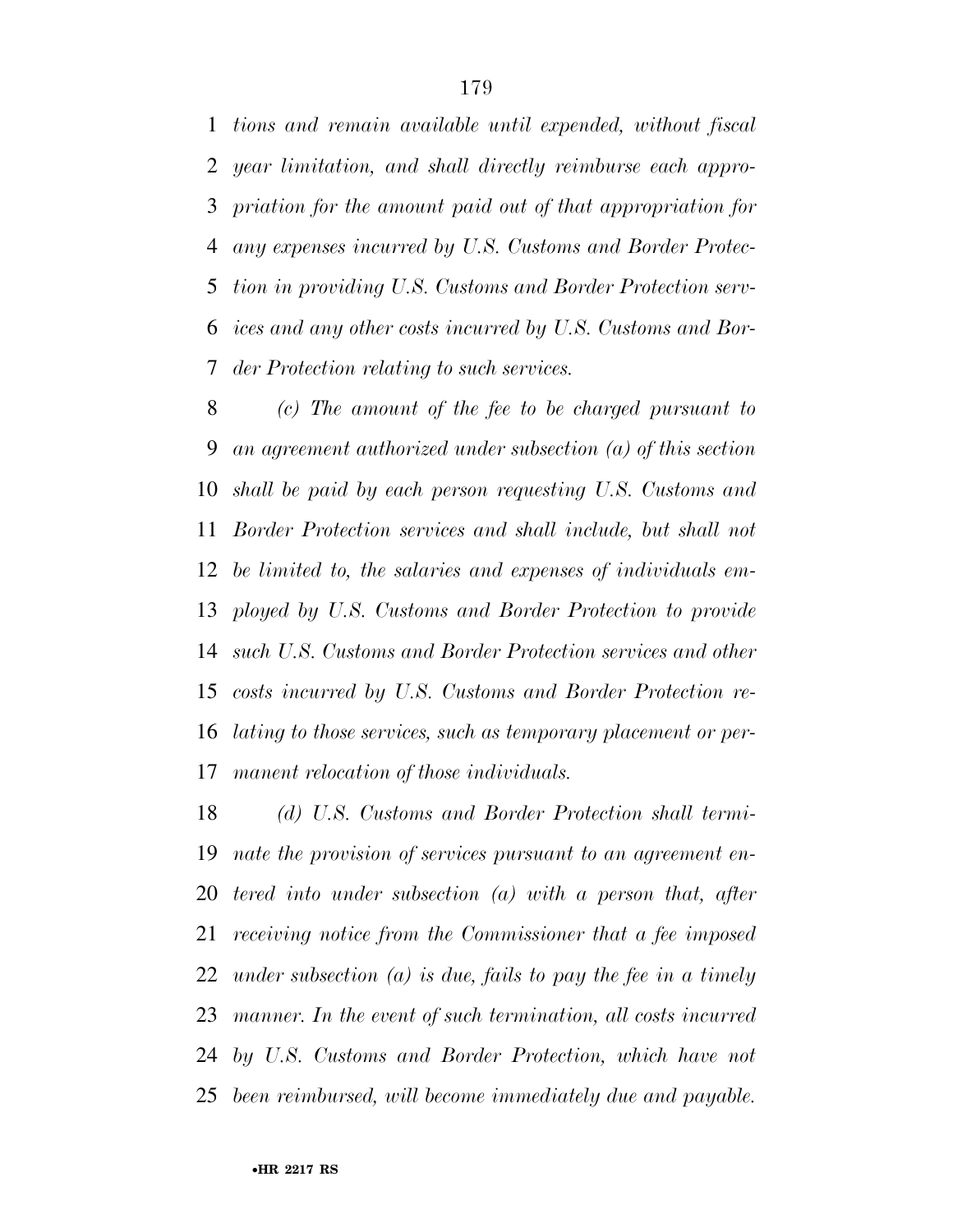*tions and remain available until expended, without fiscal year limitation, and shall directly reimburse each appropriation for the amount paid out of that appropriation for any expenses incurred by U.S. Customs and Border Protection in providing U.S. Customs and Border Protection services and any other costs incurred by U.S. Customs and Border Protection relating to such services.*

*(c) The amount of the fee to be charged pursuant to an agreement authorized under subsection (a) of this section shall be paid by each person requesting U.S. Customs and Border Protection services and shall include, but shall not be limited to, the salaries and expenses of individuals employed by U.S. Customs and Border Protection to provide such U.S. Customs and Border Protection services and other costs incurred by U.S. Customs and Border Protection relating to those services, such as temporary placement or permanent relocation of those individuals.*

*(d) U.S. Customs and Border Protection shall terminate the provision of services pursuant to an agreement entered into under subsection (a) with a person that, after receiving notice from the Commissioner that a fee imposed under subsection (a) is due, fails to pay the fee in a timely manner. In the event of such termination, all costs incurred by U.S. Customs and Border Protection, which have not been reimbursed, will become immediately due and payable.*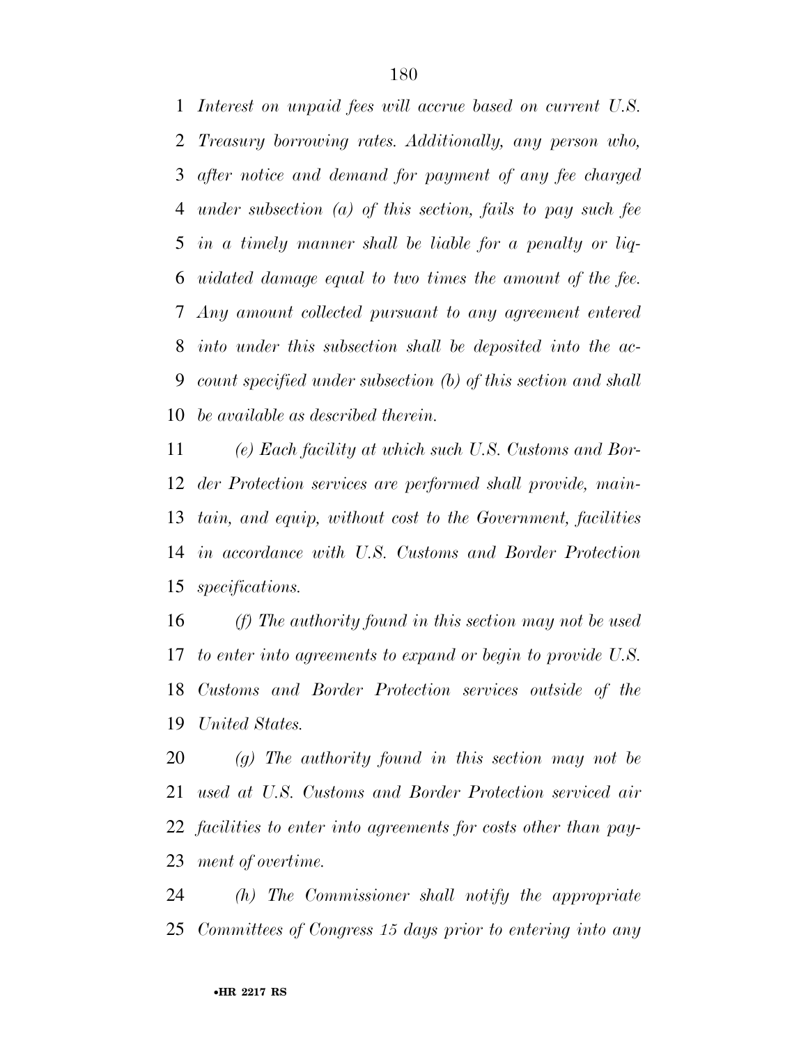*Interest on unpaid fees will accrue based on current U.S. Treasury borrowing rates. Additionally, any person who, after notice and demand for payment of any fee charged under subsection (a) of this section, fails to pay such fee in a timely manner shall be liable for a penalty or liquidated damage equal to two times the amount of the fee. Any amount collected pursuant to any agreement entered into under this subsection shall be deposited into the account specified under subsection (b) of this section and shall be available as described therein.*

*(e) Each facility at which such U.S. Customs and Border Protection services are performed shall provide, maintain, and equip, without cost to the Government, facilities in accordance with U.S. Customs and Border Protection specifications.*

*(f) The authority found in this section may not be used to enter into agreements to expand or begin to provide U.S. Customs and Border Protection services outside of the United States.*

*(g) The authority found in this section may not be used at U.S. Customs and Border Protection serviced air facilities to enter into agreements for costs other than payment of overtime.*

*(h) The Commissioner shall notify the appropriate Committees of Congress 15 days prior to entering into any*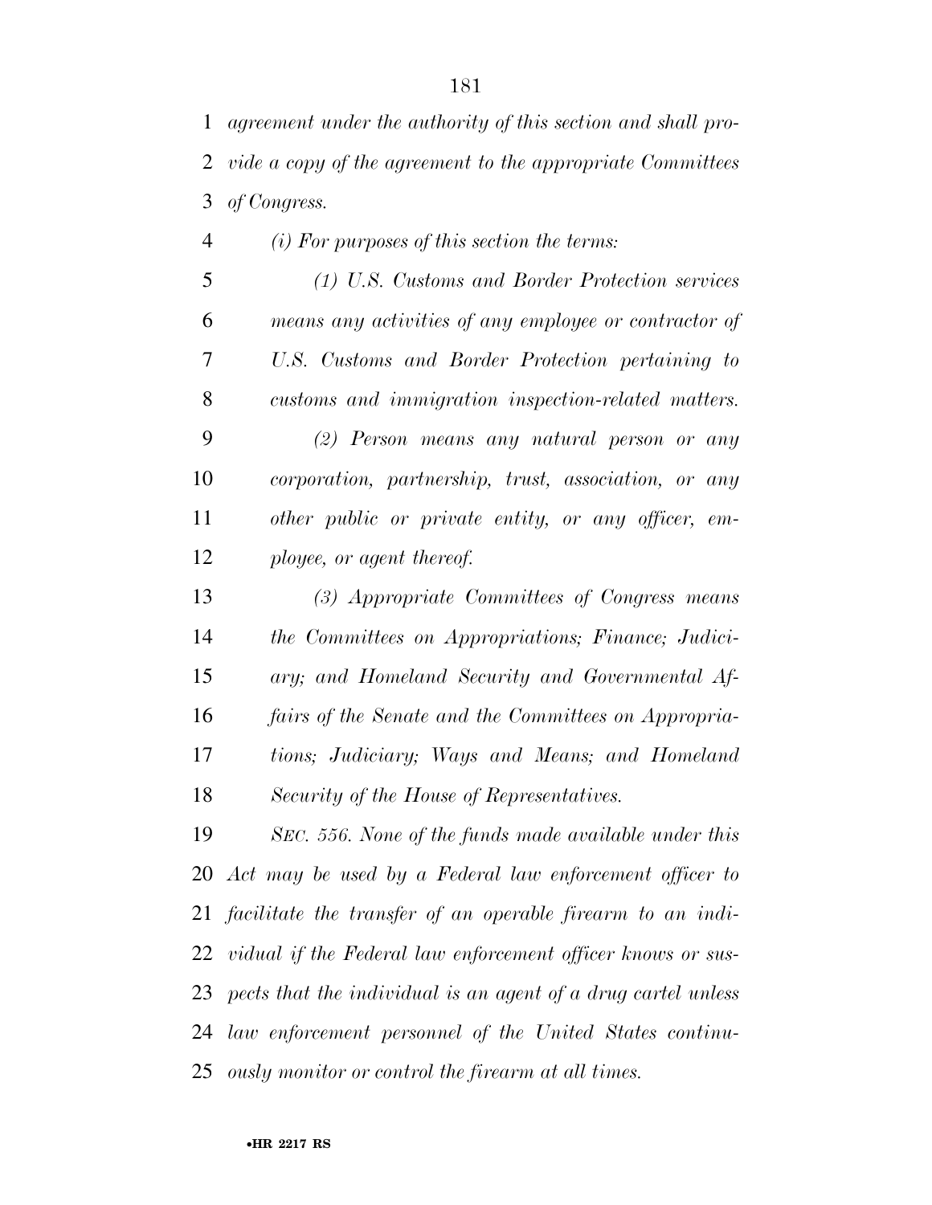*agreement under the authority of this section and shall provide a copy of the agreement to the appropriate Committees of Congress.*

*(i) For purposes of this section the terms:*

*(1) U.S. Customs and Border Protection services means any activities of any employee or contractor of U.S. Customs and Border Protection pertaining to customs and immigration inspection-related matters.*

*(2) Person means any natural person or any corporation, partnership, trust, association, or any other public or private entity, or any officer, employee, or agent thereof.*

*(3) Appropriate Committees of Congress means the Committees on Appropriations; Finance; Judiciary; and Homeland Security and Governmental Affairs of the Senate and the Committees on Appropriations; Judiciary; Ways and Means; and Homeland Security of the House of Representatives.*

*SEC. 556. None of the funds made available under this Act may be used by a Federal law enforcement officer to facilitate the transfer of an operable firearm to an individual if the Federal law enforcement officer knows or suspects that the individual is an agent of a drug cartel unless law enforcement personnel of the United States continuously monitor or control the firearm at all times.*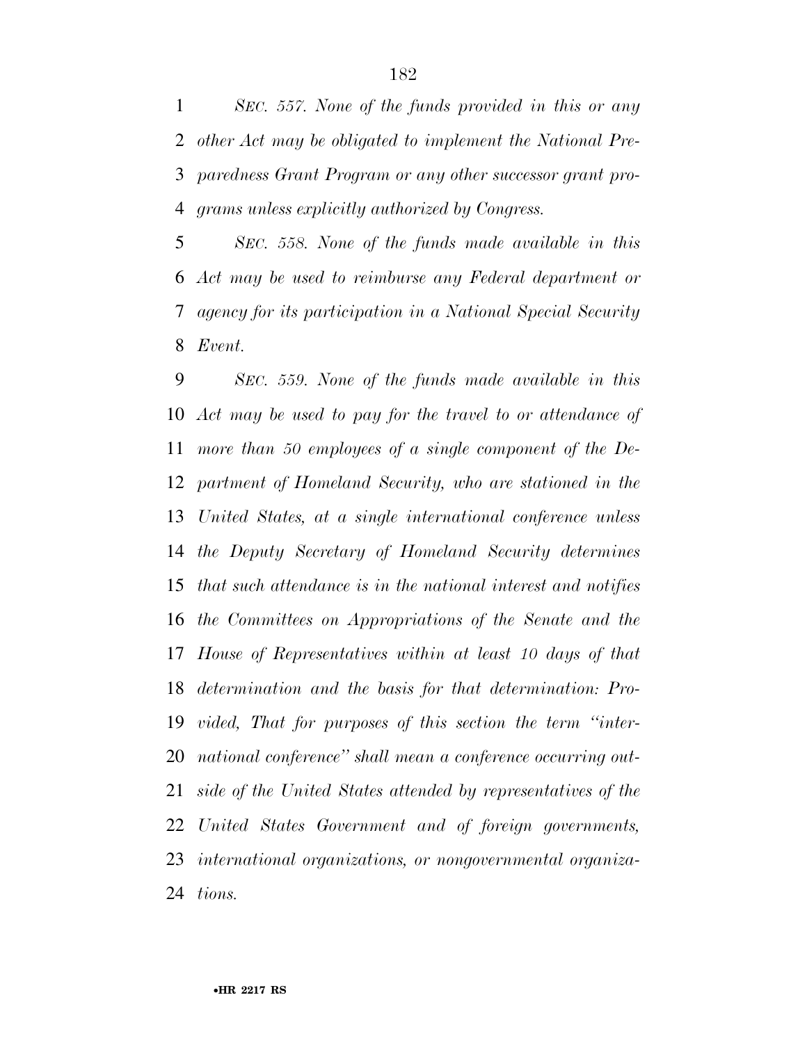*SEC. 557. None of the funds provided in this or any other Act may be obligated to implement the National Preparedness Grant Program or any other successor grant programs unless explicitly authorized by Congress.*

*SEC. 558. None of the funds made available in this Act may be used to reimburse any Federal department or agency for its participation in a National Special Security Event.*

*SEC. 559. None of the funds made available in this Act may be used to pay for the travel to or attendance of more than 50 employees of a single component of the Department of Homeland Security, who are stationed in the United States, at a single international conference unless the Deputy Secretary of Homeland Security determines that such attendance is in the national interest and notifies the Committees on Appropriations of the Senate and the House of Representatives within at least 10 days of that determination and the basis for that determination: Provided, That for purposes of this section the term "international conference" shall mean a conference occurring outside of the United States attended by representatives of the United States Government and of foreign governments, international organizations, or nongovernmental organizations.*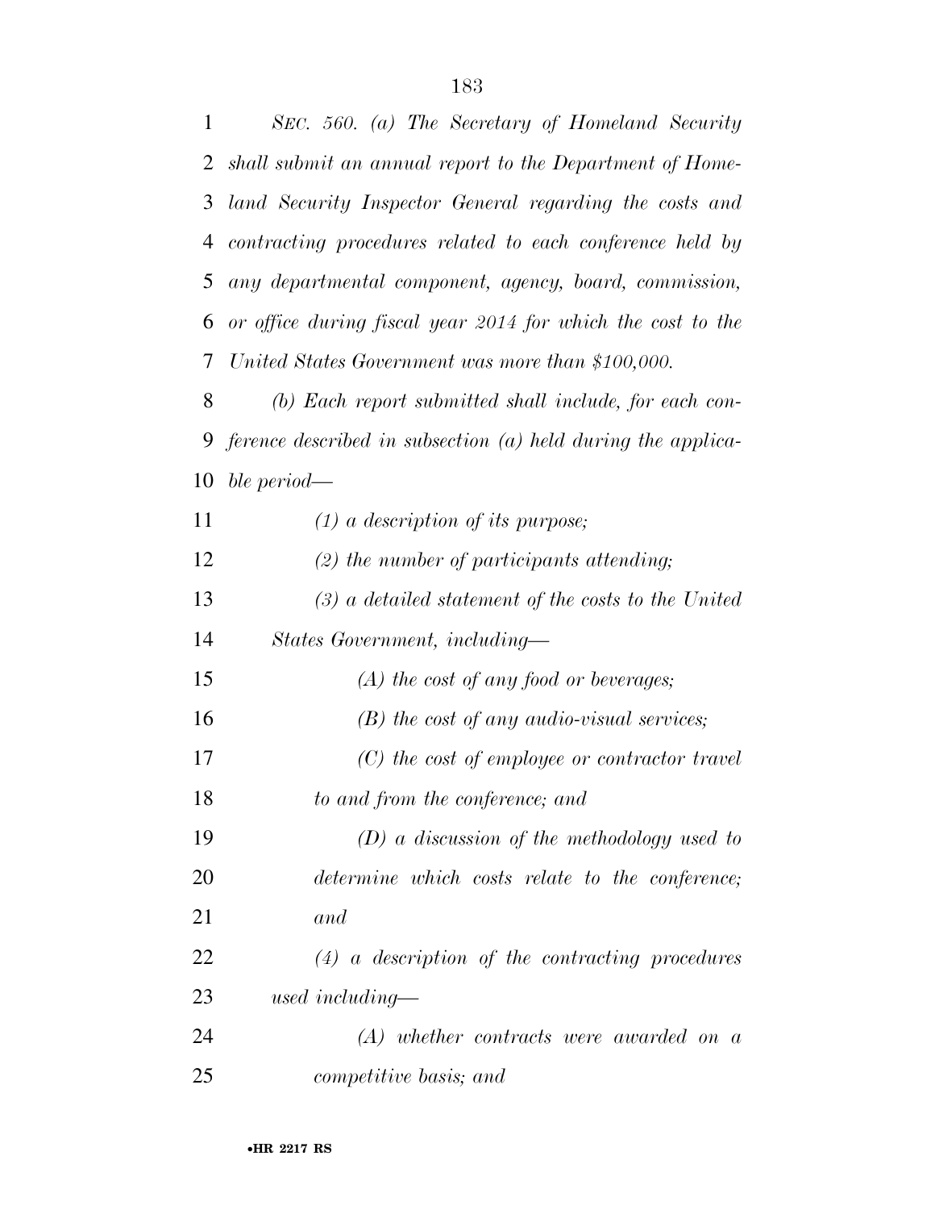*SEC. 560. (a) The Secretary of Homeland Security shall submit an annual report to the Department of Homeland Security Inspector General regarding the costs and contracting procedures related to each conference held by any departmental component, agency, board, commission, or office during fiscal year 2014 for which the cost to the United States Government was more than $100,000.*

*(b) Each report submitted shall include, for each conference described in subsection (a) held during the applicable period—*

*(1) a description of its purpose;*

*(2) the number of participants attending;*

*(3) a detailed statement of the costs to the United States Government, including—*

*(A) the cost of any food or beverages;*

*(B) the cost of any audio-visual services;*

*(C) the cost of employee or contractor travel to and from the conference; and*

*(D) a discussion of the methodology used to determine which costs relate to the conference; and*

*(4) a description of the contracting procedures used including—*

*(A) whether contracts were awarded on a competitive basis; and*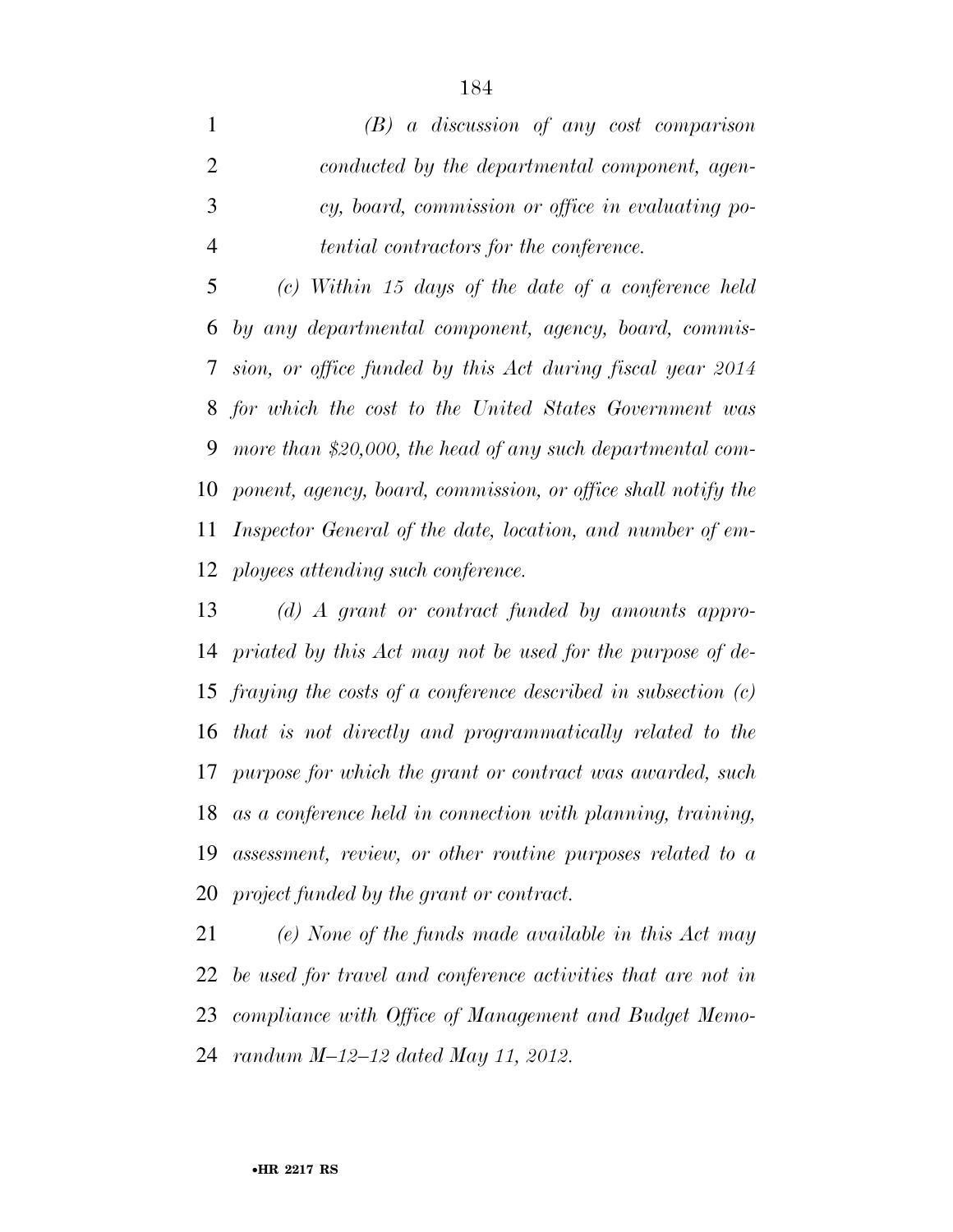*(B) a discussion of any cost comparison conducted by the departmental component, agency, board, commission or office in evaluating potential contractors for the conference.*

*(c) Within 15 days of the date of a conference held by any departmental component, agency, board, commission, or office funded by this Act during fiscal year 2014 for which the cost to the United States Government was more than $20,000, the head of any such departmental component, agency, board, commission, or office shall notify the Inspector General of the date, location, and number of employees attending such conference.*

*(d) A grant or contract funded by amounts appropriated by this Act may not be used for the purpose of defraying the costs of a conference described in subsection (c) that is not directly and programmatically related to the purpose for which the grant or contract was awarded, such as a conference held in connection with planning, training, assessment, review, or other routine purposes related to a project funded by the grant or contract.*

*(e) None of the funds made available in this Act may be used for travel and conference activities that are not in compliance with Office of Management and Budget Memorandum M–12–12 dated May 11, 2012.*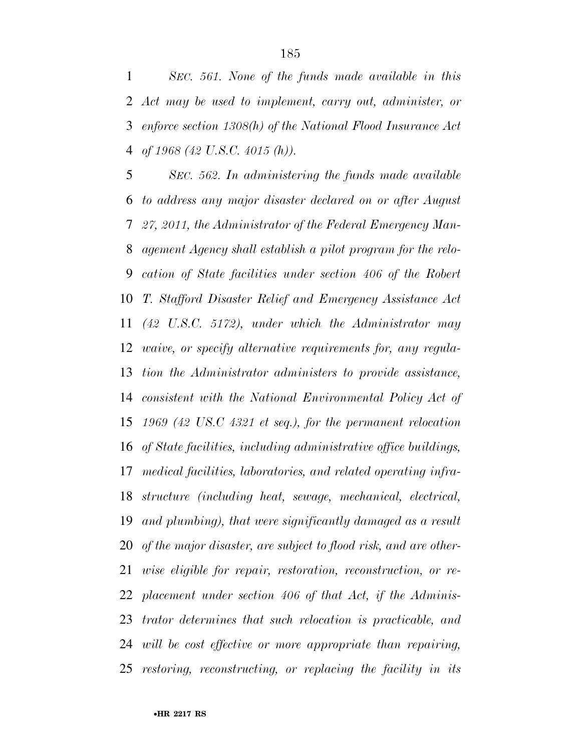*SEC. 561. None of the funds made available in this Act may be used to implement, carry out, administer, or enforce section 1308(h) of the National Flood Insurance Act of 1968 (42 U.S.C. 4015 (h)).*

*SEC. 562. In administering the funds made available to address any major disaster declared on or after August 27, 2011, the Administrator of the Federal Emergency Management Agency shall establish a pilot program for the relocation of State facilities under section 406 of the Robert T. Stafford Disaster Relief and Emergency Assistance Act (42 U.S.C. 5172), under which the Administrator may waive, or specify alternative requirements for, any regulation the Administrator administers to provide assistance, consistent with the National Environmental Policy Act of 1969 (42 US.C 4321 et seq.), for the permanent relocation of State facilities, including administrative office buildings, medical facilities, laboratories, and related operating infrastructure (including heat, sewage, mechanical, electrical, and plumbing), that were significantly damaged as a result of the major disaster, are subject to flood risk, and are otherwise eligible for repair, restoration, reconstruction, or replacement under section 406 of that Act, if the Administrator determines that such relocation is practicable, and will be cost effective or more appropriate than repairing, restoring, reconstructing, or replacing the facility in its*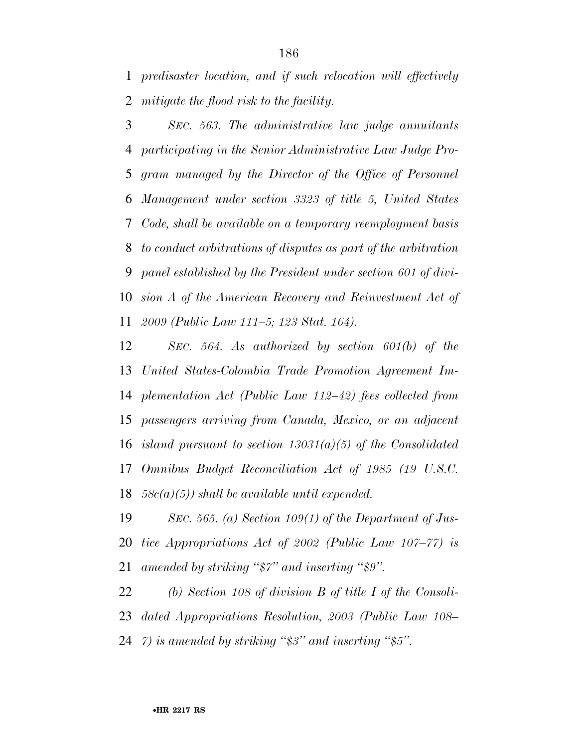*predisaster location, and if such relocation will effectively mitigate the flood risk to the facility.*

*SEC. 563. The administrative law judge annuitants participating in the Senior Administrative Law Judge Program managed by the Director of the Office of Personnel Management under section 3323 of title 5, United States Code, shall be available on a temporary reemployment basis to conduct arbitrations of disputes as part of the arbitration panel established by the President under section 601 of division A of the American Recovery and Reinvestment Act of 2009 (Public Law 111–5; 123 Stat. 164).*

*SEC. 564. As authorized by section 601(b) of the United States-Colombia Trade Promotion Agreement Implementation Act (Public Law 112–42) fees collected from passengers arriving from Canada, Mexico, or an adjacent island pursuant to section 13031(a)(5) of the Consolidated Omnibus Budget Reconciliation Act of 1985 (19 U.S.C. 58c(a)(5)) shall be available until expended.*

*SEC. 565. (a) Section 109(1) of the Department of Justice Appropriations Act of 2002 (Public Law 107–77) is amended by striking "$7" and inserting "$9".*

*(b) Section 108 of division B of title I of the Consolidated Appropriations Resolution, 2003 (Public Law 108–7) is amended by striking "$3" and inserting "$5".*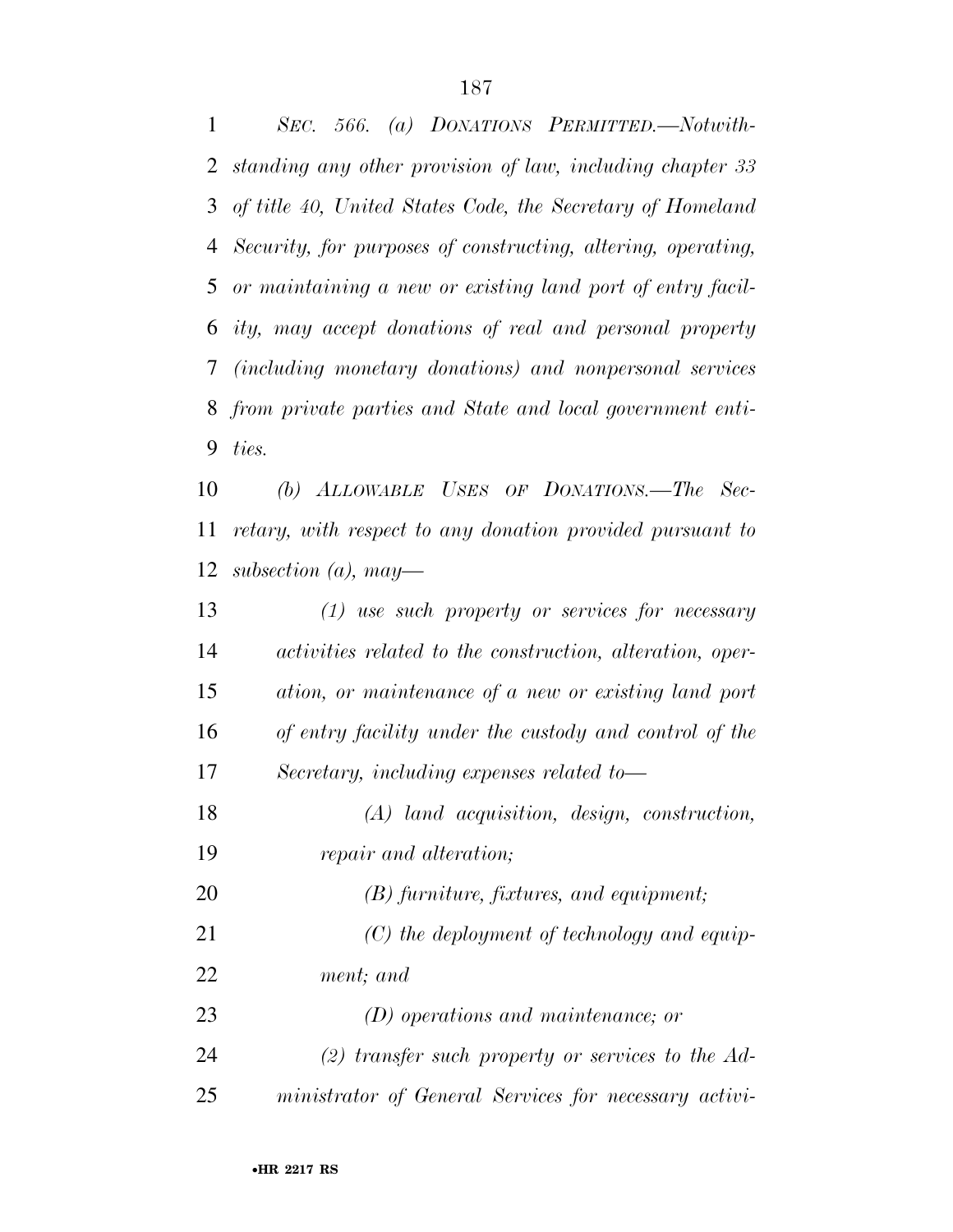*SEC. 566. (a) DONATIONS PERMITTED.—Notwithstanding any other provision of law, including chapter 33 of title 40, United States Code, the Secretary of Homeland Security, for purposes of constructing, altering, operating, or maintaining a new or existing land port of entry facility, may accept donations of real and personal property (including monetary donations) and nonpersonal services from private parties and State and local government entities.*

*(b) ALLOWABLE USES OF DONATIONS.—The Secretary, with respect to any donation provided pursuant to subsection (a), may—*

*(1) use such property or services for necessary activities related to the construction, alteration, operation, or maintenance of a new or existing land port of entry facility under the custody and control of the Secretary, including expenses related to—*

*(A) land acquisition, design, construction, repair and alteration;*

*(B) furniture, fixtures, and equipment;*

*(C) the deployment of technology and equipment; and*

*(D) operations and maintenance; or*

*(2) transfer such property or services to the Administrator of General Services for necessary activi-*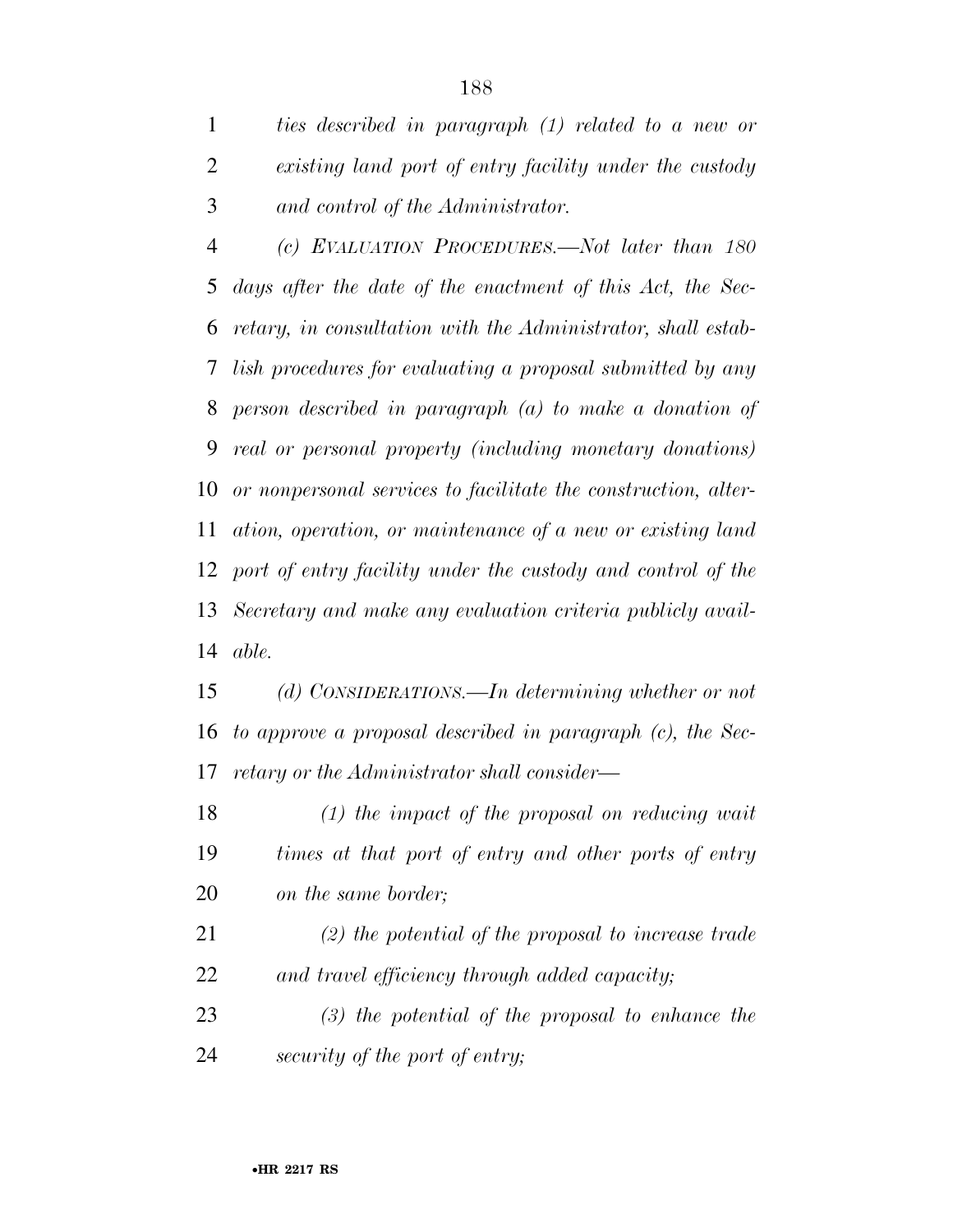*ties described in paragraph (1) related to a new or existing land port of entry facility under the custody and control of the Administrator.*

*(c) EVALUATION PROCEDURES.—Not later than 180 days after the date of the enactment of this Act, the Secretary, in consultation with the Administrator, shall establish procedures for evaluating a proposal submitted by any person described in paragraph (a) to make a donation of real or personal property (including monetary donations) or nonpersonal services to facilitate the construction, alteration, operation, or maintenance of a new or existing land port of entry facility under the custody and control of the Secretary and make any evaluation criteria publicly available.*

*(d) CONSIDERATIONS.—In determining whether or not to approve a proposal described in paragraph (c), the Secretary or the Administrator shall consider—*

*(1) the impact of the proposal on reducing wait times at that port of entry and other ports of entry on the same border;*

*(2) the potential of the proposal to increase trade and travel efficiency through added capacity;*

*(3) the potential of the proposal to enhance the security of the port of entry;*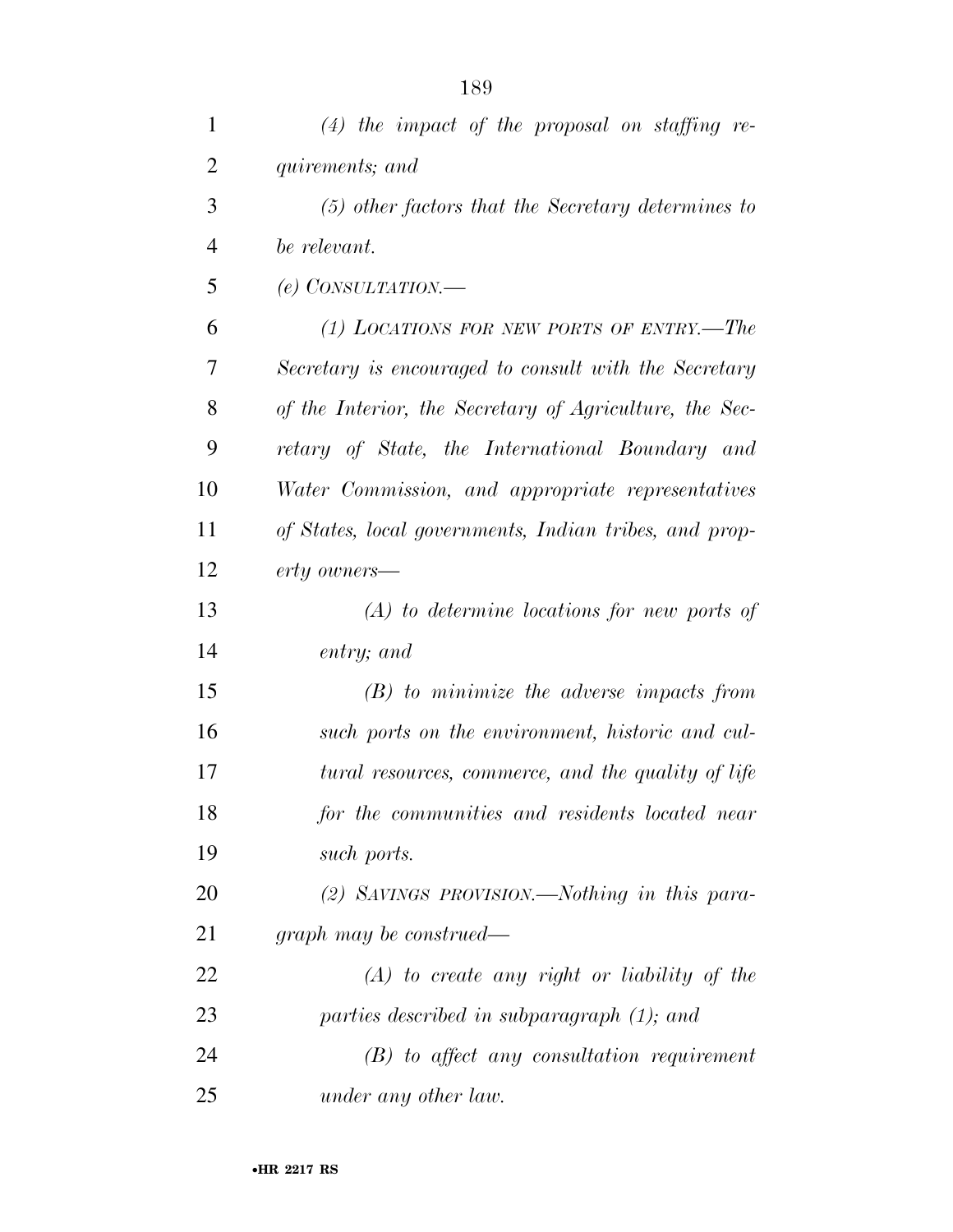*(4) the impact of the proposal on staffing requirements; and*

*(5) other factors that the Secretary determines to be relevant.*

*(e) CONSULTATION.—*

*(1) LOCATIONS FOR NEW PORTS OF ENTRY.—The Secretary is encouraged to consult with the Secretary of the Interior, the Secretary of Agriculture, the Secretary of State, the International Boundary and Water Commission, and appropriate representatives of States, local governments, Indian tribes, and property owners—*

*(A) to determine locations for new ports of entry; and*

*(B) to minimize the adverse impacts from such ports on the environment, historic and cultural resources, commerce, and the quality of life for the communities and residents located near such ports.*

*(2) SAVINGS PROVISION.—Nothing in this paragraph may be construed—*

*(A) to create any right or liability of the parties described in subparagraph (1); and*

*(B) to affect any consultation requirement under any other law.*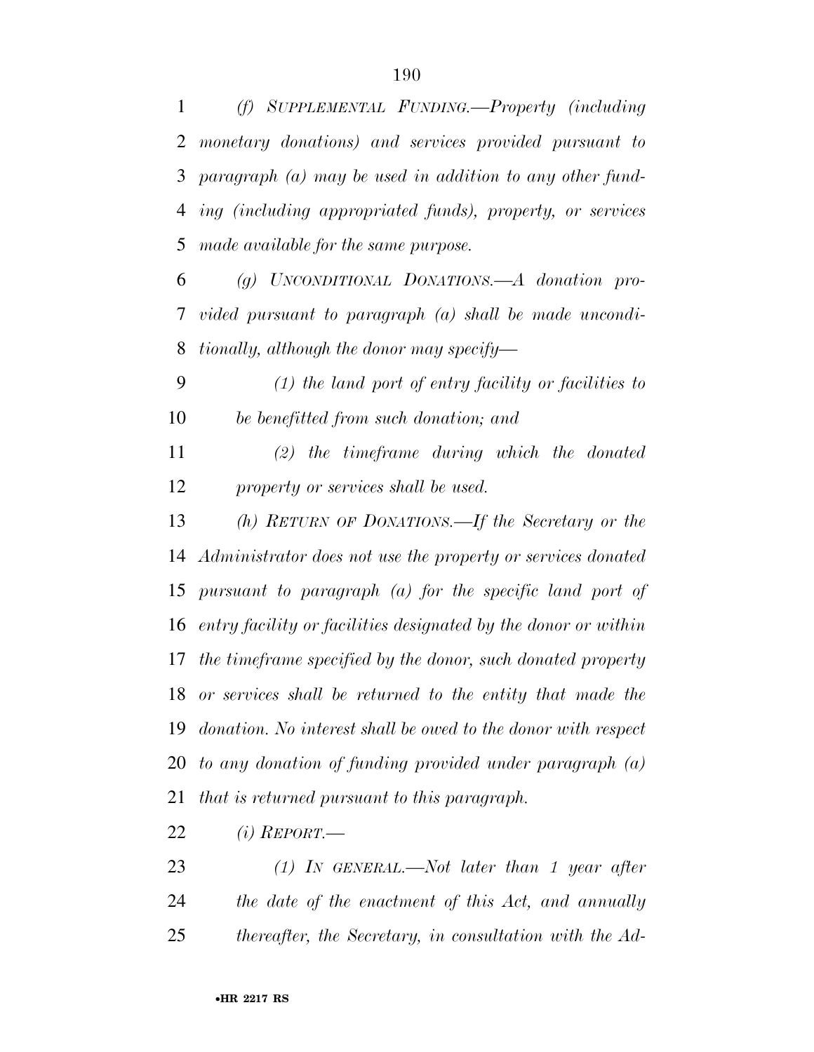*(f) SUPPLEMENTAL FUNDING.—Property (including monetary donations) and services provided pursuant to paragraph (a) may be used in addition to any other funding (including appropriated funds), property, or services made available for the same purpose.*

*(g) UNCONDITIONAL DONATIONS.—A donation provided pursuant to paragraph (a) shall be made unconditionally, although the donor may specify—*

*(1) the land port of entry facility or facilities to be benefitted from such donation; and*

*(2) the timeframe during which the donated property or services shall be used.*

*(h) RETURN OF DONATIONS.—If the Secretary or the Administrator does not use the property or services donated pursuant to paragraph (a) for the specific land port of entry facility or facilities designated by the donor or within the timeframe specified by the donor, such donated property or services shall be returned to the entity that made the donation. No interest shall be owed to the donor with respect to any donation of funding provided under paragraph (a) that is returned pursuant to this paragraph.*

*(i) REPORT.—*

*(1) IN GENERAL.—Not later than 1 year after the date of the enactment of this Act, and annually thereafter, the Secretary, in consultation with the Ad-*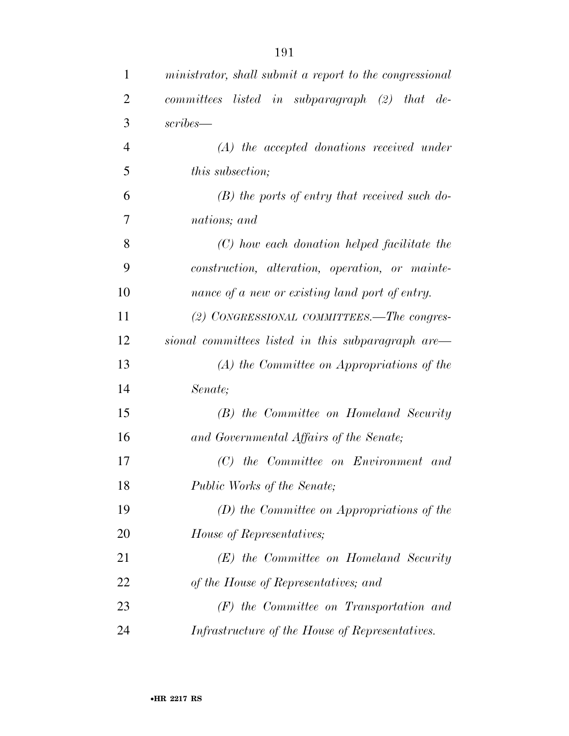*ministrator, shall submit a report to the congressional committees listed in subparagraph (2) that describes—*

*(A) the accepted donations received under this subsection;*

*(B) the ports of entry that received such donations; and*

*(C) how each donation helped facilitate the construction, alteration, operation, or maintenance of a new or existing land port of entry.*

*(2) CONGRESSIONAL COMMITTEES.—The congressional committees listed in this subparagraph are—*

*(A) the Committee on Appropriations of the Senate;*

*(B) the Committee on Homeland Security and Governmental Affairs of the Senate;*

*(C) the Committee on Environment and Public Works of the Senate;*

*(D) the Committee on Appropriations of the House of Representatives;*

*(E) the Committee on Homeland Security of the House of Representatives; and*

*(F) the Committee on Transportation and Infrastructure of the House of Representatives.*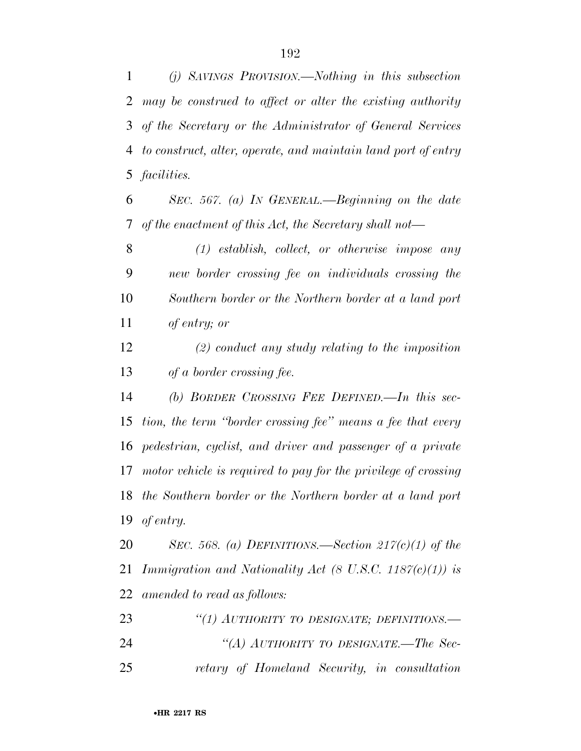*(j) SAVINGS PROVISION.—Nothing in this subsection may be construed to affect or alter the existing authority of the Secretary or the Administrator of General Services to construct, alter, operate, and maintain land port of entry facilities.*

*SEC. 567. (a) IN GENERAL.—Beginning on the date of the enactment of this Act, the Secretary shall not—*

*(1) establish, collect, or otherwise impose any new border crossing fee on individuals crossing the Southern border or the Northern border at a land port of entry; or*

*(2) conduct any study relating to the imposition of a border crossing fee.*

*(b) BORDER CROSSING FEE DEFINED.—In this section, the term "border crossing fee" means a fee that every pedestrian, cyclist, and driver and passenger of a private motor vehicle is required to pay for the privilege of crossing the Southern border or the Northern border at a land port of entry.*

*SEC. 568. (a) DEFINITIONS.—Section 217(c)(1) of the Immigration and Nationality Act (8 U.S.C. 1187(c)(1)) is amended to read as follows:*

*"(1) AUTHORITY TO DESIGNATE; DEFINITIONS.—*

*"(A) AUTHORITY TO DESIGNATE.—The Secretary of Homeland Security, in consultation*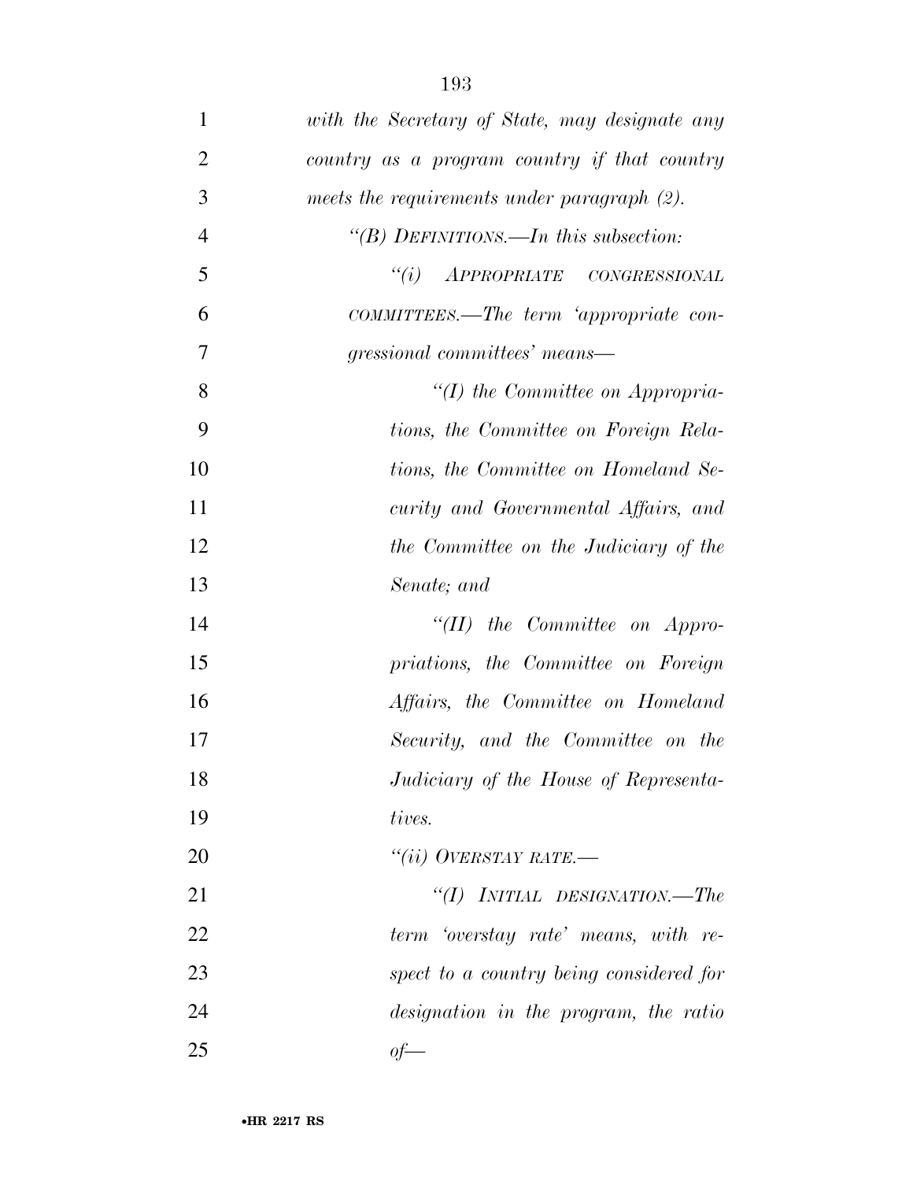*with the Secretary of State, may designate any country as a program country if that country meets the requirements under paragraph (2).*

*"(B) DEFINITIONS.—In this subsection:*

*"(i) APPROPRIATE CONGRESSIONAL COMMITTEES.—The term 'appropriate congressional committees' means—*

*"(I) the Committee on Appropriations, the Committee on Foreign Relations, the Committee on Homeland Security and Governmental Affairs, and the Committee on the Judiciary of the Senate; and*

*"(II) the Committee on Appropriations, the Committee on Foreign Affairs, the Committee on Homeland Security, and the Committee on the Judiciary of the House of Representatives.*

*"(ii) OVERSTAY RATE.—*

*"(I) INITIAL DESIGNATION.—The term 'overstay rate' means, with respect to a country being considered for designation in the program, the ratio of—*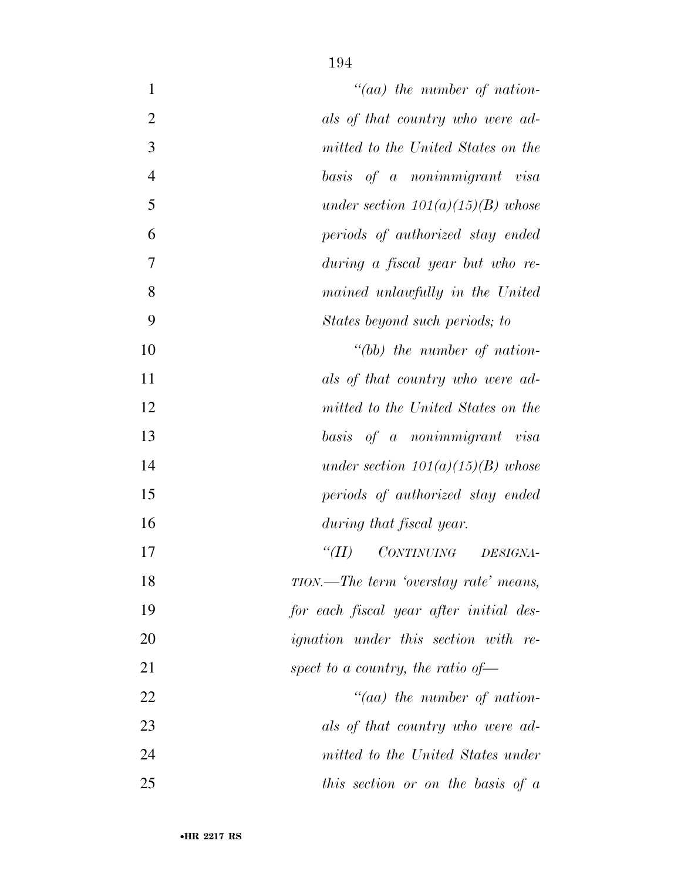*"(aa) the number of nationals of that country who were admitted to the United States on the basis of a nonimmigrant visa under section 101(a)(15)(B) whose periods of authorized stay ended during a fiscal year but who remained unlawfully in the United States beyond such periods; to*

*"(bb) the number of nationals of that country who were admitted to the United States on the basis of a nonimmigrant visa under section 101(a)(15)(B) whose periods of authorized stay ended during that fiscal year.*

*"(II) CONTINUING DESIGNATION.—The term 'overstay rate' means, for each fiscal year after initial designation under this section with respect to a country, the ratio of—*

*"(aa) the number of nationals of that country who were admitted to the United States under this section or on the basis of a*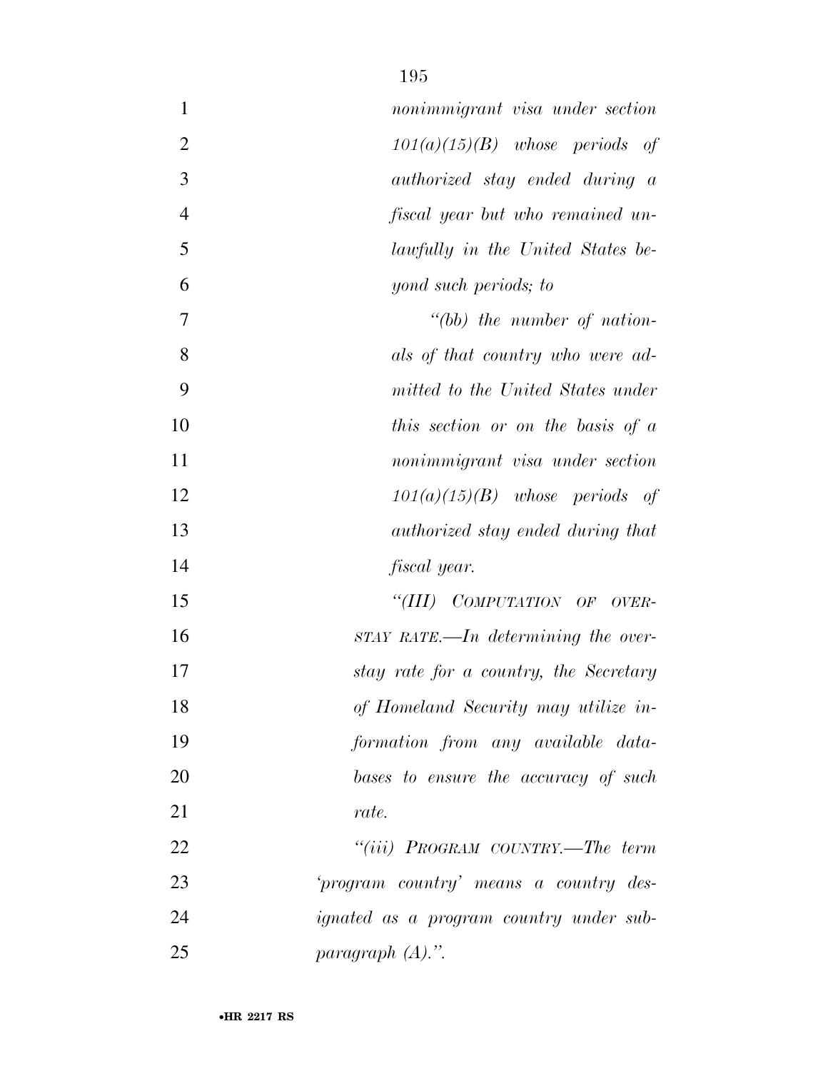*nonimmigrant visa under section 101(a)(15)(B) whose periods of authorized stay ended during a fiscal year but who remained unlawfully in the United States beyond such periods; to*

*"(bb) the number of nationals of that country who were admitted to the United States under this section or on the basis of a nonimmigrant visa under section 101(a)(15)(B) whose periods of authorized stay ended during that fiscal year.*

*"(III) COMPUTATION OF OVERSTAY RATE.—In determining the overstay rate for a country, the Secretary of Homeland Security may utilize information from any available databases to ensure the accuracy of such rate.*

*"(iii) PROGRAM COUNTRY.—The term 'program country' means a country designated as a program country under subparagraph (A).".*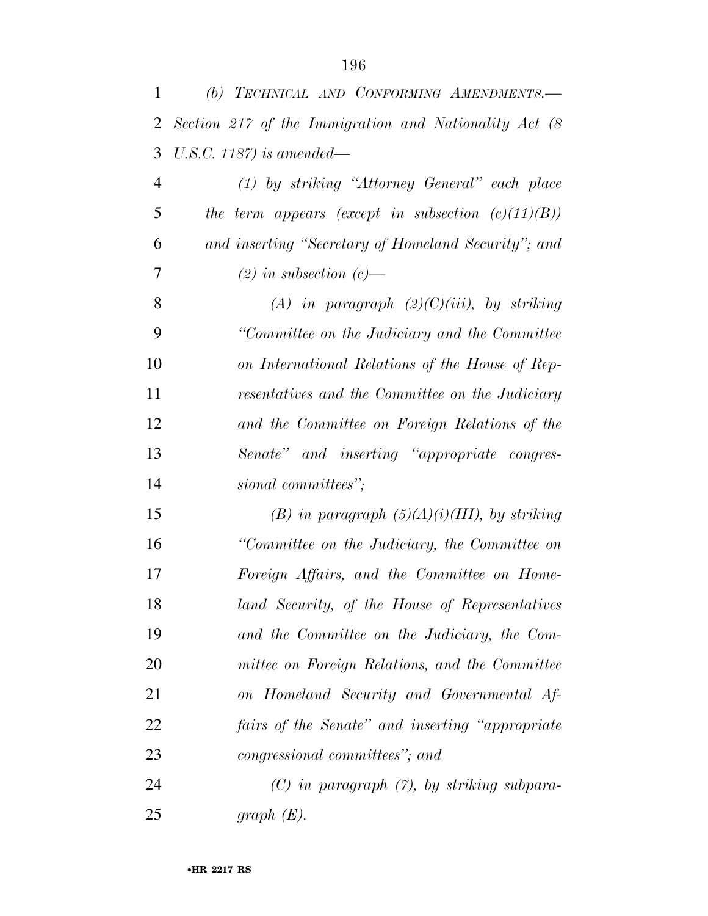*(b) TECHNICAL AND CONFORMING AMENDMENTS.—Section 217 of the Immigration and Nationality Act (8 U.S.C. 1187) is amended—*

*(1) by striking "Attorney General" each place the term appears (except in subsection (c)(11)(B)) and inserting "Secretary of Homeland Security"; and*

*(2) in subsection (c)—*

*(A) in paragraph (2)(C)(iii), by striking "Committee on the Judiciary and the Committee on International Relations of the House of Representatives and the Committee on the Judiciary and the Committee on Foreign Relations of the Senate" and inserting "appropriate congressional committees";*

*(B) in paragraph (5)(A)(i)(III), by striking "Committee on the Judiciary, the Committee on Foreign Affairs, and the Committee on Homeland Security, of the House of Representatives and the Committee on the Judiciary, the Committee on Foreign Relations, and the Committee on Homeland Security and Governmental Affairs of the Senate" and inserting "appropriate congressional committees"; and*

*(C) in paragraph (7), by striking subparagraph (E).*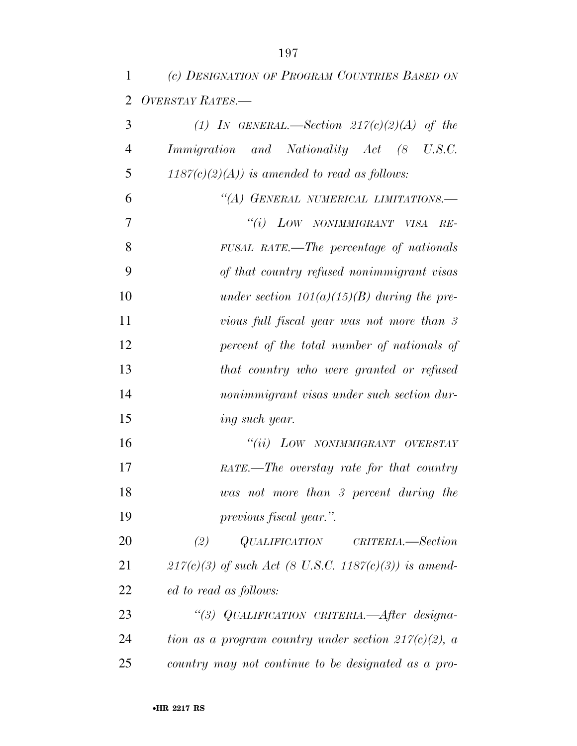*(c) DESIGNATION OF PROGRAM COUNTRIES BASED ON OVERSTAY RATES.—*

*(1) IN GENERAL.—Section 217(c)(2)(A) of the Immigration and Nationality Act (8 U.S.C. 1187(c)(2)(A)) is amended to read as follows:*

*"(A) GENERAL NUMERICAL LIMITATIONS.—*

*"(i) LOW NONIMMIGRANT VISA REFUSAL RATE.—The percentage of nationals of that country refused nonimmigrant visas under section 101(a)(15)(B) during the previous full fiscal year was not more than 3 percent of the total number of nationals of that country who were granted or refused nonimmigrant visas under such section during such year.*

*"(ii) LOW NONIMMIGRANT OVERSTAY RATE.—The overstay rate for that country was not more than 3 percent during the previous fiscal year.".*

*(2) QUALIFICATION CRITERIA.—Section 217(c)(3) of such Act (8 U.S.C. 1187(c)(3)) is amended to read as follows:*

*"(3) QUALIFICATION CRITERIA.—After designation as a program country under section 217(c)(2), a country may not continue to be designated as a pro-*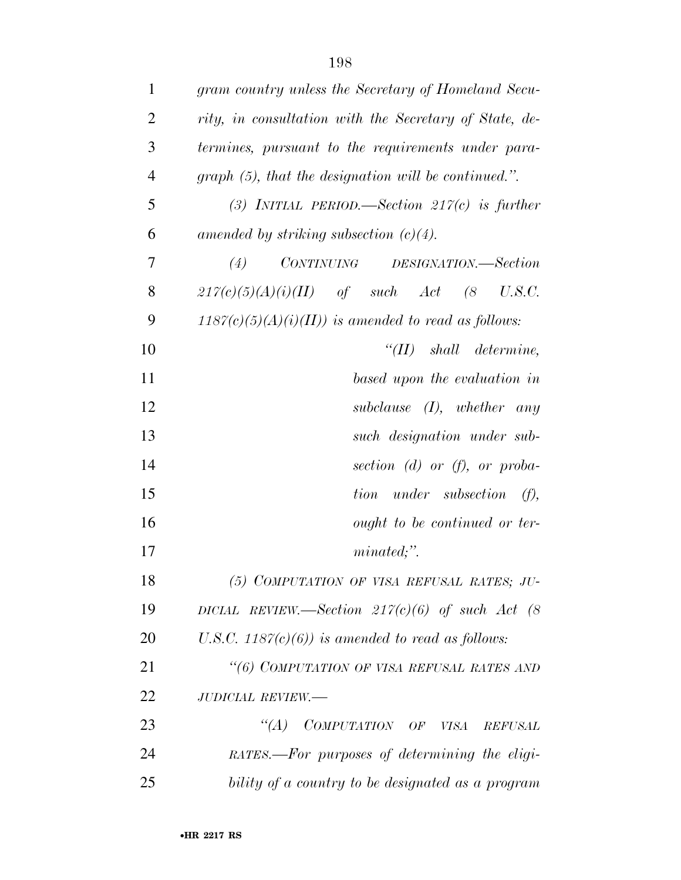*gram country unless the Secretary of Homeland Security, in consultation with the Secretary of State, determines, pursuant to the requirements under paragraph (5), that the designation will be continued.".*

*(3) INITIAL PERIOD.—Section 217(c) is further amended by striking subsection (c)(4).*

*(4) CONTINUING DESIGNATION.—Section 217(c)(5)(A)(i)(II) of such Act (8 U.S.C. 1187(c)(5)(A)(i)(II)) is amended to read as follows:*

*"(II) shall determine, based upon the evaluation in subclause (I), whether any such designation under subsection (d) or (f), or probation under subsection (f), ought to be continued or terminated;".*

*(5) COMPUTATION OF VISA REFUSAL RATES; JUDICIAL REVIEW.—Section 217(c)(6) of such Act (8 U.S.C. 1187(c)(6)) is amended to read as follows:*

*"(6) COMPUTATION OF VISA REFUSAL RATES AND JUDICIAL REVIEW.—*

*"(A) COMPUTATION OF VISA REFUSAL RATES.—For purposes of determining the eligibility of a country to be designated as a program*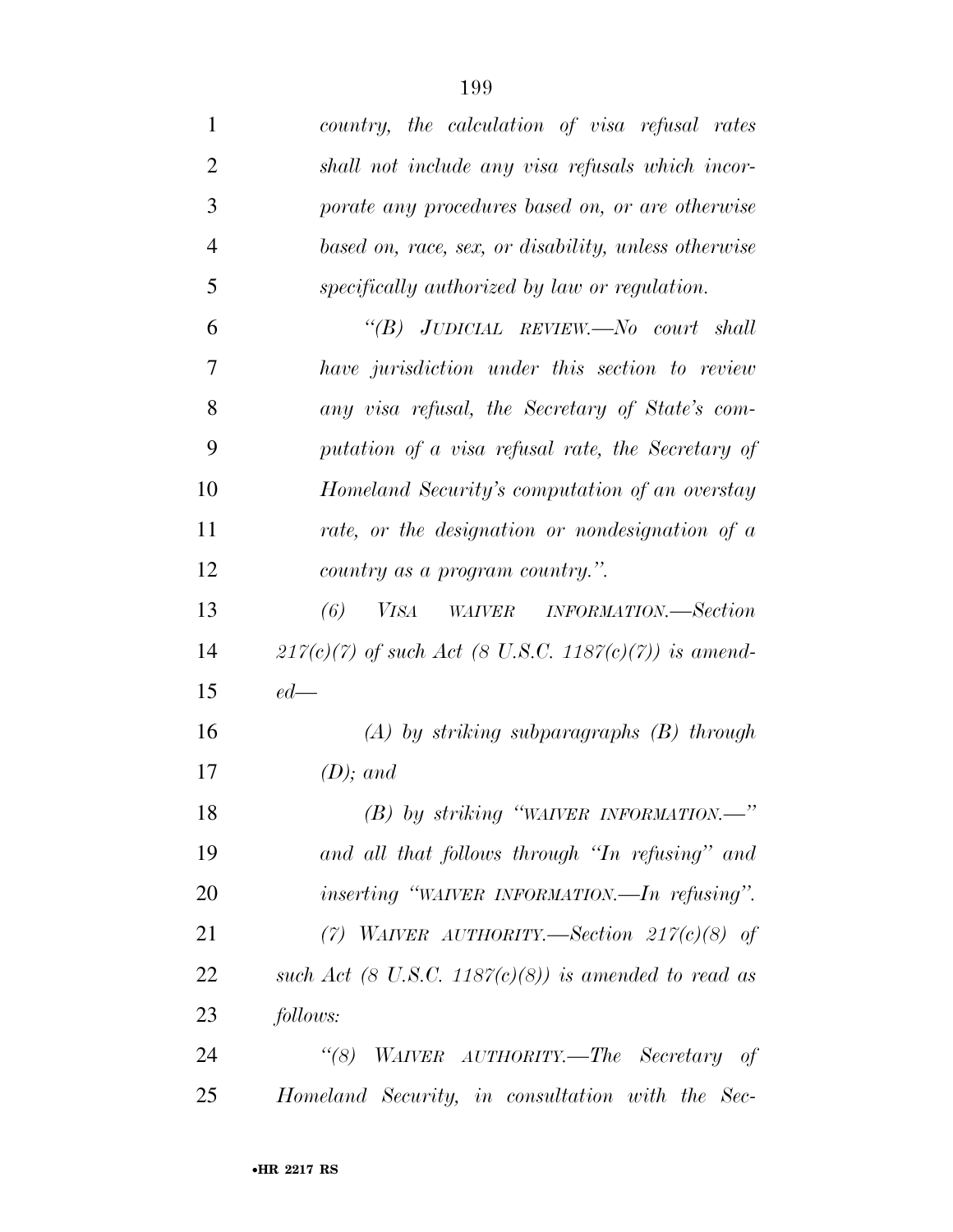*country, the calculation of visa refusal rates shall not include any visa refusals which incorporate any procedures based on, or are otherwise based on, race, sex, or disability, unless otherwise specifically authorized by law or regulation.*

*"(B) JUDICIAL REVIEW.—No court shall have jurisdiction under this section to review any visa refusal, the Secretary of State's computation of a visa refusal rate, the Secretary of Homeland Security's computation of an overstay rate, or the designation or nondesignation of a country as a program country.".*

*(6) VISA WAIVER INFORMATION.—Section 217(c)(7) of such Act (8 U.S.C. 1187(c)(7)) is amended—*

*(A) by striking subparagraphs (B) through (D); and*

*(B) by striking "WAIVER INFORMATION.—" and all that follows through "In refusing" and inserting "WAIVER INFORMATION.—In refusing".*

*(7) WAIVER AUTHORITY.—Section 217(c)(8) of such Act (8 U.S.C. 1187(c)(8)) is amended to read as follows:*

*"(8) WAIVER AUTHORITY.—The Secretary of Homeland Security, in consultation with the Sec-*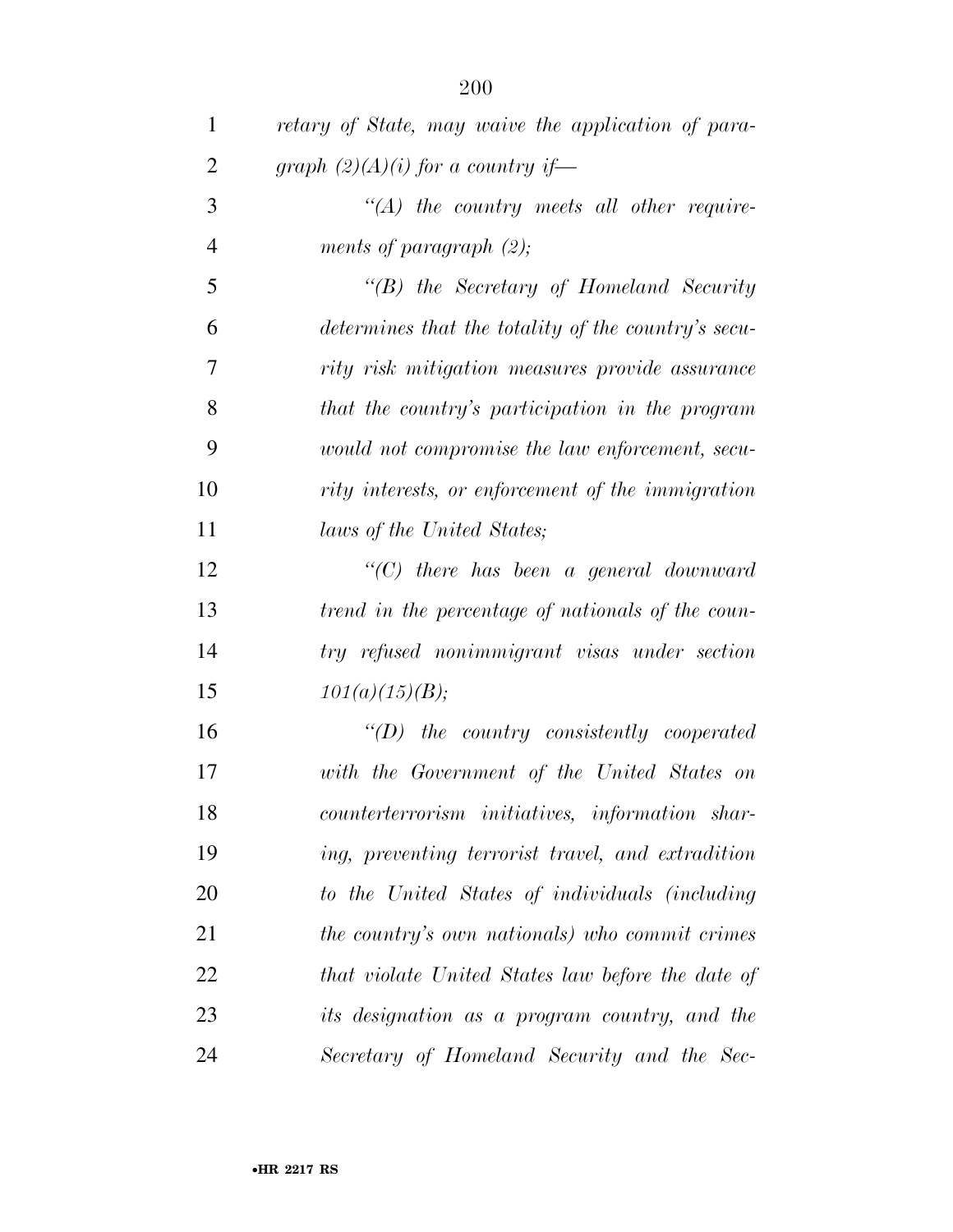*retary of State, may waive the application of paragraph (2)(A)(i) for a country if—*

*"(A) the country meets all other requirements of paragraph (2);*

*"(B) the Secretary of Homeland Security determines that the totality of the country's security risk mitigation measures provide assurance that the country's participation in the program would not compromise the law enforcement, security interests, or enforcement of the immigration laws of the United States;*

*"(C) there has been a general downward trend in the percentage of nationals of the country refused nonimmigrant visas under section 101(a)(15)(B);*

*"(D) the country consistently cooperated with the Government of the United States on counterterrorism initiatives, information sharing, preventing terrorist travel, and extradition to the United States of individuals (including the country's own nationals) who commit crimes that violate United States law before the date of its designation as a program country, and the Secretary of Homeland Security and the Sec-*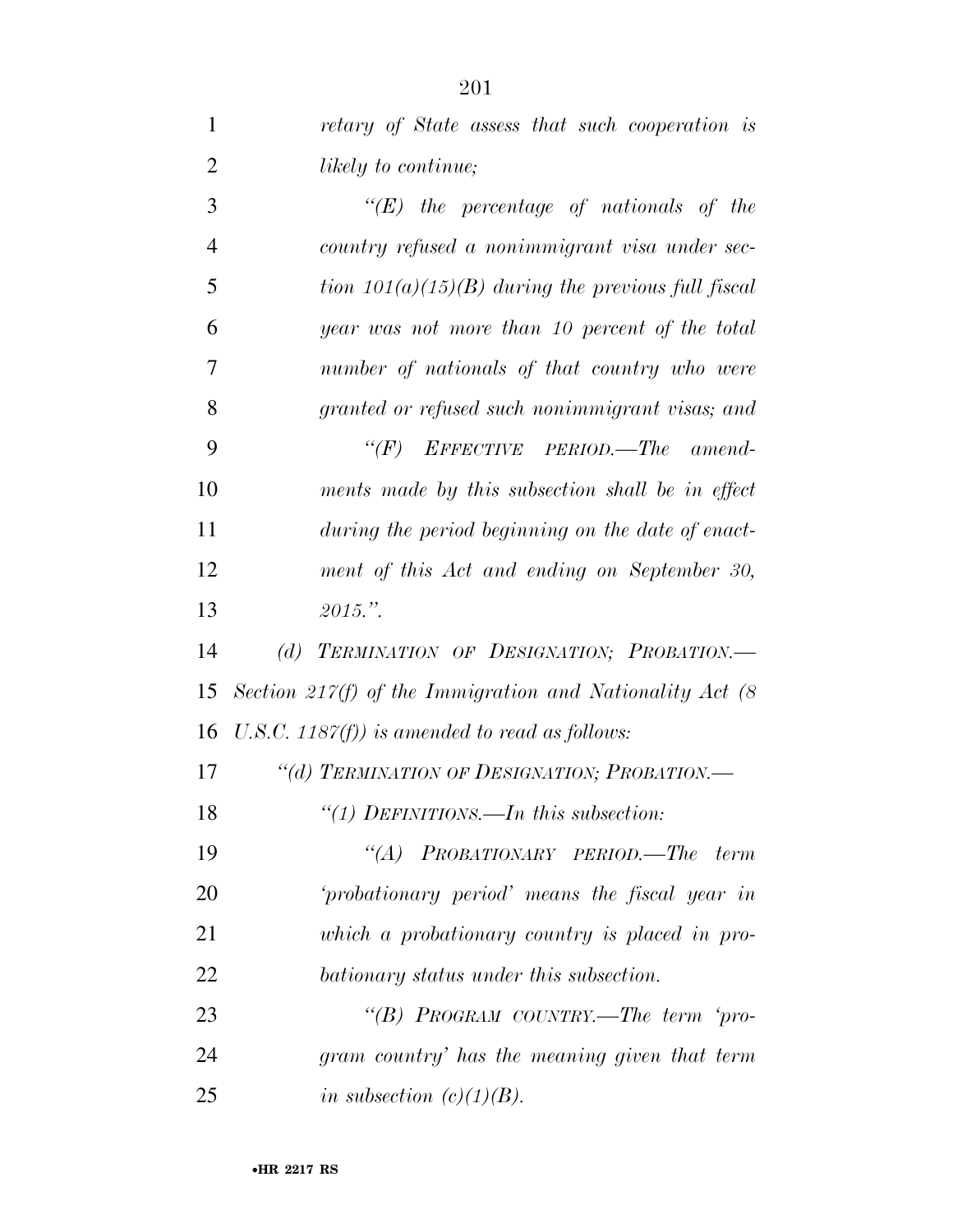*retary of State assess that such cooperation is likely to continue;*

*"(E) the percentage of nationals of the country refused a nonimmigrant visa under section 101(a)(15)(B) during the previous full fiscal year was not more than 10 percent of the total number of nationals of that country who were granted or refused such nonimmigrant visas; and*

*"(F) EFFECTIVE PERIOD.—The amendments made by this subsection shall be in effect during the period beginning on the date of enactment of this Act and ending on September 30, 2015.".*

*(d) TERMINATION OF DESIGNATION; PROBATION.—Section 217(f) of the Immigration and Nationality Act (8 U.S.C. 1187(f)) is amended to read as follows:*

*"(d) TERMINATION OF DESIGNATION; PROBATION.—*

*"(1) DEFINITIONS.—In this subsection:*

*"(A) PROBATIONARY PERIOD.—The term 'probationary period' means the fiscal year in which a probationary country is placed in probationary status under this subsection.*

*"(B) PROGRAM COUNTRY.—The term 'program country' has the meaning given that term in subsection (c)(1)(B).*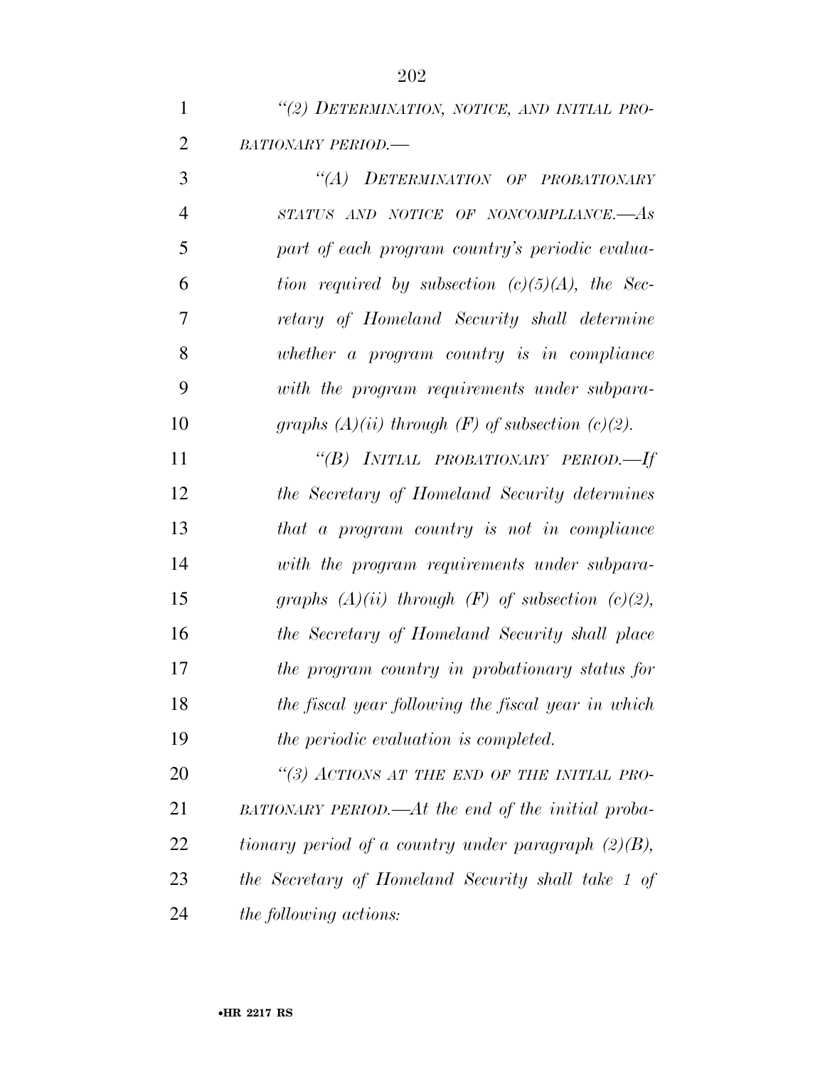*"(2) DETERMINATION, NOTICE, AND INITIAL PROBATIONARY PERIOD.—*

*"(A) DETERMINATION OF PROBATIONARY STATUS AND NOTICE OF NONCOMPLIANCE.—As part of each program country's periodic evaluation required by subsection (c)(5)(A), the Secretary of Homeland Security shall determine whether a program country is in compliance with the program requirements under subparagraphs (A)(ii) through (F) of subsection (c)(2).*

*"(B) INITIAL PROBATIONARY PERIOD.—If the Secretary of Homeland Security determines that a program country is not in compliance with the program requirements under subparagraphs (A)(ii) through (F) of subsection (c)(2), the Secretary of Homeland Security shall place the program country in probationary status for the fiscal year following the fiscal year in which the periodic evaluation is completed.*

*"(3) ACTIONS AT THE END OF THE INITIAL PROBATIONARY PERIOD.—At the end of the initial probationary period of a country under paragraph (2)(B), the Secretary of Homeland Security shall take 1 of the following actions:*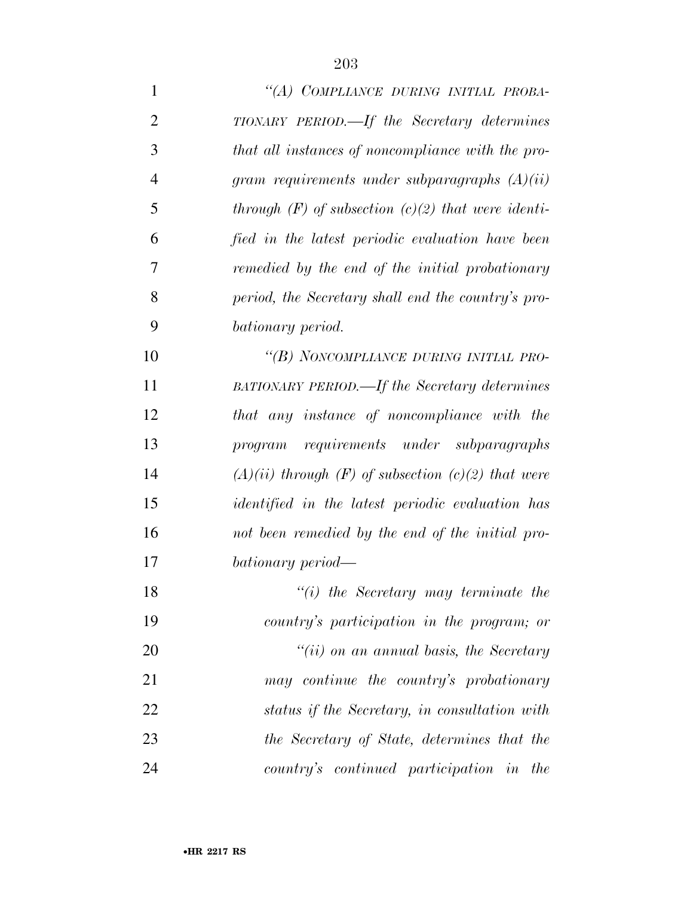*"(A) COMPLIANCE DURING INITIAL PROBATIONARY PERIOD.—If the Secretary determines that all instances of noncompliance with the program requirements under subparagraphs (A)(ii) through (F) of subsection (c)(2) that were identified in the latest periodic evaluation have been remedied by the end of the initial probationary period, the Secretary shall end the country's probationary period.*

*"(B) NONCOMPLIANCE DURING INITIAL PROBATIONARY PERIOD.—If the Secretary determines that any instance of noncompliance with the program requirements under subparagraphs (A)(ii) through (F) of subsection (c)(2) that were identified in the latest periodic evaluation has not been remedied by the end of the initial probationary period—*

*"(i) the Secretary may terminate the country's participation in the program; or*

*"(ii) on an annual basis, the Secretary may continue the country's probationary status if the Secretary, in consultation with the Secretary of State, determines that the country's continued participation in the*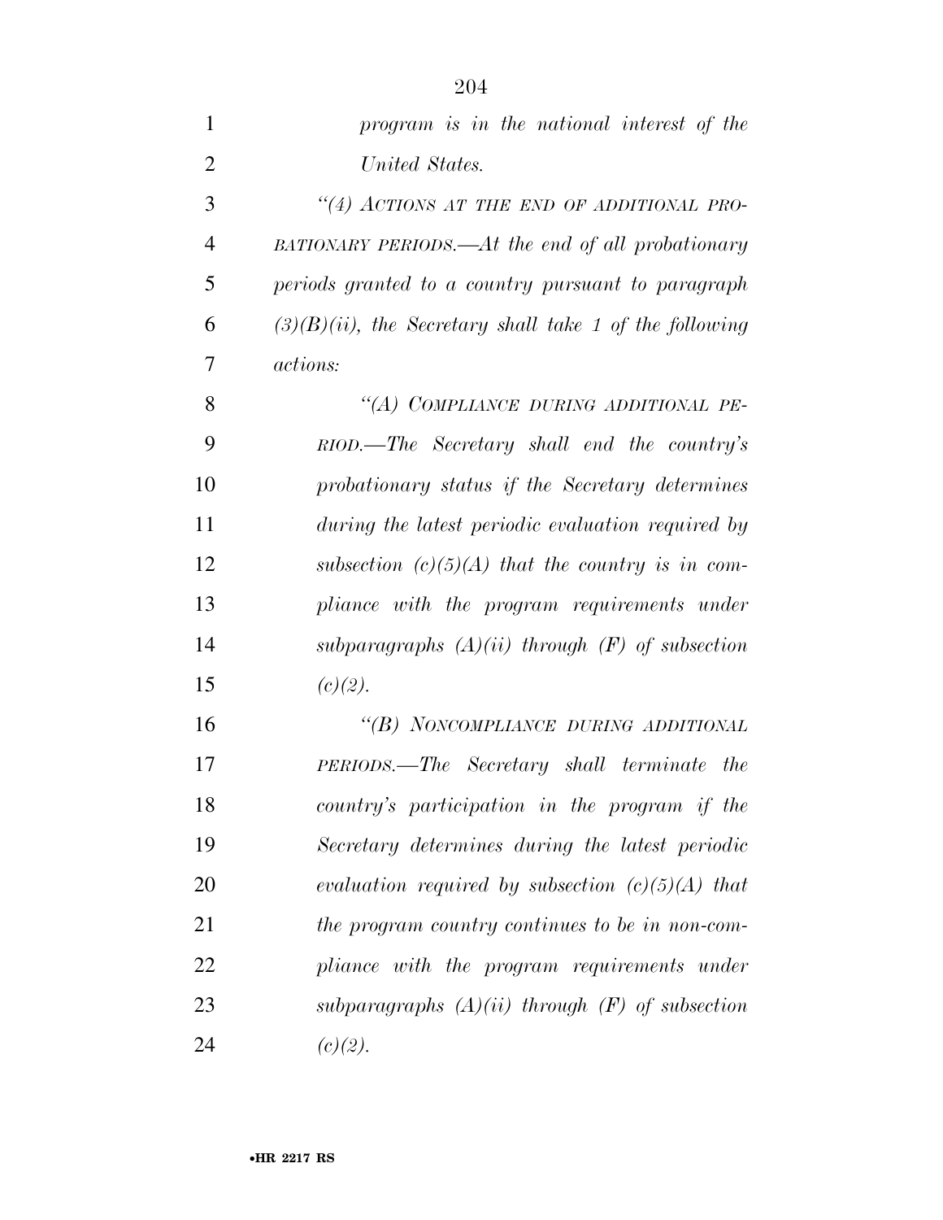*program is in the national interest of the United States.*

*"(4) ACTIONS AT THE END OF ADDITIONAL PROBATIONARY PERIODS.—At the end of all probationary periods granted to a country pursuant to paragraph (3)(B)(ii), the Secretary shall take 1 of the following actions:*

*"(A) COMPLIANCE DURING ADDITIONAL PERIOD.—The Secretary shall end the country's probationary status if the Secretary determines during the latest periodic evaluation required by subsection (c)(5)(A) that the country is in compliance with the program requirements under subparagraphs (A)(ii) through (F) of subsection (c)(2).*

*"(B) NONCOMPLIANCE DURING ADDITIONAL PERIODS.—The Secretary shall terminate the country's participation in the program if the Secretary determines during the latest periodic evaluation required by subsection (c)(5)(A) that the program country continues to be in non-compliance with the program requirements under subparagraphs (A)(ii) through (F) of subsection (c)(2).*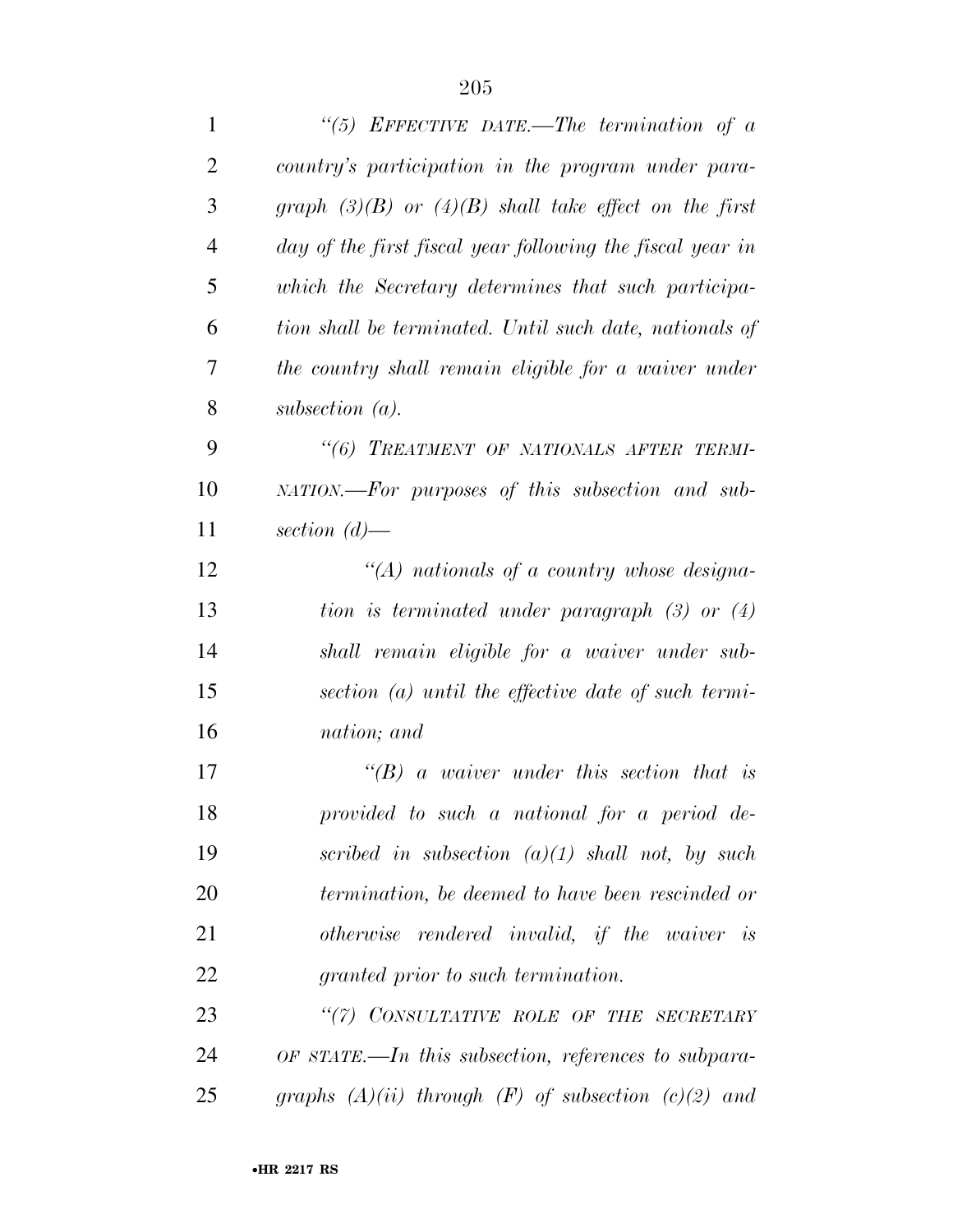*"(5) EFFECTIVE DATE.—The termination of a country's participation in the program under paragraph (3)(B) or (4)(B) shall take effect on the first day of the first fiscal year following the fiscal year in which the Secretary determines that such participation shall be terminated. Until such date, nationals of the country shall remain eligible for a waiver under subsection (a).*

*"(6) TREATMENT OF NATIONALS AFTER TERMINATION.—For purposes of this subsection and subsection (d)—*

*"(A) nationals of a country whose designation is terminated under paragraph (3) or (4) shall remain eligible for a waiver under subsection (a) until the effective date of such termination; and*

*"(B) a waiver under this section that is provided to such a national for a period described in subsection (a)(1) shall not, by such termination, be deemed to have been rescinded or otherwise rendered invalid, if the waiver is granted prior to such termination.*

*"(7) CONSULTATIVE ROLE OF THE SECRETARY OF STATE.—In this subsection, references to subparagraphs (A)(ii) through (F) of subsection (c)(2) and*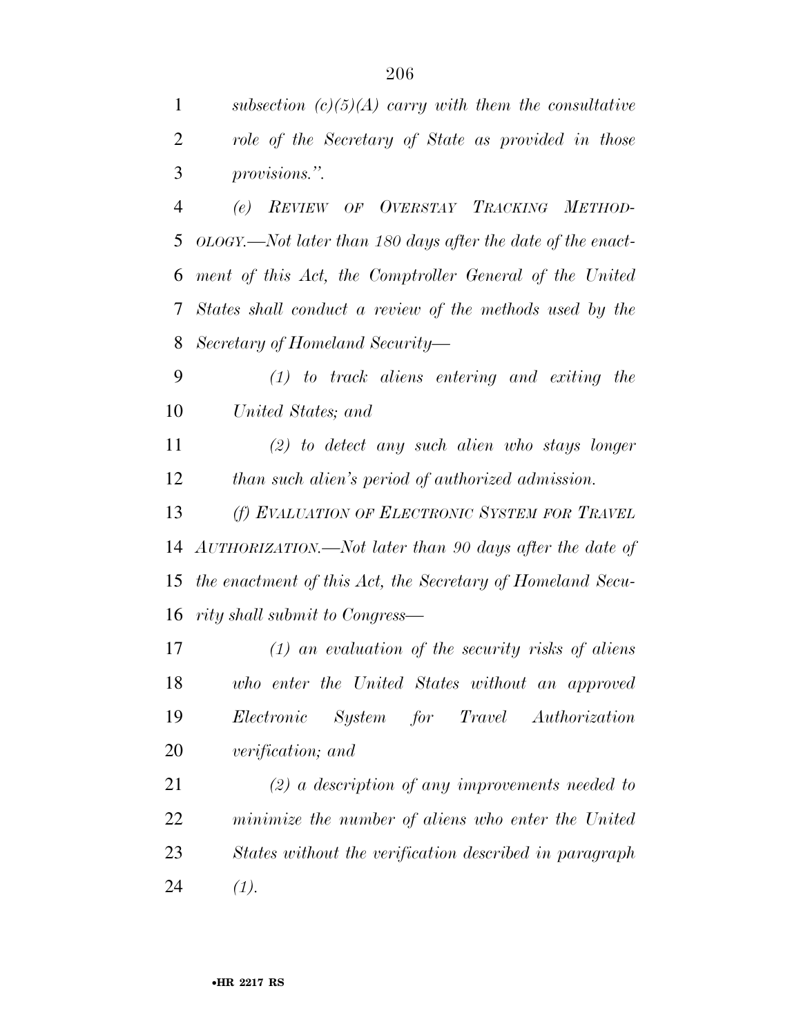*subsection (c)(5)(A) carry with them the consultative role of the Secretary of State as provided in those provisions.".*

*(e) REVIEW OF OVERSTAY TRACKING METHODOLOGY.—Not later than 180 days after the date of the enactment of this Act, the Comptroller General of the United States shall conduct a review of the methods used by the Secretary of Homeland Security—*

*(1) to track aliens entering and exiting the United States; and*

*(2) to detect any such alien who stays longer than such alien's period of authorized admission.*

*(f) EVALUATION OF ELECTRONIC SYSTEM FOR TRAVEL AUTHORIZATION.—Not later than 90 days after the date of the enactment of this Act, the Secretary of Homeland Security shall submit to Congress—*

*(1) an evaluation of the security risks of aliens who enter the United States without an approved Electronic System for Travel Authorization verification; and*

*(2) a description of any improvements needed to minimize the number of aliens who enter the United States without the verification described in paragraph (1).*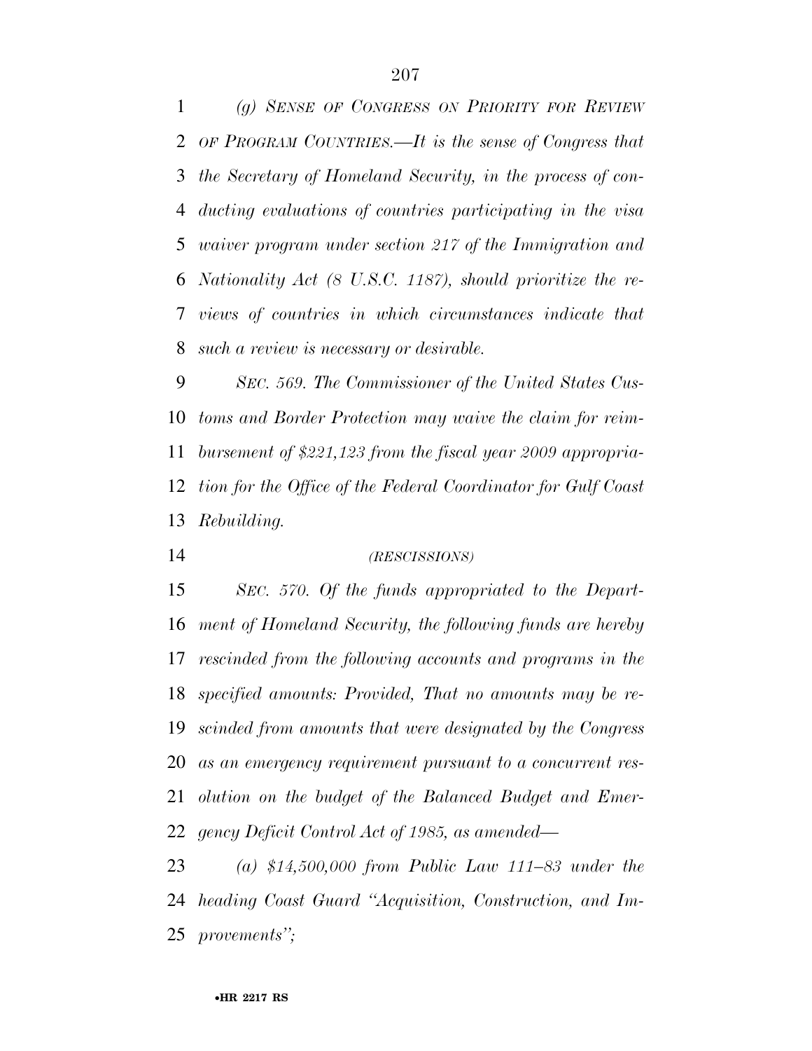*(g) SENSE OF CONGRESS ON PRIORITY FOR REVIEW OF PROGRAM COUNTRIES.—It is the sense of Congress that the Secretary of Homeland Security, in the process of conducting evaluations of countries participating in the visa waiver program under section 217 of the Immigration and Nationality Act (8 U.S.C. 1187), should prioritize the reviews of countries in which circumstances indicate that such a review is necessary or desirable.*

*SEC. 569. The Commissioner of the United States Customs and Border Protection may waive the claim for reimbursement of $221,123 from the fiscal year 2009 appropriation for the Office of the Federal Coordinator for Gulf Coast Rebuilding.*

*(RESCISSIONS)*

*SEC. 570. Of the funds appropriated to the Department of Homeland Security, the following funds are hereby rescinded from the following accounts and programs in the specified amounts: Provided, That no amounts may be rescinded from amounts that were designated by the Congress as an emergency requirement pursuant to a concurrent resolution on the budget of the Balanced Budget and Emergency Deficit Control Act of 1985, as amended—*

*(a) $14,500,000 from Public Law 111–83 under the heading Coast Guard "Acquisition, Construction, and Improvements";*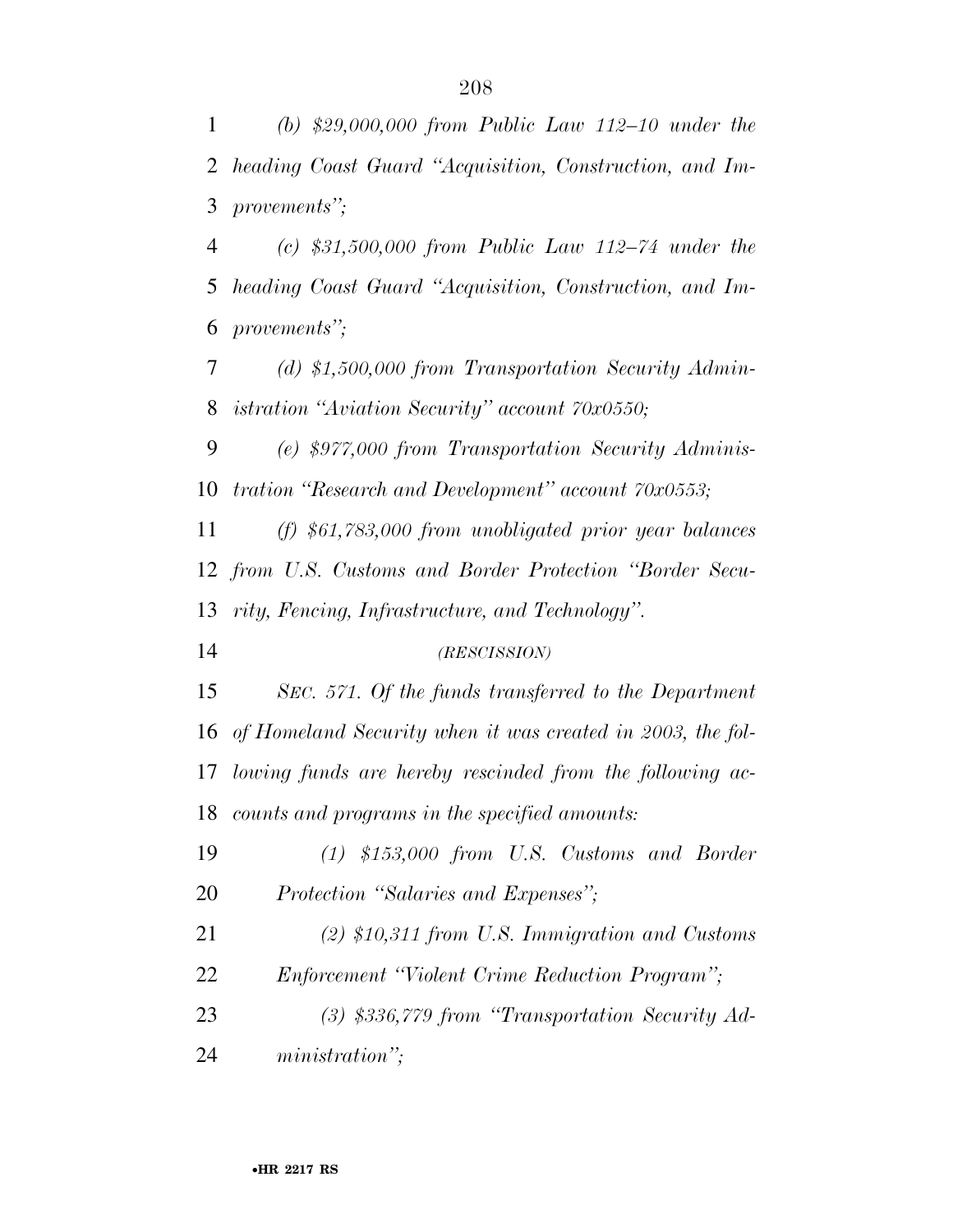*(b) $29,000,000 from Public Law 112–10 under the heading Coast Guard "Acquisition, Construction, and Improvements";*

*(c) $31,500,000 from Public Law 112–74 under the heading Coast Guard "Acquisition, Construction, and Improvements";*

*(d) $1,500,000 from Transportation Security Administration "Aviation Security" account 70x0550;*

*(e) $977,000 from Transportation Security Administration "Research and Development" account 70x0553;*

*(f) $61,783,000 from unobligated prior year balances from U.S. Customs and Border Protection "Border Security, Fencing, Infrastructure, and Technology".*

*(RESCISSION)*

*SEC. 571. Of the funds transferred to the Department of Homeland Security when it was created in 2003, the following funds are hereby rescinded from the following accounts and programs in the specified amounts:*

*(1) $153,000 from U.S. Customs and Border Protection "Salaries and Expenses";*

*(2) $10,311 from U.S. Immigration and Customs Enforcement "Violent Crime Reduction Program";*

*(3) $336,779 from "Transportation Security Administration";*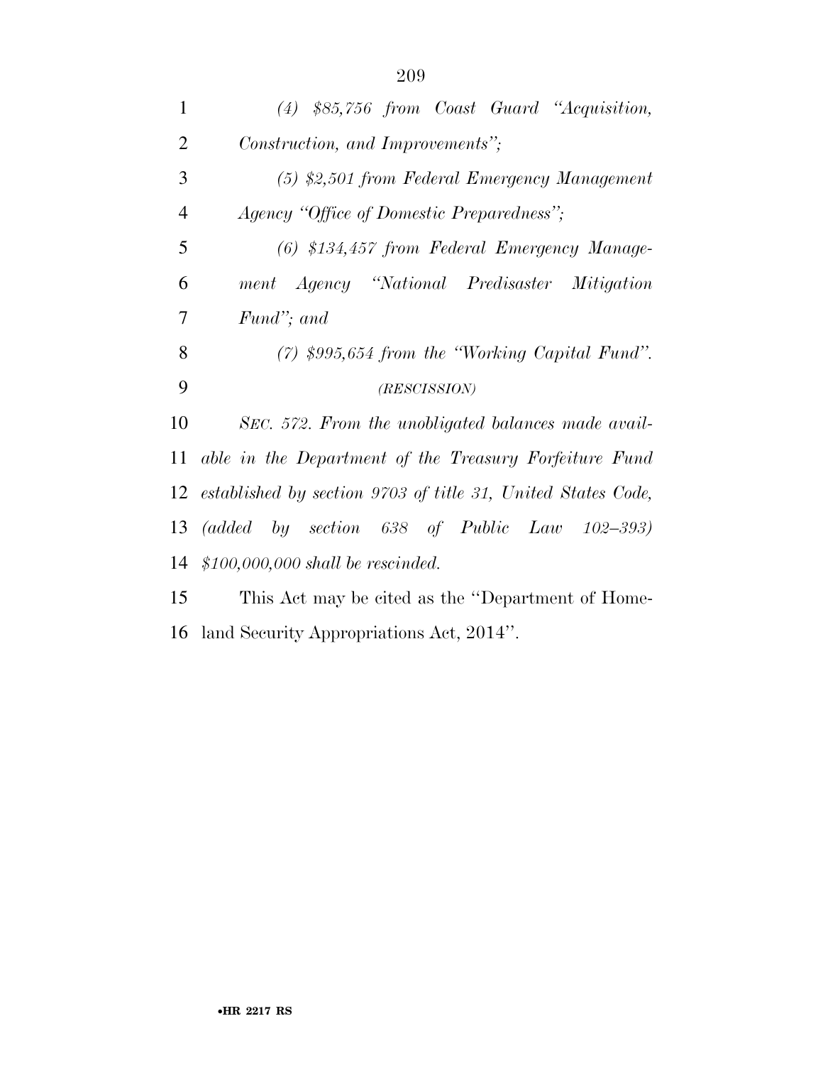*(4) $85,756 from Coast Guard "Acquisition, Construction, and Improvements";*

*(5) $2,501 from Federal Emergency Management Agency "Office of Domestic Preparedness";*

*(6) $134,457 from Federal Emergency Management Agency "National Predisaster Mitigation Fund"; and*

*(7) $995,654 from the "Working Capital Fund".*

*(RESCISSION)*

*SEC. 572. From the unobligated balances made available in the Department of the Treasury Forfeiture Fund established by section 9703 of title 31, United States Code, (added by section 638 of Public Law 102–393) $100,000,000 shall be rescinded.*

This Act may be cited as the "Department of Homeland Security Appropriations Act, 2014".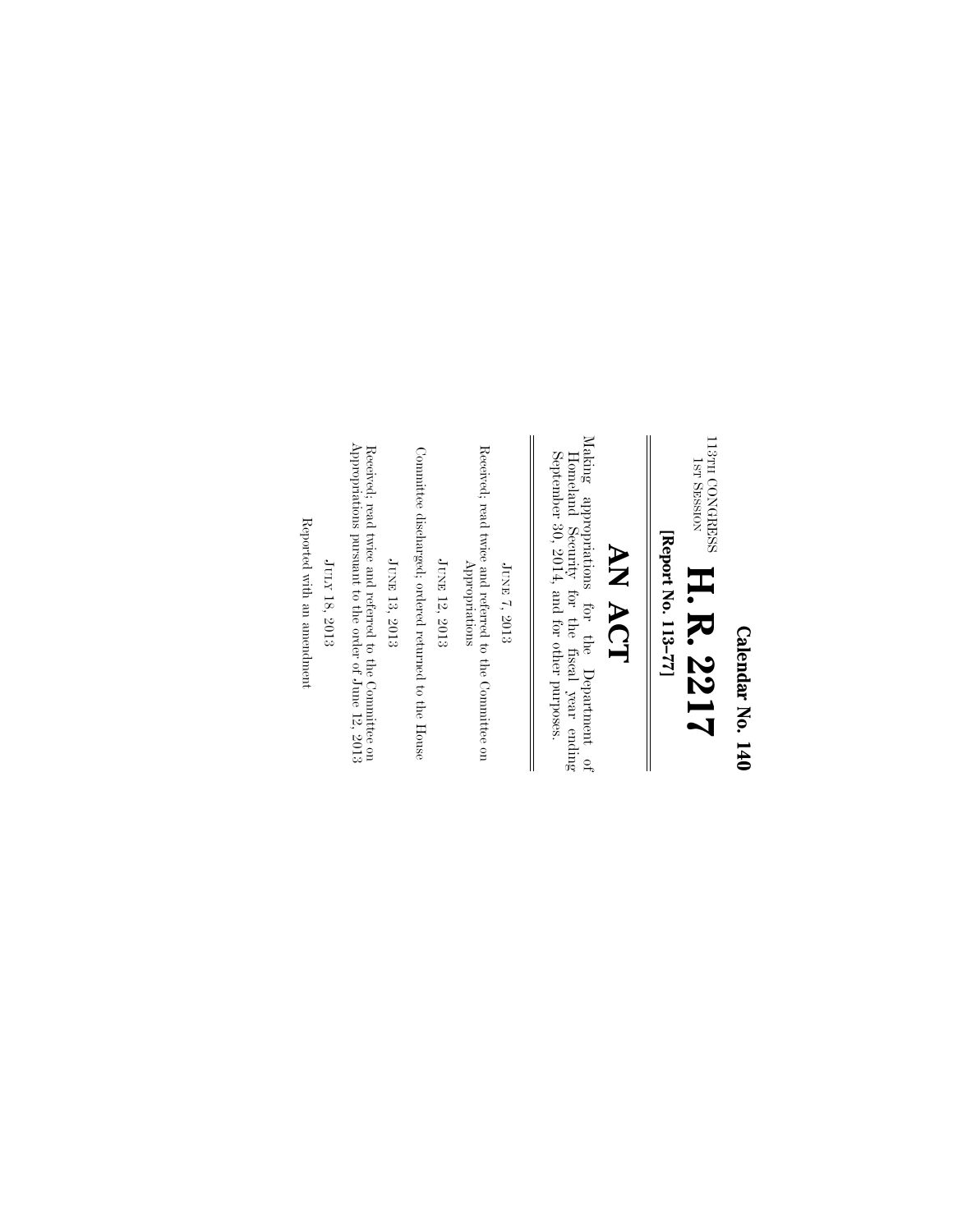**Calendar No. 140**

113TH CONGRESS
1ST SESSION

# H. R. 2217

**[Report No. 113–77]**

# AN ACT

Making appropriations for the Department of Homeland Security for the fiscal year ending September 30, 2014, and for other purposes.

JUNE 7, 2013

Received; read twice and referred to the Committee on Appropriations

JUNE 12, 2013

Committee discharged; ordered returned to the House

JUNE 13, 2013

Received; read twice and referred to the Committee on Appropriations pursuant to the order of June 12, 2013

JULY 18, 2013

Reported with an amendment